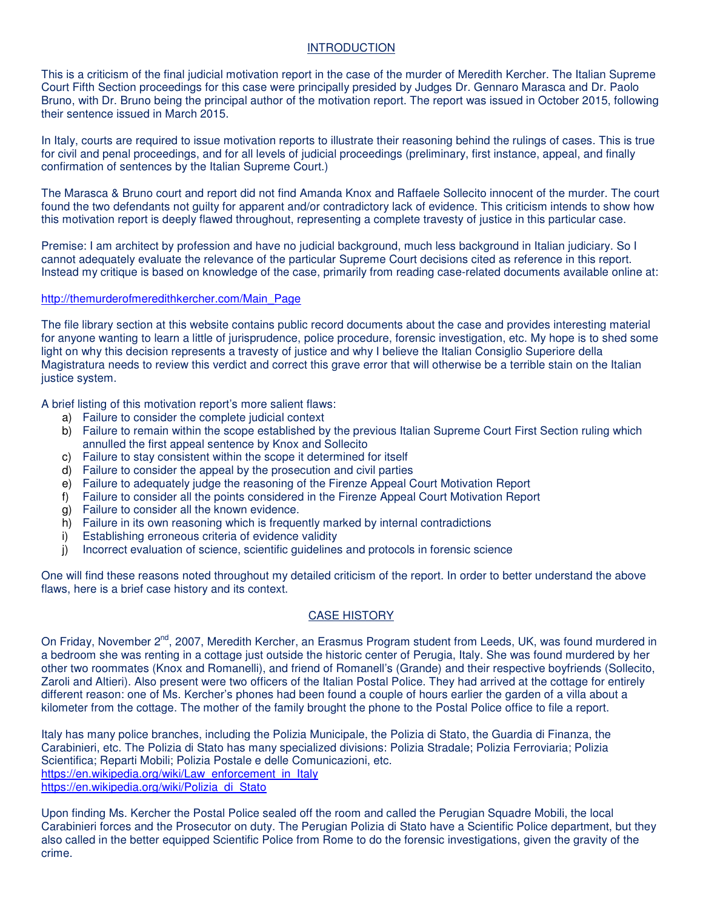## INTRODUCTION

This is a criticism of the final judicial motivation report in the case of the murder of Meredith Kercher. The Italian Supreme Court Fifth Section proceedings for this case were principally presided by Judges Dr. Gennaro Marasca and Dr. Paolo Bruno, with Dr. Bruno being the principal author of the motivation report. The report was issued in October 2015, following their sentence issued in March 2015.

In Italy, courts are required to issue motivation reports to illustrate their reasoning behind the rulings of cases. This is true for civil and penal proceedings, and for all levels of judicial proceedings (preliminary, first instance, appeal, and finally confirmation of sentences by the Italian Supreme Court.)

The Marasca & Bruno court and report did not find Amanda Knox and Raffaele Sollecito innocent of the murder. The court found the two defendants not guilty for apparent and/or contradictory lack of evidence. This criticism intends to show how this motivation report is deeply flawed throughout, representing a complete travesty of justice in this particular case.

Premise: I am architect by profession and have no judicial background, much less background in Italian judiciary. So I cannot adequately evaluate the relevance of the particular Supreme Court decisions cited as reference in this report. Instead my critique is based on knowledge of the case, primarily from reading case-related documents available online at:

http://themurderofmeredithkercher.com/Main_Page

The file library section at this website contains public record documents about the case and provides interesting material for anyone wanting to learn a little of jurisprudence, police procedure, forensic investigation, etc. My hope is to shed some light on why this decision represents a travesty of justice and why I believe the Italian Consiglio Superiore della Magistratura needs to review this verdict and correct this grave error that will otherwise be a terrible stain on the Italian justice system.

A brief listing of this motivation report's more salient flaws:

a) Failure to consider the complete judicial context
b) Failure to remain within the scope established by the previous Italian Supreme Court First Section ruling which annulled the first appeal sentence by Knox and Sollecito
c) Failure to stay consistent within the scope it determined for itself
d) Failure to consider the appeal by the prosecution and civil parties
e) Failure to adequately judge the reasoning of the Firenze Appeal Court Motivation Report
f) Failure to consider all the points considered in the Firenze Appeal Court Motivation Report
g) Failure to consider all the known evidence.
h) Failure in its own reasoning which is frequently marked by internal contradictions
i) Establishing erroneous criteria of evidence validity
j) Incorrect evaluation of science, scientific guidelines and protocols in forensic science

One will find these reasons noted throughout my detailed criticism of the report. In order to better understand the above flaws, here is a brief case history and its context.

## CASE HISTORY

On Friday, November 2nd, 2007, Meredith Kercher, an Erasmus Program student from Leeds, UK, was found murdered in a bedroom she was renting in a cottage just outside the historic center of Perugia, Italy. She was found murdered by her other two roommates (Knox and Romanelli), and friend of Romanell's (Grande) and their respective boyfriends (Sollecito, Zaroli and Altieri). Also present were two officers of the Italian Postal Police. They had arrived at the cottage for entirely different reason: one of Ms. Kercher's phones had been found a couple of hours earlier the garden of a villa about a kilometer from the cottage. The mother of the family brought the phone to the Postal Police office to file a report.

Italy has many police branches, including the Polizia Municipale, the Polizia di Stato, the Guardia di Finanza, the Carabinieri, etc. The Polizia di Stato has many specialized divisions: Polizia Stradale; Polizia Ferroviaria; Polizia Scientifica; Reparti Mobili; Polizia Postale e delle Comunicazioni, etc.
https://en.wikipedia.org/wiki/Law_enforcement_in_Italy
https://en.wikipedia.org/wiki/Polizia_di_Stato

Upon finding Ms. Kercher the Postal Police sealed off the room and called the Perugian Squadre Mobili, the local Carabinieri forces and the Prosecutor on duty. The Perugian Polizia di Stato have a Scientific Police department, but they also called in the better equipped Scientific Police from Rome to do the forensic investigations, given the gravity of the crime.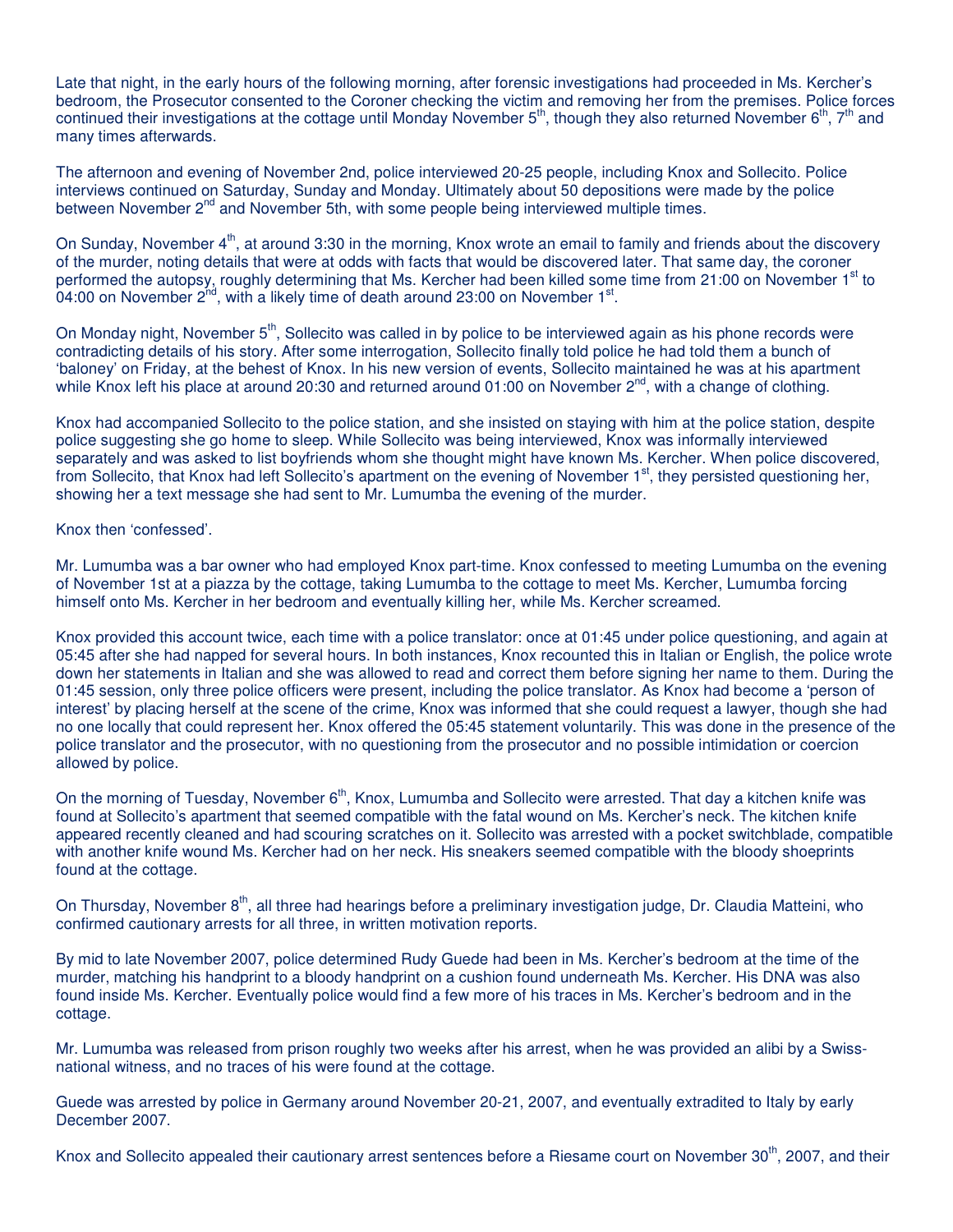Late that night, in the early hours of the following morning, after forensic investigations had proceeded in Ms. Kercher's bedroom, the Prosecutor consented to the Coroner checking the victim and removing her from the premises. Police forces continued their investigations at the cottage until Monday November 5th, though they also returned November 6th, 7th and many times afterwards.

The afternoon and evening of November 2nd, police interviewed 20-25 people, including Knox and Sollecito. Police interviews continued on Saturday, Sunday and Monday. Ultimately about 50 depositions were made by the police between November 2nd and November 5th, with some people being interviewed multiple times.

On Sunday, November 4th, at around 3:30 in the morning, Knox wrote an email to family and friends about the discovery of the murder, noting details that were at odds with facts that would be discovered later. That same day, the coroner performed the autopsy, roughly determining that Ms. Kercher had been killed some time from 21:00 on November 1st to 04:00 on November 2nd, with a likely time of death around 23:00 on November 1st.

On Monday night, November 5th, Sollecito was called in by police to be interviewed again as his phone records were contradicting details of his story. After some interrogation, Sollecito finally told police he had told them a bunch of 'baloney' on Friday, at the behest of Knox. In his new version of events, Sollecito maintained he was at his apartment while Knox left his place at around 20:30 and returned around 01:00 on November 2nd, with a change of clothing.

Knox had accompanied Sollecito to the police station, and she insisted on staying with him at the police station, despite police suggesting she go home to sleep. While Sollecito was being interviewed, Knox was informally interviewed separately and was asked to list boyfriends whom she thought might have known Ms. Kercher. When police discovered, from Sollecito, that Knox had left Sollecito's apartment on the evening of November 1st, they persisted questioning her, showing her a text message she had sent to Mr. Lumumba the evening of the murder.

Knox then 'confessed'.

Mr. Lumumba was a bar owner who had employed Knox part-time. Knox confessed to meeting Lumumba on the evening of November 1st at a piazza by the cottage, taking Lumumba to the cottage to meet Ms. Kercher, Lumumba forcing himself onto Ms. Kercher in her bedroom and eventually killing her, while Ms. Kercher screamed.

Knox provided this account twice, each time with a police translator: once at 01:45 under police questioning, and again at 05:45 after she had napped for several hours. In both instances, Knox recounted this in Italian or English, the police wrote down her statements in Italian and she was allowed to read and correct them before signing her name to them. During the 01:45 session, only three police officers were present, including the police translator. As Knox had become a 'person of interest' by placing herself at the scene of the crime, Knox was informed that she could request a lawyer, though she had no one locally that could represent her. Knox offered the 05:45 statement voluntarily. This was done in the presence of the police translator and the prosecutor, with no questioning from the prosecutor and no possible intimidation or coercion allowed by police.

On the morning of Tuesday, November 6th, Knox, Lumumba and Sollecito were arrested. That day a kitchen knife was found at Sollecito's apartment that seemed compatible with the fatal wound on Ms. Kercher's neck. The kitchen knife appeared recently cleaned and had scouring scratches on it. Sollecito was arrested with a pocket switchblade, compatible with another knife wound Ms. Kercher had on her neck. His sneakers seemed compatible with the bloody shoeprints found at the cottage.

On Thursday, November 8th, all three had hearings before a preliminary investigation judge, Dr. Claudia Matteini, who confirmed cautionary arrests for all three, in written motivation reports.

By mid to late November 2007, police determined Rudy Guede had been in Ms. Kercher's bedroom at the time of the murder, matching his handprint to a bloody handprint on a cushion found underneath Ms. Kercher. His DNA was also found inside Ms. Kercher. Eventually police would find a few more of his traces in Ms. Kercher's bedroom and in the cottage.

Mr. Lumumba was released from prison roughly two weeks after his arrest, when he was provided an alibi by a Swiss-national witness, and no traces of his were found at the cottage.

Guede was arrested by police in Germany around November 20-21, 2007, and eventually extradited to Italy by early December 2007.

Knox and Sollecito appealed their cautionary arrest sentences before a Riesame court on November 30th, 2007, and their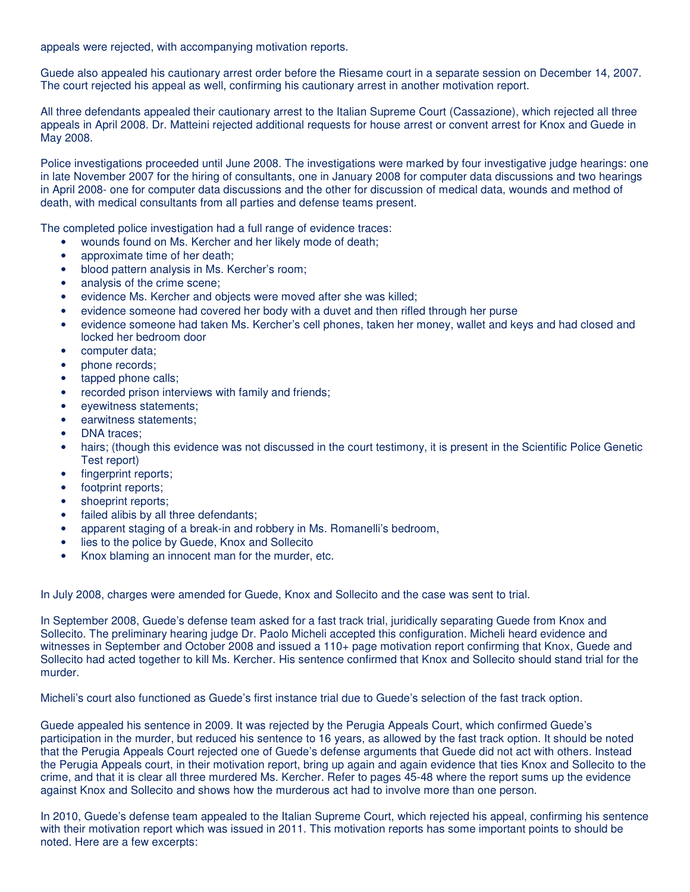appeals were rejected, with accompanying motivation reports.

Guede also appealed his cautionary arrest order before the Riesame court in a separate session on December 14, 2007. The court rejected his appeal as well, confirming his cautionary arrest in another motivation report.

All three defendants appealed their cautionary arrest to the Italian Supreme Court (Cassazione), which rejected all three appeals in April 2008. Dr. Matteini rejected additional requests for house arrest or convent arrest for Knox and Guede in May 2008.

Police investigations proceeded until June 2008. The investigations were marked by four investigative judge hearings: one in late November 2007 for the hiring of consultants, one in January 2008 for computer data discussions and two hearings in April 2008- one for computer data discussions and the other for discussion of medical data, wounds and method of death, with medical consultants from all parties and defense teams present.

The completed police investigation had a full range of evidence traces:

- wounds found on Ms. Kercher and her likely mode of death;
- approximate time of her death;
- blood pattern analysis in Ms. Kercher's room;
- analysis of the crime scene;
- evidence Ms. Kercher and objects were moved after she was killed;
- evidence someone had covered her body with a duvet and then rifled through her purse
- evidence someone had taken Ms. Kercher's cell phones, taken her money, wallet and keys and had closed and locked her bedroom door
- computer data;
- phone records;
- tapped phone calls;
- recorded prison interviews with family and friends;
- eyewitness statements;
- earwitness statements;
- DNA traces;
- hairs; (though this evidence was not discussed in the court testimony, it is present in the Scientific Police Genetic Test report)
- fingerprint reports;
- footprint reports;
- shoeprint reports;
- failed alibis by all three defendants;
- apparent staging of a break-in and robbery in Ms. Romanelli's bedroom,
- lies to the police by Guede, Knox and Sollecito
- Knox blaming an innocent man for the murder, etc.

In July 2008, charges were amended for Guede, Knox and Sollecito and the case was sent to trial.

In September 2008, Guede's defense team asked for a fast track trial, juridically separating Guede from Knox and Sollecito. The preliminary hearing judge Dr. Paolo Micheli accepted this configuration. Micheli heard evidence and witnesses in September and October 2008 and issued a 110+ page motivation report confirming that Knox, Guede and Sollecito had acted together to kill Ms. Kercher. His sentence confirmed that Knox and Sollecito should stand trial for the murder.

Micheli's court also functioned as Guede's first instance trial due to Guede's selection of the fast track option.

Guede appealed his sentence in 2009. It was rejected by the Perugia Appeals Court, which confirmed Guede's participation in the murder, but reduced his sentence to 16 years, as allowed by the fast track option. It should be noted that the Perugia Appeals Court rejected one of Guede's defense arguments that Guede did not act with others. Instead the Perugia Appeals court, in their motivation report, bring up again and again evidence that ties Knox and Sollecito to the crime, and that it is clear all three murdered Ms. Kercher. Refer to pages 45-48 where the report sums up the evidence against Knox and Sollecito and shows how the murderous act had to involve more than one person.

In 2010, Guede's defense team appealed to the Italian Supreme Court, which rejected his appeal, confirming his sentence with their motivation report which was issued in 2011. This motivation reports has some important points to should be noted. Here are a few excerpts: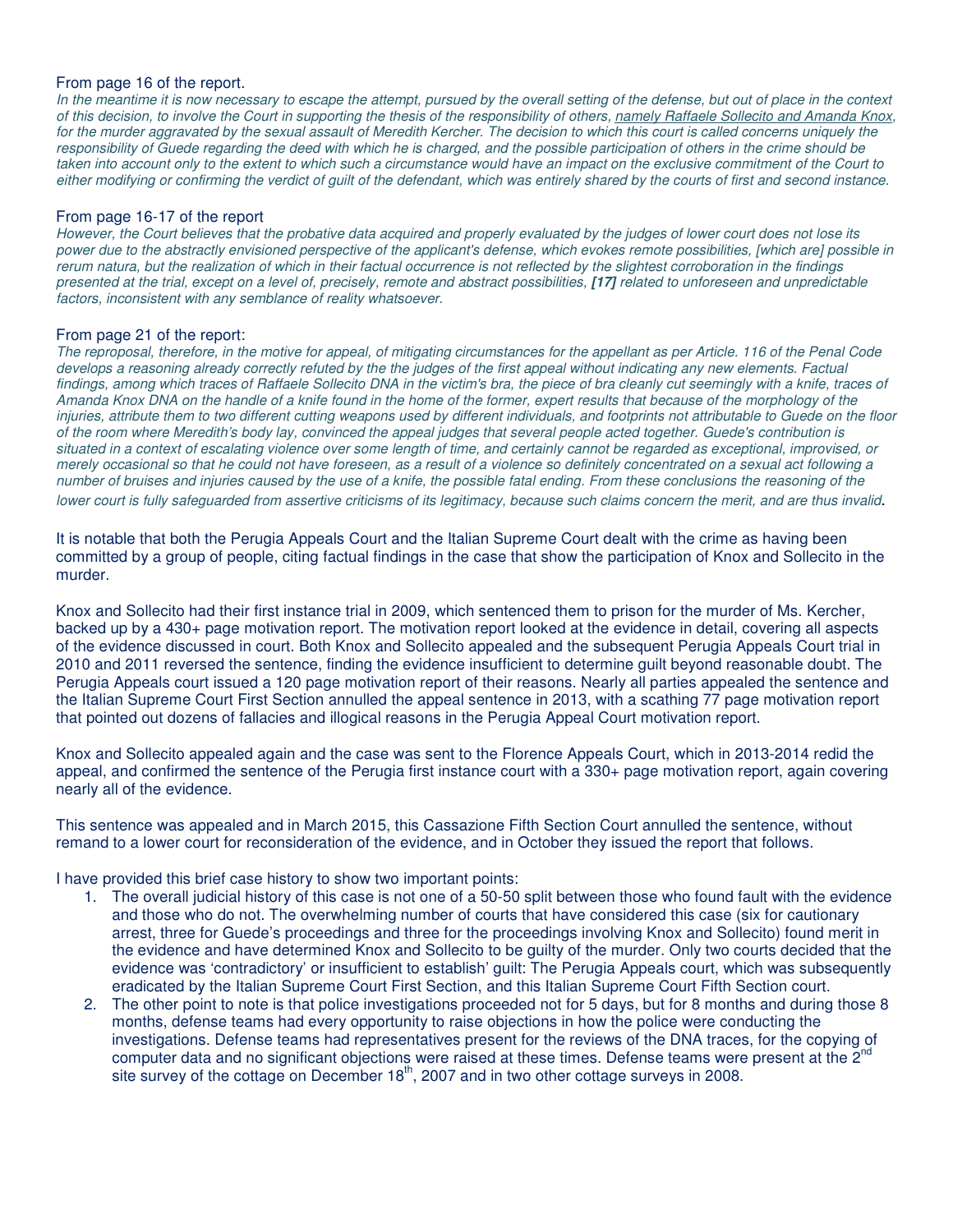From page 16 of the report.

*In the meantime it is now necessary to escape the attempt, pursued by the overall setting of the defense, but out of place in the context of this decision, to involve the Court in supporting the thesis of the responsibility of others, namely Raffaele Sollecito and Amanda Knox, for the murder aggravated by the sexual assault of Meredith Kercher. The decision to which this court is called concerns uniquely the responsibility of Guede regarding the deed with which he is charged, and the possible participation of others in the crime should be taken into account only to the extent to which such a circumstance would have an impact on the exclusive commitment of the Court to either modifying or confirming the verdict of guilt of the defendant, which was entirely shared by the courts of first and second instance.*

From page 16-17 of the report

*However, the Court believes that the probative data acquired and properly evaluated by the judges of lower court does not lose its power due to the abstractly envisioned perspective of the applicant's defense, which evokes remote possibilities, [which are] possible in rerum natura, but the realization of which in their factual occurrence is not reflected by the slightest corroboration in the findings presented at the trial, except on a level of, precisely, remote and abstract possibilities, **[17]** related to unforeseen and unpredictable factors, inconsistent with any semblance of reality whatsoever.*

From page 21 of the report:

*The reproposal, therefore, in the motive for appeal, of mitigating circumstances for the appellant as per Article. 116 of the Penal Code develops a reasoning already correctly refuted by the the judges of the first appeal without indicating any new elements. Factual findings, among which traces of Raffaele Sollecito DNA in the victim's bra, the piece of bra cleanly cut seemingly with a knife, traces of Amanda Knox DNA on the handle of a knife found in the home of the former, expert results that because of the morphology of the injuries, attribute them to two different cutting weapons used by different individuals, and footprints not attributable to Guede on the floor of the room where Meredith's body lay, convinced the appeal judges that several people acted together. Guede's contribution is situated in a context of escalating violence over some length of time, and certainly cannot be regarded as exceptional, improvised, or merely occasional so that he could not have foreseen, as a result of a violence so definitely concentrated on a sexual act following a number of bruises and injuries caused by the use of a knife, the possible fatal ending. From these conclusions the reasoning of the lower court is fully safeguarded from assertive criticisms of its legitimacy, because such claims concern the merit, and are thus invalid.*

It is notable that both the Perugia Appeals Court and the Italian Supreme Court dealt with the crime as having been committed by a group of people, citing factual findings in the case that show the participation of Knox and Sollecito in the murder.

Knox and Sollecito had their first instance trial in 2009, which sentenced them to prison for the murder of Ms. Kercher, backed up by a 430+ page motivation report. The motivation report looked at the evidence in detail, covering all aspects of the evidence discussed in court. Both Knox and Sollecito appealed and the subsequent Perugia Appeals Court trial in 2010 and 2011 reversed the sentence, finding the evidence insufficient to determine guilt beyond reasonable doubt. The Perugia Appeals court issued a 120 page motivation report of their reasons. Nearly all parties appealed the sentence and the Italian Supreme Court First Section annulled the appeal sentence in 2013, with a scathing 77 page motivation report that pointed out dozens of fallacies and illogical reasons in the Perugia Appeal Court motivation report.

Knox and Sollecito appealed again and the case was sent to the Florence Appeals Court, which in 2013-2014 redid the appeal, and confirmed the sentence of the Perugia first instance court with a 330+ page motivation report, again covering nearly all of the evidence.

This sentence was appealed and in March 2015, this Cassazione Fifth Section Court annulled the sentence, without remand to a lower court for reconsideration of the evidence, and in October they issued the report that follows.

I have provided this brief case history to show two important points:

1. The overall judicial history of this case is not one of a 50-50 split between those who found fault with the evidence and those who do not. The overwhelming number of courts that have considered this case (six for cautionary arrest, three for Guede's proceedings and three for the proceedings involving Knox and Sollecito) found merit in the evidence and have determined Knox and Sollecito to be guilty of the murder. Only two courts decided that the evidence was 'contradictory' or insufficient to establish' guilt: The Perugia Appeals court, which was subsequently eradicated by the Italian Supreme Court First Section, and this Italian Supreme Court Fifth Section court.
2. The other point to note is that police investigations proceeded not for 5 days, but for 8 months and during those 8 months, defense teams had every opportunity to raise objections in how the police were conducting the investigations. Defense teams had representatives present for the reviews of the DNA traces, for the copying of computer data and no significant objections were raised at these times. Defense teams were present at the 2nd site survey of the cottage on December 18th, 2007 and in two other cottage surveys in 2008.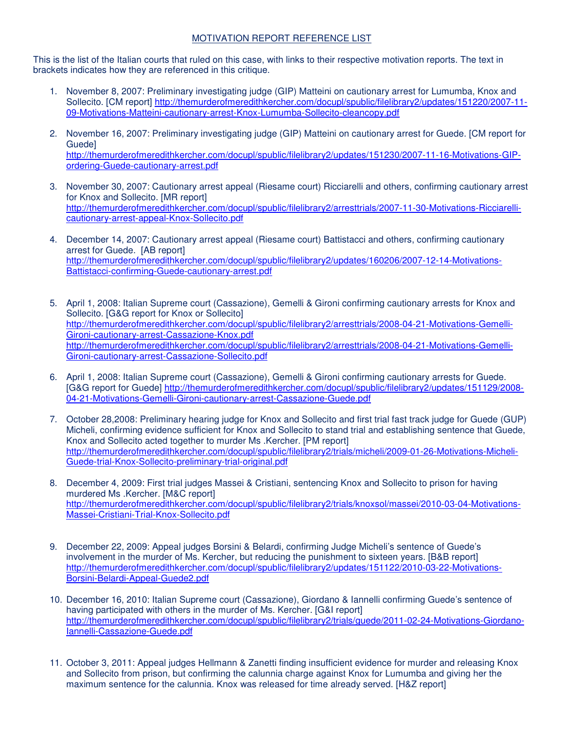MOTIVATION REPORT REFERENCE LIST

This is the list of the Italian courts that ruled on this case, with links to their respective motivation reports. The text in brackets indicates how they are referenced in this critique.

1. November 8, 2007: Preliminary investigating judge (GIP) Matteini on cautionary arrest for Lumumba, Knox and Sollecito. [CM report] http://themurderofmeredithkercher.com/docupl/spublic/filelibrary2/updates/151220/2007-11-09-Motivations-Matteini-cautionary-arrest-Knox-Lumumba-Sollecito-cleancopy.pdf

2. November 16, 2007: Preliminary investigating judge (GIP) Matteini on cautionary arrest for Guede. [CM report for Guede] http://themurderofmeredithkercher.com/docupl/spublic/filelibrary2/updates/151230/2007-11-16-Motivations-GIP-ordering-Guede-cautionary-arrest.pdf

3. November 30, 2007: Cautionary arrest appeal (Riesame court) Ricciarelli and others, confirming cautionary arrest for Knox and Sollecito. [MR report] http://themurderofmeredithkercher.com/docupl/spublic/filelibrary2/arresttrials/2007-11-30-Motivations-Ricciarelli-cautionary-arrest-appeal-Knox-Sollecito.pdf

4. December 14, 2007: Cautionary arrest appeal (Riesame court) Battistacci and others, confirming cautionary arrest for Guede. [AB report] http://themurderofmeredithkercher.com/docupl/spublic/filelibrary2/updates/160206/2007-12-14-Motivations-Battistacci-confirming-Guede-cautionary-arrest.pdf

5. April 1, 2008: Italian Supreme court (Cassazione), Gemelli & Gironi confirming cautionary arrests for Knox and Sollecito. [G&G report for Knox or Sollecito] http://themurderofmeredithkercher.com/docupl/spublic/filelibrary2/arresttrials/2008-04-21-Motivations-Gemelli-Gironi-cautionary-arrest-Cassazione-Knox.pdf http://themurderofmeredithkercher.com/docupl/spublic/filelibrary2/arresttrials/2008-04-21-Motivations-Gemelli-Gironi-cautionary-arrest-Cassazione-Sollecito.pdf

6. April 1, 2008: Italian Supreme court (Cassazione), Gemelli & Gironi confirming cautionary arrests for Guede. [G&G report for Guede] http://themurderofmeredithkercher.com/docupl/spublic/filelibrary2/updates/151129/2008-04-21-Motivations-Gemelli-Gironi-cautionary-arrest-Cassazione-Guede.pdf

7. October 28,2008: Preliminary hearing judge for Knox and Sollecito and first trial fast track judge for Guede (GUP) Micheli, confirming evidence sufficient for Knox and Sollecito to stand trial and establishing sentence that Guede, Knox and Sollecito acted together to murder Ms .Kercher. [PM report] http://themurderofmeredithkercher.com/docupl/spublic/filelibrary2/trials/micheli/2009-01-26-Motivations-Micheli-Guede-trial-Knox-Sollecito-preliminary-trial-original.pdf

8. December 4, 2009: First trial judges Massei & Cristiani, sentencing Knox and Sollecito to prison for having murdered Ms .Kercher. [M&C report] http://themurderofmeredithkercher.com/docupl/spublic/filelibrary2/trials/knoxsol/massei/2010-03-04-Motivations-Massei-Cristiani-Trial-Knox-Sollecito.pdf

9. December 22, 2009: Appeal judges Borsini & Belardi, confirming Judge Micheli's sentence of Guede's involvement in the murder of Ms. Kercher, but reducing the punishment to sixteen years. [B&B report] http://themurderofmeredithkercher.com/docupl/spublic/filelibrary2/updates/151122/2010-03-22-Motivations-Borsini-Belardi-Appeal-Guede2.pdf

10. December 16, 2010: Italian Supreme court (Cassazione), Giordano & Iannelli confirming Guede's sentence of having participated with others in the murder of Ms. Kercher. [G&I report] http://themurderofmeredithkercher.com/docupl/spublic/filelibrary2/trials/guede/2011-02-24-Motivations-Giordano-Iannelli-Cassazione-Guede.pdf

11. October 3, 2011: Appeal judges Hellmann & Zanetti finding insufficient evidence for murder and releasing Knox and Sollecito from prison, but confirming the calunnia charge against Knox for Lumumba and giving her the maximum sentence for the calunnia. Knox was released for time already served. [H&Z report]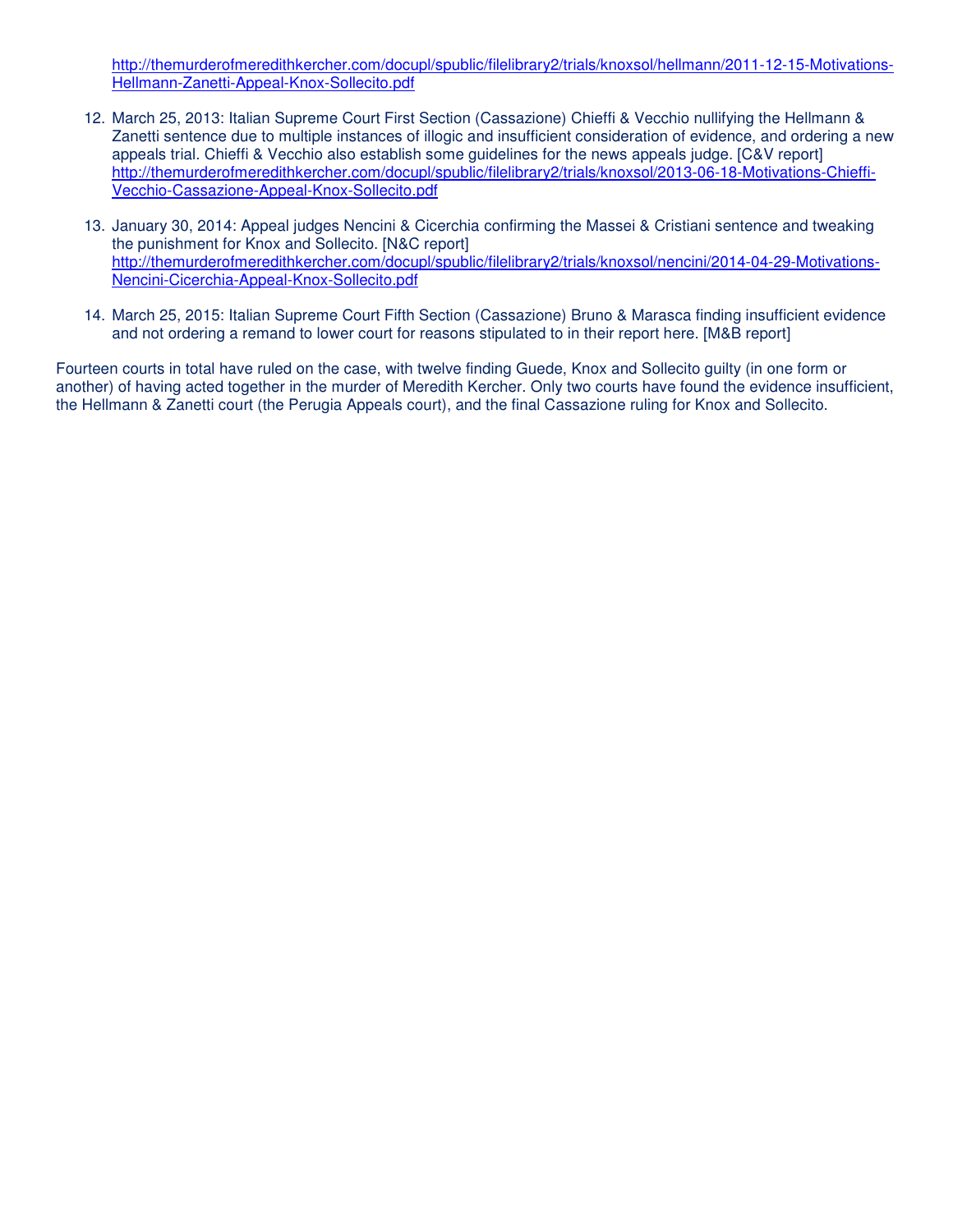http://themurderofmeredithkercher.com/docupl/spublic/filelibrary2/trials/knoxsol/hellmann/2011-12-15-Motivations-Hellmann-Zanetti-Appeal-Knox-Sollecito.pdf

12. March 25, 2013: Italian Supreme Court First Section (Cassazione) Chieffi & Vecchio nullifying the Hellmann & Zanetti sentence due to multiple instances of illogic and insufficient consideration of evidence, and ordering a new appeals trial. Chieffi & Vecchio also establish some guidelines for the news appeals judge. [C&V report] http://themurderofmeredithkercher.com/docupl/spublic/filelibrary2/trials/knoxsol/2013-06-18-Motivations-Chieffi-Vecchio-Cassazione-Appeal-Knox-Sollecito.pdf

13. January 30, 2014: Appeal judges Nencini & Cicerchia confirming the Massei & Cristiani sentence and tweaking the punishment for Knox and Sollecito. [N&C report] http://themurderofmeredithkercher.com/docupl/spublic/filelibrary2/trials/knoxsol/nencini/2014-04-29-Motivations-Nencini-Cicerchia-Appeal-Knox-Sollecito.pdf

14. March 25, 2015: Italian Supreme Court Fifth Section (Cassazione) Bruno & Marasca finding insufficient evidence and not ordering a remand to lower court for reasons stipulated to in their report here. [M&B report]

Fourteen courts in total have ruled on the case, with twelve finding Guede, Knox and Sollecito guilty (in one form or another) of having acted together in the murder of Meredith Kercher. Only two courts have found the evidence insufficient, the Hellmann & Zanetti court (the Perugia Appeals court), and the final Cassazione ruling for Knox and Sollecito.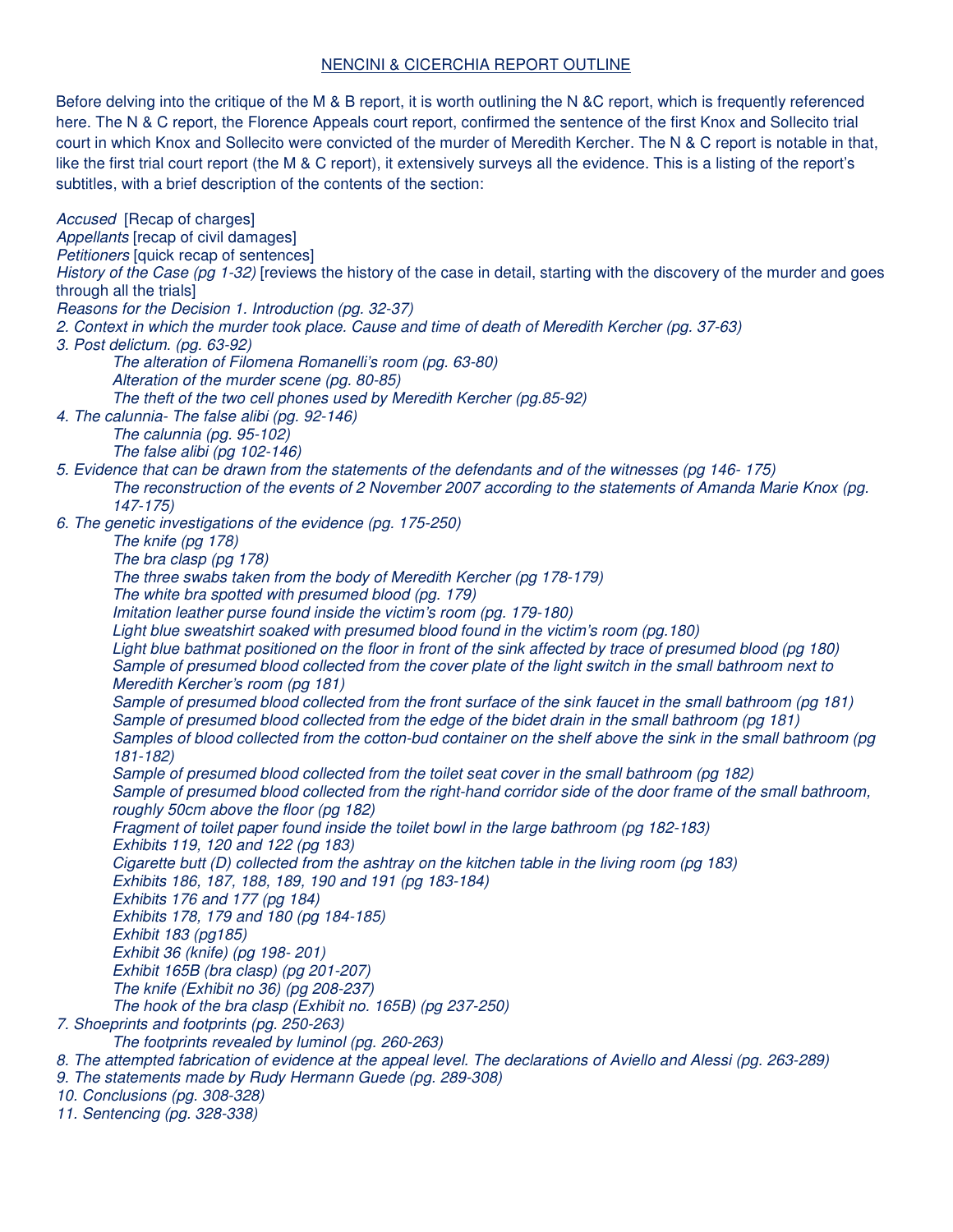## NENCINI & CICERCHIA REPORT OUTLINE

Before delving into the critique of the M & B report, it is worth outlining the N &C report, which is frequently referenced here. The N & C report, the Florence Appeals court report, confirmed the sentence of the first Knox and Sollecito trial court in which Knox and Sollecito were convicted of the murder of Meredith Kercher. The N & C report is notable in that, like the first trial court report (the M & C report), it extensively surveys all the evidence. This is a listing of the report's subtitles, with a brief description of the contents of the section:

*Accused* [Recap of charges]
*Appellants* [recap of civil damages]
*Petitioners* [quick recap of sentences]
*History of the Case (pg 1-32)* [reviews the history of the case in detail, starting with the discovery of the murder and goes through all the trials]
*Reasons for the Decision 1. Introduction (pg. 32-37)*
*2. Context in which the murder took place. Cause and time of death of Meredith Kercher (pg. 37-63)*
*3. Post delictum. (pg. 63-92)*

- *The alteration of Filomena Romanelli's room (pg. 63-80)*
- *Alteration of the murder scene (pg. 80-85)*
- *The theft of the two cell phones used by Meredith Kercher (pg.85-92)*

*4. The calunnia- The false alibi (pg. 92-146)*

- *The calunnia (pg. 95-102)*
- *The false alibi (pg 102-146)*

*5. Evidence that can be drawn from the statements of the defendants and of the witnesses (pg 146- 175)*

- *The reconstruction of the events of 2 November 2007 according to the statements of Amanda Marie Knox (pg. 147-175)*

*6. The genetic investigations of the evidence (pg. 175-250)*

- *The knife (pg 178)*
- *The bra clasp (pg 178)*
- *The three swabs taken from the body of Meredith Kercher (pg 178-179)*
- *The white bra spotted with presumed blood (pg. 179)*
- *Imitation leather purse found inside the victim's room (pg. 179-180)*
- *Light blue sweatshirt soaked with presumed blood found in the victim's room (pg.180)*
- *Light blue bathmat positioned on the floor in front of the sink affected by trace of presumed blood (pg 180)*
- *Sample of presumed blood collected from the cover plate of the light switch in the small bathroom next to Meredith Kercher's room (pg 181)*
- *Sample of presumed blood collected from the front surface of the sink faucet in the small bathroom (pg 181)*
- *Sample of presumed blood collected from the edge of the bidet drain in the small bathroom (pg 181)*
- *Samples of blood collected from the cotton-bud container on the shelf above the sink in the small bathroom (pg 181-182)*
- *Sample of presumed blood collected from the toilet seat cover in the small bathroom (pg 182)*
- *Sample of presumed blood collected from the right-hand corridor side of the door frame of the small bathroom, roughly 50cm above the floor (pg 182)*
- *Fragment of toilet paper found inside the toilet bowl in the large bathroom (pg 182-183)*
- *Exhibits 119, 120 and 122 (pg 183)*
- *Cigarette butt (D) collected from the ashtray on the kitchen table in the living room (pg 183)*
- *Exhibits 186, 187, 188, 189, 190 and 191 (pg 183-184)*
- *Exhibits 176 and 177 (pg 184)*
- *Exhibits 178, 179 and 180 (pg 184-185)*
- *Exhibit 183 (pg185)*
- *Exhibit 36 (knife) (pg 198- 201)*
- *Exhibit 165B (bra clasp) (pg 201-207)*
- *The knife (Exhibit no 36) (pg 208-237)*
- *The hook of the bra clasp (Exhibit no. 165B) (pg 237-250)*

*7. Shoeprints and footprints (pg. 250-263)*

- *The footprints revealed by luminol (pg. 260-263)*

*8. The attempted fabrication of evidence at the appeal level. The declarations of Aviello and Alessi (pg. 263-289)*
*9. The statements made by Rudy Hermann Guede (pg. 289-308)*
*10. Conclusions (pg. 308-328)*
*11. Sentencing (pg. 328-338)*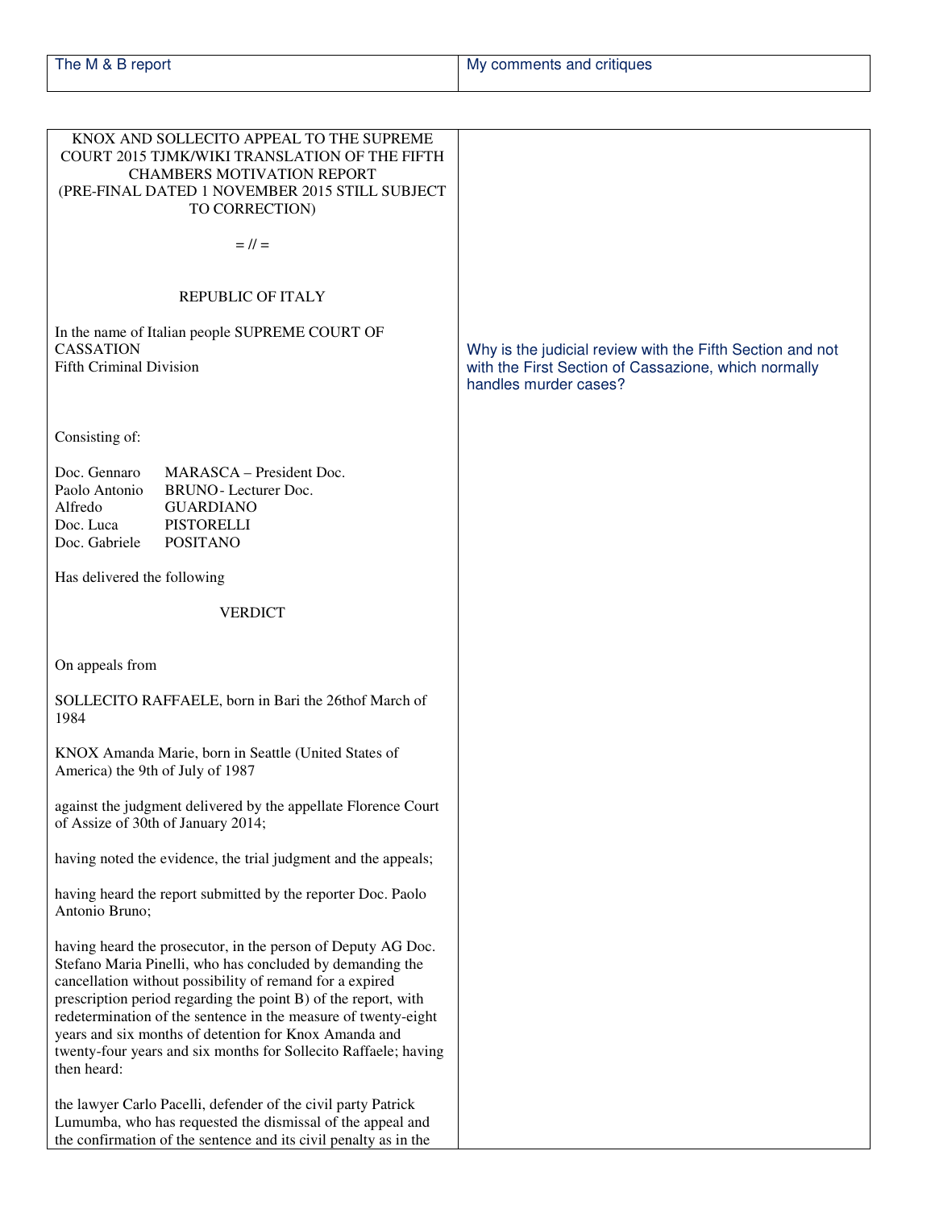| The M & B report | My comments and critiques |
|---|---|

| | |
|---|---|
| KNOX AND SOLLECITO APPEAL TO THE SUPREME COURT 2015 TJMK/WIKI TRANSLATION OF THE FIFTH CHAMBERS MOTIVATION REPORT (PRE-FINAL DATED 1 NOVEMBER 2015 STILL SUBJECT TO CORRECTION)<br><br>= // =<br><br>REPUBLIC OF ITALY<br><br>In the name of Italian people SUPREME COURT OF CASSATION<br>Fifth Criminal Division<br><br>Consisting of:<br><br>Doc. Gennaro MARASCA – President Doc.<br>Paolo Antonio BRUNO- Lecturer Doc.<br>Alfredo GUARDIANO<br>Doc. Luca PISTORELLI<br>Doc. Gabriele POSITANO<br><br>Has delivered the following<br><br>VERDICT<br><br>On appeals from<br><br>SOLLECITO RAFFAELE, born in Bari the 26thof March of 1984<br><br>KNOX Amanda Marie, born in Seattle (United States of America) the 9th of July of 1987<br><br>against the judgment delivered by the appellate Florence Court of Assize of 30th of January 2014;<br><br>having noted the evidence, the trial judgment and the appeals;<br><br>having heard the report submitted by the reporter Doc. Paolo Antonio Bruno;<br><br>having heard the prosecutor, in the person of Deputy AG Doc. Stefano Maria Pinelli, who has concluded by demanding the cancellation without possibility of remand for a expired prescription period regarding the point B) of the report, with redetermination of the sentence in the measure of twenty-eight years and six months of detention for Knox Amanda and twenty-four years and six months for Sollecito Raffaele; having then heard:<br><br>the lawyer Carlo Pacelli, defender of the civil party Patrick Lumumba, who has requested the dismissal of the appeal and the confirmation of the sentence and its civil penalty as in the | Why is the judicial review with the Fifth Section and not with the First Section of Cassazione, which normally handles murder cases? |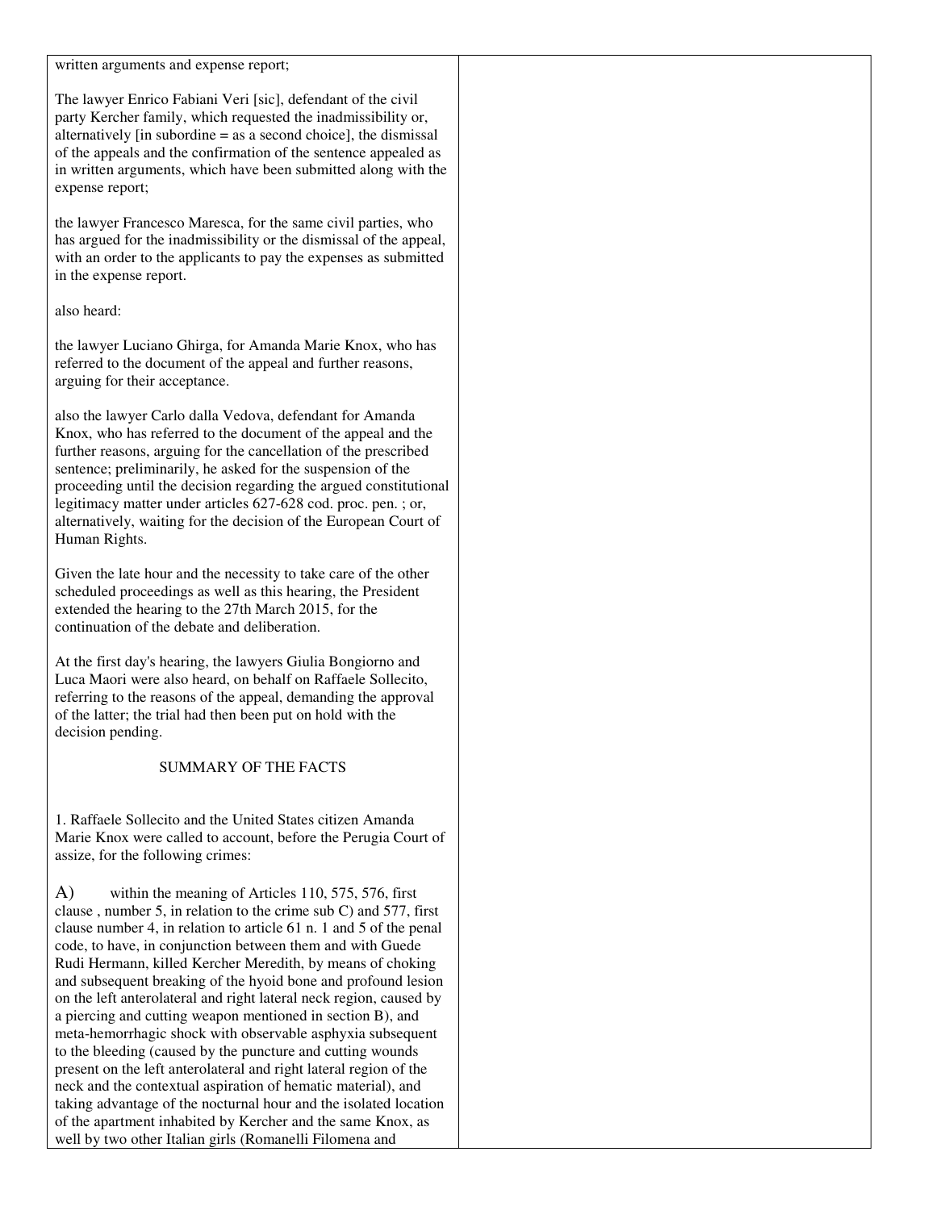written arguments and expense report;

The lawyer Enrico Fabiani Veri [sic], defendant of the civil party Kercher family, which requested the inadmissibility or, alternatively [in subordine = as a second choice], the dismissal of the appeals and the confirmation of the sentence appealed as in written arguments, which have been submitted along with the expense report;

the lawyer Francesco Maresca, for the same civil parties, who has argued for the inadmissibility or the dismissal of the appeal, with an order to the applicants to pay the expenses as submitted in the expense report.

also heard:

the lawyer Luciano Ghirga, for Amanda Marie Knox, who has referred to the document of the appeal and further reasons, arguing for their acceptance.

also the lawyer Carlo dalla Vedova, defendant for Amanda Knox, who has referred to the document of the appeal and the further reasons, arguing for the cancellation of the prescribed sentence; preliminarily, he asked for the suspension of the proceeding until the decision regarding the argued constitutional legitimacy matter under articles 627-628 cod. proc. pen. ; or, alternatively, waiting for the decision of the European Court of Human Rights.

Given the late hour and the necessity to take care of the other scheduled proceedings as well as this hearing, the President extended the hearing to the 27th March 2015, for the continuation of the debate and deliberation.

At the first day's hearing, the lawyers Giulia Bongiorno and Luca Maori were also heard, on behalf on Raffaele Sollecito, referring to the reasons of the appeal, demanding the approval of the latter; the trial had then been put on hold with the decision pending.

## SUMMARY OF THE FACTS

1. Raffaele Sollecito and the United States citizen Amanda Marie Knox were called to account, before the Perugia Court of assize, for the following crimes:

A) within the meaning of Articles 110, 575, 576, first clause , number 5, in relation to the crime sub C) and 577, first clause number 4, in relation to article 61 n. 1 and 5 of the penal code, to have, in conjunction between them and with Guede Rudi Hermann, killed Kercher Meredith, by means of choking and subsequent breaking of the hyoid bone and profound lesion on the left anterolateral and right lateral neck region, caused by a piercing and cutting weapon mentioned in section B), and meta-hemorrhagic shock with observable asphyxia subsequent to the bleeding (caused by the puncture and cutting wounds present on the left anterolateral and right lateral region of the neck and the contextual aspiration of hematic material), and taking advantage of the nocturnal hour and the isolated location of the apartment inhabited by Kercher and the same Knox, as well by two other Italian girls (Romanelli Filomena and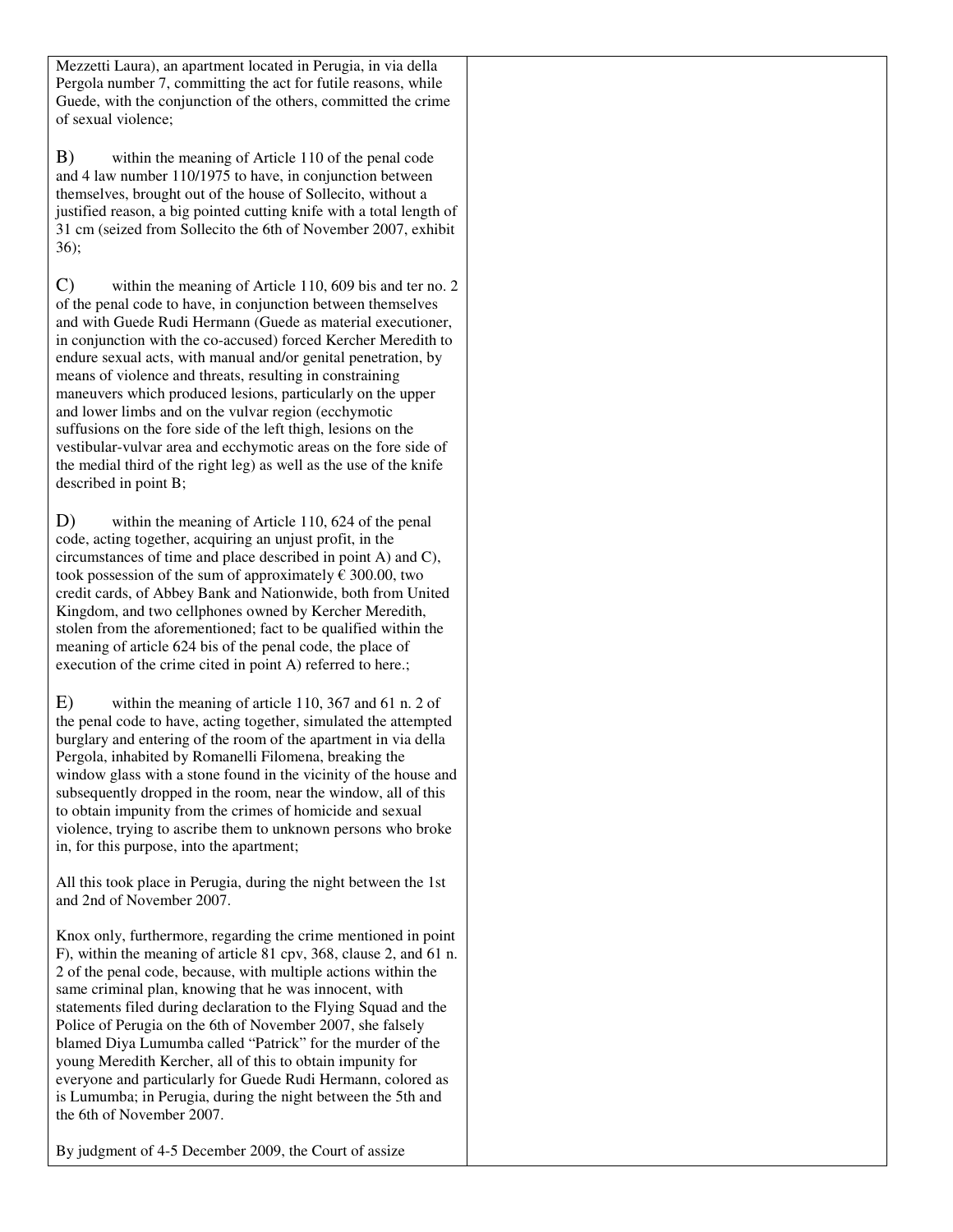Mezzetti Laura), an apartment located in Perugia, in via della Pergola number 7, committing the act for futile reasons, while Guede, with the conjunction of the others, committed the crime of sexual violence;

B) within the meaning of Article 110 of the penal code and 4 law number 110/1975 to have, in conjunction between themselves, brought out of the house of Sollecito, without a justified reason, a big pointed cutting knife with a total length of 31 cm (seized from Sollecito the 6th of November 2007, exhibit 36);

C) within the meaning of Article 110, 609 bis and ter no. 2 of the penal code to have, in conjunction between themselves and with Guede Rudi Hermann (Guede as material executioner, in conjunction with the co-accused) forced Kercher Meredith to endure sexual acts, with manual and/or genital penetration, by means of violence and threats, resulting in constraining maneuvers which produced lesions, particularly on the upper and lower limbs and on the vulvar region (ecchymotic suffusions on the fore side of the left thigh, lesions on the vestibular-vulvar area and ecchymotic areas on the fore side of the medial third of the right leg) as well as the use of the knife described in point B;

D) within the meaning of Article 110, 624 of the penal code, acting together, acquiring an unjust profit, in the circumstances of time and place described in point A) and C), took possession of the sum of approximately € 300.00, two credit cards, of Abbey Bank and Nationwide, both from United Kingdom, and two cellphones owned by Kercher Meredith, stolen from the aforementioned; fact to be qualified within the meaning of article 624 bis of the penal code, the place of execution of the crime cited in point A) referred to here.;

E) within the meaning of article 110, 367 and 61 n. 2 of the penal code to have, acting together, simulated the attempted burglary and entering of the room of the apartment in via della Pergola, inhabited by Romanelli Filomena, breaking the window glass with a stone found in the vicinity of the house and subsequently dropped in the room, near the window, all of this to obtain impunity from the crimes of homicide and sexual violence, trying to ascribe them to unknown persons who broke in, for this purpose, into the apartment;

All this took place in Perugia, during the night between the 1st and 2nd of November 2007.

Knox only, furthermore, regarding the crime mentioned in point F), within the meaning of article 81 cpv, 368, clause 2, and 61 n. 2 of the penal code, because, with multiple actions within the same criminal plan, knowing that he was innocent, with statements filed during declaration to the Flying Squad and the Police of Perugia on the 6th of November 2007, she falsely blamed Diya Lumumba called "Patrick" for the murder of the young Meredith Kercher, all of this to obtain impunity for everyone and particularly for Guede Rudi Hermann, colored as is Lumumba; in Perugia, during the night between the 5th and the 6th of November 2007.

By judgment of 4-5 December 2009, the Court of assize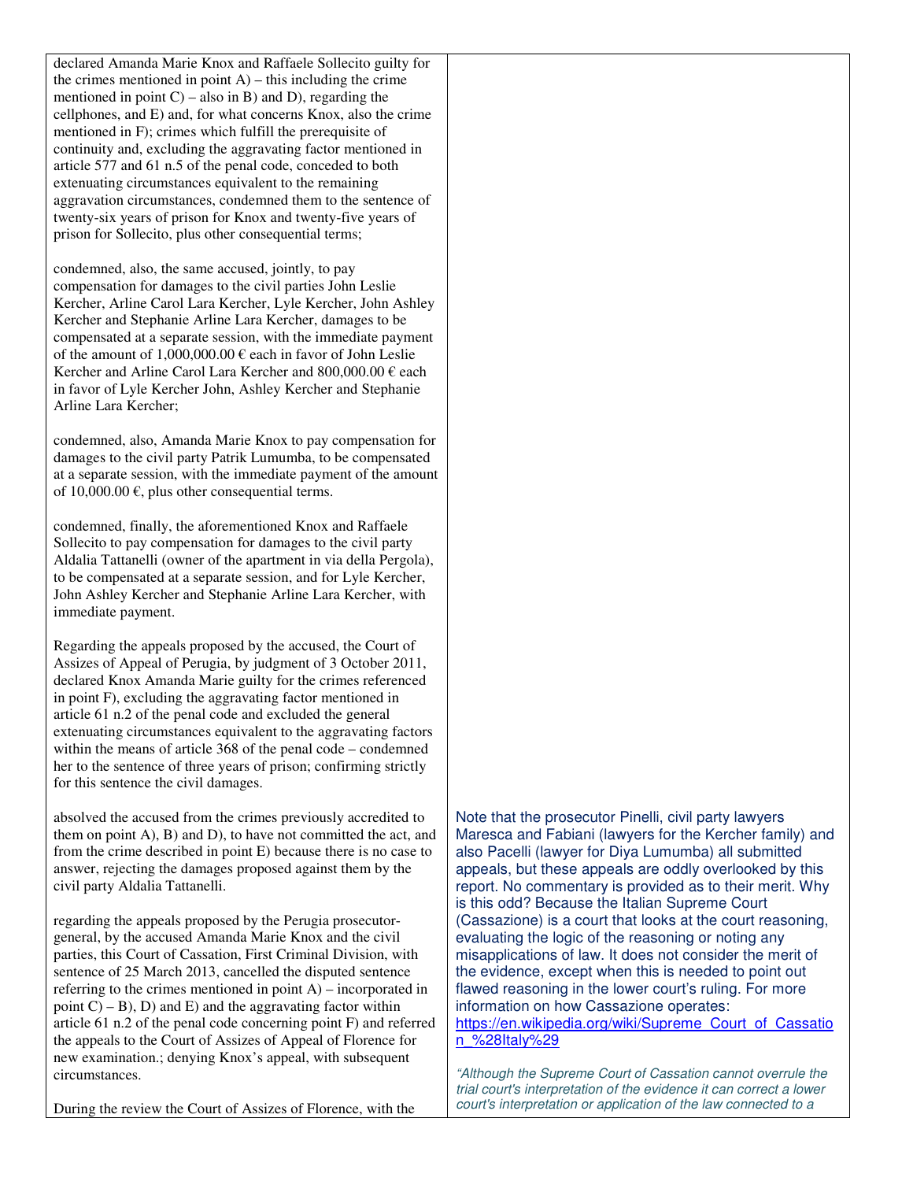declared Amanda Marie Knox and Raffaele Sollecito guilty for the crimes mentioned in point A) – this including the crime mentioned in point C) – also in B) and D), regarding the cellphones, and E) and, for what concerns Knox, also the crime mentioned in F); crimes which fulfill the prerequisite of continuity and, excluding the aggravating factor mentioned in article 577 and 61 n.5 of the penal code, conceded to both extenuating circumstances equivalent to the remaining aggravation circumstances, condemned them to the sentence of twenty-six years of prison for Knox and twenty-five years of prison for Sollecito, plus other consequential terms;

condemned, also, the same accused, jointly, to pay compensation for damages to the civil parties John Leslie Kercher, Arline Carol Lara Kercher, Lyle Kercher, John Ashley Kercher and Stephanie Arline Lara Kercher, damages to be compensated at a separate session, with the immediate payment of the amount of 1,000,000.00 € each in favor of John Leslie Kercher and Arline Carol Lara Kercher and 800,000.00 € each in favor of Lyle Kercher John, Ashley Kercher and Stephanie Arline Lara Kercher;

condemned, also, Amanda Marie Knox to pay compensation for damages to the civil party Patrik Lumumba, to be compensated at a separate session, with the immediate payment of the amount of 10,000.00 €, plus other consequential terms.

condemned, finally, the aforementioned Knox and Raffaele Sollecito to pay compensation for damages to the civil party Aldalia Tattanelli (owner of the apartment in via della Pergola), to be compensated at a separate session, and for Lyle Kercher, John Ashley Kercher and Stephanie Arline Lara Kercher, with immediate payment.

Regarding the appeals proposed by the accused, the Court of Assizes of Appeal of Perugia, by judgment of 3 October 2011, declared Knox Amanda Marie guilty for the crimes referenced in point F), excluding the aggravating factor mentioned in article 61 n.2 of the penal code and excluded the general extenuating circumstances equivalent to the aggravating factors within the means of article 368 of the penal code – condemned her to the sentence of three years of prison; confirming strictly for this sentence the civil damages.

absolved the accused from the crimes previously accredited to them on point A), B) and D), to have not committed the act, and from the crime described in point E) because there is no case to answer, rejecting the damages proposed against them by the civil party Aldalia Tattanelli.

regarding the appeals proposed by the Perugia prosecutor-general, by the accused Amanda Marie Knox and the civil parties, this Court of Cassation, First Criminal Division, with sentence of 25 March 2013, cancelled the disputed sentence referring to the crimes mentioned in point A) – incorporated in point C) – B), D) and E) and the aggravating factor within article 61 n.2 of the penal code concerning point F) and referred the appeals to the Court of Assizes of Appeal of Florence for new examination.; denying Knox's appeal, with subsequent circumstances.

During the review the Court of Assizes of Florence, with the

Note that the prosecutor Pinelli, civil party lawyers Maresca and Fabiani (lawyers for the Kercher family) and also Pacelli (lawyer for Diya Lumumba) all submitted appeals, but these appeals are oddly overlooked by this report. No commentary is provided as to their merit. Why is this odd? Because the Italian Supreme Court (Cassazione) is a court that looks at the court reasoning, evaluating the logic of the reasoning or noting any misapplications of law. It does not consider the merit of the evidence, except when this is needed to point out flawed reasoning in the lower court's ruling. For more information on how Cassazione operates: [https://en.wikipedia.org/wiki/Supreme_Court_of_Cassation_%28Italy%29](https://en.wikipedia.org/wiki/Supreme_Court_of_Cassation_%28Italy%29)

*"Although the Supreme Court of Cassation cannot overrule the trial court's interpretation of the evidence it can correct a lower court's interpretation or application of the law connected to a*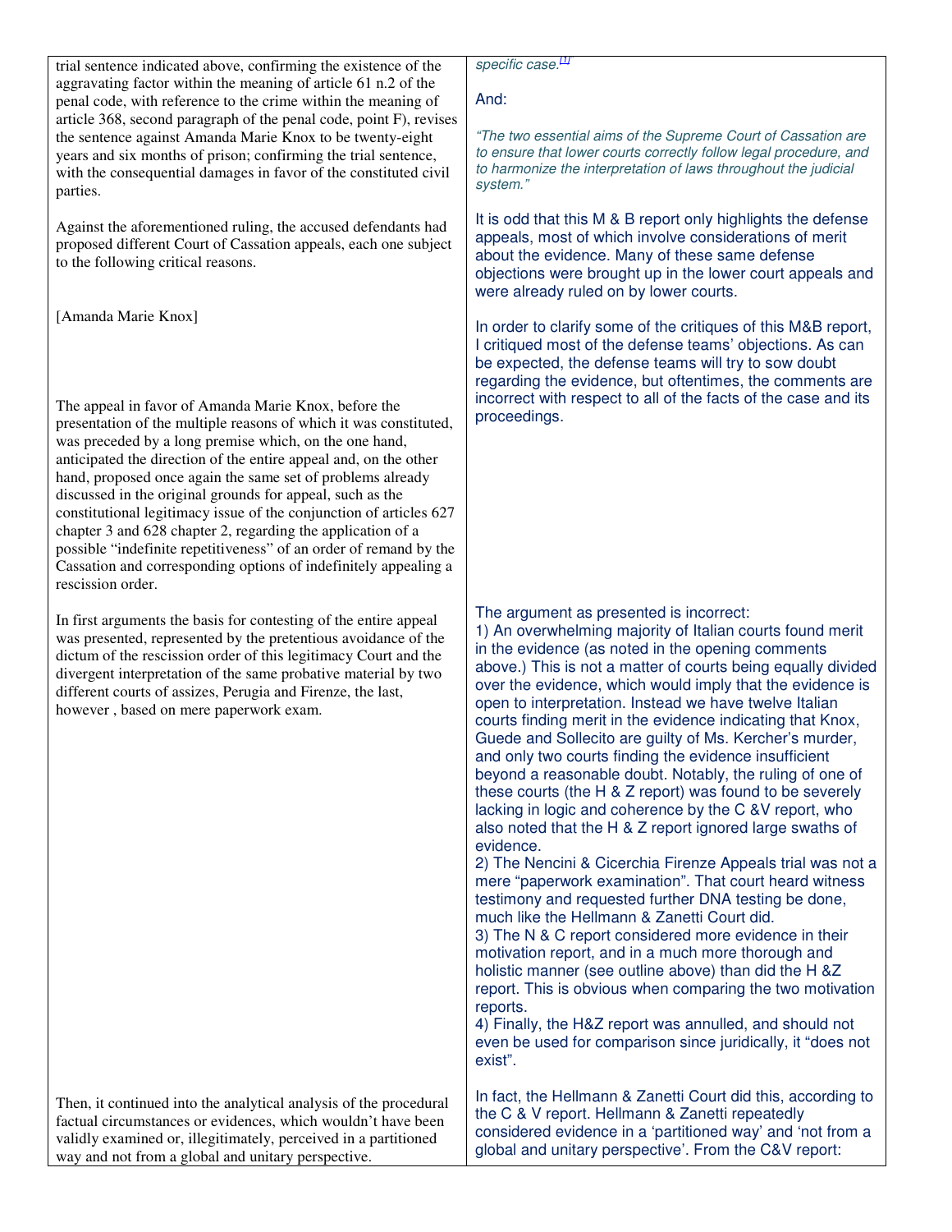| | |
|---|---|
| trial sentence indicated above, confirming the existence of the aggravating factor within the meaning of article 61 n.2 of the penal code, with reference to the crime within the meaning of article 368, second paragraph of the penal code, point F), revises the sentence against Amanda Marie Knox to be twenty-eight years and six months of prison; confirming the trial sentence, with the consequential damages in favor of the constituted civil parties. | *specific case.*[1]<br><br>And:<br><br>*"The two essential aims of the Supreme Court of Cassation are to ensure that lower courts correctly follow legal procedure, and to harmonize the interpretation of laws throughout the judicial system."* |
| Against the aforementioned ruling, the accused defendants had proposed different Court of Cassation appeals, each one subject to the following critical reasons.<br><br>[Amanda Marie Knox]<br><br>The appeal in favor of Amanda Marie Knox, before the presentation of the multiple reasons of which it was constituted, was preceded by a long premise which, on the one hand, anticipated the direction of the entire appeal and, on the other hand, proposed once again the same set of problems already discussed in the original grounds for appeal, such as the constitutional legitimacy issue of the conjunction of articles 627 chapter 3 and 628 chapter 2, regarding the application of a possible "indefinite repetitiveness" of an order of remand by the Cassation and corresponding options of indefinitely appealing a rescission order. | It is odd that this M & B report only highlights the defense appeals, most of which involve considerations of merit about the evidence. Many of these same defense objections were brought up in the lower court appeals and were already ruled on by lower courts.<br><br>In order to clarify some of the critiques of this M&B report, I critiqued most of the defense teams' objections. As can be expected, the defense teams will try to sow doubt regarding the evidence, but oftentimes, the comments are incorrect with respect to all of the facts of the case and its proceedings. |
| In first arguments the basis for contesting of the entire appeal was presented, represented by the pretentious avoidance of the dictum of the rescission order of this legitimacy Court and the divergent interpretation of the same probative material by two different courts of assizes, Perugia and Firenze, the last, however , based on mere paperwork exam. | The argument as presented is incorrect:<br>1) An overwhelming majority of Italian courts found merit in the evidence (as noted in the opening comments above.) This is not a matter of courts being equally divided over the evidence, which would imply that the evidence is open to interpretation. Instead we have twelve Italian courts finding merit in the evidence indicating that Knox, Guede and Sollecito are guilty of Ms. Kercher's murder, and only two courts finding the evidence insufficient beyond a reasonable doubt. Notably, the ruling of one of these courts (the H & Z report) was found to be severely lacking in logic and coherence by the C &V report, who also noted that the H & Z report ignored large swaths of evidence.<br>2) The Nencini & Cicerchia Firenze Appeals trial was not a mere "paperwork examination". That court heard witness testimony and requested further DNA testing be done, much like the Hellmann & Zanetti Court did.<br>3) The N & C report considered more evidence in their motivation report, and in a much more thorough and holistic manner (see outline above) than did the H &Z report. This is obvious when comparing the two motivation reports.<br>4) Finally, the H&Z report was annulled, and should not even be used for comparison since juridically, it "does not exist". |
| Then, it continued into the analytical analysis of the procedural factual circumstances or evidences, which wouldn't have been validly examined or, illegitimately, perceived in a partitioned way and not from a global and unitary perspective. | In fact, the Hellmann & Zanetti Court did this, according to the C & V report. Hellmann & Zanetti repeatedly considered evidence in a 'partitioned way' and 'not from a global and unitary perspective'. From the C&V report: |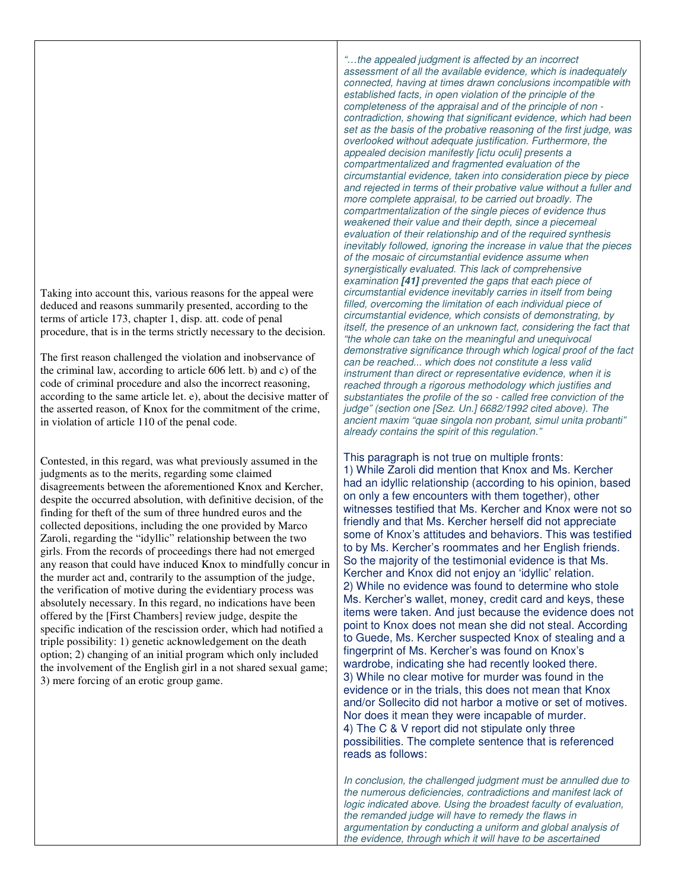| | |
|---|---|
| Taking into account this, various reasons for the appeal were deduced and reasons summarily presented, according to the terms of article 173, chapter 1, disp. att. code of penal procedure, that is in the terms strictly necessary to the decision.<br><br>The first reason challenged the violation and inobservance of the criminal law, according to article 606 lett. b) and c) of the code of criminal procedure and also the incorrect reasoning, according to the same article let. e), about the decisive matter of the asserted reason, of Knox for the commitment of the crime, in violation of article 110 of the penal code.<br><br>Contested, in this regard, was what previously assumed in the judgments as to the merits, regarding some claimed disagreements between the aforementioned Knox and Kercher, despite the occurred absolution, with definitive decision, of the finding for theft of the sum of three hundred euros and the collected depositions, including the one provided by Marco Zaroli, regarding the "idyllic" relationship between the two girls. From the records of proceedings there had not emerged any reason that could have induced Knox to mindfully concur in the murder act and, contrarily to the assumption of the judge, the verification of motive during the evidentiary process was absolutely necessary. In this regard, no indications have been offered by the [First Chambers] review judge, despite the specific indication of the rescission order, which had notified a triple possibility: 1) genetic acknowledgement on the death option; 2) changing of an initial program which only included the involvement of the English girl in a not shared sexual game; 3) mere forcing of an erotic group game. | *"…the appealed judgment is affected by an incorrect assessment of all the available evidence, which is inadequately connected, having at times drawn conclusions incompatible with established facts, in open violation of the principle of the completeness of the appraisal and of the principle of non - contradiction, showing that significant evidence, which had been set as the basis of the probative reasoning of the first judge, was overlooked without adequate justification. Furthermore, the appealed decision manifestly [ictu oculi] presents a compartmentalized and fragmented evaluation of the circumstantial evidence, taken into consideration piece by piece and rejected in terms of their probative value without a fuller and more complete appraisal, to be carried out broadly. The compartmentalization of the single pieces of evidence thus weakened their value and their depth, since a piecemeal evaluation of their relationship and of the required synthesis inevitably followed, ignoring the increase in value that the pieces of the mosaic of circumstantial evidence assume when synergistically evaluated. This lack of comprehensive examination **[41]** prevented the gaps that each piece of circumstantial evidence inevitably carries in itself from being filled, overcoming the limitation of each individual piece of circumstantial evidence, which consists of demonstrating, by itself, the presence of an unknown fact, considering the fact that "the whole can take on the meaningful and unequivocal demonstrative significance through which logical proof of the fact can be reached... which does not constitute a less valid instrument than direct or representative evidence, when it is reached through a rigorous methodology which justifies and substantiates the profile of the so - called free conviction of the judge" (section one [Sez. Un.] 6682/1992 cited above). The ancient maxim "quae singola non probant, simul unita probanti" already contains the spirit of this regulation."*<br><br>This paragraph is not true on multiple fronts:<br>1) While Zaroli did mention that Knox and Ms. Kercher had an idyllic relationship (according to his opinion, based on only a few encounters with them together), other witnesses testified that Ms. Kercher and Knox were not so friendly and that Ms. Kercher herself did not appreciate some of Knox's attitudes and behaviors. This was testified to by Ms. Kercher's roommates and her English friends. So the majority of the testimonial evidence is that Ms. Kercher and Knox did not enjoy an 'idyllic' relation.<br>2) While no evidence was found to determine who stole Ms. Kercher's wallet, money, credit card and keys, these items were taken. And just because the evidence does not point to Knox does not mean she did not steal. According to Guede, Ms. Kercher suspected Knox of stealing and a fingerprint of Ms. Kercher's was found on Knox's wardrobe, indicating she had recently looked there.<br>3) While no clear motive for murder was found in the evidence or in the trials, this does not mean that Knox and/or Sollecito did not harbor a motive or set of motives. Nor does it mean they were incapable of murder.<br>4) The C & V report did not stipulate only three possibilities. The complete sentence that is referenced reads as follows:<br><br>*In conclusion, the challenged judgment must be annulled due to the numerous deficiencies, contradictions and manifest lack of logic indicated above. Using the broadest faculty of evaluation, the remanded judge will have to remedy the flaws in argumentation by conducting a uniform and global analysis of the evidence, through which it will have to be ascertained* |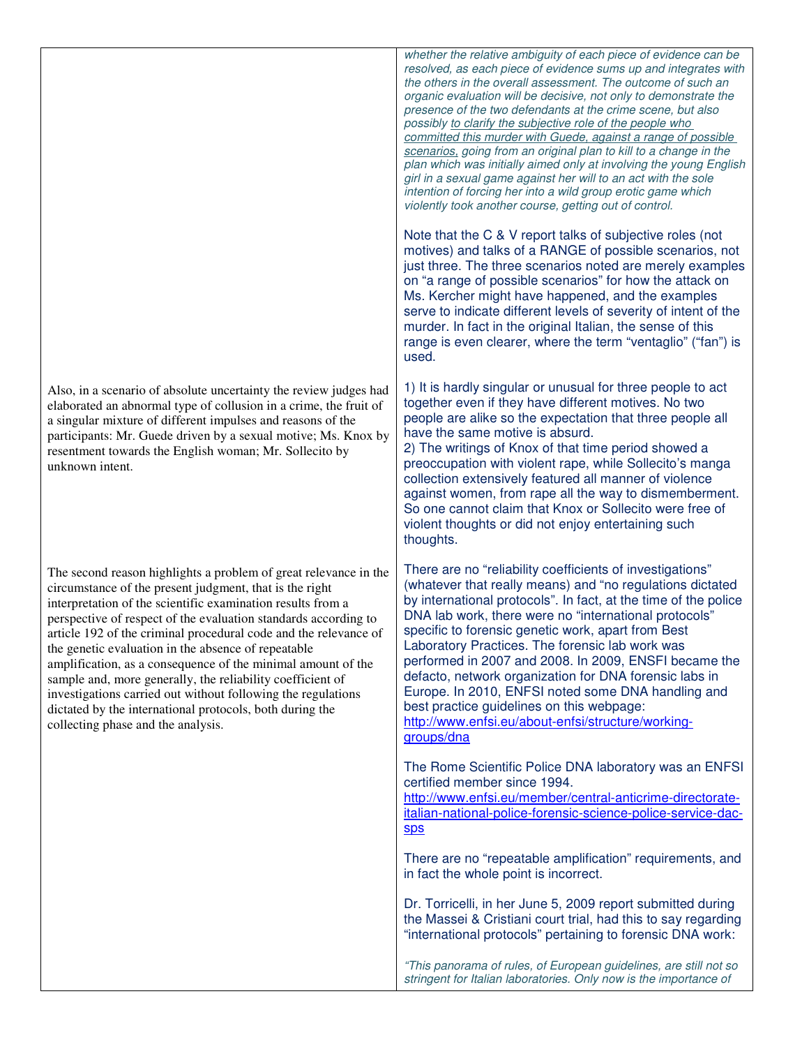| | |
|---|---|
| | *whether the relative ambiguity of each piece of evidence can be resolved, as each piece of evidence sums up and integrates with the others in the overall assessment. The outcome of such an organic evaluation will be decisive, not only to demonstrate the presence of the two defendants at the crime scene, but also possibly to clarify the subjective role of the people who committed this murder with Guede, against a range of possible scenarios, going from an original plan to kill to a change in the plan which was initially aimed only at involving the young English girl in a sexual game against her will to an act with the sole intention of forcing her into a wild group erotic game which violently took another course, getting out of control.*<br><br>Note that the C & V report talks of subjective roles (not motives) and talks of a RANGE of possible scenarios, not just three. The three scenarios noted are merely examples on "a range of possible scenarios" for how the attack on Ms. Kercher might have happened, and the examples serve to indicate different levels of severity of intent of the murder. In fact in the original Italian, the sense of this range is even clearer, where the term "ventaglio" ("fan") is used. |
| Also, in a scenario of absolute uncertainty the review judges had elaborated an abnormal type of collusion in a crime, the fruit of a singular mixture of different impulses and reasons of the participants: Mr. Guede driven by a sexual motive; Ms. Knox by resentment towards the English woman; Mr. Sollecito by unknown intent. | 1) It is hardly singular or unusual for three people to act together even if they have different motives. No two people are alike so the expectation that three people all have the same motive is absurd.<br>2) The writings of Knox of that time period showed a preoccupation with violent rape, while Sollecito's manga collection extensively featured all manner of violence against women, from rape all the way to dismemberment. So one cannot claim that Knox or Sollecito were free of violent thoughts or did not enjoy entertaining such thoughts. |
| The second reason highlights a problem of great relevance in the circumstance of the present judgment, that is the right interpretation of the scientific examination results from a perspective of respect of the evaluation standards according to article 192 of the criminal procedural code and the relevance of the genetic evaluation in the absence of repeatable amplification, as a consequence of the minimal amount of the sample and, more generally, the reliability coefficient of investigations carried out without following the regulations dictated by the international protocols, both during the collecting phase and the analysis. | There are no "reliability coefficients of investigations" (whatever that really means) and "no regulations dictated by international protocols". In fact, at the time of the police DNA lab work, there were no "international protocols" specific to forensic genetic work, apart from Best Laboratory Practices. The forensic lab work was performed in 2007 and 2008. In 2009, ENSFI became the defacto, network organization for DNA forensic labs in Europe. In 2010, ENFSI noted some DNA handling and best practice guidelines on this webpage: http://www.enfsi.eu/about-enfsi/structure/working-groups/dna<br><br>The Rome Scientific Police DNA laboratory was an ENFSI certified member since 1994. http://www.enfsi.eu/member/central-anticrime-directorate-italian-national-police-forensic-science-police-service-dac-sps<br><br>There are no "repeatable amplification" requirements, and in fact the whole point is incorrect.<br><br>Dr. Torricelli, in her June 5, 2009 report submitted during the Massei & Cristiani court trial, had this to say regarding "international protocols" pertaining to forensic DNA work:<br><br>*"This panorama of rules, of European guidelines, are still not so stringent for Italian laboratories. Only now is the importance of* |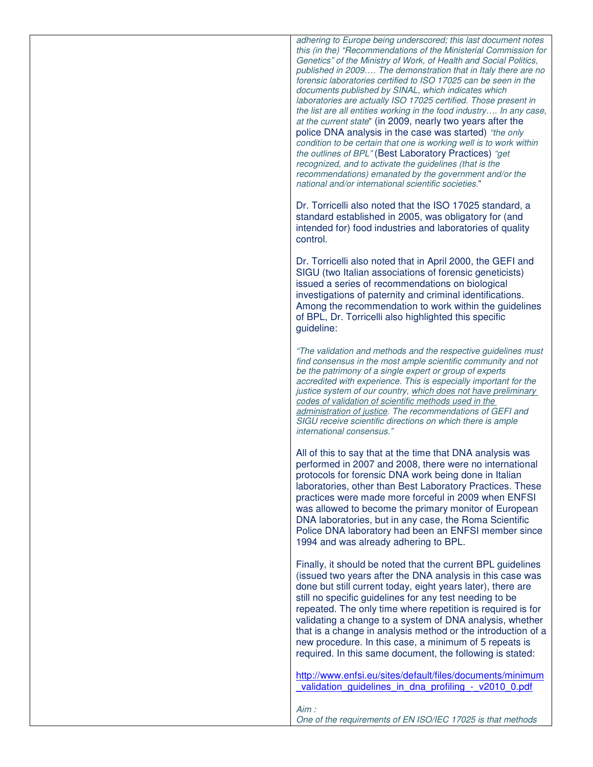*adhering to Europe being underscored; this last document notes this (in the) "Recommendations of the Ministerial Commission for Genetics" of the Ministry of Work, of Health and Social Politics, published in 2009…. The demonstration that in Italy there are no forensic laboratories certified to ISO 17025 can be seen in the documents published by SINAL, which indicates which laboratories are actually ISO 17025 certified. Those present in the list are all entities working in the food industry…. In any case, at the current state*" (in 2009, nearly two years after the police DNA analysis in the case was started) *"the only condition to be certain that one is working well is to work within the outlines of BPL"* (Best Laboratory Practices) *"get recognized, and to activate the guidelines (that is the recommendations) emanated by the government and/or the national and/or international scientific societies*."

Dr. Torricelli also noted that the ISO 17025 standard, a standard established in 2005, was obligatory for (and intended for) food industries and laboratories of quality control.

Dr. Torricelli also noted that in April 2000, the GEFI and SIGU (two Italian associations of forensic geneticists) issued a series of recommendations on biological investigations of paternity and criminal identifications. Among the recommendation to work within the guidelines of BPL, Dr. Torricelli also highlighted this specific guideline:

*"The validation and methods and the respective guidelines must find consensus in the most ample scientific community and not be the patrimony of a single expert or group of experts accredited with experience. This is especially important for the justice system of our country, <u>which does not have preliminary codes of validation of scientific methods used in the administration of justice</u>. The recommendations of GEFI and SIGU receive scientific directions on which there is ample international consensus."*

All of this to say that at the time that DNA analysis was performed in 2007 and 2008, there were no international protocols for forensic DNA work being done in Italian laboratories, other than Best Laboratory Practices. These practices were made more forceful in 2009 when ENFSI was allowed to become the primary monitor of European DNA laboratories, but in any case, the Roma Scientific Police DNA laboratory had been an ENFSI member since 1994 and was already adhering to BPL.

Finally, it should be noted that the current BPL guidelines (issued two years after the DNA analysis in this case was done but still current today, eight years later), there are still no specific guidelines for any test needing to be repeated. The only time where repetition is required is for validating a change to a system of DNA analysis, whether that is a change in analysis method or the introduction of a new procedure. In this case, a minimum of 5 repeats is required. In this same document, the following is stated:

http://www.enfsi.eu/sites/default/files/documents/minimum_validation_guidelines_in_dna_profiling_-_v2010_0.pdf

*Aim :*
*One of the requirements of EN ISO/IEC 17025 is that methods*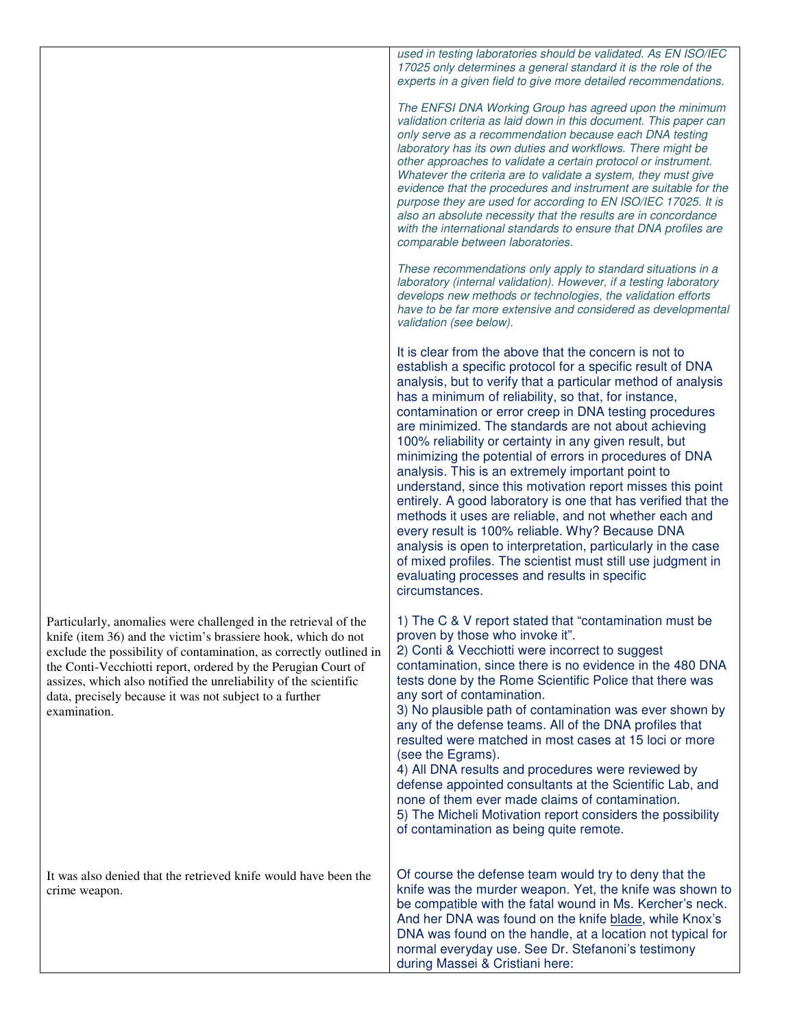| | |
|---|---|
| | *used in testing laboratories should be validated. As EN ISO/IEC 17025 only determines a general standard it is the role of the experts in a given field to give more detailed recommendations.*<br><br>*The ENFSI DNA Working Group has agreed upon the minimum validation criteria as laid down in this document. This paper can only serve as a recommendation because each DNA testing laboratory has its own duties and workflows. There might be other approaches to validate a certain protocol or instrument. Whatever the criteria are to validate a system, they must give evidence that the procedures and instrument are suitable for the purpose they are used for according to EN ISO/IEC 17025. It is also an absolute necessity that the results are in concordance with the international standards to ensure that DNA profiles are comparable between laboratories.*<br><br>*These recommendations only apply to standard situations in a laboratory (internal validation). However, if a testing laboratory develops new methods or technologies, the validation efforts have to be far more extensive and considered as developmental validation (see below).*<br><br>It is clear from the above that the concern is not to establish a specific protocol for a specific result of DNA analysis, but to verify that a particular method of analysis has a minimum of reliability, so that, for instance, contamination or error creep in DNA testing procedures are minimized. The standards are not about achieving 100% reliability or certainty in any given result, but minimizing the potential of errors in procedures of DNA analysis. This is an extremely important point to understand, since this motivation report misses this point entirely. A good laboratory is one that has verified that the methods it uses are reliable, and not whether each and every result is 100% reliable. Why? Because DNA analysis is open to interpretation, particularly in the case of mixed profiles. The scientist must still use judgment in evaluating processes and results in specific circumstances. |
| Particularly, anomalies were challenged in the retrieval of the knife (item 36) and the victim's brassiere hook, which do not exclude the possibility of contamination, as correctly outlined in the Conti-Vecchiotti report, ordered by the Perugian Court of assizes, which also notified the unreliability of the scientific data, precisely because it was not subject to a further examination. | 1) The C & V report stated that "contamination must be proven by those who invoke it".<br>2) Conti & Vecchiotti were incorrect to suggest contamination, since there is no evidence in the 480 DNA tests done by the Rome Scientific Police that there was any sort of contamination.<br>3) No plausible path of contamination was ever shown by any of the defense teams. All of the DNA profiles that resulted were matched in most cases at 15 loci or more (see the Egrams).<br>4) All DNA results and procedures were reviewed by defense appointed consultants at the Scientific Lab, and none of them ever made claims of contamination.<br>5) The Micheli Motivation report considers the possibility of contamination as being quite remote. |
| It was also denied that the retrieved knife would have been the crime weapon. | Of course the defense team would try to deny that the knife was the murder weapon. Yet, the knife was shown to be compatible with the fatal wound in Ms. Kercher's neck. And her DNA was found on the knife blade, while Knox's DNA was found on the handle, at a location not typical for normal everyday use. See Dr. Stefanoni's testimony during Massei & Cristiani here: |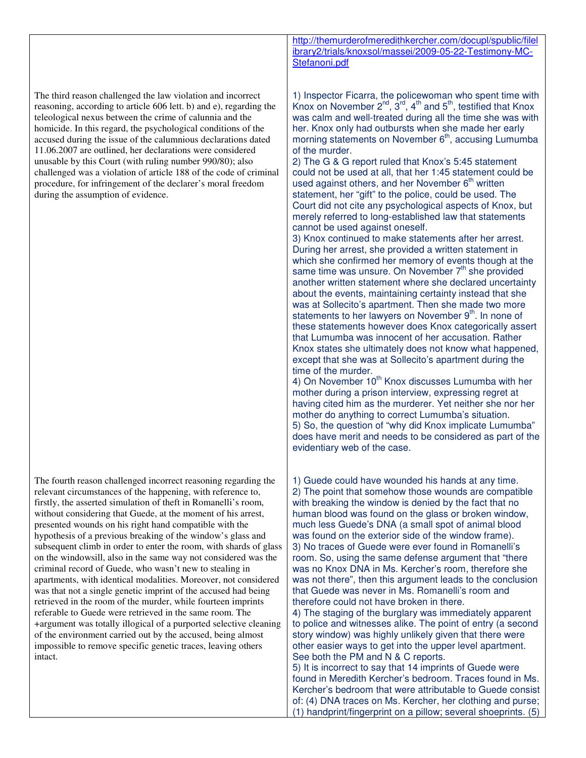| | |
|---|---|
| | http://themurderofmeredithkercher.com/docupl/spublic/filelibrary2/trials/knoxsol/massei/2009-05-22-Testimony-MC-Stefanoni.pdf |
| The third reason challenged the law violation and incorrect reasoning, according to article 606 lett. b) and e), regarding the teleological nexus between the crime of calunnia and the homicide. In this regard, the psychological conditions of the accused during the issue of the calumnious declarations dated 11.06.2007 are outlined, her declarations were considered unusable by this Court (with ruling number 990/80); also challenged was a violation of article 188 of the code of criminal procedure, for infringement of the declarer's moral freedom during the assumption of evidence. | 1) Inspector Ficarra, the policewoman who spent time with Knox on November 2nd, 3rd, 4th and 5th, testified that Knox was calm and well-treated during all the time she was with her. Knox only had outbursts when she made her early morning statements on November 6th, accusing Lumumba of the murder.<br>2) The G & G report ruled that Knox's 5:45 statement could not be used at all, that her 1:45 statement could be used against others, and her November 6th written statement, her "gift" to the police, could be used. The Court did not cite any psychological aspects of Knox, but merely referred to long-established law that statements cannot be used against oneself.<br>3) Knox continued to make statements after her arrest. During her arrest, she provided a written statement in which she confirmed her memory of events though at the same time was unsure. On November 7th she provided another written statement where she declared uncertainty about the events, maintaining certainty instead that she was at Sollecito's apartment. Then she made two more statements to her lawyers on November 9th. In none of these statements however does Knox categorically assert that Lumumba was innocent of her accusation. Rather Knox states she ultimately does not know what happened, except that she was at Sollecito's apartment during the time of the murder.<br>4) On November 10th Knox discusses Lumumba with her mother during a prison interview, expressing regret at having cited him as the murderer. Yet neither she nor her mother do anything to correct Lumumba's situation.<br>5) So, the question of "why did Knox implicate Lumumba" does have merit and needs to be considered as part of the evidentiary web of the case. |
| The fourth reason challenged incorrect reasoning regarding the relevant circumstances of the happening, with reference to, firstly, the asserted simulation of theft in Romanelli's room, without considering that Guede, at the moment of his arrest, presented wounds on his right hand compatible with the hypothesis of a previous breaking of the window's glass and subsequent climb in order to enter the room, with shards of glass on the windowsill, also in the same way not considered was the criminal record of Guede, who wasn't new to stealing in apartments, with identical modalities. Moreover, not considered was that not a single genetic imprint of the accused had being retrieved in the room of the murder, while fourteen imprints referable to Guede were retrieved in the same room. The +argument was totally illogical of a purported selective cleaning of the environment carried out by the accused, being almost impossible to remove specific genetic traces, leaving others intact. | 1) Guede could have wounded his hands at any time.<br>2) The point that somehow those wounds are compatible with breaking the window is denied by the fact that no human blood was found on the glass or broken window, much less Guede's DNA (a small spot of animal blood was found on the exterior side of the window frame).<br>3) No traces of Guede were ever found in Romanelli's room. So, using the same defense argument that "there was no Knox DNA in Ms. Kercher's room, therefore she was not there", then this argument leads to the conclusion that Guede was never in Ms. Romanelli's room and therefore could not have broken in there.<br>4) The staging of the burglary was immediately apparent to police and witnesses alike. The point of entry (a second story window) was highly unlikely given that there were other easier ways to get into the upper level apartment. See both the PM and N & C reports.<br>5) It is incorrect to say that 14 imprints of Guede were found in Meredith Kercher's bedroom. Traces found in Ms. Kercher's bedroom that were attributable to Guede consist of: (4) DNA traces on Ms. Kercher, her clothing and purse; (1) handprint/fingerprint on a pillow; several shoeprints. (5) |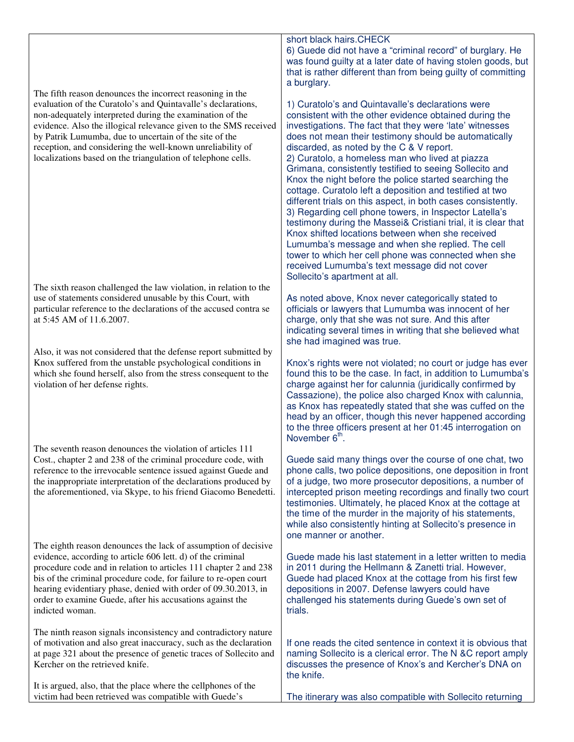| | |
|---|---|
| | short black hairs.CHECK<br>6) Guede did not have a "criminal record" of burglary. He was found guilty at a later date of having stolen goods, but that is rather different than from being guilty of committing a burglary. |
| The fifth reason denounces the incorrect reasoning in the evaluation of the Curatolo's and Quintavalle's declarations, non-adequately interpreted during the examination of the evidence. Also the illogical relevance given to the SMS received by Patrik Lumumba, due to uncertain of the site of the reception, and considering the well-known unreliability of localizations based on the triangulation of telephone cells. | 1) Curatolo's and Quintavalle's declarations were consistent with the other evidence obtained during the investigations. The fact that they were 'late' witnesses does not mean their testimony should be automatically discarded, as noted by the C & V report.<br>2) Curatolo, a homeless man who lived at piazza Grimana, consistently testified to seeing Sollecito and Knox the night before the police started searching the cottage. Curatolo left a deposition and testified at two different trials on this aspect, in both cases consistently.<br>3) Regarding cell phone towers, in Inspector Latella's testimony during the Massei& Cristiani trial, it is clear that Knox shifted locations between when she received Lumumba's message and when she replied. The cell tower to which her cell phone was connected when she received Lumumba's text message did not cover Sollecito's apartment at all. |
| The sixth reason challenged the law violation, in relation to the use of statements considered unusable by this Court, with particular reference to the declarations of the accused contra se at 5:45 AM of 11.6.2007. | As noted above, Knox never categorically stated to officials or lawyers that Lumumba was innocent of her charge, only that she was not sure. And this after indicating several times in writing that she believed what she had imagined was true. |
| Also, it was not considered that the defense report submitted by Knox suffered from the unstable psychological conditions in which she found herself, also from the stress consequent to the violation of her defense rights. | Knox's rights were not violated; no court or judge has ever found this to be the case. In fact, in addition to Lumumba's charge against her for calunnia (juridically confirmed by Cassazione), the police also charged Knox with calunnia, as Knox has repeatedly stated that she was cuffed on the head by an officer, though this never happened according to the three officers present at her 01:45 interrogation on November 6th. |
| The seventh reason denounces the violation of articles 111 Cost., chapter 2 and 238 of the criminal procedure code, with reference to the irrevocable sentence issued against Guede and the inappropriate interpretation of the declarations produced by the aforementioned, via Skype, to his friend Giacomo Benedetti. | Guede said many things over the course of one chat, two phone calls, two police depositions, one deposition in front of a judge, two more prosecutor depositions, a number of intercepted prison meeting recordings and finally two court testimonies. Ultimately, he placed Knox at the cottage at the time of the murder in the majority of his statements, while also consistently hinting at Sollecito's presence in one manner or another. |
| The eighth reason denounces the lack of assumption of decisive evidence, according to article 606 lett. d) of the criminal procedure code and in relation to articles 111 chapter 2 and 238 bis of the criminal procedure code, for failure to re-open court hearing evidentiary phase, denied with order of 09.30.2013, in order to examine Guede, after his accusations against the indicted woman. | Guede made his last statement in a letter written to media in 2011 during the Hellmann & Zanetti trial. However, Guede had placed Knox at the cottage from his first few depositions in 2007. Defense lawyers could have challenged his statements during Guede's own set of trials. |
| The ninth reason signals inconsistency and contradictory nature of motivation and also great inaccuracy, such as the declaration at page 321 about the presence of genetic traces of Sollecito and Kercher on the retrieved knife. | If one reads the cited sentence in context it is obvious that naming Sollecito is a clerical error. The N &C report amply discusses the presence of Knox's and Kercher's DNA on the knife. |
| It is argued, also, that the place where the cellphones of the victim had been retrieved was compatible with Guede's | The itinerary was also compatible with Sollecito returning |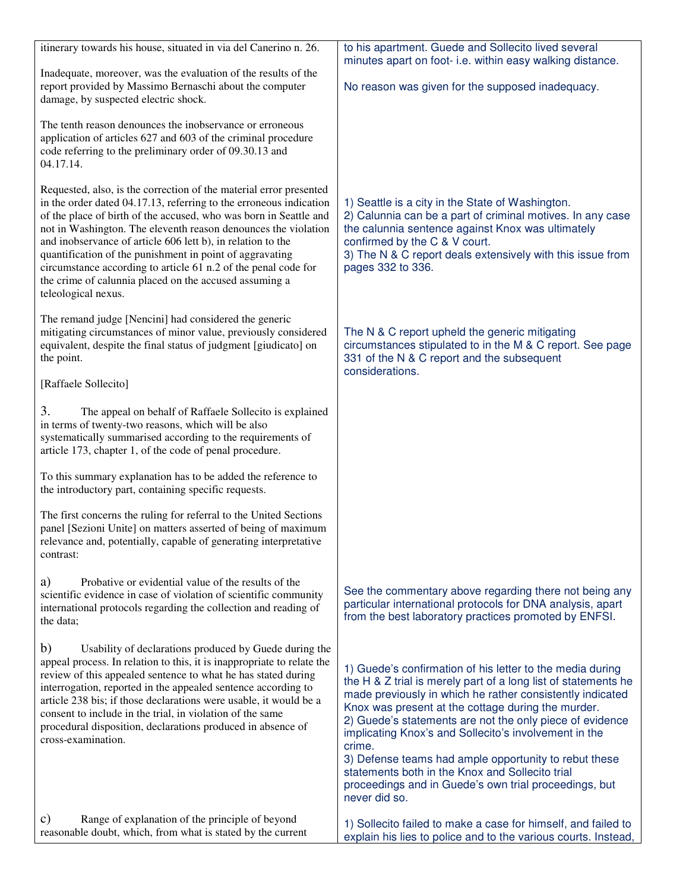| | |
|---|---|
| itinerary towards his house, situated in via del Canerino n. 26. | to his apartment. Guede and Sollecito lived several minutes apart on foot- i.e. within easy walking distance. |
| Inadequate, moreover, was the evaluation of the results of the report provided by Massimo Bernaschi about the computer damage, by suspected electric shock. | No reason was given for the supposed inadequacy. |
| The tenth reason denounces the inobservance or erroneous application of articles 627 and 603 of the criminal procedure code referring to the preliminary order of 09.30.13 and 04.17.14. | |
| Requested, also, is the correction of the material error presented in the order dated 04.17.13, referring to the erroneous indication of the place of birth of the accused, who was born in Seattle and not in Washington. The eleventh reason denounces the violation and inobservance of article 606 lett b), in relation to the quantification of the punishment in point of aggravating circumstance according to article 61 n.2 of the penal code for the crime of calunnia placed on the accused assuming a teleological nexus. | 1) Seattle is a city in the State of Washington.<br>2) Calunnia can be a part of criminal motives. In any case the calunnia sentence against Knox was ultimately confirmed by the C & V court.<br>3) The N & C report deals extensively with this issue from pages 332 to 336. |
| The remand judge [Nencini] had considered the generic mitigating circumstances of minor value, previously considered equivalent, despite the final status of judgment [giudicato] on the point. | The N & C report upheld the generic mitigating circumstances stipulated to in the M & C report. See page 331 of the N & C report and the subsequent considerations. |
| [Raffaele Sollecito] | |
| 3. The appeal on behalf of Raffaele Sollecito is explained in terms of twenty-two reasons, which will be also systematically summarised according to the requirements of article 173, chapter 1, of the code of penal procedure. | |
| To this summary explanation has to be added the reference to the introductory part, containing specific requests. | |
| The first concerns the ruling for referral to the United Sections panel [Sezioni Unite] on matters asserted of being of maximum relevance and, potentially, capable of generating interpretative contrast: | |
| a) Probative or evidential value of the results of the scientific evidence in case of violation of scientific community international protocols regarding the collection and reading of the data; | See the commentary above regarding there not being any particular international protocols for DNA analysis, apart from the best laboratory practices promoted by ENFSI. |
| b) Usability of declarations produced by Guede during the appeal process. In relation to this, it is inappropriate to relate the review of this appealed sentence to what he has stated during interrogation, reported in the appealed sentence according to article 238 bis; if those declarations were usable, it would be a consent to include in the trial, in violation of the same procedural disposition, declarations produced in absence of cross-examination. | 1) Guede's confirmation of his letter to the media during the H & Z trial is merely part of a long list of statements he made previously in which he rather consistently indicated Knox was present at the cottage during the murder.<br>2) Guede's statements are not the only piece of evidence implicating Knox's and Sollecito's involvement in the crime.<br>3) Defense teams had ample opportunity to rebut these statements both in the Knox and Sollecito trial proceedings and in Guede's own trial proceedings, but never did so. |
| c) Range of explanation of the principle of beyond reasonable doubt, which, from what is stated by the current | 1) Sollecito failed to make a case for himself, and failed to explain his lies to police and to the various courts. Instead, |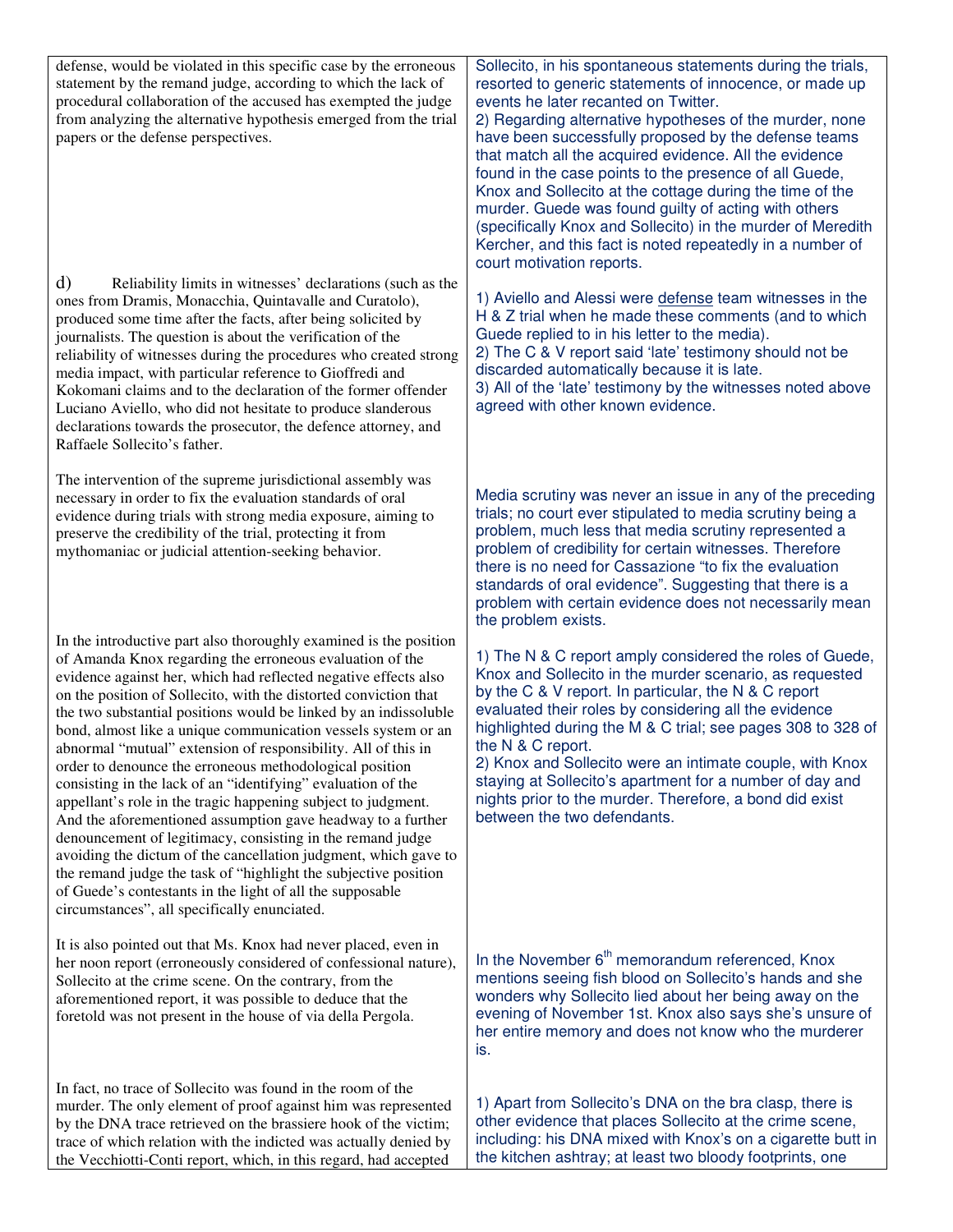| | |
|---|---|
| defense, would be violated in this specific case by the erroneous statement by the remand judge, according to which the lack of procedural collaboration of the accused has exempted the judge from analyzing the alternative hypothesis emerged from the trial papers or the defense perspectives. | Sollecito, in his spontaneous statements during the trials, resorted to generic statements of innocence, or made up events he later recanted on Twitter.<br>2) Regarding alternative hypotheses of the murder, none have been successfully proposed by the defense teams that match all the acquired evidence. All the evidence found in the case points to the presence of all Guede, Knox and Sollecito at the cottage during the time of the murder. Guede was found guilty of acting with others (specifically Knox and Sollecito) in the murder of Meredith Kercher, and this fact is noted repeatedly in a number of court motivation reports. |
| d) Reliability limits in witnesses' declarations (such as the ones from Dramis, Monacchia, Quintavalle and Curatolo), produced some time after the facts, after being solicited by journalists. The question is about the verification of the reliability of witnesses during the procedures who created strong media impact, with particular reference to Gioffredi and Kokomani claims and to the declaration of the former offender Luciano Aviello, who did not hesitate to produce slanderous declarations towards the prosecutor, the defence attorney, and Raffaele Sollecito's father. | 1) Aviello and Alessi were <u>defense</u> team witnesses in the H & Z trial when he made these comments (and to which Guede replied to in his letter to the media).<br>2) The C & V report said 'late' testimony should not be discarded automatically because it is late.<br>3) All of the 'late' testimony by the witnesses noted above agreed with other known evidence. |
| The intervention of the supreme jurisdictional assembly was necessary in order to fix the evaluation standards of oral evidence during trials with strong media exposure, aiming to preserve the credibility of the trial, protecting it from mythomaniac or judicial attention-seeking behavior. | Media scrutiny was never an issue in any of the preceding trials; no court ever stipulated to media scrutiny being a problem, much less that media scrutiny represented a problem of credibility for certain witnesses. Therefore there is no need for Cassazione "to fix the evaluation standards of oral evidence". Suggesting that there is a problem with certain evidence does not necessarily mean the problem exists. |
| In the introductive part also thoroughly examined is the position of Amanda Knox regarding the erroneous evaluation of the evidence against her, which had reflected negative effects also on the position of Sollecito, with the distorted conviction that the two substantial positions would be linked by an indissoluble bond, almost like a unique communication vessels system or an abnormal "mutual" extension of responsibility. All of this in order to denounce the erroneous methodological position consisting in the lack of an "identifying" evaluation of the appellant's role in the tragic happening subject to judgment. And the aforementioned assumption gave headway to a further denouncement of legitimacy, consisting in the remand judge avoiding the dictum of the cancellation judgment, which gave to the remand judge the task of "highlight the subjective position of Guede's contestants in the light of all the supposable circumstances", all specifically enunciated. | 1) The N & C report amply considered the roles of Guede, Knox and Sollecito in the murder scenario, as requested by the C & V report. In particular, the N & C report evaluated their roles by considering all the evidence highlighted during the M & C trial; see pages 308 to 328 of the N & C report.<br>2) Knox and Sollecito were an intimate couple, with Knox staying at Sollecito's apartment for a number of day and nights prior to the murder. Therefore, a bond did exist between the two defendants. |
| It is also pointed out that Ms. Knox had never placed, even in her noon report (erroneously considered of confessional nature), Sollecito at the crime scene. On the contrary, from the aforementioned report, it was possible to deduce that the foretold was not present in the house of via della Pergola. | In the November 6th memorandum referenced, Knox mentions seeing fish blood on Sollecito's hands and she wonders why Sollecito lied about her being away on the evening of November 1st. Knox also says she's unsure of her entire memory and does not know who the murderer is. |
| In fact, no trace of Sollecito was found in the room of the murder. The only element of proof against him was represented by the DNA trace retrieved on the brassiere hook of the victim; trace of which relation with the indicted was actually denied by the Vecchiotti-Conti report, which, in this regard, had accepted | 1) Apart from Sollecito's DNA on the bra clasp, there is other evidence that places Sollecito at the crime scene, including: his DNA mixed with Knox's on a cigarette butt in the kitchen ashtray; at least two bloody footprints, one |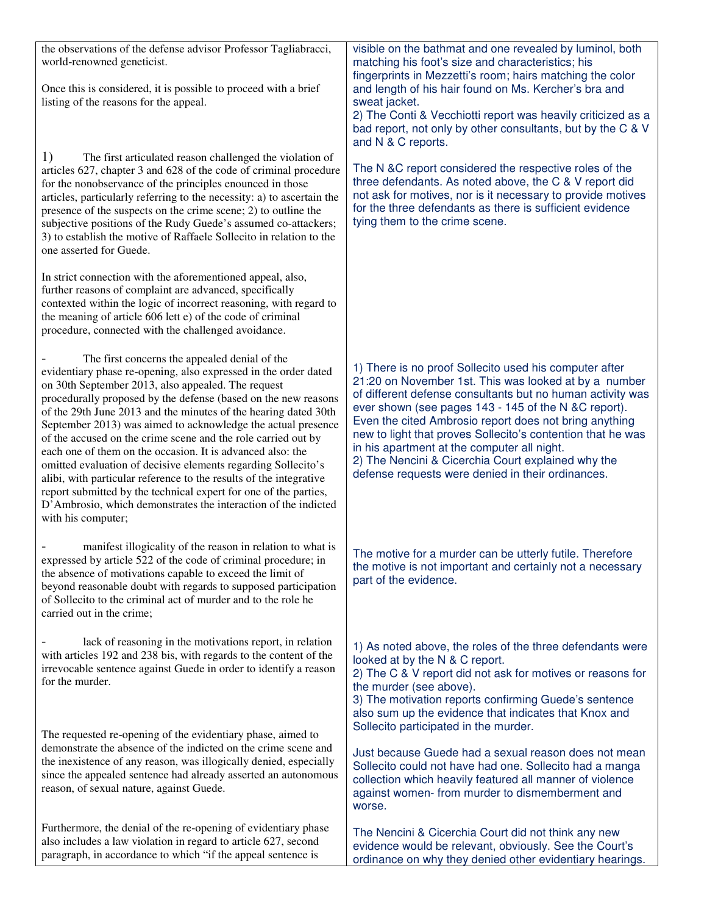| | |
|---|---|
| the observations of the defense advisor Professor Tagliabracci, world-renowned geneticist.<br><br>Once this is considered, it is possible to proceed with a brief listing of the reasons for the appeal. | visible on the bathmat and one revealed by luminol, both matching his foot's size and characteristics; his fingerprints in Mezzetti's room; hairs matching the color and length of his hair found on Ms. Kercher's bra and sweat jacket.<br>2) The Conti & Vecchiotti report was heavily criticized as a bad report, not only by other consultants, but by the C & V and N & C reports. |
| 1) The first articulated reason challenged the violation of articles 627, chapter 3 and 628 of the code of criminal procedure for the nonobservance of the principles enounced in those articles, particularly referring to the necessity: a) to ascertain the presence of the suspects on the crime scene; 2) to outline the subjective positions of the Rudy Guede's assumed co-attackers; 3) to establish the motive of Raffaele Sollecito in relation to the one asserted for Guede.<br><br>In strict connection with the aforementioned appeal, also, further reasons of complaint are advanced, specifically contexted within the logic of incorrect reasoning, with regard to the meaning of article 606 lett e) of the code of criminal procedure, connected with the challenged avoidance. | The N &C report considered the respective roles of the three defendants. As noted above, the C & V report did not ask for motives, nor is it necessary to provide motives for the three defendants as there is sufficient evidence tying them to the crime scene. |
| - The first concerns the appealed denial of the evidentiary phase re-opening, also expressed in the order dated on 30th September 2013, also appealed. The request procedurally proposed by the defense (based on the new reasons of the 29th June 2013 and the minutes of the hearing dated 30th September 2013) was aimed to acknowledge the actual presence of the accused on the crime scene and the role carried out by each one of them on the occasion. It is advanced also: the omitted evaluation of decisive elements regarding Sollecito's alibi, with particular reference to the results of the integrative report submitted by the technical expert for one of the parties, D'Ambrosio, which demonstrates the interaction of the indicted with his computer; | 1) There is no proof Sollecito used his computer after 21:20 on November 1st. This was looked at by a number of different defense consultants but no human activity was ever shown (see pages 143 - 145 of the N &C report). Even the cited Ambrosio report does not bring anything new to light that proves Sollecito's contention that he was in his apartment at the computer all night.<br>2) The Nencini & Cicerchia Court explained why the defense requests were denied in their ordinances. |
| - manifest illogicality of the reason in relation to what is expressed by article 522 of the code of criminal procedure; in the absence of motivations capable to exceed the limit of beyond reasonable doubt with regards to supposed participation of Sollecito to the criminal act of murder and to the role he carried out in the crime; | The motive for a murder can be utterly futile. Therefore the motive is not important and certainly not a necessary part of the evidence. |
| - lack of reasoning in the motivations report, in relation with articles 192 and 238 bis, with regards to the content of the irrevocable sentence against Guede in order to identify a reason for the murder. | 1) As noted above, the roles of the three defendants were looked at by the N & C report.<br>2) The C & V report did not ask for motives or reasons for the murder (see above).<br>3) The motivation reports confirming Guede's sentence also sum up the evidence that indicates that Knox and Sollecito participated in the murder. |
| The requested re-opening of the evidentiary phase, aimed to demonstrate the absence of the indicted on the crime scene and the inexistence of any reason, was illogically denied, especially since the appealed sentence had already asserted an autonomous reason, of sexual nature, against Guede. | Just because Guede had a sexual reason does not mean Sollecito could not have had one. Sollecito had a manga collection which heavily featured all manner of violence against women- from murder to dismemberment and worse. |
| Furthermore, the denial of the re-opening of evidentiary phase also includes a law violation in regard to article 627, second paragraph, in accordance to which "if the appeal sentence is | The Nencini & Cicerchia Court did not think any new evidence would be relevant, obviously. See the Court's ordinance on why they denied other evidentiary hearings. |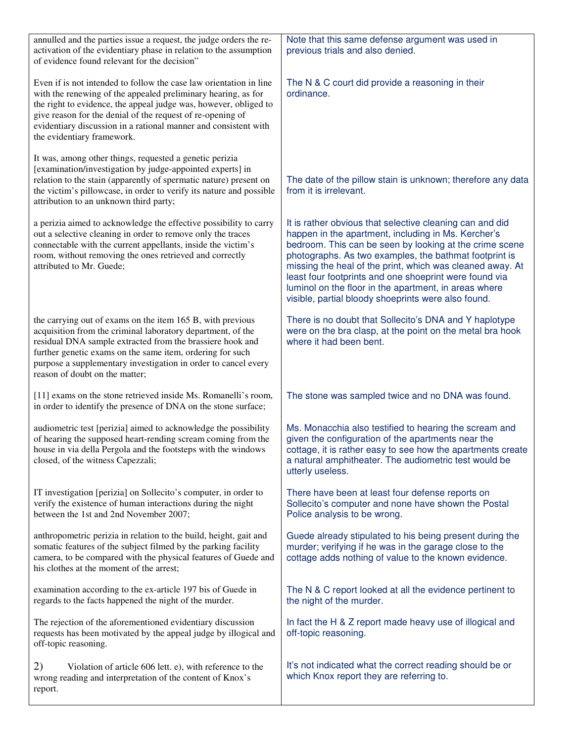| | |
|---|---|
| annulled and the parties issue a request, the judge orders the re-activation of the evidentiary phase in relation to the assumption of evidence found relevant for the decision” | Note that this same defense argument was used in previous trials and also denied. |
| Even if is not intended to follow the case law orientation in line with the renewing of the appealed preliminary hearing, as for the right to evidence, the appeal judge was, however, obliged to give reason for the denial of the request of re-opening of evidentiary discussion in a rational manner and consistent with the evidentiary framework. | The N & C court did provide a reasoning in their ordinance. |
| It was, among other things, requested a genetic perizia [examination/investigation by judge-appointed experts] in relation to the stain (apparently of spermatic nature) present on the victim’s pillowcase, in order to verify its nature and possible attribution to an unknown third party; | The date of the pillow stain is unknown; therefore any data from it is irrelevant. |
| a perizia aimed to acknowledge the effective possibility to carry out a selective cleaning in order to remove only the traces connectable with the current appellants, inside the victim’s room, without removing the ones retrieved and correctly attributed to Mr. Guede; | It is rather obvious that selective cleaning can and did happen in the apartment, including in Ms. Kercher’s bedroom. This can be seen by looking at the crime scene photographs. As two examples, the bathmat footprint is missing the heal of the print, which was cleaned away. At least four footprints and one shoeprint were found via luminol on the floor in the apartment, in areas where visible, partial bloody shoeprints were also found. |
| the carrying out of exams on the item 165 B, with previous acquisition from the criminal laboratory department, of the residual DNA sample extracted from the brassiere hook and further genetic exams on the same item, ordering for such purpose a supplementary investigation in order to cancel every reason of doubt on the matter; | There is no doubt that Sollecito’s DNA and Y haplotype were on the bra clasp, at the point on the metal bra hook where it had been bent. |
| [11] exams on the stone retrieved inside Ms. Romanelli’s room, in order to identify the presence of DNA on the stone surface; | The stone was sampled twice and no DNA was found. |
| audiometric test [perizia] aimed to acknowledge the possibility of hearing the supposed heart-rending scream coming from the house in via della Pergola and the footsteps with the windows closed, of the witness Capezzali; | Ms. Monacchia also testified to hearing the scream and given the configuration of the apartments near the cottage, it is rather easy to see how the apartments create a natural amphitheater. The audiometric test would be utterly useless. |
| IT investigation [perizia] on Sollecito’s computer, in order to verify the existence of human interactions during the night between the 1st and 2nd November 2007; | There have been at least four defense reports on Sollecito’s computer and none have shown the Postal Police analysis to be wrong. |
| anthropometric perizia in relation to the build, height, gait and somatic features of the subject filmed by the parking facility camera, to be compared with the physical features of Guede and his clothes at the moment of the arrest; | Guede already stipulated to his being present during the murder; verifying if he was in the garage close to the cottage adds nothing of value to the known evidence. |
| examination according to the ex-article 197 bis of Guede in regards to the facts happened the night of the murder. | The N & C report looked at all the evidence pertinent to the night of the murder. |
| The rejection of the aforementioned evidentiary discussion requests has been motivated by the appeal judge by illogical and off-topic reasoning. | In fact the H & Z report made heavy use of illogical and off-topic reasoning. |
| 2) Violation of article 606 lett. e), with reference to the wrong reading and interpretation of the content of Knox’s report. | It’s not indicated what the correct reading should be or which Knox report they are referring to. |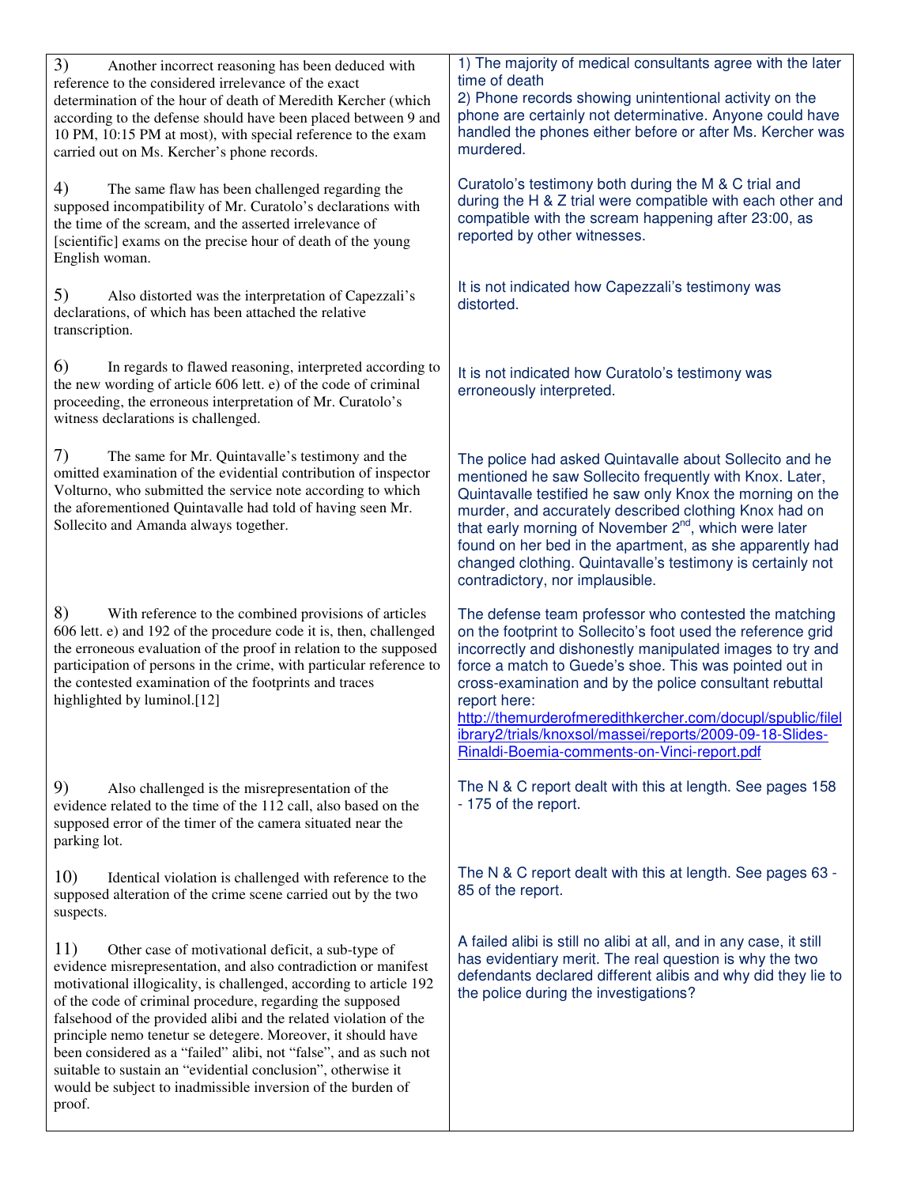| | |
|---|---|
| 3) Another incorrect reasoning has been deduced with reference to the considered irrelevance of the exact determination of the hour of death of Meredith Kercher (which according to the defense should have been placed between 9 and 10 PM, 10:15 PM at most), with special reference to the exam carried out on Ms. Kercher's phone records. | 1) The majority of medical consultants agree with the later time of death<br>2) Phone records showing unintentional activity on the phone are certainly not determinative. Anyone could have handled the phones either before or after Ms. Kercher was murdered. |
| 4) The same flaw has been challenged regarding the supposed incompatibility of Mr. Curatolo's declarations with the time of the scream, and the asserted irrelevance of [scientific] exams on the precise hour of death of the young English woman. | Curatolo's testimony both during the M & C trial and during the H & Z trial were compatible with each other and compatible with the scream happening after 23:00, as reported by other witnesses. |
| 5) Also distorted was the interpretation of Capezzali's declarations, of which has been attached the relative transcription. | It is not indicated how Capezzali's testimony was distorted. |
| 6) In regards to flawed reasoning, interpreted according to the new wording of article 606 lett. e) of the code of criminal proceeding, the erroneous interpretation of Mr. Curatolo's witness declarations is challenged. | It is not indicated how Curatolo's testimony was erroneously interpreted. |
| 7) The same for Mr. Quintavalle's testimony and the omitted examination of the evidential contribution of inspector Volturno, who submitted the service note according to which the aforementioned Quintavalle had told of having seen Mr. Sollecito and Amanda always together. | The police had asked Quintavalle about Sollecito and he mentioned he saw Sollecito frequently with Knox. Later, Quintavalle testified he saw only Knox the morning on the murder, and accurately described clothing Knox had on that early morning of November 2nd, which were later found on her bed in the apartment, as she apparently had changed clothing. Quintavalle's testimony is certainly not contradictory, nor implausible. |
| 8) With reference to the combined provisions of articles 606 lett. e) and 192 of the procedure code it is, then, challenged the erroneous evaluation of the proof in relation to the supposed participation of persons in the crime, with particular reference to the contested examination of the footprints and traces highlighted by luminol.[12] | The defense team professor who contested the matching on the footprint to Sollecito's foot used the reference grid incorrectly and dishonestly manipulated images to try and force a match to Guede's shoe. This was pointed out in cross-examination and by the police consultant rebuttal report here: http://themurderofmeredithkercher.com/docupl/spublic/filelibrary2/trials/knoxsol/massei/reports/2009-09-18-Slides-Rinaldi-Boemia-comments-on-Vinci-report.pdf |
| 9) Also challenged is the misrepresentation of the evidence related to the time of the 112 call, also based on the supposed error of the timer of the camera situated near the parking lot. | The N & C report dealt with this at length. See pages 158 - 175 of the report. |
| 10) Identical violation is challenged with reference to the supposed alteration of the crime scene carried out by the two suspects. | The N & C report dealt with this at length. See pages 63 - 85 of the report. |
| 11) Other case of motivational deficit, a sub-type of evidence misrepresentation, and also contradiction or manifest motivational illogicality, is challenged, according to article 192 of the code of criminal procedure, regarding the supposed falsehood of the provided alibi and the related violation of the principle nemo tenetur se detegere. Moreover, it should have been considered as a "failed" alibi, not "false", and as such not suitable to sustain an "evidential conclusion", otherwise it would be subject to inadmissible inversion of the burden of proof. | A failed alibi is still no alibi at all, and in any case, it still has evidentiary merit. The real question is why the two defendants declared different alibis and why did they lie to the police during the investigations? |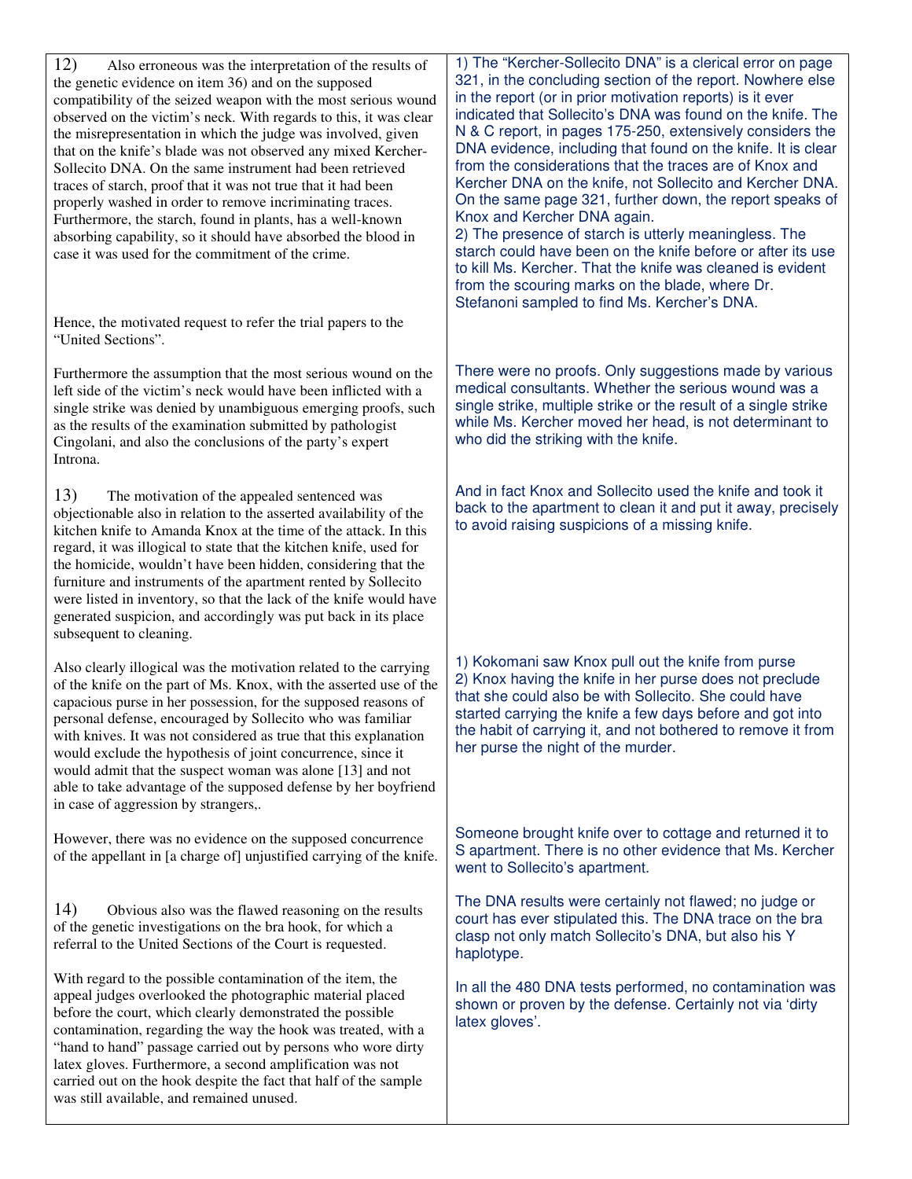| | |
|---|---|
| 12) Also erroneous was the interpretation of the results of the genetic evidence on item 36) and on the supposed compatibility of the seized weapon with the most serious wound observed on the victim's neck. With regards to this, it was clear the misrepresentation in which the judge was involved, given that on the knife's blade was not observed any mixed Kercher-Sollecito DNA. On the same instrument had been retrieved traces of starch, proof that it was not true that it had been properly washed in order to remove incriminating traces. Furthermore, the starch, found in plants, has a well-known absorbing capability, so it should have absorbed the blood in case it was used for the commitment of the crime. | 1) The "Kercher-Sollecito DNA" is a clerical error on page 321, in the concluding section of the report. Nowhere else in the report (or in prior motivation reports) is it ever indicated that Sollecito's DNA was found on the knife. The N & C report, in pages 175-250, extensively considers the DNA evidence, including that found on the knife. It is clear from the considerations that the traces are of Knox and Kercher DNA on the knife, not Sollecito and Kercher DNA. On the same page 321, further down, the report speaks of Knox and Kercher DNA again.<br>2) The presence of starch is utterly meaningless. The starch could have been on the knife before or after its use to kill Ms. Kercher. That the knife was cleaned is evident from the scouring marks on the blade, where Dr. Stefanoni sampled to find Ms. Kercher's DNA. |
| Hence, the motivated request to refer the trial papers to the "United Sections". | |
| Furthermore the assumption that the most serious wound on the left side of the victim's neck would have been inflicted with a single strike was denied by unambiguous emerging proofs, such as the results of the examination submitted by pathologist Cingolani, and also the conclusions of the party's expert Introna. | There were no proofs. Only suggestions made by various medical consultants. Whether the serious wound was a single strike, multiple strike or the result of a single strike while Ms. Kercher moved her head, is not determinant to who did the striking with the knife. |
| 13) The motivation of the appealed sentenced was objectionable also in relation to the asserted availability of the kitchen knife to Amanda Knox at the time of the attack. In this regard, it was illogical to state that the kitchen knife, used for the homicide, wouldn't have been hidden, considering that the furniture and instruments of the apartment rented by Sollecito were listed in inventory, so that the lack of the knife would have generated suspicion, and accordingly was put back in its place subsequent to cleaning. | And in fact Knox and Sollecito used the knife and took it back to the apartment to clean it and put it away, precisely to avoid raising suspicions of a missing knife. |
| Also clearly illogical was the motivation related to the carrying of the knife on the part of Ms. Knox, with the asserted use of the capacious purse in her possession, for the supposed reasons of personal defense, encouraged by Sollecito who was familiar with knives. It was not considered as true that this explanation would exclude the hypothesis of joint concurrence, since it would admit that the suspect woman was alone [13] and not able to take advantage of the supposed defense by her boyfriend in case of aggression by strangers,. | 1) Kokomani saw Knox pull out the knife from purse<br>2) Knox having the knife in her purse does not preclude that she could also be with Sollecito. She could have started carrying the knife a few days before and got into the habit of carrying it, and not bothered to remove it from her purse the night of the murder. |
| However, there was no evidence on the supposed concurrence of the appellant in [a charge of] unjustified carrying of the knife. | Someone brought knife over to cottage and returned it to S apartment. There is no other evidence that Ms. Kercher went to Sollecito's apartment. |
| 14) Obvious also was the flawed reasoning on the results of the genetic investigations on the bra hook, for which a referral to the United Sections of the Court is requested. | The DNA results were certainly not flawed; no judge or court has ever stipulated this. The DNA trace on the bra clasp not only match Sollecito's DNA, but also his Y haplotype. |
| With regard to the possible contamination of the item, the appeal judges overlooked the photographic material placed before the court, which clearly demonstrated the possible contamination, regarding the way the hook was treated, with a "hand to hand" passage carried out by persons who wore dirty latex gloves. Furthermore, a second amplification was not carried out on the hook despite the fact that half of the sample was still available, and remained unused. | In all the 480 DNA tests performed, no contamination was shown or proven by the defense. Certainly not via 'dirty latex gloves'. |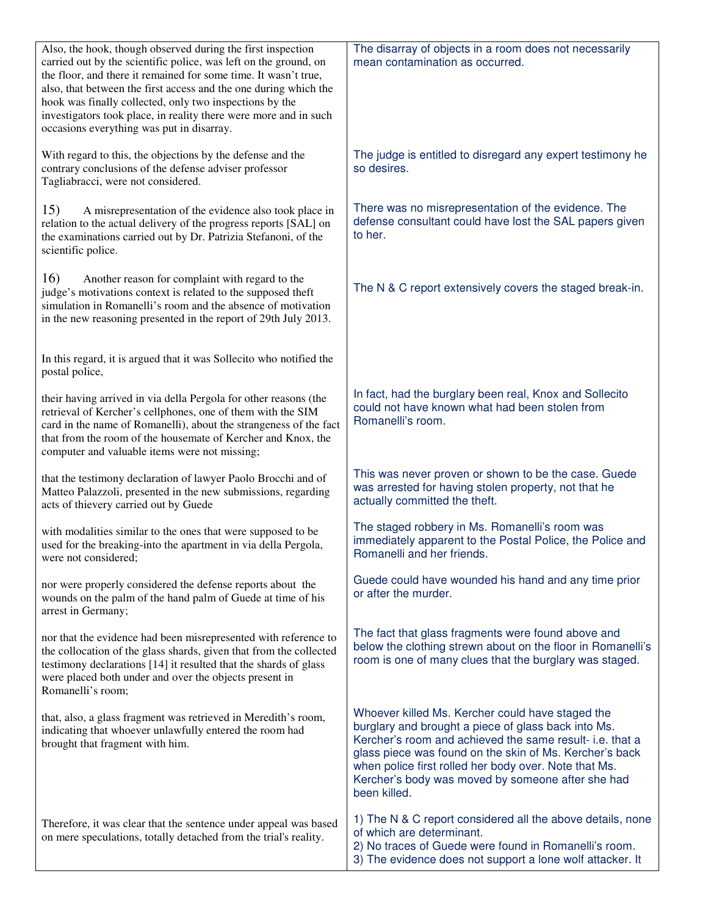| | |
|---|---|
| Also, the hook, though observed during the first inspection carried out by the scientific police, was left on the ground, on the floor, and there it remained for some time. It wasn't true, also, that between the first access and the one during which the hook was finally collected, only two inspections by the investigators took place, in reality there were more and in such occasions everything was put in disarray. | The disarray of objects in a room does not necessarily mean contamination as occurred. |
| With regard to this, the objections by the defense and the contrary conclusions of the defense adviser professor Tagliabracci, were not considered. | The judge is entitled to disregard any expert testimony he so desires. |
| 15) A misrepresentation of the evidence also took place in relation to the actual delivery of the progress reports [SAL] on the examinations carried out by Dr. Patrizia Stefanoni, of the scientific police. | There was no misrepresentation of the evidence. The defense consultant could have lost the SAL papers given to her. |
| 16) Another reason for complaint with regard to the judge's motivations context is related to the supposed theft simulation in Romanelli's room and the absence of motivation in the new reasoning presented in the report of 29th July 2013. | The N & C report extensively covers the staged break-in. |
| In this regard, it is argued that it was Sollecito who notified the postal police, | |
| their having arrived in via della Pergola for other reasons (the retrieval of Kercher's cellphones, one of them with the SIM card in the name of Romanelli), about the strangeness of the fact that from the room of the housemate of Kercher and Knox, the computer and valuable items were not missing; | In fact, had the burglary been real, Knox and Sollecito could not have known what had been stolen from Romanelli's room. |
| that the testimony declaration of lawyer Paolo Brocchi and of Matteo Palazzoli, presented in the new submissions, regarding acts of thievery carried out by Guede | This was never proven or shown to be the case. Guede was arrested for having stolen property, not that he actually committed the theft. |
| with modalities similar to the ones that were supposed to be used for the breaking-into the apartment in via della Pergola, were not considered; | The staged robbery in Ms. Romanelli's room was immediately apparent to the Postal Police, the Police and Romanelli and her friends. |
| nor were properly considered the defense reports about the wounds on the palm of the hand palm of Guede at time of his arrest in Germany; | Guede could have wounded his hand and any time prior or after the murder. |
| nor that the evidence had been misrepresented with reference to the collocation of the glass shards, given that from the collected testimony declarations [14] it resulted that the shards of glass were placed both under and over the objects present in Romanelli's room; | The fact that glass fragments were found above and below the clothing strewn about on the floor in Romanelli's room is one of many clues that the burglary was staged. |
| that, also, a glass fragment was retrieved in Meredith's room, indicating that whoever unlawfully entered the room had brought that fragment with him. | Whoever killed Ms. Kercher could have staged the burglary and brought a piece of glass back into Ms. Kercher's room and achieved the same result- i.e. that a glass piece was found on the skin of Ms. Kercher's back when police first rolled her body over. Note that Ms. Kercher's body was moved by someone after she had been killed. |
| Therefore, it was clear that the sentence under appeal was based on mere speculations, totally detached from the trial's reality. | 1) The N & C report considered all the above details, none of which are determinant.<br>2) No traces of Guede were found in Romanelli's room.<br>3) The evidence does not support a lone wolf attacker. It |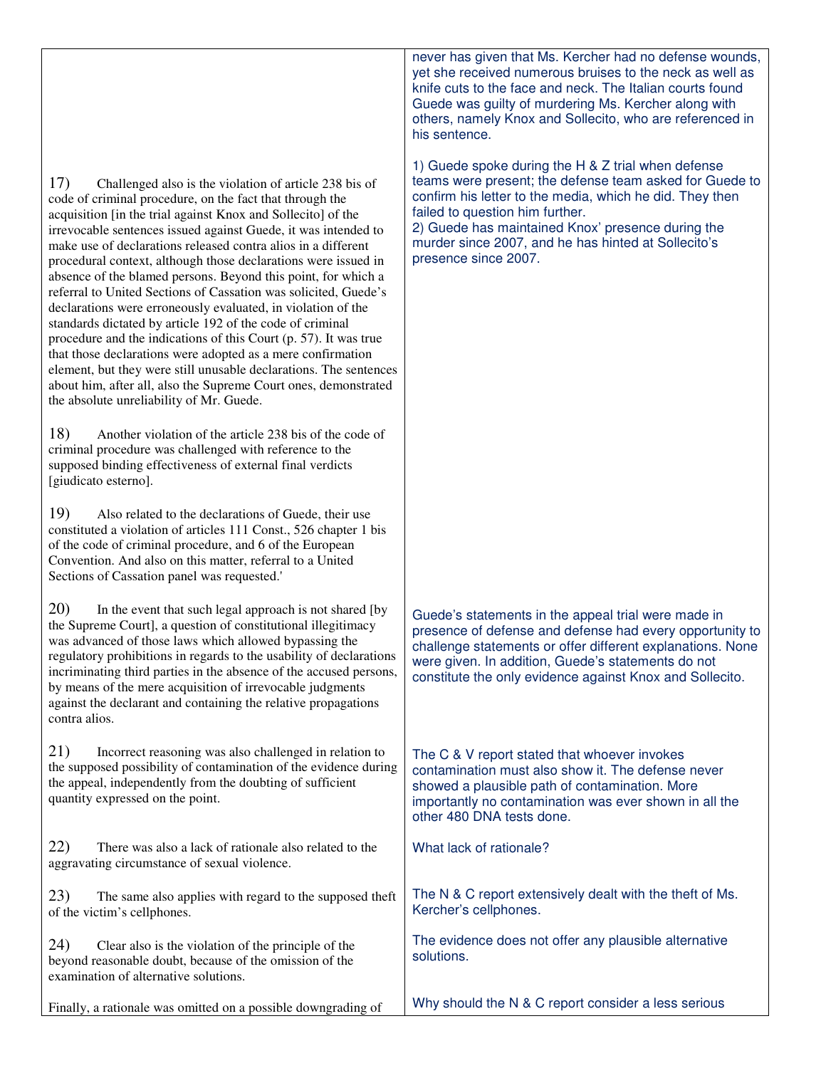| | |
|---|---|
| | never has given that Ms. Kercher had no defense wounds, yet she received numerous bruises to the neck as well as knife cuts to the face and neck. The Italian courts found Guede was guilty of murdering Ms. Kercher along with others, namely Knox and Sollecito, who are referenced in his sentence. |
| 17) Challenged also is the violation of article 238 bis of code of criminal procedure, on the fact that through the acquisition [in the trial against Knox and Sollecito] of the irrevocable sentences issued against Guede, it was intended to make use of declarations released contra alios in a different procedural context, although those declarations were issued in absence of the blamed persons. Beyond this point, for which a referral to United Sections of Cassation was solicited, Guede's declarations were erroneously evaluated, in violation of the standards dictated by article 192 of the code of criminal procedure and the indications of this Court (p. 57). It was true that those declarations were adopted as a mere confirmation element, but they were still unusable declarations. The sentences about him, after all, also the Supreme Court ones, demonstrated the absolute unreliability of Mr. Guede. | 1) Guede spoke during the H & Z trial when defense teams were present; the defense team asked for Guede to confirm his letter to the media, which he did. They then failed to question him further.<br>2) Guede has maintained Knox' presence during the murder since 2007, and he has hinted at Sollecito's presence since 2007. |
| 18) Another violation of the article 238 bis of the code of criminal procedure was challenged with reference to the supposed binding effectiveness of external final verdicts [giudicato esterno]. | |
| 19) Also related to the declarations of Guede, their use constituted a violation of articles 111 Const., 526 chapter 1 bis of the code of criminal procedure, and 6 of the European Convention. And also on this matter, referral to a United Sections of Cassation panel was requested.' | |
| 20) In the event that such legal approach is not shared [by the Supreme Court], a question of constitutional illegitimacy was advanced of those laws which allowed bypassing the regulatory prohibitions in regards to the usability of declarations incriminating third parties in the absence of the accused persons, by means of the mere acquisition of irrevocable judgments against the declarant and containing the relative propagations contra alios. | Guede's statements in the appeal trial were made in presence of defense and defense had every opportunity to challenge statements or offer different explanations. None were given. In addition, Guede's statements do not constitute the only evidence against Knox and Sollecito. |
| 21) Incorrect reasoning was also challenged in relation to the supposed possibility of contamination of the evidence during the appeal, independently from the doubting of sufficient quantity expressed on the point. | The C & V report stated that whoever invokes contamination must also show it. The defense never showed a plausible path of contamination. More importantly no contamination was ever shown in all the other 480 DNA tests done. |
| 22) There was also a lack of rationale also related to the aggravating circumstance of sexual violence. | What lack of rationale? |
| 23) The same also applies with regard to the supposed theft of the victim's cellphones. | The N & C report extensively dealt with the theft of Ms. Kercher's cellphones. |
| 24) Clear also is the violation of the principle of the beyond reasonable doubt, because of the omission of the examination of alternative solutions. | The evidence does not offer any plausible alternative solutions. |
| Finally, a rationale was omitted on a possible downgrading of | Why should the N & C report consider a less serious |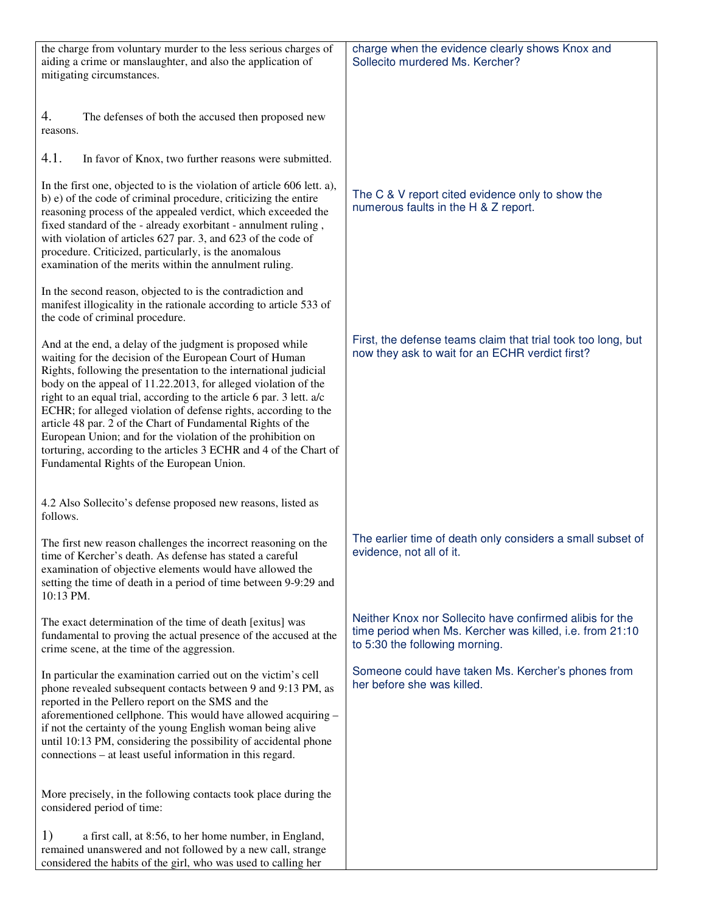| | |
|---|---|
| the charge from voluntary murder to the less serious charges of aiding a crime or manslaughter, and also the application of mitigating circumstances. | charge when the evidence clearly shows Knox and Sollecito murdered Ms. Kercher? |
| 4. The defenses of both the accused then proposed new reasons. | |
| 4.1. In favor of Knox, two further reasons were submitted. | |
| In the first one, objected to is the violation of article 606 lett. a), b) e) of the code of criminal procedure, criticizing the entire reasoning process of the appealed verdict, which exceeded the fixed standard of the - already exorbitant - annulment ruling , with violation of articles 627 par. 3, and 623 of the code of procedure. Criticized, particularly, is the anomalous examination of the merits within the annulment ruling. | The C & V report cited evidence only to show the numerous faults in the H & Z report. |
| In the second reason, objected to is the contradiction and manifest illogicality in the rationale according to article 533 of the code of criminal procedure. | |
| And at the end, a delay of the judgment is proposed while waiting for the decision of the European Court of Human Rights, following the presentation to the international judicial body on the appeal of 11.22.2013, for alleged violation of the right to an equal trial, according to the article 6 par. 3 lett. a/c ECHR; for alleged violation of defense rights, according to the article 48 par. 2 of the Chart of Fundamental Rights of the European Union; and for the violation of the prohibition on torturing, according to the articles 3 ECHR and 4 of the Chart of Fundamental Rights of the European Union. | First, the defense teams claim that trial took too long, but now they ask to wait for an ECHR verdict first? |
| 4.2 Also Sollecito's defense proposed new reasons, listed as follows. | |
| The first new reason challenges the incorrect reasoning on the time of Kercher's death. As defense has stated a careful examination of objective elements would have allowed the setting the time of death in a period of time between 9-9:29 and 10:13 PM. | The earlier time of death only considers a small subset of evidence, not all of it. |
| The exact determination of the time of death [exitus] was fundamental to proving the actual presence of the accused at the crime scene, at the time of the aggression. | Neither Knox nor Sollecito have confirmed alibis for the time period when Ms. Kercher was killed, i.e. from 21:10 to 5:30 the following morning. |
| In particular the examination carried out on the victim's cell phone revealed subsequent contacts between 9 and 9:13 PM, as reported in the Pellero report on the SMS and the aforementioned cellphone. This would have allowed acquiring – if not the certainty of the young English woman being alive until 10:13 PM, considering the possibility of accidental phone connections – at least useful information in this regard. | Someone could have taken Ms. Kercher's phones from her before she was killed. |
| More precisely, in the following contacts took place during the considered period of time: | |
| 1) a first call, at 8:56, to her home number, in England, remained unanswered and not followed by a new call, strange considered the habits of the girl, who was used to calling her | |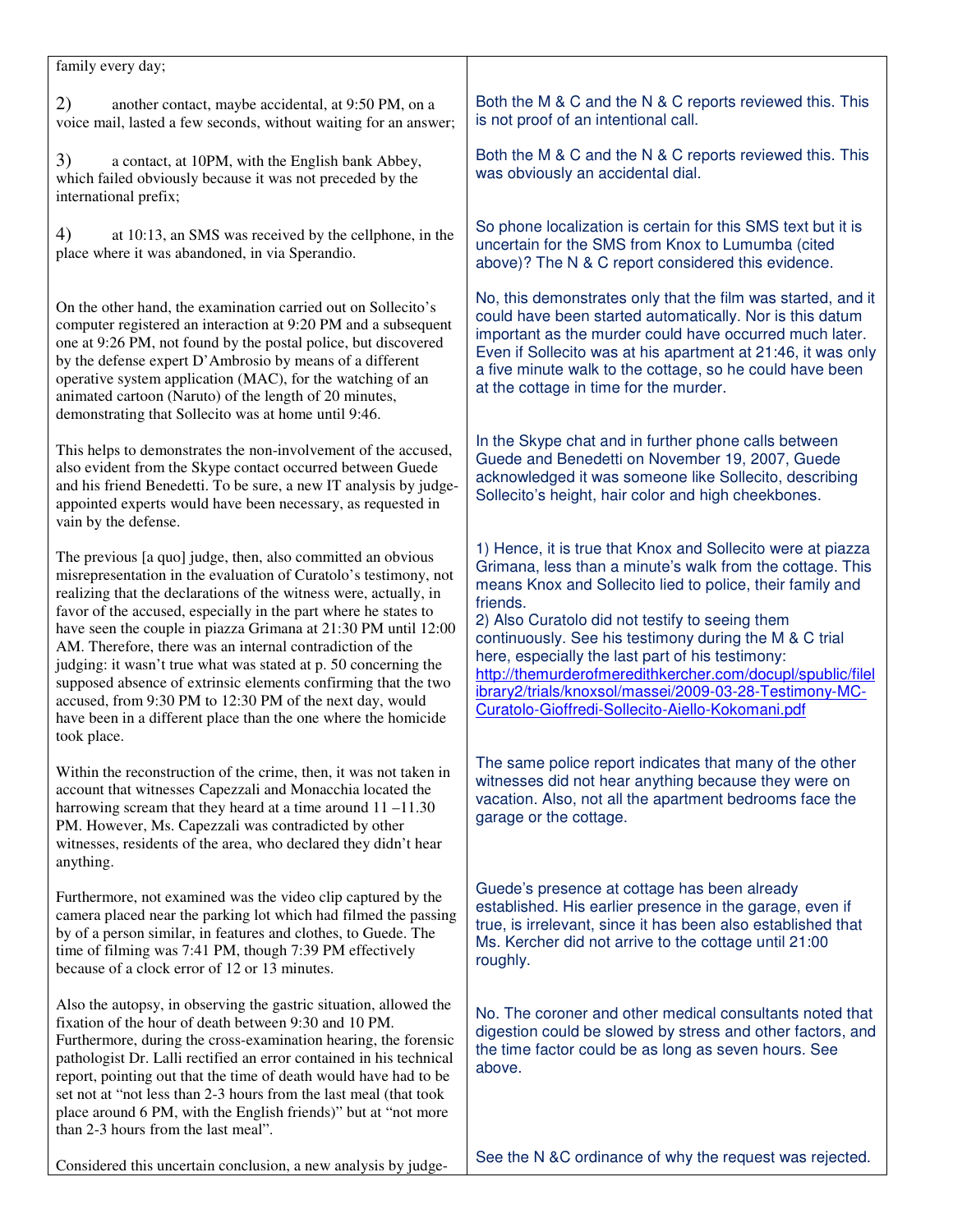| | |
|---|---|
| family every day; | |
| 2) another contact, maybe accidental, at 9:50 PM, on a voice mail, lasted a few seconds, without waiting for an answer; | Both the M & C and the N & C reports reviewed this. This is not proof of an intentional call. |
| 3) a contact, at 10PM, with the English bank Abbey, which failed obviously because it was not preceded by the international prefix; | Both the M & C and the N & C reports reviewed this. This was obviously an accidental dial. |
| 4) at 10:13, an SMS was received by the cellphone, in the place where it was abandoned, in via Sperandio. | So phone localization is certain for this SMS text but it is uncertain for the SMS from Knox to Lumumba (cited above)? The N & C report considered this evidence. |
| On the other hand, the examination carried out on Sollecito's computer registered an interaction at 9:20 PM and a subsequent one at 9:26 PM, not found by the postal police, but discovered by the defense expert D'Ambrosio by means of a different operative system application (MAC), for the watching of an animated cartoon (Naruto) of the length of 20 minutes, demonstrating that Sollecito was at home until 9:46. | No, this demonstrates only that the film was started, and it could have been started automatically. Nor is this datum important as the murder could have occurred much later. Even if Sollecito was at his apartment at 21:46, it was only a five minute walk to the cottage, so he could have been at the cottage in time for the murder. |
| This helps to demonstrates the non-involvement of the accused, also evident from the Skype contact occurred between Guede and his friend Benedetti. To be sure, a new IT analysis by judge-appointed experts would have been necessary, as requested in vain by the defense. | In the Skype chat and in further phone calls between Guede and Benedetti on November 19, 2007, Guede acknowledged it was someone like Sollecito, describing Sollecito's height, hair color and high cheekbones. |
| The previous [a quo] judge, then, also committed an obvious misrepresentation in the evaluation of Curatolo's testimony, not realizing that the declarations of the witness were, actually, in favor of the accused, especially in the part where he states to have seen the couple in piazza Grimana at 21:30 PM until 12:00 AM. Therefore, there was an internal contradiction of the judging: it wasn't true what was stated at p. 50 concerning the supposed absence of extrinsic elements confirming that the two accused, from 9:30 PM to 12:30 PM of the next day, would have been in a different place than the one where the homicide took place. | 1) Hence, it is true that Knox and Sollecito were at piazza Grimana, less than a minute's walk from the cottage. This means Knox and Sollecito lied to police, their family and friends.<br>2) Also Curatolo did not testify to seeing them continuously. See his testimony during the M & C trial here, especially the last part of his testimony: http://themurderofmeredithkercher.com/docupl/spublic/filelibrary2/trials/knoxsol/massei/2009-03-28-Testimony-MC-Curatolo-Gioffredi-Sollecito-Aiello-Kokomani.pdf |
| Within the reconstruction of the crime, then, it was not taken in account that witnesses Capezzali and Monacchia located the harrowing scream that they heard at a time around 11 –11.30 PM. However, Ms. Capezzali was contradicted by other witnesses, residents of the area, who declared they didn't hear anything. | The same police report indicates that many of the other witnesses did not hear anything because they were on vacation. Also, not all the apartment bedrooms face the garage or the cottage. |
| Furthermore, not examined was the video clip captured by the camera placed near the parking lot which had filmed the passing by of a person similar, in features and clothes, to Guede. The time of filming was 7:41 PM, though 7:39 PM effectively because of a clock error of 12 or 13 minutes. | Guede's presence at cottage has been already established. His earlier presence in the garage, even if true, is irrelevant, since it has been also established that Ms. Kercher did not arrive to the cottage until 21:00 roughly. |
| Also the autopsy, in observing the gastric situation, allowed the fixation of the hour of death between 9:30 and 10 PM. Furthermore, during the cross-examination hearing, the forensic pathologist Dr. Lalli rectified an error contained in his technical report, pointing out that the time of death would have had to be set not at "not less than 2-3 hours from the last meal (that took place around 6 PM, with the English friends)" but at "not more than 2-3 hours from the last meal". | No. The coroner and other medical consultants noted that digestion could be slowed by stress and other factors, and the time factor could be as long as seven hours. See above. |
| Considered this uncertain conclusion, a new analysis by judge- | See the N &C ordinance of why the request was rejected. |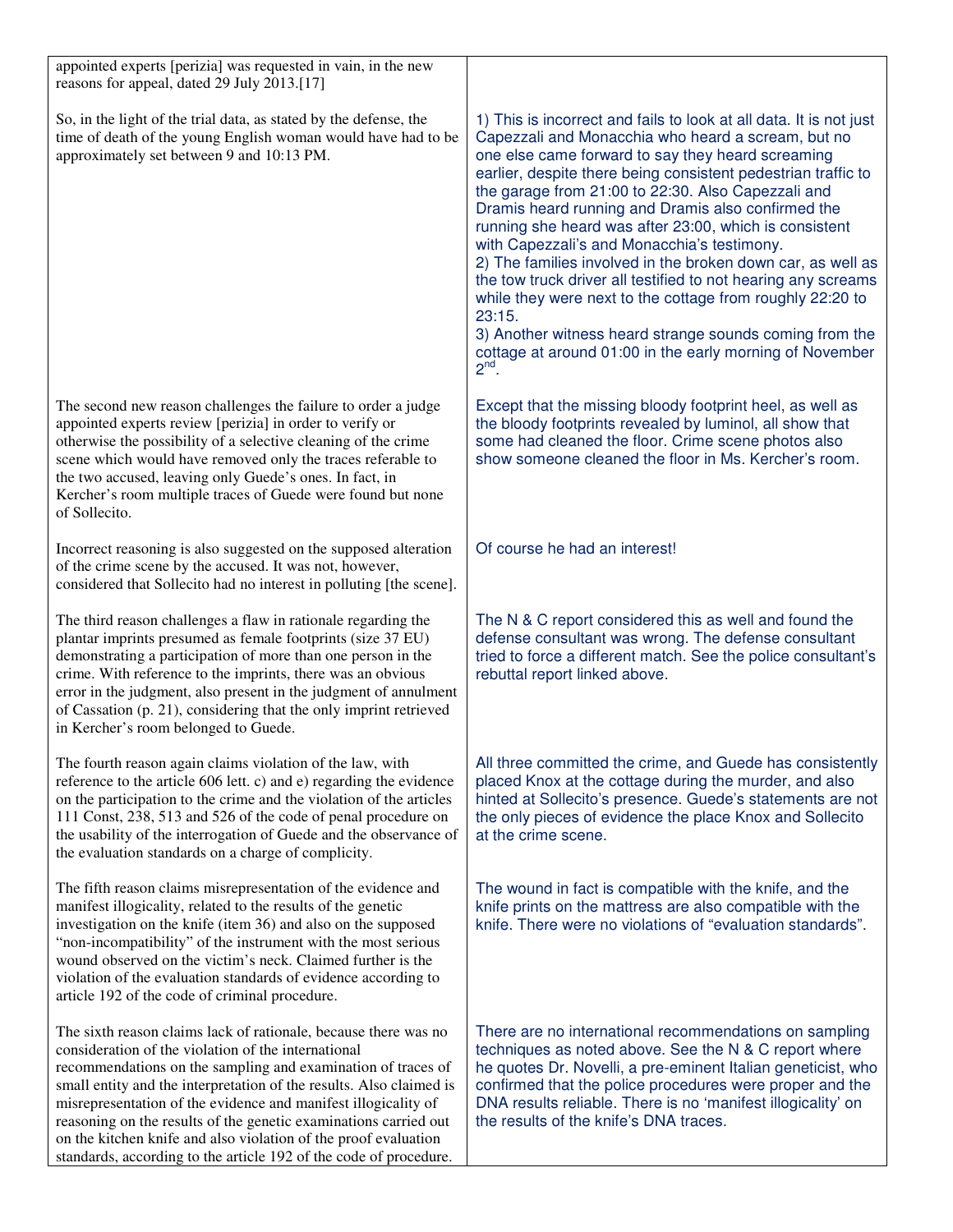| | |
|---|---|
| appointed experts [perizia] was requested in vain, in the new reasons for appeal, dated 29 July 2013.[17] | |
| So, in the light of the trial data, as stated by the defense, the time of death of the young English woman would have had to be approximately set between 9 and 10:13 PM. | 1) This is incorrect and fails to look at all data. It is not just Capezzali and Monacchia who heard a scream, but no one else came forward to say they heard screaming earlier, despite there being consistent pedestrian traffic to the garage from 21:00 to 22:30. Also Capezzali and Dramis heard running and Dramis also confirmed the running she heard was after 23:00, which is consistent with Capezzali's and Monacchia's testimony.<br>2) The families involved in the broken down car, as well as the tow truck driver all testified to not hearing any screams while they were next to the cottage from roughly 22:20 to 23:15.<br>3) Another witness heard strange sounds coming from the cottage at around 01:00 in the early morning of November 2nd. |
| The second new reason challenges the failure to order a judge appointed experts review [perizia] in order to verify or otherwise the possibility of a selective cleaning of the crime scene which would have removed only the traces referable to the two accused, leaving only Guede's ones. In fact, in Kercher's room multiple traces of Guede were found but none of Sollecito. | Except that the missing bloody footprint heel, as well as the bloody footprints revealed by luminol, all show that some had cleaned the floor. Crime scene photos also show someone cleaned the floor in Ms. Kercher's room. |
| Incorrect reasoning is also suggested on the supposed alteration of the crime scene by the accused. It was not, however, considered that Sollecito had no interest in polluting [the scene]. | Of course he had an interest! |
| The third reason challenges a flaw in rationale regarding the plantar imprints presumed as female footprints (size 37 EU) demonstrating a participation of more than one person in the crime. With reference to the imprints, there was an obvious error in the judgment, also present in the judgment of annulment of Cassation (p. 21), considering that the only imprint retrieved in Kercher's room belonged to Guede. | The N & C report considered this as well and found the defense consultant was wrong. The defense consultant tried to force a different match. See the police consultant's rebuttal report linked above. |
| The fourth reason again claims violation of the law, with reference to the article 606 lett. c) and e) regarding the evidence on the participation to the crime and the violation of the articles 111 Const, 238, 513 and 526 of the code of penal procedure on the usability of the interrogation of Guede and the observance of the evaluation standards on a charge of complicity. | All three committed the crime, and Guede has consistently placed Knox at the cottage during the murder, and also hinted at Sollecito's presence. Guede's statements are not the only pieces of evidence the place Knox and Sollecito at the crime scene. |
| The fifth reason claims misrepresentation of the evidence and manifest illogicality, related to the results of the genetic investigation on the knife (item 36) and also on the supposed "non-incompatibility" of the instrument with the most serious wound observed on the victim's neck. Claimed further is the violation of the evaluation standards of evidence according to article 192 of the code of criminal procedure. | The wound in fact is compatible with the knife, and the knife prints on the mattress are also compatible with the knife. There were no violations of "evaluation standards". |
| The sixth reason claims lack of rationale, because there was no consideration of the violation of the international recommendations on the sampling and examination of traces of small entity and the interpretation of the results. Also claimed is misrepresentation of the evidence and manifest illogicality of reasoning on the results of the genetic examinations carried out on the kitchen knife and also violation of the proof evaluation standards, according to the article 192 of the code of procedure. | There are no international recommendations on sampling techniques as noted above. See the N & C report where he quotes Dr. Novelli, a pre-eminent Italian geneticist, who confirmed that the police procedures were proper and the DNA results reliable. There is no 'manifest illogicality' on the results of the knife's DNA traces. |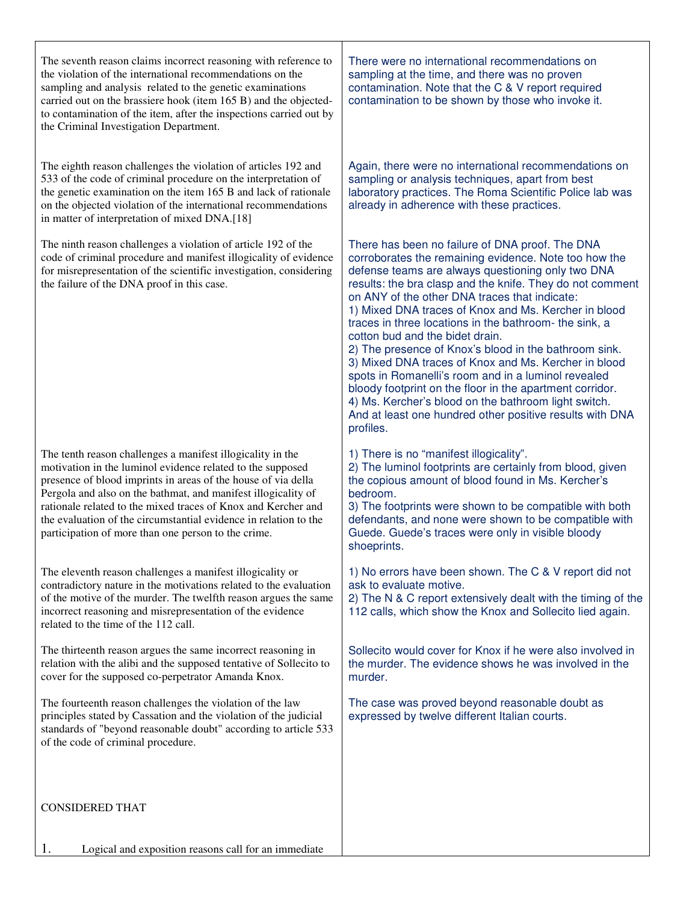| | |
|---|---|
| The seventh reason claims incorrect reasoning with reference to the violation of the international recommendations on the sampling and analysis related to the genetic examinations carried out on the brassiere hook (item 165 B) and the objected-to contamination of the item, after the inspections carried out by the Criminal Investigation Department. | There were no international recommendations on sampling at the time, and there was no proven contamination. Note that the C & V report required contamination to be shown by those who invoke it. |
| The eighth reason challenges the violation of articles 192 and 533 of the code of criminal procedure on the interpretation of the genetic examination on the item 165 B and lack of rationale on the objected violation of the international recommendations in matter of interpretation of mixed DNA.[18] | Again, there were no international recommendations on sampling or analysis techniques, apart from best laboratory practices. The Roma Scientific Police lab was already in adherence with these practices. |
| The ninth reason challenges a violation of article 192 of the code of criminal procedure and manifest illogicality of evidence for misrepresentation of the scientific investigation, considering the failure of the DNA proof in this case. | There has been no failure of DNA proof. The DNA corroborates the remaining evidence. Note too how the defense teams are always questioning only two DNA results: the bra clasp and the knife. They do not comment on ANY of the other DNA traces that indicate:<br>1) Mixed DNA traces of Knox and Ms. Kercher in blood traces in three locations in the bathroom- the sink, a cotton bud and the bidet drain.<br>2) The presence of Knox's blood in the bathroom sink.<br>3) Mixed DNA traces of Knox and Ms. Kercher in blood spots in Romanelli's room and in a luminol revealed bloody footprint on the floor in the apartment corridor.<br>4) Ms. Kercher's blood on the bathroom light switch.<br>And at least one hundred other positive results with DNA profiles. |
| The tenth reason challenges a manifest illogicality in the motivation in the luminol evidence related to the supposed presence of blood imprints in areas of the house of via della Pergola and also on the bathmat, and manifest illogicality of rationale related to the mixed traces of Knox and Kercher and the evaluation of the circumstantial evidence in relation to the participation of more than one person to the crime. | 1) There is no "manifest illogicality".<br>2) The luminol footprints are certainly from blood, given the copious amount of blood found in Ms. Kercher's bedroom.<br>3) The footprints were shown to be compatible with both defendants, and none were shown to be compatible with Guede. Guede's traces were only in visible bloody shoeprints. |
| The eleventh reason challenges a manifest illogicality or contradictory nature in the motivations related to the evaluation of the motive of the murder. The twelfth reason argues the same incorrect reasoning and misrepresentation of the evidence related to the time of the 112 call. | 1) No errors have been shown. The C & V report did not ask to evaluate motive.<br>2) The N & C report extensively dealt with the timing of the 112 calls, which show the Knox and Sollecito lied again. |
| The thirteenth reason argues the same incorrect reasoning in relation with the alibi and the supposed tentative of Sollecito to cover for the supposed co-perpetrator Amanda Knox. | Sollecito would cover for Knox if he were also involved in the murder. The evidence shows he was involved in the murder. |
| The fourteenth reason challenges the violation of the law principles stated by Cassation and the violation of the judicial standards of "beyond reasonable doubt" according to article 533 of the code of criminal procedure. | The case was proved beyond reasonable doubt as expressed by twelve different Italian courts. |
| CONSIDERED THAT<br><br>1. Logical and exposition reasons call for an immediate | |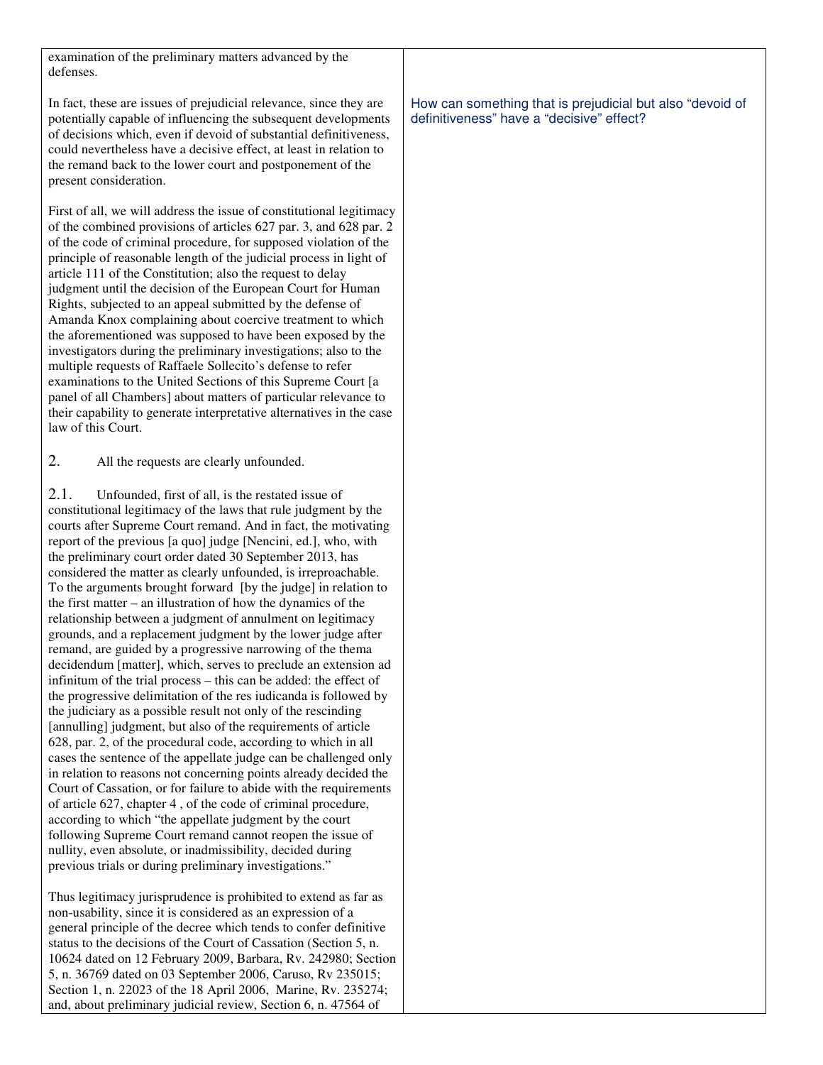examination of the preliminary matters advanced by the defenses.

In fact, these are issues of prejudicial relevance, since they are potentially capable of influencing the subsequent developments of decisions which, even if devoid of substantial definitiveness, could nevertheless have a decisive effect, at least in relation to the remand back to the lower court and postponement of the present consideration.

> How can something that is prejudicial but also "devoid of definitiveness" have a "decisive" effect?

First of all, we will address the issue of constitutional legitimacy of the combined provisions of articles 627 par. 3, and 628 par. 2 of the code of criminal procedure, for supposed violation of the principle of reasonable length of the judicial process in light of article 111 of the Constitution; also the request to delay judgment until the decision of the European Court for Human Rights, subjected to an appeal submitted by the defense of Amanda Knox complaining about coercive treatment to which the aforementioned was supposed to have been exposed by the investigators during the preliminary investigations; also to the multiple requests of Raffaele Sollecito's defense to refer examinations to the United Sections of this Supreme Court [a panel of all Chambers] about matters of particular relevance to their capability to generate interpretative alternatives in the case law of this Court.

2. All the requests are clearly unfounded.

2.1. Unfounded, first of all, is the restated issue of constitutional legitimacy of the laws that rule judgment by the courts after Supreme Court remand. And in fact, the motivating report of the previous [a quo] judge [Nencini, ed.], who, with the preliminary court order dated 30 September 2013, has considered the matter as clearly unfounded, is irreproachable. To the arguments brought forward [by the judge] in relation to the first matter – an illustration of how the dynamics of the relationship between a judgment of annulment on legitimacy grounds, and a replacement judgment by the lower judge after remand, are guided by a progressive narrowing of the thema decidendum [matter], which, serves to preclude an extension ad infinitum of the trial process – this can be added: the effect of the progressive delimitation of the res iudicanda is followed by the judiciary as a possible result not only of the rescinding [annulling] judgment, but also of the requirements of article 628, par. 2, of the procedural code, according to which in all cases the sentence of the appellate judge can be challenged only in relation to reasons not concerning points already decided the Court of Cassation, or for failure to abide with the requirements of article 627, chapter 4 , of the code of criminal procedure, according to which "the appellate judgment by the court following Supreme Court remand cannot reopen the issue of nullity, even absolute, or inadmissibility, decided during previous trials or during preliminary investigations."

Thus legitimacy jurisprudence is prohibited to extend as far as non-usability, since it is considered as an expression of a general principle of the decree which tends to confer definitive status to the decisions of the Court of Cassation (Section 5, n. 10624 dated on 12 February 2009, Barbara, Rv. 242980; Section 5, n. 36769 dated on 03 September 2006, Caruso, Rv 235015; Section 1, n. 22023 of the 18 April 2006, Marine, Rv. 235274; and, about preliminary judicial review, Section 6, n. 47564 of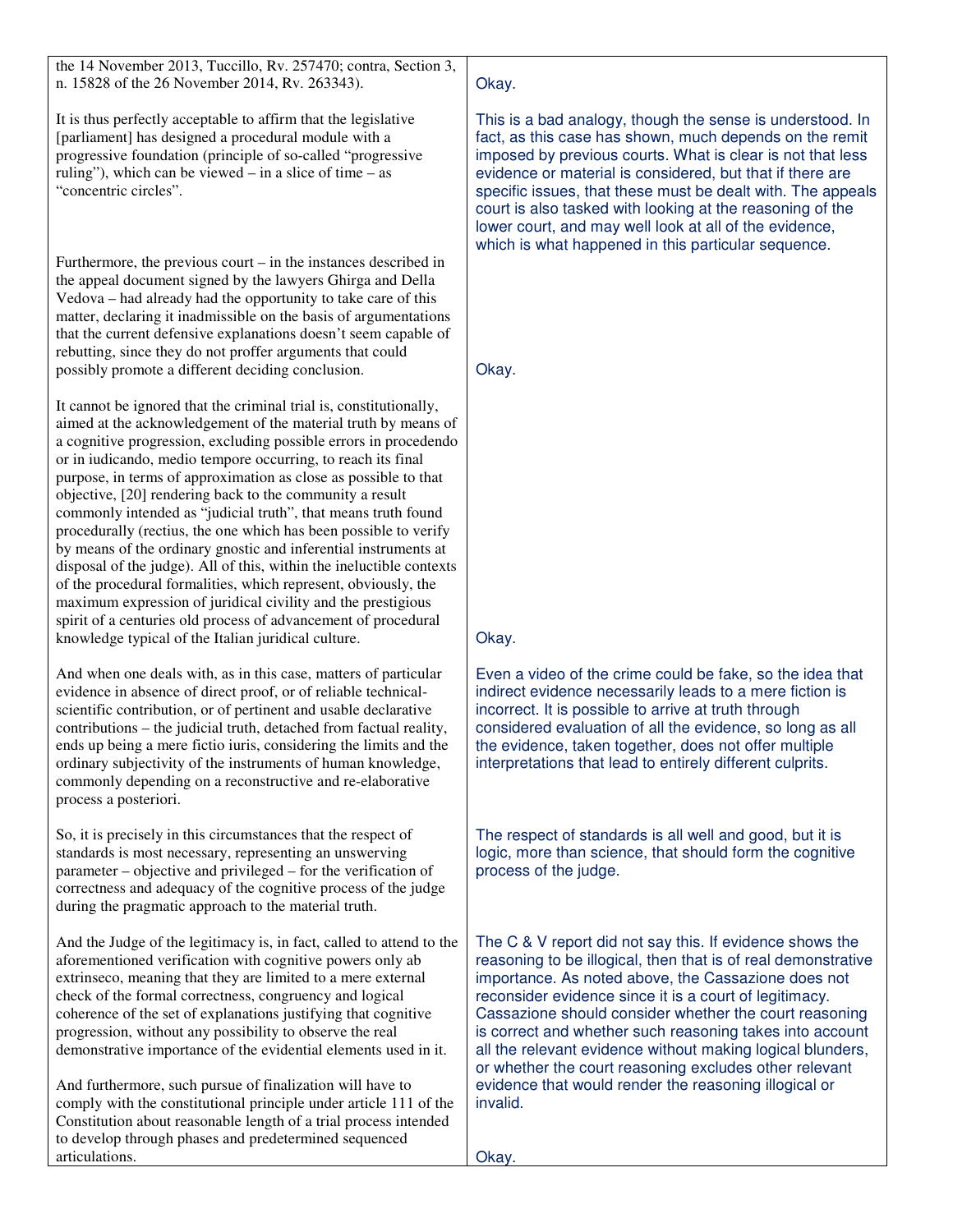| | |
|---|---|
| the 14 November 2013, Tuccillo, Rv. 257470; contra, Section 3, n. 15828 of the 26 November 2014, Rv. 263343). | Okay. |
| It is thus perfectly acceptable to affirm that the legislative [parliament] has designed a procedural module with a progressive foundation (principle of so-called "progressive ruling"), which can be viewed – in a slice of time – as "concentric circles". | This is a bad analogy, though the sense is understood. In fact, as this case has shown, much depends on the remit imposed by previous courts. What is clear is not that less evidence or material is considered, but that if there are specific issues, that these must be dealt with. The appeals court is also tasked with looking at the reasoning of the lower court, and may well look at all of the evidence, which is what happened in this particular sequence. |
| Furthermore, the previous court – in the instances described in the appeal document signed by the lawyers Ghirga and Della Vedova – had already had the opportunity to take care of this matter, declaring it inadmissible on the basis of argumentations that the current defensive explanations doesn't seem capable of rebutting, since they do not proffer arguments that could possibly promote a different deciding conclusion. | Okay. |
| It cannot be ignored that the criminal trial is, constitutionally, aimed at the acknowledgement of the material truth by means of a cognitive progression, excluding possible errors in procedendo or in iudicando, medio tempore occurring, to reach its final purpose, in terms of approximation as close as possible to that objective, [20] rendering back to the community a result commonly intended as "judicial truth", that means truth found procedurally (rectius, the one which has been possible to verify by means of the ordinary gnostic and inferential instruments at disposal of the judge). All of this, within the ineluctible contexts of the procedural formalities, which represent, obviously, the maximum expression of juridical civility and the prestigious spirit of a centuries old process of advancement of procedural knowledge typical of the Italian juridical culture. | Okay. |
| And when one deals with, as in this case, matters of particular evidence in absence of direct proof, or of reliable technical-scientific contribution, or of pertinent and usable declarative contributions – the judicial truth, detached from factual reality, ends up being a mere fictio iuris, considering the limits and the ordinary subjectivity of the instruments of human knowledge, commonly depending on a reconstructive and re-elaborative process a posteriori. | Even a video of the crime could be fake, so the idea that indirect evidence necessarily leads to a mere fiction is incorrect. It is possible to arrive at truth through considered evaluation of all the evidence, so long as all the evidence, taken together, does not offer multiple interpretations that lead to entirely different culprits. |
| So, it is precisely in this circumstances that the respect of standards is most necessary, representing an unswerving parameter – objective and privileged – for the verification of correctness and adequacy of the cognitive process of the judge during the pragmatic approach to the material truth. | The respect of standards is all well and good, but it is logic, more than science, that should form the cognitive process of the judge. |
| And the Judge of the legitimacy is, in fact, called to attend to the aforementioned verification with cognitive powers only ab extrinseco, meaning that they are limited to a mere external check of the formal correctness, congruency and logical coherence of the set of explanations justifying that cognitive progression, without any possibility to observe the real demonstrative importance of the evidential elements used in it. | The C & V report did not say this. If evidence shows the reasoning to be illogical, then that is of real demonstrative importance. As noted above, the Cassazione does not reconsider evidence since it is a court of legitimacy. Cassazione should consider whether the court reasoning is correct and whether such reasoning takes into account all the relevant evidence without making logical blunders, or whether the court reasoning excludes other relevant evidence that would render the reasoning illogical or invalid. |
| And furthermore, such pursue of finalization will have to comply with the constitutional principle under article 111 of the Constitution about reasonable length of a trial process intended to develop through phases and predetermined sequenced articulations. | Okay. |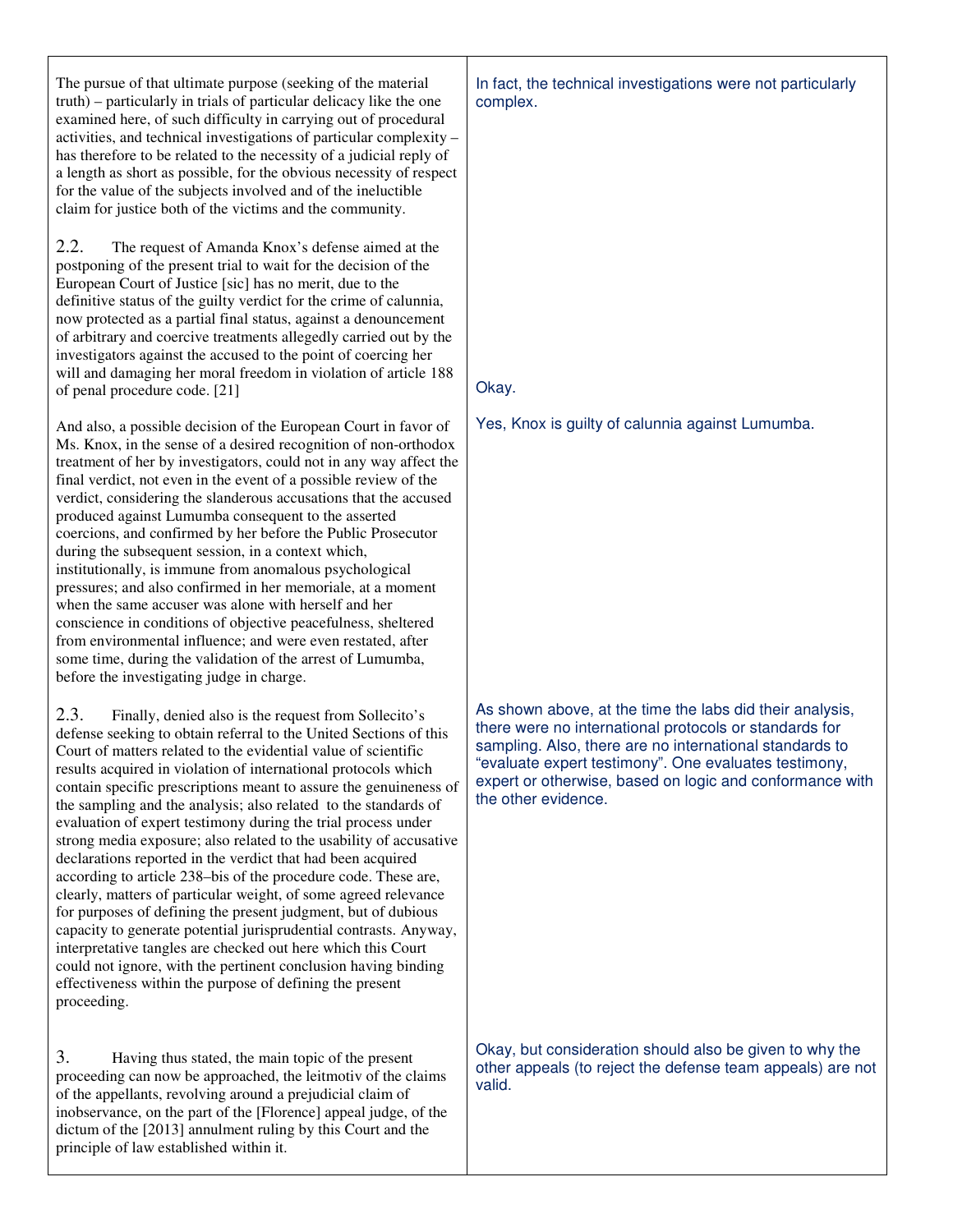| | |
|---|---|
| The pursue of that ultimate purpose (seeking of the material truth) – particularly in trials of particular delicacy like the one examined here, of such difficulty in carrying out of procedural activities, and technical investigations of particular complexity – has therefore to be related to the necessity of a judicial reply of a length as short as possible, for the obvious necessity of respect for the value of the subjects involved and of the ineluctible claim for justice both of the victims and the community. | In fact, the technical investigations were not particularly complex. |
| 2.2. The request of Amanda Knox's defense aimed at the postponing of the present trial to wait for the decision of the European Court of Justice [sic] has no merit, due to the definitive status of the guilty verdict for the crime of calunnia, now protected as a partial final status, against a denouncement of arbitrary and coercive treatments allegedly carried out by the investigators against the accused to the point of coercing her will and damaging her moral freedom in violation of article 188 of penal procedure code. [21] | Okay. |
| And also, a possible decision of the European Court in favor of Ms. Knox, in the sense of a desired recognition of non-orthodox treatment of her by investigators, could not in any way affect the final verdict, not even in the event of a possible review of the verdict, considering the slanderous accusations that the accused produced against Lumumba consequent to the asserted coercions, and confirmed by her before the Public Prosecutor during the subsequent session, in a context which, institutionally, is immune from anomalous psychological pressures; and also confirmed in her memoriale, at a moment when the same accuser was alone with herself and her conscience in conditions of objective peacefulness, sheltered from environmental influence; and were even restated, after some time, during the validation of the arrest of Lumumba, before the investigating judge in charge. | Yes, Knox is guilty of calunnia against Lumumba. |
| 2.3. Finally, denied also is the request from Sollecito's defense seeking to obtain referral to the United Sections of this Court of matters related to the evidential value of scientific results acquired in violation of international protocols which contain specific prescriptions meant to assure the genuineness of the sampling and the analysis; also related to the standards of evaluation of expert testimony during the trial process under strong media exposure; also related to the usability of accusative declarations reported in the verdict that had been acquired according to article 238–bis of the procedure code. These are, clearly, matters of particular weight, of some agreed relevance for purposes of defining the present judgment, but of dubious capacity to generate potential jurisprudential contrasts. Anyway, interpretative tangles are checked out here which this Court could not ignore, with the pertinent conclusion having binding effectiveness within the purpose of defining the present proceeding. | As shown above, at the time the labs did their analysis, there were no international protocols or standards for sampling. Also, there are no international standards to "evaluate expert testimony". One evaluates testimony, expert or otherwise, based on logic and conformance with the other evidence. |
| 3. Having thus stated, the main topic of the present proceeding can now be approached, the leitmotiv of the claims of the appellants, revolving around a prejudicial claim of inobservance, on the part of the [Florence] appeal judge, of the dictum of the [2013] annulment ruling by this Court and the principle of law established within it. | Okay, but consideration should also be given to why the other appeals (to reject the defense team appeals) are not valid. |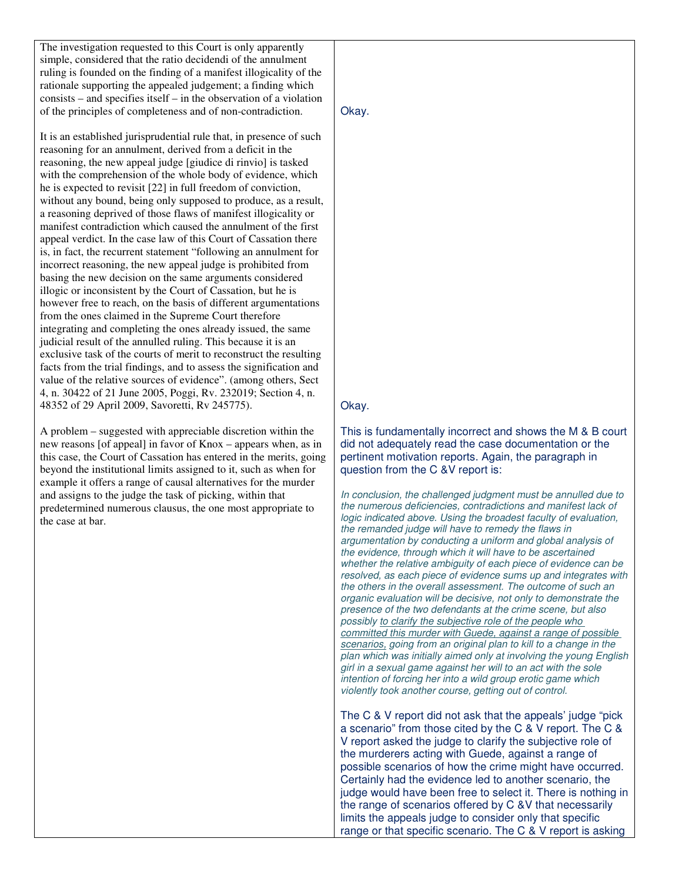| | |
|---|---|
| The investigation requested to this Court is only apparently simple, considered that the ratio decidendi of the annulment ruling is founded on the finding of a manifest illogicality of the rationale supporting the appealed judgement; a finding which consists – and specifies itself – in the observation of a violation of the principles of completeness and of non-contradiction. | Okay. |
| It is an established jurisprudential rule that, in presence of such reasoning for an annulment, derived from a deficit in the reasoning, the new appeal judge [giudice di rinvio] is tasked with the comprehension of the whole body of evidence, which he is expected to revisit [22] in full freedom of conviction, without any bound, being only supposed to produce, as a result, a reasoning deprived of those flaws of manifest illogicality or manifest contradiction which caused the annulment of the first appeal verdict. In the case law of this Court of Cassation there is, in fact, the recurrent statement "following an annulment for incorrect reasoning, the new appeal judge is prohibited from basing the new decision on the same arguments considered illogic or inconsistent by the Court of Cassation, but he is however free to reach, on the basis of different argumentations from the ones claimed in the Supreme Court therefore integrating and completing the ones already issued, the same judicial result of the annulled ruling. This because it is an exclusive task of the courts of merit to reconstruct the resulting facts from the trial findings, and to assess the signification and value of the relative sources of evidence". (among others, Sect 4, n. 30422 of 21 June 2005, Poggi, Rv. 232019; Section 4, n. 48352 of 29 April 2009, Savoretti, Rv 245775). | Okay. |
| A problem – suggested with appreciable discretion within the new reasons [of appeal] in favor of Knox – appears when, as in this case, the Court of Cassation has entered in the merits, going beyond the institutional limits assigned to it, such as when for example it offers a range of causal alternatives for the murder and assigns to the judge the task of picking, within that predetermined numerous clausus, the one most appropriate to the case at bar. | This is fundamentally incorrect and shows the M & B court did not adequately read the case documentation or the pertinent motivation reports. Again, the paragraph in question from the C &V report is:<br><br>*In conclusion, the challenged judgment must be annulled due to the numerous deficiencies, contradictions and manifest lack of logic indicated above. Using the broadest faculty of evaluation, the remanded judge will have to remedy the flaws in argumentation by conducting a uniform and global analysis of the evidence, through which it will have to be ascertained whether the relative ambiguity of each piece of evidence can be resolved, as each piece of evidence sums up and integrates with the others in the overall assessment. The outcome of such an organic evaluation will be decisive, not only to demonstrate the presence of the two defendants at the crime scene, but also possibly <u>to clarify the subjective role of the people who committed this murder with Guede, against a range of possible scenarios,</u> going from an original plan to kill to a change in the plan which was initially aimed only at involving the young English girl in a sexual game against her will to an act with the sole intention of forcing her into a wild group erotic game which violently took another course, getting out of control.*<br><br>The C & V report did not ask that the appeals' judge "pick a scenario" from those cited by the C & V report. The C & V report asked the judge to clarify the subjective role of the murderers acting with Guede, against a range of possible scenarios of how the crime might have occurred. Certainly had the evidence led to another scenario, the judge would have been free to select it. There is nothing in the range of scenarios offered by C &V that necessarily limits the appeals judge to consider only that specific range or that specific scenario. The C & V report is asking |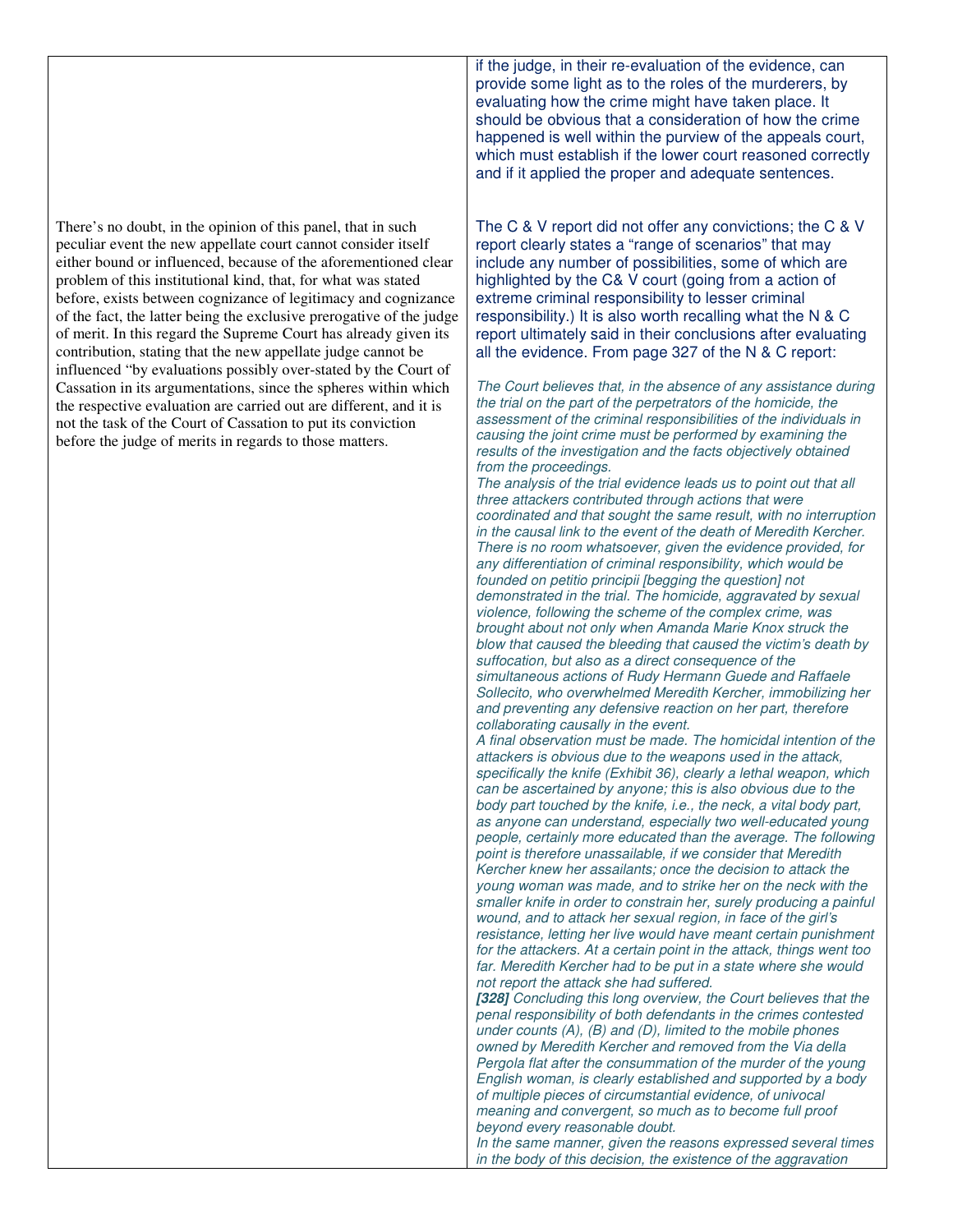| | if the judge, in their re-evaluation of the evidence, can provide some light as to the roles of the murderers, by evaluating how the crime might have taken place. It should be obvious that a consideration of how the crime happened is well within the purview of the appeals court, which must establish if the lower court reasoned correctly and if it applied the proper and adequate sentences. |
|---|---|
| There's no doubt, in the opinion of this panel, that in such peculiar event the new appellate court cannot consider itself either bound or influenced, because of the aforementioned clear problem of this institutional kind, that, for what was stated before, exists between cognizance of legitimacy and cognizance of the fact, the latter being the exclusive prerogative of the judge of merit. In this regard the Supreme Court has already given its contribution, stating that the new appellate judge cannot be influenced "by evaluations possibly over-stated by the Court of Cassation in its argumentations, since the spheres within which the respective evaluation are carried out are different, and it is not the task of the Court of Cassation to put its conviction before the judge of merits in regards to those matters. | The C & V report did not offer any convictions; the C & V report clearly states a "range of scenarios" that may include any number of possibilities, some of which are highlighted by the C& V court (going from a action of extreme criminal responsibility to lesser criminal responsibility.) It is also worth recalling what the N & C report ultimately said in their conclusions after evaluating all the evidence. From page 327 of the N & C report:<br><br>*The Court believes that, in the absence of any assistance during the trial on the part of the perpetrators of the homicide, the assessment of the criminal responsibilities of the individuals in causing the joint crime must be performed by examining the results of the investigation and the facts objectively obtained from the proceedings.*<br>*The analysis of the trial evidence leads us to point out that all three attackers contributed through actions that were coordinated and that sought the same result, with no interruption in the causal link to the event of the death of Meredith Kercher. There is no room whatsoever, given the evidence provided, for any differentiation of criminal responsibility, which would be founded on petitio principii [begging the question] not demonstrated in the trial. The homicide, aggravated by sexual violence, following the scheme of the complex crime, was brought about not only when Amanda Marie Knox struck the blow that caused the bleeding that caused the victim's death by suffocation, but also as a direct consequence of the simultaneous actions of Rudy Hermann Guede and Raffaele Sollecito, who overwhelmed Meredith Kercher, immobilizing her and preventing any defensive reaction on her part, therefore collaborating causally in the event.*<br>*A final observation must be made. The homicidal intention of the attackers is obvious due to the weapons used in the attack, specifically the knife (Exhibit 36), clearly a lethal weapon, which can be ascertained by anyone; this is also obvious due to the body part touched by the knife, i.e., the neck, a vital body part, as anyone can understand, especially two well-educated young people, certainly more educated than the average. The following point is therefore unassailable, if we consider that Meredith Kercher knew her assailants; once the decision to attack the young woman was made, and to strike her on the neck with the smaller knife in order to constrain her, surely producing a painful wound, and to attack her sexual region, in face of the girl's resistance, letting her live would have meant certain punishment for the attackers. At a certain point in the attack, things went too far. Meredith Kercher had to be put in a state where she would not report the attack she had suffered.*<br>***[328]*** *Concluding this long overview, the Court believes that the penal responsibility of both defendants in the crimes contested under counts (A), (B) and (D), limited to the mobile phones owned by Meredith Kercher and removed from the Via della Pergola flat after the consummation of the murder of the young English woman, is clearly established and supported by a body of multiple pieces of circumstantial evidence, of univocal meaning and convergent, so much as to become full proof beyond every reasonable doubt.*<br>*In the same manner, given the reasons expressed several times in the body of this decision, the existence of the aggravation* |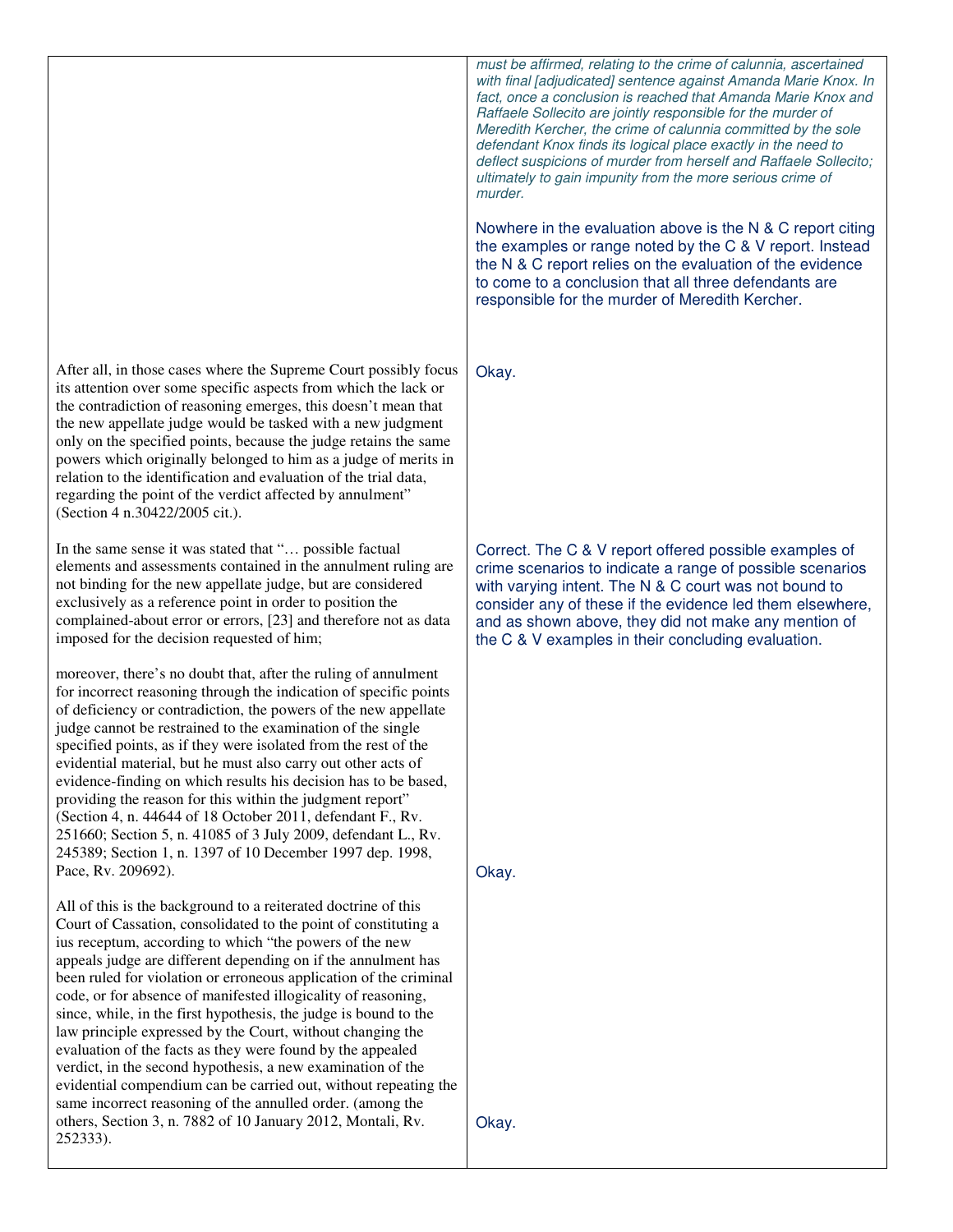| | |
|---|---|
| | *must be affirmed, relating to the crime of calunnia, ascertained with final [adjudicated] sentence against Amanda Marie Knox. In fact, once a conclusion is reached that Amanda Marie Knox and Raffaele Sollecito are jointly responsible for the murder of Meredith Kercher, the crime of calunnia committed by the sole defendant Knox finds its logical place exactly in the need to deflect suspicions of murder from herself and Raffaele Sollecito; ultimately to gain impunity from the more serious crime of murder.*<br><br>Nowhere in the evaluation above is the N & C report citing the examples or range noted by the C & V report. Instead the N & C report relies on the evaluation of the evidence to come to a conclusion that all three defendants are responsible for the murder of Meredith Kercher. |
| After all, in those cases where the Supreme Court possibly focus its attention over some specific aspects from which the lack or the contradiction of reasoning emerges, this doesn't mean that the new appellate judge would be tasked with a new judgment only on the specified points, because the judge retains the same powers which originally belonged to him as a judge of merits in relation to the identification and evaluation of the trial data, regarding the point of the verdict affected by annulment" (Section 4 n.30422/2005 cit.). | Okay. |
| In the same sense it was stated that "… possible factual elements and assessments contained in the annulment ruling are not binding for the new appellate judge, but are considered exclusively as a reference point in order to position the complained-about error or errors, [23] and therefore not as data imposed for the decision requested of him; | Correct. The C & V report offered possible examples of crime scenarios to indicate a range of possible scenarios with varying intent. The N & C court was not bound to consider any of these if the evidence led them elsewhere, and as shown above, they did not make any mention of the C & V examples in their concluding evaluation. |
| moreover, there's no doubt that, after the ruling of annulment for incorrect reasoning through the indication of specific points of deficiency or contradiction, the powers of the new appellate judge cannot be restrained to the examination of the single specified points, as if they were isolated from the rest of the evidential material, but he must also carry out other acts of evidence-finding on which results his decision has to be based, providing the reason for this within the judgment report" (Section 4, n. 44644 of 18 October 2011, defendant F., Rv. 251660; Section 5, n. 41085 of 3 July 2009, defendant L., Rv. 245389; Section 1, n. 1397 of 10 December 1997 dep. 1998, Pace, Rv. 209692). | Okay. |
| All of this is the background to a reiterated doctrine of this Court of Cassation, consolidated to the point of constituting a ius receptum, according to which "the powers of the new appeals judge are different depending on if the annulment has been ruled for violation or erroneous application of the criminal code, or for absence of manifested illogicality of reasoning, since, while, in the first hypothesis, the judge is bound to the law principle expressed by the Court, without changing the evaluation of the facts as they were found by the appealed verdict, in the second hypothesis, a new examination of the evidential compendium can be carried out, without repeating the same incorrect reasoning of the annulled order. (among the others, Section 3, n. 7882 of 10 January 2012, Montali, Rv. 252333). | Okay. |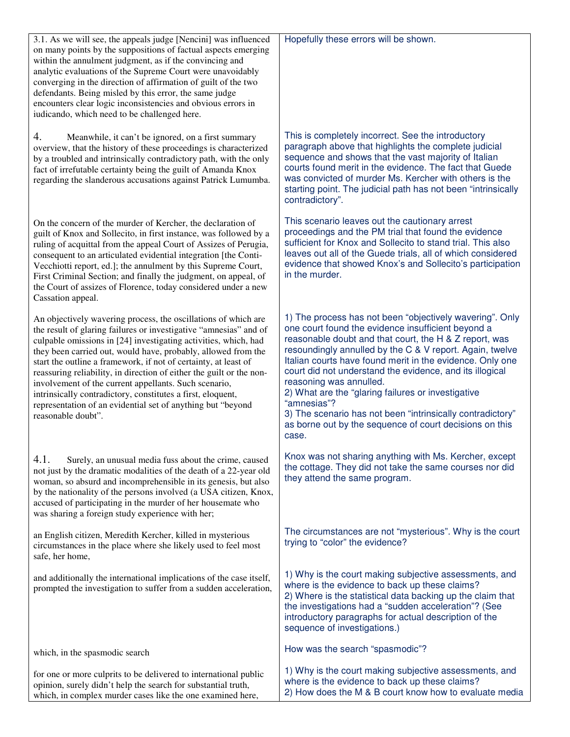| | |
|---|---|
| 3.1. As we will see, the appeals judge [Nencini] was influenced on many points by the suppositions of factual aspects emerging within the annulment judgment, as if the convincing and analytic evaluations of the Supreme Court were unavoidably converging in the direction of affirmation of guilt of the two defendants. Being misled by this error, the same judge encounters clear logic inconsistencies and obvious errors in iudicando, which need to be challenged here. | Hopefully these errors will be shown. |
| 4. Meanwhile, it can't be ignored, on a first summary overview, that the history of these proceedings is characterized by a troubled and intrinsically contradictory path, with the only fact of irrefutable certainty being the guilt of Amanda Knox regarding the slanderous accusations against Patrick Lumumba. | This is completely incorrect. See the introductory paragraph above that highlights the complete judicial sequence and shows that the vast majority of Italian courts found merit in the evidence. The fact that Guede was convicted of murder Ms. Kercher with others is the starting point. The judicial path has not been "intrinsically contradictory". |
| On the concern of the murder of Kercher, the declaration of guilt of Knox and Sollecito, in first instance, was followed by a ruling of acquittal from the appeal Court of Assizes of Perugia, consequent to an articulated evidential integration [the Conti-Vecchiotti report, ed.]; the annulment by this Supreme Court, First Criminal Section; and finally the judgment, on appeal, of the Court of assizes of Florence, today considered under a new Cassation appeal. | This scenario leaves out the cautionary arrest proceedings and the PM trial that found the evidence sufficient for Knox and Sollecito to stand trial. This also leaves out all of the Guede trials, all of which considered evidence that showed Knox's and Sollecito's participation in the murder. |
| An objectively wavering process, the oscillations of which are the result of glaring failures or investigative "amnesias" and of culpable omissions in [24] investigating activities, which, had they been carried out, would have, probably, allowed from the start the outline a framework, if not of certainty, at least of reassuring reliability, in direction of either the guilt or the non-involvement of the current appellants. Such scenario, intrinsically contradictory, constitutes a first, eloquent, representation of an evidential set of anything but "beyond reasonable doubt". | 1) The process has not been "objectively wavering". Only one court found the evidence insufficient beyond a reasonable doubt and that court, the H & Z report, was resoundingly annulled by the C & V report. Again, twelve Italian courts have found merit in the evidence. Only one court did not understand the evidence, and its illogical reasoning was annulled.<br>2) What are the "glaring failures or investigative "amnesias"?<br>3) The scenario has not been "intrinsically contradictory" as borne out by the sequence of court decisions on this case. |
| 4.1. Surely, an unusual media fuss about the crime, caused not just by the dramatic modalities of the death of a 22-year old woman, so absurd and incomprehensible in its genesis, but also by the nationality of the persons involved (a USA citizen, Knox, accused of participating in the murder of her housemate who was sharing a foreign study experience with her; | Knox was not sharing anything with Ms. Kercher, except the cottage. They did not take the same courses nor did they attend the same program. |
| an English citizen, Meredith Kercher, killed in mysterious circumstances in the place where she likely used to feel most safe, her home, | The circumstances are not "mysterious". Why is the court trying to "color" the evidence? |
| and additionally the international implications of the case itself, prompted the investigation to suffer from a sudden acceleration, | 1) Why is the court making subjective assessments, and where is the evidence to back up these claims?<br>2) Where is the statistical data backing up the claim that the investigations had a "sudden acceleration"? (See introductory paragraphs for actual description of the sequence of investigations.) |
| which, in the spasmodic search | How was the search "spasmodic"? |
| for one or more culprits to be delivered to international public opinion, surely didn't help the search for substantial truth, which, in complex murder cases like the one examined here, | 1) Why is the court making subjective assessments, and where is the evidence to back up these claims?<br>2) How does the M & B court know how to evaluate media |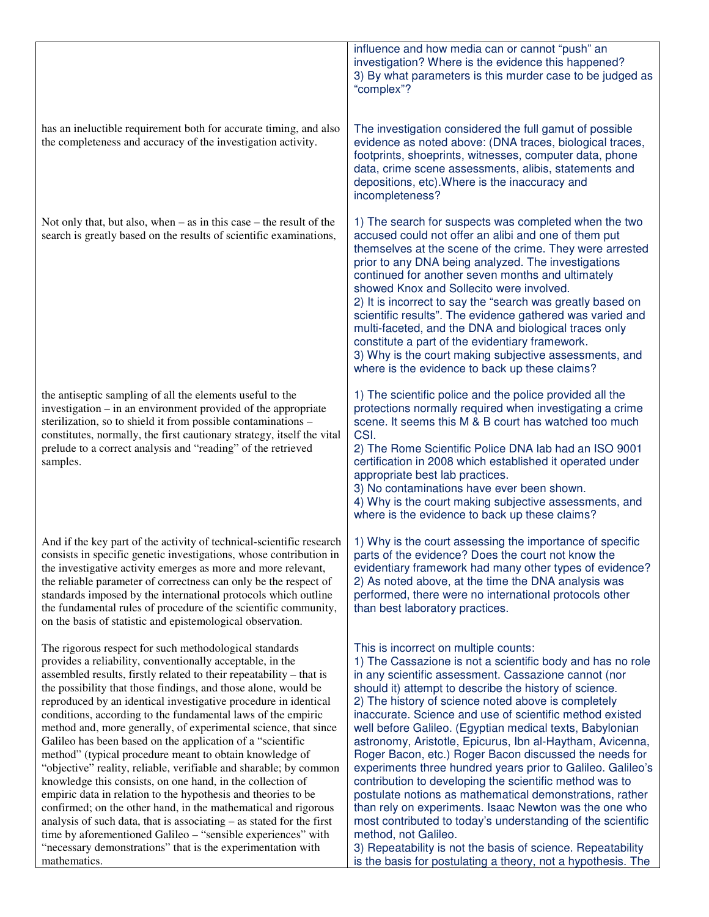| | |
|---|---|
| | influence and how media can or cannot "push" an investigation? Where is the evidence this happened?<br>3) By what parameters is this murder case to be judged as "complex"? |
| has an ineluctible requirement both for accurate timing, and also the completeness and accuracy of the investigation activity. | The investigation considered the full gamut of possible evidence as noted above: (DNA traces, biological traces, footprints, shoeprints, witnesses, computer data, phone data, crime scene assessments, alibis, statements and depositions, etc).Where is the inaccuracy and incompleteness? |
| Not only that, but also, when – as in this case – the result of the search is greatly based on the results of scientific examinations, | 1) The search for suspects was completed when the two accused could not offer an alibi and one of them put themselves at the scene of the crime. They were arrested prior to any DNA being analyzed. The investigations continued for another seven months and ultimately showed Knox and Sollecito were involved.<br>2) It is incorrect to say the "search was greatly based on scientific results". The evidence gathered was varied and multi-faceted, and the DNA and biological traces only constitute a part of the evidentiary framework.<br>3) Why is the court making subjective assessments, and where is the evidence to back up these claims? |
| the antiseptic sampling of all the elements useful to the investigation – in an environment provided of the appropriate sterilization, so to shield it from possible contaminations – constitutes, normally, the first cautionary strategy, itself the vital prelude to a correct analysis and "reading" of the retrieved samples. | 1) The scientific police and the police provided all the protections normally required when investigating a crime scene. It seems this M & B court has watched too much CSI.<br>2) The Rome Scientific Police DNA lab had an ISO 9001 certification in 2008 which established it operated under appropriate best lab practices.<br>3) No contaminations have ever been shown.<br>4) Why is the court making subjective assessments, and where is the evidence to back up these claims? |
| And if the key part of the activity of technical-scientific research consists in specific genetic investigations, whose contribution in the investigative activity emerges as more and more relevant, the reliable parameter of correctness can only be the respect of standards imposed by the international protocols which outline the fundamental rules of procedure of the scientific community, on the basis of statistic and epistemological observation. | 1) Why is the court assessing the importance of specific parts of the evidence? Does the court not know the evidentiary framework had many other types of evidence?<br>2) As noted above, at the time the DNA analysis was performed, there were no international protocols other than best laboratory practices. |
| The rigorous respect for such methodological standards provides a reliability, conventionally acceptable, in the assembled results, firstly related to their repeatability – that is the possibility that those findings, and those alone, would be reproduced by an identical investigative procedure in identical conditions, according to the fundamental laws of the empiric method and, more generally, of experimental science, that since Galileo has been based on the application of a "scientific method" (typical procedure meant to obtain knowledge of "objective" reality, reliable, verifiable and sharable; by common knowledge this consists, on one hand, in the collection of empiric data in relation to the hypothesis and theories to be confirmed; on the other hand, in the mathematical and rigorous analysis of such data, that is associating – as stated for the first time by aforementioned Galileo – "sensible experiences" with "necessary demonstrations" that is the experimentation with mathematics. | This is incorrect on multiple counts:<br>1) The Cassazione is not a scientific body and has no role in any scientific assessment. Cassazione cannot (nor should it) attempt to describe the history of science.<br>2) The history of science noted above is completely inaccurate. Science and use of scientific method existed well before Galileo. (Egyptian medical texts, Babylonian astronomy, Aristotle, Epicurus, Ibn al-Haytham, Avicenna, Roger Bacon, etc.) Roger Bacon discussed the needs for experiments three hundred years prior to Galileo. Galileo's contribution to developing the scientific method was to postulate notions as mathematical demonstrations, rather than rely on experiments. Isaac Newton was the one who most contributed to today's understanding of the scientific method, not Galileo.<br>3) Repeatability is not the basis of science. Repeatability is the basis for postulating a theory, not a hypothesis. The |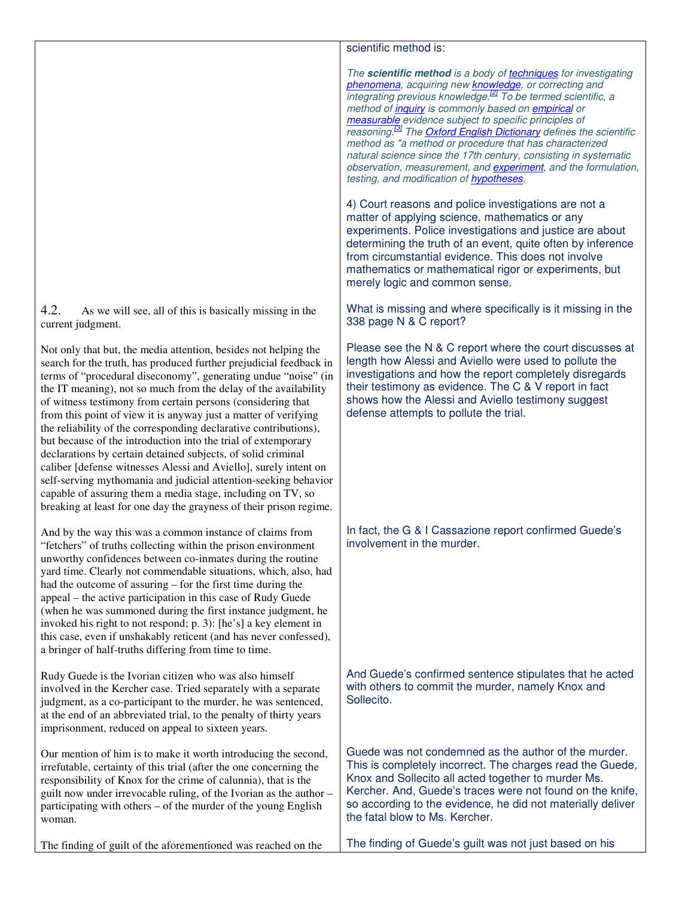| | |
|---|---|
| | scientific method is:<br><br>*The **scientific method** is a body of techniques for investigating phenomena, acquiring new knowledge, or correcting and integrating previous knowledge.[2] To be termed scientific, a method of inquiry is commonly based on empirical or measurable evidence subject to specific principles of reasoning.[3] The Oxford English Dictionary defines the scientific method as "a method or procedure that has characterized natural science since the 17th century, consisting in systematic observation, measurement, and experiment, and the formulation, testing, and modification of hypotheses.*<br><br>4) Court reasons and police investigations are not a matter of applying science, mathematics or any experiments. Police investigations and justice are about determining the truth of an event, quite often by inference from circumstantial evidence. This does not involve mathematics or mathematical rigor or experiments, but merely logic and common sense. |
| 4.2. As we will see, all of this is basically missing in the current judgment. | What is missing and where specifically is it missing in the 338 page N & C report? |
| Not only that but, the media attention, besides not helping the search for the truth, has produced further prejudicial feedback in terms of "procedural diseconomy", generating undue "noise" (in the IT meaning), not so much from the delay of the availability of witness testimony from certain persons (considering that from this point of view it is anyway just a matter of verifying the reliability of the corresponding declarative contributions), but because of the introduction into the trial of extemporary declarations by certain detained subjects, of solid criminal caliber [defense witnesses Alessi and Aviello], surely intent on self-serving mythomania and judicial attention-seeking behavior capable of assuring them a media stage, including on TV, so breaking at least for one day the grayness of their prison regime. | Please see the N & C report where the court discusses at length how Alessi and Aviello were used to pollute the investigations and how the report completely disregards their testimony as evidence. The C & V report in fact shows how the Alessi and Aviello testimony suggest defense attempts to pollute the trial. |
| And by the way this was a common instance of claims from "fetchers" of truths collecting within the prison environment unworthy confidences between co-inmates during the routine yard time. Clearly not commendable situations, which, also, had had the outcome of assuring – for the first time during the appeal – the active participation in this case of Rudy Guede (when he was summoned during the first instance judgment, he invoked his right to not respond; p. 3): [he's] a key element in this case, even if unshakably reticent (and has never confessed), a bringer of half-truths differing from time to time. | In fact, the G & I Cassazione report confirmed Guede's involvement in the murder. |
| Rudy Guede is the Ivorian citizen who was also himself involved in the Kercher case. Tried separately with a separate judgment, as a co-participant to the murder, he was sentenced, at the end of an abbreviated trial, to the penalty of thirty years imprisonment, reduced on appeal to sixteen years. | And Guede's confirmed sentence stipulates that he acted with others to commit the murder, namely Knox and Sollecito. |
| Our mention of him is to make it worth introducing the second, irrefutable, certainty of this trial (after the one concerning the responsibility of Knox for the crime of calunnia), that is the guilt now under irrevocable ruling, of the Ivorian as the author – participating with others – of the murder of the young English woman. | Guede was not condemned as the author of the murder. This is completely incorrect. The charges read the Guede, Knox and Sollecito all acted together to murder Ms. Kercher. And, Guede's traces were not found on the knife, so according to the evidence, he did not materially deliver the fatal blow to Ms. Kercher. |
| The finding of guilt of the aforementioned was reached on the | The finding of Guede's guilt was not just based on his |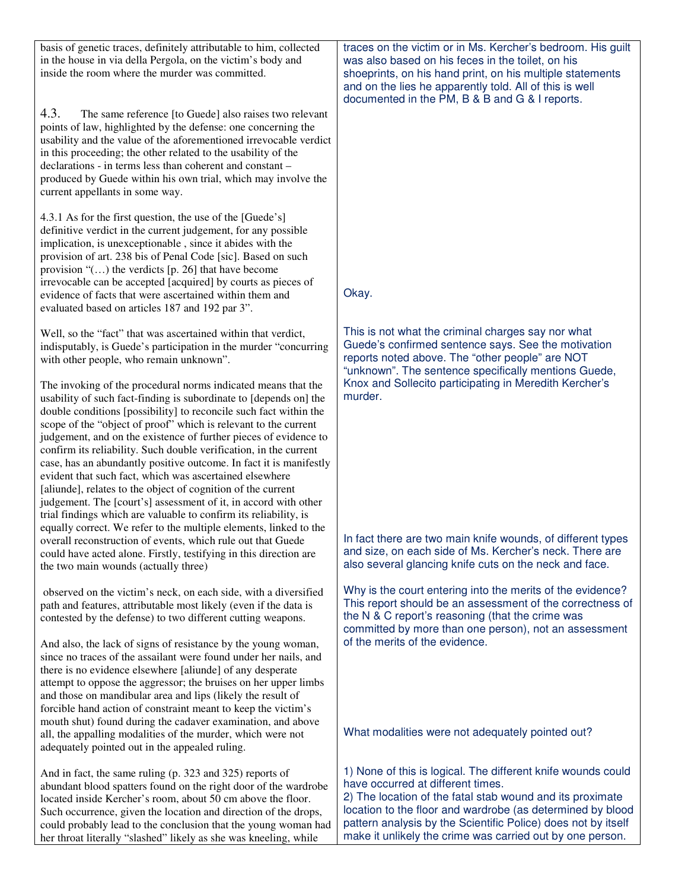| | |
|---|---|
| basis of genetic traces, definitely attributable to him, collected in the house in via della Pergola, on the victim's body and inside the room where the murder was committed. | traces on the victim or in Ms. Kercher's bedroom. His guilt was also based on his feces in the toilet, on his shoeprints, on his hand print, on his multiple statements and on the lies he apparently told. All of this is well documented in the PM, B & B and G & I reports. |
| 4.3. The same reference [to Guede] also raises two relevant points of law, highlighted by the defense: one concerning the usability and the value of the aforementioned irrevocable verdict in this proceeding; the other related to the usability of the declarations - in terms less than coherent and constant – produced by Guede within his own trial, which may involve the current appellants in some way. | |
| 4.3.1 As for the first question, the use of the [Guede's] definitive verdict in the current judgement, for any possible implication, is unexceptionable , since it abides with the provision of art. 238 bis of Penal Code [sic]. Based on such provision "(…) the verdicts [p. 26] that have become irrevocable can be accepted [acquired] by courts as pieces of evidence of facts that were ascertained within them and evaluated based on articles 187 and 192 par 3". | Okay. |
| Well, so the "fact" that was ascertained within that verdict, indisputably, is Guede's participation in the murder "concurring with other people, who remain unknown".<br><br>The invoking of the procedural norms indicated means that the usability of such fact-finding is subordinate to [depends on] the double conditions [possibility] to reconcile such fact within the scope of the "object of proof" which is relevant to the current judgement, and on the existence of further pieces of evidence to confirm its reliability. Such double verification, in the current case, has an abundantly positive outcome. In fact it is manifestly evident that such fact, which was ascertained elsewhere [aliunde], relates to the object of cognition of the current judgement. The [court's] assessment of it, in accord with other trial findings which are valuable to confirm its reliability, is equally correct. We refer to the multiple elements, linked to the overall reconstruction of events, which rule out that Guede could have acted alone. Firstly, testifying in this direction are the two main wounds (actually three) | This is not what the criminal charges say nor what Guede's confirmed sentence says. See the motivation reports noted above. The "other people" are NOT "unknown". The sentence specifically mentions Guede, Knox and Sollecito participating in Meredith Kercher's murder.<br><br>In fact there are two main knife wounds, of different types and size, on each side of Ms. Kercher's neck. There are also several glancing knife cuts on the neck and face. |
| observed on the victim's neck, on each side, with a diversified path and features, attributable most likely (even if the data is contested by the defense) to two different cutting weapons.<br><br>And also, the lack of signs of resistance by the young woman, since no traces of the assailant were found under her nails, and there is no evidence elsewhere [aliunde] of any desperate attempt to oppose the aggressor; the bruises on her upper limbs and those on mandibular area and lips (likely the result of forcible hand action of constraint meant to keep the victim's mouth shut) found during the cadaver examination, and above all, the appalling modalities of the murder, which were not adequately pointed out in the appealed ruling. | Why is the court entering into the merits of the evidence? This report should be an assessment of the correctness of the N & C report's reasoning (that the crime was committed by more than one person), not an assessment of the merits of the evidence.<br><br>What modalities were not adequately pointed out? |
| And in fact, the same ruling (p. 323 and 325) reports of abundant blood spatters found on the right door of the wardrobe located inside Kercher's room, about 50 cm above the floor. Such occurrence, given the location and direction of the drops, could probably lead to the conclusion that the young woman had her throat literally "slashed" likely as she was kneeling, while | 1) None of this is logical. The different knife wounds could have occurred at different times.<br>2) The location of the fatal stab wound and its proximate location to the floor and wardrobe (as determined by blood pattern analysis by the Scientific Police) does not by itself make it unlikely the crime was carried out by one person. |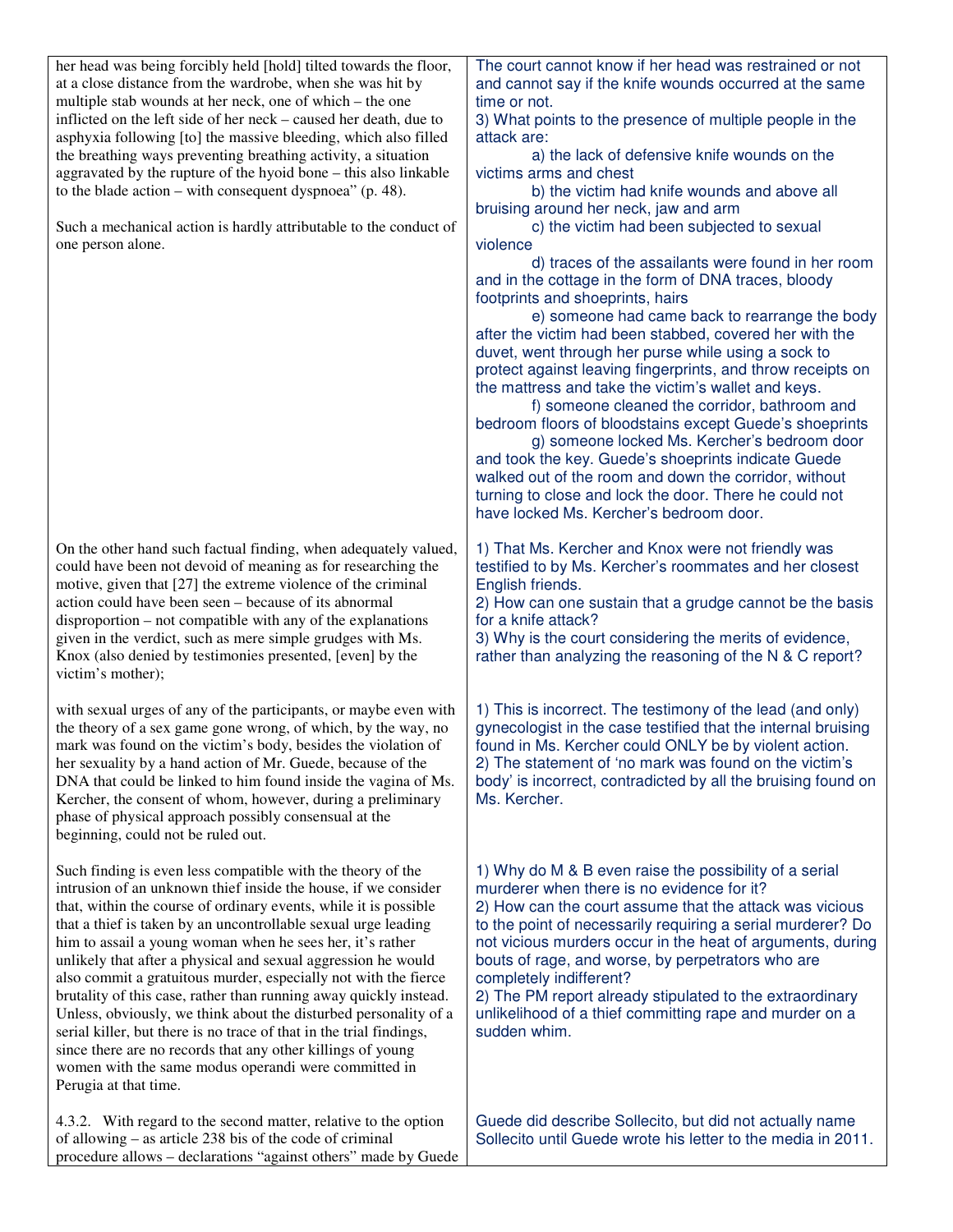| | |
|---|---|
| her head was being forcibly held [hold] tilted towards the floor, at a close distance from the wardrobe, when she was hit by multiple stab wounds at her neck, one of which – the one inflicted on the left side of her neck – caused her death, due to asphyxia following [to] the massive bleeding, which also filled the breathing ways preventing breathing activity, a situation aggravated by the rupture of the hyoid bone – this also linkable to the blade action – with consequent dyspnoea" (p. 48).<br><br>Such a mechanical action is hardly attributable to the conduct of one person alone. | The court cannot know if her head was restrained or not and cannot say if the knife wounds occurred at the same time or not.<br>3) What points to the presence of multiple people in the attack are:<br>a) the lack of defensive knife wounds on the victims arms and chest<br>b) the victim had knife wounds and above all bruising around her neck, jaw and arm<br>c) the victim had been subjected to sexual violence<br>d) traces of the assailants were found in her room and in the cottage in the form of DNA traces, bloody footprints and shoeprints, hairs<br>e) someone had came back to rearrange the body after the victim had been stabbed, covered her with the duvet, went through her purse while using a sock to protect against leaving fingerprints, and throw receipts on the mattress and take the victim's wallet and keys.<br>f) someone cleaned the corridor, bathroom and bedroom floors of bloodstains except Guede's shoeprints<br>g) someone locked Ms. Kercher's bedroom door and took the key. Guede's shoeprints indicate Guede walked out of the room and down the corridor, without turning to close and lock the door. There he could not have locked Ms. Kercher's bedroom door. |
| On the other hand such factual finding, when adequately valued, could have been not devoid of meaning as for researching the motive, given that [27] the extreme violence of the criminal action could have been seen – because of its abnormal disproportion – not compatible with any of the explanations given in the verdict, such as mere simple grudges with Ms. Knox (also denied by testimonies presented, [even] by the victim's mother); | 1) That Ms. Kercher and Knox were not friendly was testified to by Ms. Kercher's roommates and her closest English friends.<br>2) How can one sustain that a grudge cannot be the basis for a knife attack?<br>3) Why is the court considering the merits of evidence, rather than analyzing the reasoning of the N & C report? |
| with sexual urges of any of the participants, or maybe even with the theory of a sex game gone wrong, of which, by the way, no mark was found on the victim's body, besides the violation of her sexuality by a hand action of Mr. Guede, because of the DNA that could be linked to him found inside the vagina of Ms. Kercher, the consent of whom, however, during a preliminary phase of physical approach possibly consensual at the beginning, could not be ruled out. | 1) This is incorrect. The testimony of the lead (and only) gynecologist in the case testified that the internal bruising found in Ms. Kercher could ONLY be by violent action.<br>2) The statement of 'no mark was found on the victim's body' is incorrect, contradicted by all the bruising found on Ms. Kercher. |
| Such finding is even less compatible with the theory of the intrusion of an unknown thief inside the house, if we consider that, within the course of ordinary events, while it is possible that a thief is taken by an uncontrollable sexual urge leading him to assail a young woman when he sees her, it's rather unlikely that after a physical and sexual aggression he would also commit a gratuitous murder, especially not with the fierce brutality of this case, rather than running away quickly instead. Unless, obviously, we think about the disturbed personality of a serial killer, but there is no trace of that in the trial findings, since there are no records that any other killings of young women with the same modus operandi were committed in Perugia at that time. | 1) Why do M & B even raise the possibility of a serial murderer when there is no evidence for it?<br>2) How can the court assume that the attack was vicious to the point of necessarily requiring a serial murderer? Do not vicious murders occur in the heat of arguments, during bouts of rage, and worse, by perpetrators who are completely indifferent?<br>2) The PM report already stipulated to the extraordinary unlikelihood of a thief committing rape and murder on a sudden whim. |
| 4.3.2. With regard to the second matter, relative to the option of allowing – as article 238 bis of the code of criminal procedure allows – declarations "against others" made by Guede | Guede did describe Sollecito, but did not actually name Sollecito until Guede wrote his letter to the media in 2011. |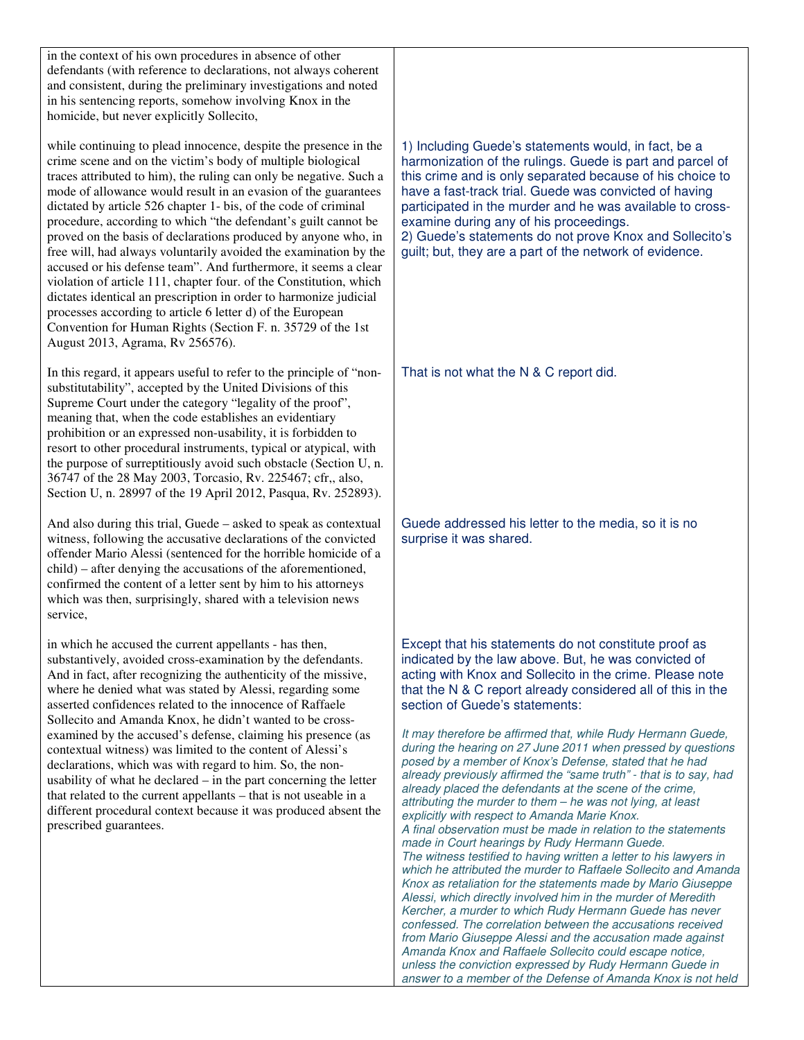| | |
|---|---|
| in the context of his own procedures in absence of other defendants (with reference to declarations, not always coherent and consistent, during the preliminary investigations and noted in his sentencing reports, somehow involving Knox in the homicide, but never explicitly Sollecito, | |
| while continuing to plead innocence, despite the presence in the crime scene and on the victim's body of multiple biological traces attributed to him), the ruling can only be negative. Such a mode of allowance would result in an evasion of the guarantees dictated by article 526 chapter 1- bis, of the code of criminal procedure, according to which "the defendant's guilt cannot be proved on the basis of declarations produced by anyone who, in free will, had always voluntarily avoided the examination by the accused or his defense team". And furthermore, it seems a clear violation of article 111, chapter four. of the Constitution, which dictates identical an prescription in order to harmonize judicial processes according to article 6 letter d) of the European Convention for Human Rights (Section F. n. 35729 of the 1st August 2013, Agrama, Rv 256576). | 1) Including Guede's statements would, in fact, be a harmonization of the rulings. Guede is part and parcel of this crime and is only separated because of his choice to have a fast-track trial. Guede was convicted of having participated in the murder and he was available to cross-examine during any of his proceedings.<br>2) Guede's statements do not prove Knox and Sollecito's guilt; but, they are a part of the network of evidence. |
| In this regard, it appears useful to refer to the principle of "non-substitutability", accepted by the United Divisions of this Supreme Court under the category "legality of the proof", meaning that, when the code establishes an evidentiary prohibition or an expressed non-usability, it is forbidden to resort to other procedural instruments, typical or atypical, with the purpose of surreptitiously avoid such obstacle (Section U, n. 36747 of the 28 May 2003, Torcasio, Rv. 225467; cfr,, also, Section U, n. 28997 of the 19 April 2012, Pasqua, Rv. 252893). | That is not what the N & C report did. |
| And also during this trial, Guede – asked to speak as contextual witness, following the accusative declarations of the convicted offender Mario Alessi (sentenced for the horrible homicide of a child) – after denying the accusations of the aforementioned, confirmed the content of a letter sent by him to his attorneys which was then, surprisingly, shared with a television news service, | Guede addressed his letter to the media, so it is no surprise it was shared. |
| in which he accused the current appellants - has then, substantively, avoided cross-examination by the defendants. And in fact, after recognizing the authenticity of the missive, where he denied what was stated by Alessi, regarding some asserted confidences related to the innocence of Raffaele Sollecito and Amanda Knox, he didn't wanted to be cross-examined by the accused's defense, claiming his presence (as contextual witness) was limited to the content of Alessi's declarations, which was with regard to him. So, the non-usability of what he declared – in the part concerning the letter that related to the current appellants – that is not useable in a different procedural context because it was produced absent the prescribed guarantees. | Except that his statements do not constitute proof as indicated by the law above. But, he was convicted of acting with Knox and Sollecito in the crime. Please note that the N & C report already considered all of this in the section of Guede's statements:<br><br>*It may therefore be affirmed that, while Rudy Hermann Guede, during the hearing on 27 June 2011 when pressed by questions posed by a member of Knox's Defense, stated that he had already previously affirmed the "same truth" - that is to say, had already placed the defendants at the scene of the crime, attributing the murder to them – he was not lying, at least explicitly with respect to Amanda Marie Knox.*<br>*A final observation must be made in relation to the statements made in Court hearings by Rudy Hermann Guede.*<br>*The witness testified to having written a letter to his lawyers in which he attributed the murder to Raffaele Sollecito and Amanda Knox as retaliation for the statements made by Mario Giuseppe Alessi, which directly involved him in the murder of Meredith Kercher, a murder to which Rudy Hermann Guede has never confessed. The correlation between the accusations received from Mario Giuseppe Alessi and the accusation made against Amanda Knox and Raffaele Sollecito could escape notice, unless the conviction expressed by Rudy Hermann Guede in answer to a member of the Defense of Amanda Knox is not held* |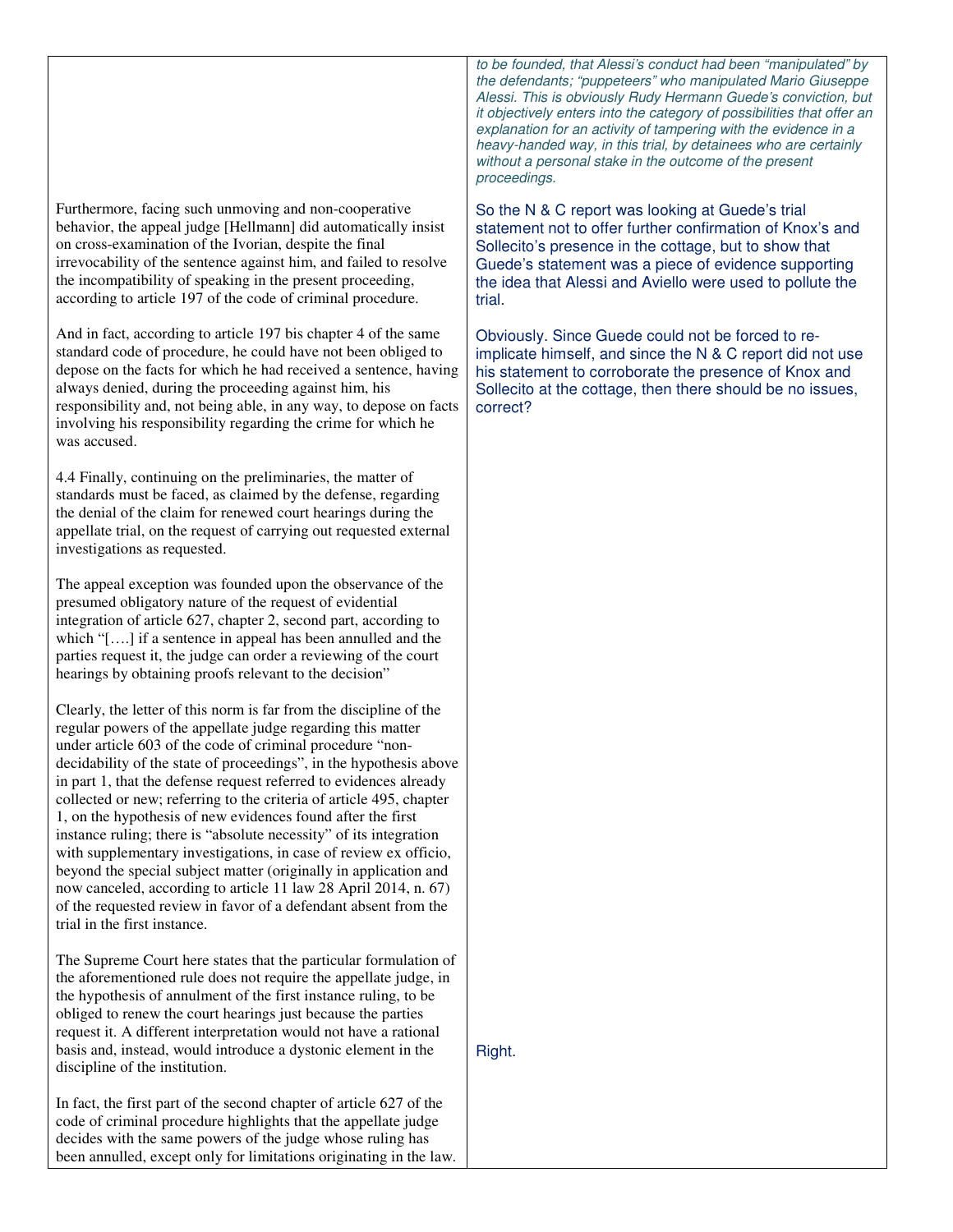| | |
|---|---|
| | *to be founded, that Alessi's conduct had been "manipulated" by the defendants; "puppeteers" who manipulated Mario Giuseppe Alessi. This is obviously Rudy Hermann Guede's conviction, but it objectively enters into the category of possibilities that offer an explanation for an activity of tampering with the evidence in a heavy-handed way, in this trial, by detainees who are certainly without a personal stake in the outcome of the present proceedings.* |
| Furthermore, facing such unmoving and non-cooperative behavior, the appeal judge [Hellmann] did automatically insist on cross-examination of the Ivorian, despite the final irrevocability of the sentence against him, and failed to resolve the incompatibility of speaking in the present proceeding, according to article 197 of the code of criminal procedure. | So the N & C report was looking at Guede's trial statement not to offer further confirmation of Knox's and Sollecito's presence in the cottage, but to show that Guede's statement was a piece of evidence supporting the idea that Alessi and Aviello were used to pollute the trial. |
| And in fact, according to article 197 bis chapter 4 of the same standard code of procedure, he could have not been obliged to depose on the facts for which he had received a sentence, having always denied, during the proceeding against him, his responsibility and, not being able, in any way, to depose on facts involving his responsibility regarding the crime for which he was accused. | Obviously. Since Guede could not be forced to re-implicate himself, and since the N & C report did not use his statement to corroborate the presence of Knox and Sollecito at the cottage, then there should be no issues, correct? |
| 4.4 Finally, continuing on the preliminaries, the matter of standards must be faced, as claimed by the defense, regarding the denial of the claim for renewed court hearings during the appellate trial, on the request of carrying out requested external investigations as requested. | |
| The appeal exception was founded upon the observance of the presumed obligatory nature of the request of evidential integration of article 627, chapter 2, second part, according to which "[….] if a sentence in appeal has been annulled and the parties request it, the judge can order a reviewing of the court hearings by obtaining proofs relevant to the decision" | |
| Clearly, the letter of this norm is far from the discipline of the regular powers of the appellate judge regarding this matter under article 603 of the code of criminal procedure "non-decidability of the state of proceedings", in the hypothesis above in part 1, that the defense request referred to evidences already collected or new; referring to the criteria of article 495, chapter 1, on the hypothesis of new evidences found after the first instance ruling; there is "absolute necessity" of its integration with supplementary investigations, in case of review ex officio, beyond the special subject matter (originally in application and now canceled, according to article 11 law 28 April 2014, n. 67) of the requested review in favor of a defendant absent from the trial in the first instance. | |
| The Supreme Court here states that the particular formulation of the aforementioned rule does not require the appellate judge, in the hypothesis of annulment of the first instance ruling, to be obliged to renew the court hearings just because the parties request it. A different interpretation would not have a rational basis and, instead, would introduce a dystonic element in the discipline of the institution. | Right. |
| In fact, the first part of the second chapter of article 627 of the code of criminal procedure highlights that the appellate judge decides with the same powers of the judge whose ruling has been annulled, except only for limitations originating in the law. | |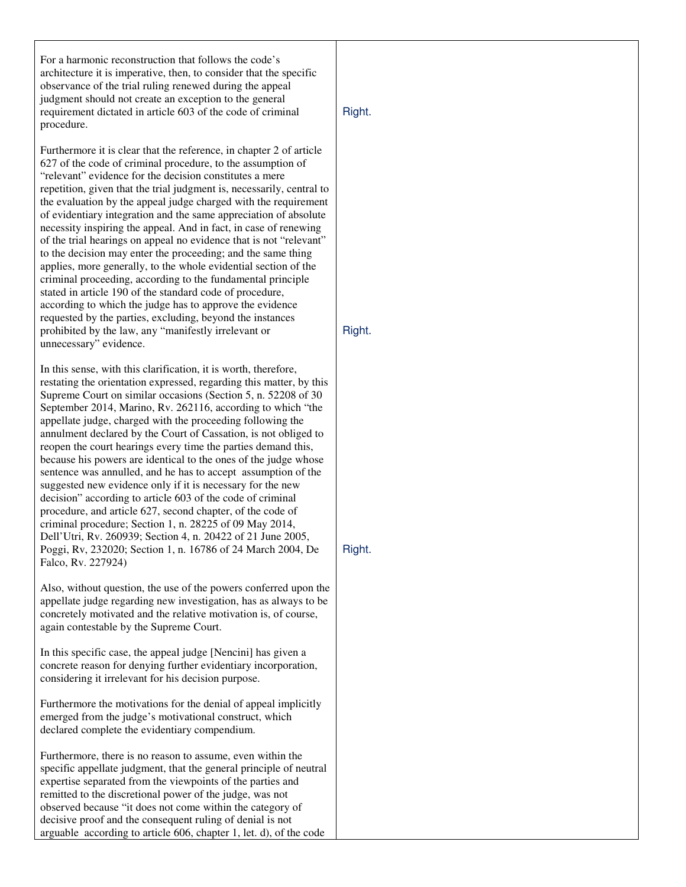| | |
|---|---|
| For a harmonic reconstruction that follows the code's architecture it is imperative, then, to consider that the specific observance of the trial ruling renewed during the appeal judgment should not create an exception to the general requirement dictated in article 603 of the code of criminal procedure. | Right. |
| Furthermore it is clear that the reference, in chapter 2 of article 627 of the code of criminal procedure, to the assumption of "relevant" evidence for the decision constitutes a mere repetition, given that the trial judgment is, necessarily, central to the evaluation by the appeal judge charged with the requirement of evidentiary integration and the same appreciation of absolute necessity inspiring the appeal. And in fact, in case of renewing of the trial hearings on appeal no evidence that is not "relevant" to the decision may enter the proceeding; and the same thing applies, more generally, to the whole evidential section of the criminal proceeding, according to the fundamental principle stated in article 190 of the standard code of procedure, according to which the judge has to approve the evidence requested by the parties, excluding, beyond the instances prohibited by the law, any "manifestly irrelevant or unnecessary" evidence. | Right. |
| In this sense, with this clarification, it is worth, therefore, restating the orientation expressed, regarding this matter, by this Supreme Court on similar occasions (Section 5, n. 52208 of 30 September 2014, Marino, Rv. 262116, according to which "the appellate judge, charged with the proceeding following the annulment declared by the Court of Cassation, is not obliged to reopen the court hearings every time the parties demand this, because his powers are identical to the ones of the judge whose sentence was annulled, and he has to accept assumption of the suggested new evidence only if it is necessary for the new decision" according to article 603 of the code of criminal procedure, and article 627, second chapter, of the code of criminal procedure; Section 1, n. 28225 of 09 May 2014, Dell'Utri, Rv. 260939; Section 4, n. 20422 of 21 June 2005, Poggi, Rv, 232020; Section 1, n. 16786 of 24 March 2004, De Falco, Rv. 227924) | Right. |
| Also, without question, the use of the powers conferred upon the appellate judge regarding new investigation, has as always to be concretely motivated and the relative motivation is, of course, again contestable by the Supreme Court. | |
| In this specific case, the appeal judge [Nencini] has given a concrete reason for denying further evidentiary incorporation, considering it irrelevant for his decision purpose. | |
| Furthermore the motivations for the denial of appeal implicitly emerged from the judge's motivational construct, which declared complete the evidentiary compendium. | |
| Furthermore, there is no reason to assume, even within the specific appellate judgment, that the general principle of neutral expertise separated from the viewpoints of the parties and remitted to the discretional power of the judge, was not observed because "it does not come within the category of decisive proof and the consequent ruling of denial is not arguable according to article 606, chapter 1, let. d), of the code | |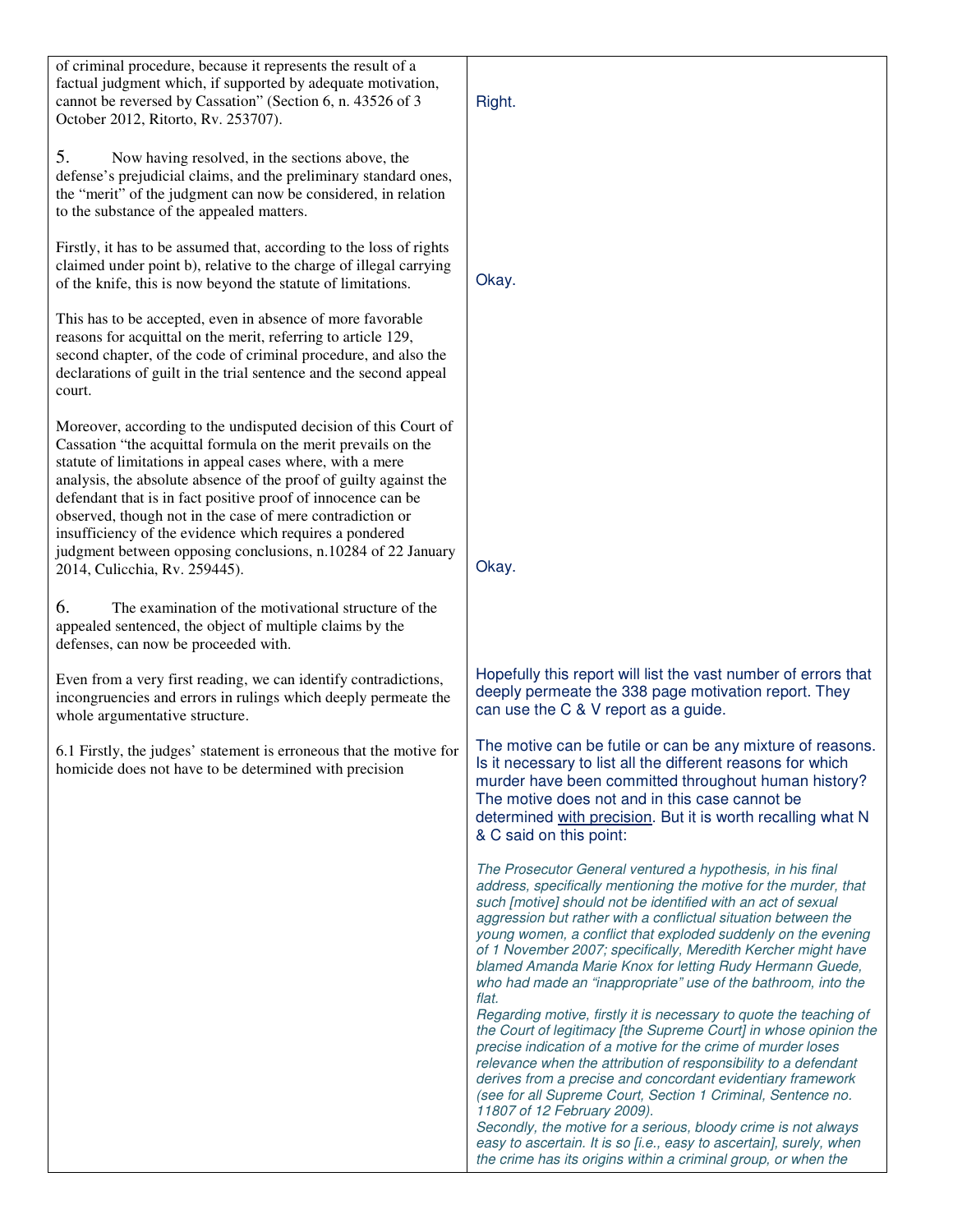| | |
|---|---|
| of criminal procedure, because it represents the result of a factual judgment which, if supported by adequate motivation, cannot be reversed by Cassation" (Section 6, n. 43526 of 3 October 2012, Ritorto, Rv. 253707). | Right. |
| 5. Now having resolved, in the sections above, the defense's prejudicial claims, and the preliminary standard ones, the "merit" of the judgment can now be considered, in relation to the substance of the appealed matters. | |
| Firstly, it has to be assumed that, according to the loss of rights claimed under point b), relative to the charge of illegal carrying of the knife, this is now beyond the statute of limitations. | Okay. |
| This has to be accepted, even in absence of more favorable reasons for acquittal on the merit, referring to article 129, second chapter, of the code of criminal procedure, and also the declarations of guilt in the trial sentence and the second appeal court. | |
| Moreover, according to the undisputed decision of this Court of Cassation "the acquittal formula on the merit prevails on the statute of limitations in appeal cases where, with a mere analysis, the absolute absence of the proof of guilty against the defendant that is in fact positive proof of innocence can be observed, though not in the case of mere contradiction or insufficiency of the evidence which requires a pondered judgment between opposing conclusions, n.10284 of 22 January 2014, Culicchia, Rv. 259445). | Okay. |
| 6. The examination of the motivational structure of the appealed sentenced, the object of multiple claims by the defenses, can now be proceeded with. | |
| Even from a very first reading, we can identify contradictions, incongruencies and errors in rulings which deeply permeate the whole argumentative structure. | Hopefully this report will list the vast number of errors that deeply permeate the 338 page motivation report. They can use the C & V report as a guide. |
| 6.1 Firstly, the judges' statement is erroneous that the motive for homicide does not have to be determined with precision | The motive can be futile or can be any mixture of reasons. Is it necessary to list all the different reasons for which murder have been committed throughout human history? The motive does not and in this case cannot be determined <u>with precision</u>. But it is worth recalling what N & C said on this point:<br><br>*The Prosecutor General ventured a hypothesis, in his final address, specifically mentioning the motive for the murder, that such [motive] should not be identified with an act of sexual aggression but rather with a conflictual situation between the young women, a conflict that exploded suddenly on the evening of 1 November 2007; specifically, Meredith Kercher might have blamed Amanda Marie Knox for letting Rudy Hermann Guede, who had made an "inappropriate" use of the bathroom, into the flat.*<br>*Regarding motive, firstly it is necessary to quote the teaching of the Court of legitimacy [the Supreme Court] in whose opinion the precise indication of a motive for the crime of murder loses relevance when the attribution of responsibility to a defendant derives from a precise and concordant evidentiary framework (see for all Supreme Court, Section 1 Criminal, Sentence no. 11807 of 12 February 2009).*<br>*Secondly, the motive for a serious, bloody crime is not always easy to ascertain. It is so [i.e., easy to ascertain], surely, when the crime has its origins within a criminal group, or when the* |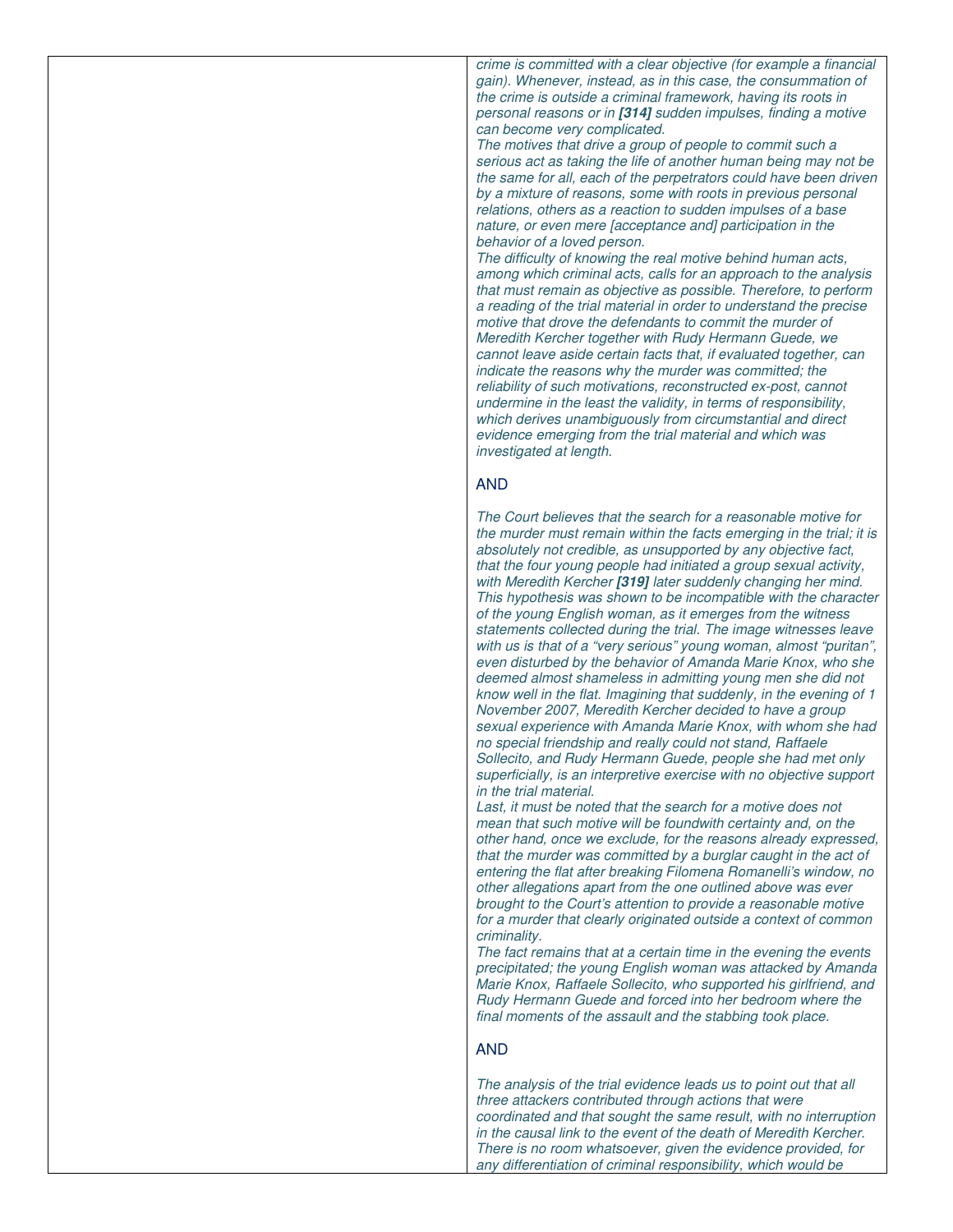*crime is committed with a clear objective (for example a financial gain). Whenever, instead, as in this case, the consummation of the crime is outside a criminal framework, having its roots in personal reasons or in **[314]** sudden impulses, finding a motive can become very complicated.*

*The motives that drive a group of people to commit such a serious act as taking the life of another human being may not be the same for all, each of the perpetrators could have been driven by a mixture of reasons, some with roots in previous personal relations, others as a reaction to sudden impulses of a base nature, or even mere [acceptance and] participation in the behavior of a loved person.*

*The difficulty of knowing the real motive behind human acts, among which criminal acts, calls for an approach to the analysis that must remain as objective as possible. Therefore, to perform a reading of the trial material in order to understand the precise motive that drove the defendants to commit the murder of Meredith Kercher together with Rudy Hermann Guede, we cannot leave aside certain facts that, if evaluated together, can indicate the reasons why the murder was committed; the reliability of such motivations, reconstructed ex-post, cannot undermine in the least the validity, in terms of responsibility, which derives unambiguously from circumstantial and direct evidence emerging from the trial material and which was investigated at length.*

AND

*The Court believes that the search for a reasonable motive for the murder must remain within the facts emerging in the trial; it is absolutely not credible, as unsupported by any objective fact, that the four young people had initiated a group sexual activity, with Meredith Kercher **[319]** later suddenly changing her mind. This hypothesis was shown to be incompatible with the character of the young English woman, as it emerges from the witness statements collected during the trial. The image witnesses leave with us is that of a "very serious" young woman, almost "puritan", even disturbed by the behavior of Amanda Marie Knox, who she deemed almost shameless in admitting young men she did not know well in the flat. Imagining that suddenly, in the evening of 1 November 2007, Meredith Kercher decided to have a group sexual experience with Amanda Marie Knox, with whom she had no special friendship and really could not stand, Raffaele Sollecito, and Rudy Hermann Guede, people she had met only superficially, is an interpretive exercise with no objective support in the trial material.*

*Last, it must be noted that the search for a motive does not mean that such motive will be foundwith certainty and, on the other hand, once we exclude, for the reasons already expressed, that the murder was committed by a burglar caught in the act of entering the flat after breaking Filomena Romanelli's window, no other allegations apart from the one outlined above was ever brought to the Court's attention to provide a reasonable motive for a murder that clearly originated outside a context of common criminality.*

*The fact remains that at a certain time in the evening the events precipitated; the young English woman was attacked by Amanda Marie Knox, Raffaele Sollecito, who supported his girlfriend, and Rudy Hermann Guede and forced into her bedroom where the final moments of the assault and the stabbing took place.*

AND

*The analysis of the trial evidence leads us to point out that all three attackers contributed through actions that were coordinated and that sought the same result, with no interruption in the causal link to the event of the death of Meredith Kercher. There is no room whatsoever, given the evidence provided, for any differentiation of criminal responsibility, which would be*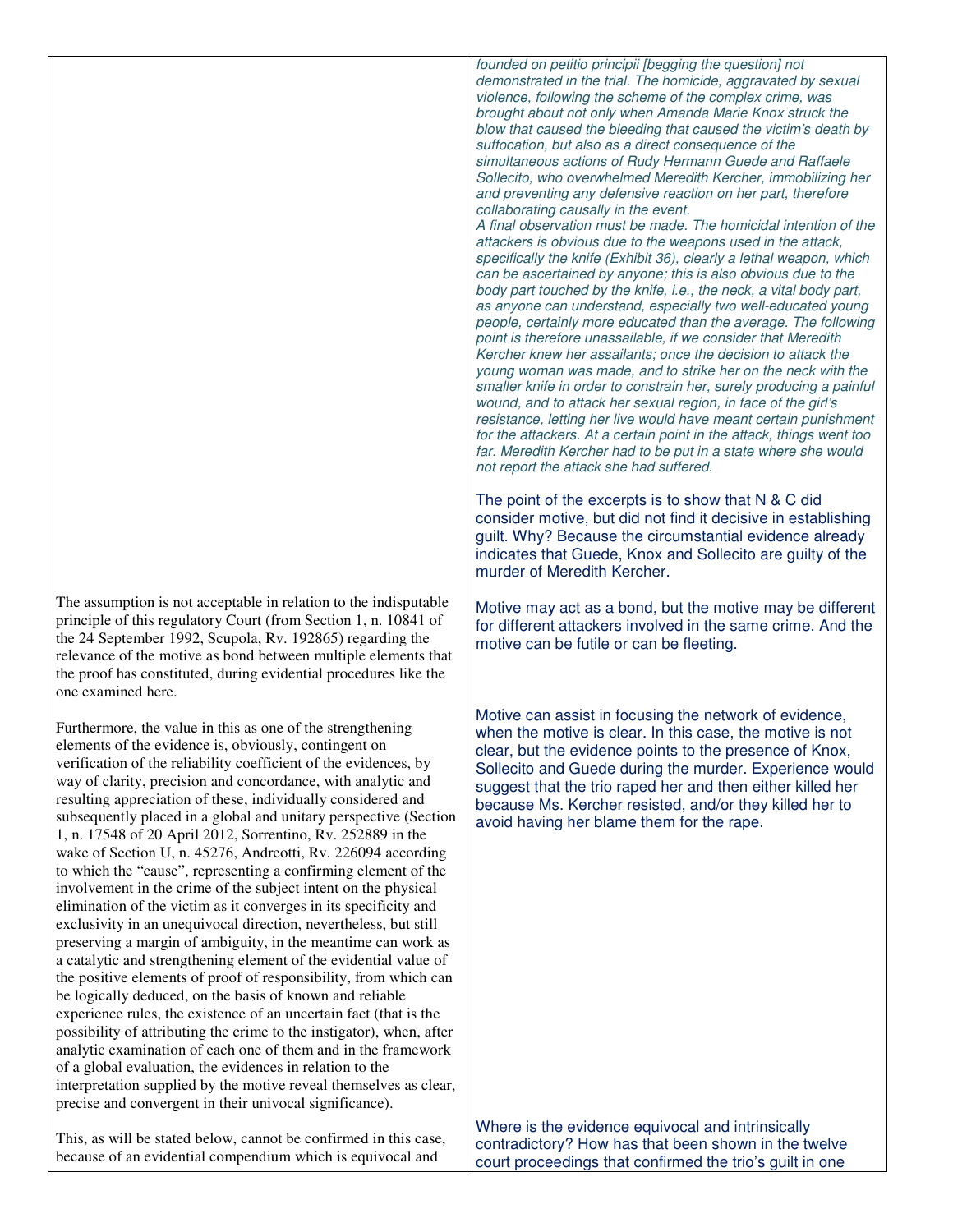| | |
|---|---|
| | *founded on petitio principii [begging the question] not demonstrated in the trial. The homicide, aggravated by sexual violence, following the scheme of the complex crime, was brought about not only when Amanda Marie Knox struck the blow that caused the bleeding that caused the victim's death by suffocation, but also as a direct consequence of the simultaneous actions of Rudy Hermann Guede and Raffaele Sollecito, who overwhelmed Meredith Kercher, immobilizing her and preventing any defensive reaction on her part, therefore collaborating causally in the event.* <br><br> *A final observation must be made. The homicidal intention of the attackers is obvious due to the weapons used in the attack, specifically the knife (Exhibit 36), clearly a lethal weapon, which can be ascertained by anyone; this is also obvious due to the body part touched by the knife, i.e., the neck, a vital body part, as anyone can understand, especially two well-educated young people, certainly more educated than the average. The following point is therefore unassailable, if we consider that Meredith Kercher knew her assailants; once the decision to attack the young woman was made, and to strike her on the neck with the smaller knife in order to constrain her, surely producing a painful wound, and to attack her sexual region, in face of the girl's resistance, letting her live would have meant certain punishment for the attackers. At a certain point in the attack, things went too far. Meredith Kercher had to be put in a state where she would not report the attack she had suffered.* <br><br> The point of the excerpts is to show that N & C did consider motive, but did not find it decisive in establishing guilt. Why? Because the circumstantial evidence already indicates that Guede, Knox and Sollecito are guilty of the murder of Meredith Kercher. |
| The assumption is not acceptable in relation to the indisputable principle of this regulatory Court (from Section 1, n. 10841 of the 24 September 1992, Scupola, Rv. 192865) regarding the relevance of the motive as bond between multiple elements that the proof has constituted, during evidential procedures like the one examined here. | Motive may act as a bond, but the motive may be different for different attackers involved in the same crime. And the motive can be futile or can be fleeting. |
| Furthermore, the value in this as one of the strengthening elements of the evidence is, obviously, contingent on verification of the reliability coefficient of the evidences, by way of clarity, precision and concordance, with analytic and resulting appreciation of these, individually considered and subsequently placed in a global and unitary perspective (Section 1, n. 17548 of 20 April 2012, Sorrentino, Rv. 252889 in the wake of Section U, n. 45276, Andreotti, Rv. 226094 according to which the "cause", representing a confirming element of the involvement in the crime of the subject intent on the physical elimination of the victim as it converges in its specificity and exclusivity in an unequivocal direction, nevertheless, but still preserving a margin of ambiguity, in the meantime can work as a catalytic and strengthening element of the evidential value of the positive elements of proof of responsibility, from which can be logically deduced, on the basis of known and reliable experience rules, the existence of an uncertain fact (that is the possibility of attributing the crime to the instigator), when, after analytic examination of each one of them and in the framework of a global evaluation, the evidences in relation to the interpretation supplied by the motive reveal themselves as clear, precise and convergent in their univocal significance). | Motive can assist in focusing the network of evidence, when the motive is clear. In this case, the motive is not clear, but the evidence points to the presence of Knox, Sollecito and Guede during the murder. Experience would suggest that the trio raped her and then either killed her because Ms. Kercher resisted, and/or they killed her to avoid having her blame them for the rape. |
| This, as will be stated below, cannot be confirmed in this case, because of an evidential compendium which is equivocal and | Where is the evidence equivocal and intrinsically contradictory? How has that been shown in the twelve court proceedings that confirmed the trio's guilt in one |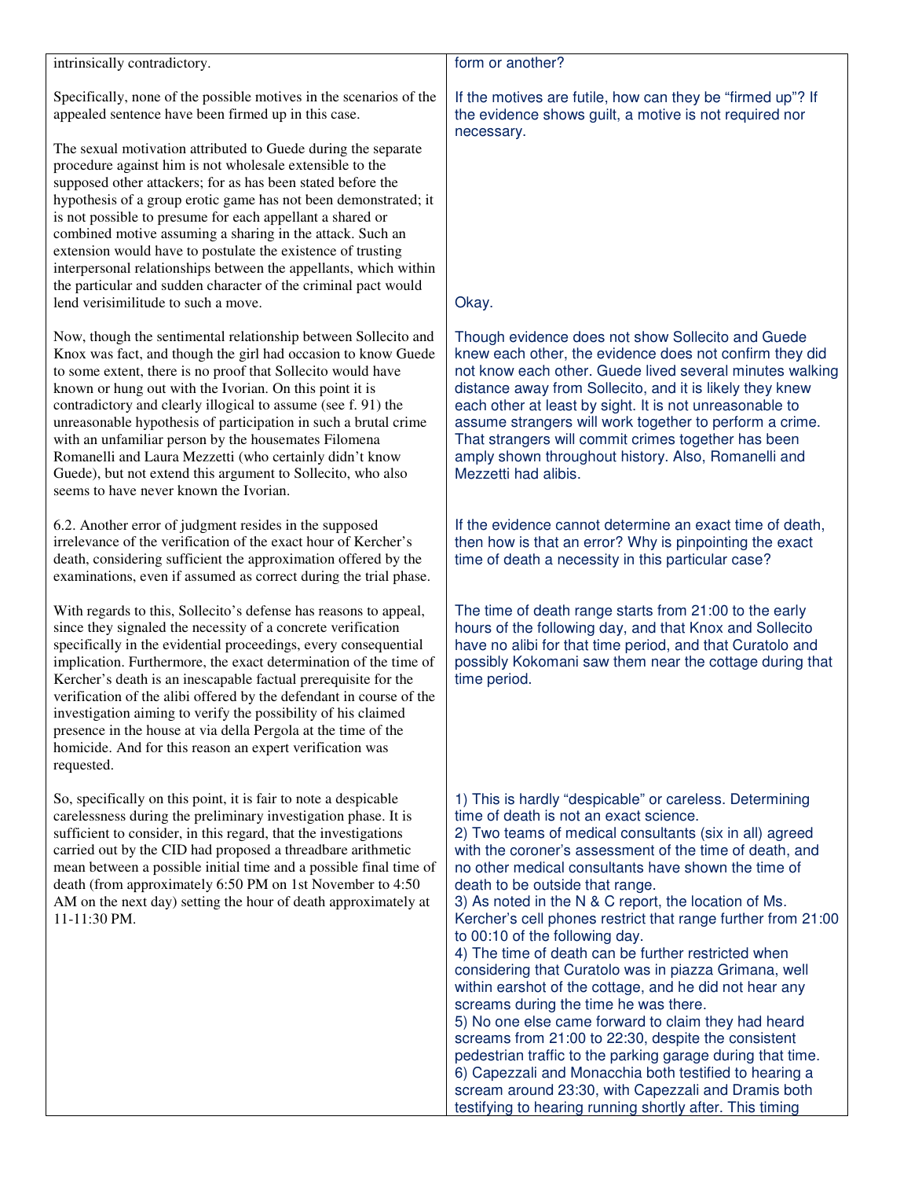| | |
|---|---|
| intrinsically contradictory. | form or another? |
| Specifically, none of the possible motives in the scenarios of the appealed sentence have been firmed up in this case. | If the motives are futile, how can they be "firmed up"? If the evidence shows guilt, a motive is not required nor necessary. |
| The sexual motivation attributed to Guede during the separate procedure against him is not wholesale extensible to the supposed other attackers; for as has been stated before the hypothesis of a group erotic game has not been demonstrated; it is not possible to presume for each appellant a shared or combined motive assuming a sharing in the attack. Such an extension would have to postulate the existence of trusting interpersonal relationships between the appellants, which within the particular and sudden character of the criminal pact would lend verisimilitude to such a move. | Okay. |
| Now, though the sentimental relationship between Sollecito and Knox was fact, and though the girl had occasion to know Guede to some extent, there is no proof that Sollecito would have known or hung out with the Ivorian. On this point it is contradictory and clearly illogical to assume (see f. 91) the unreasonable hypothesis of participation in such a brutal crime with an unfamiliar person by the housemates Filomena Romanelli and Laura Mezzetti (who certainly didn't know Guede), but not extend this argument to Sollecito, who also seems to have never known the Ivorian. | Though evidence does not show Sollecito and Guede knew each other, the evidence does not confirm they did not know each other. Guede lived several minutes walking distance away from Sollecito, and it is likely they knew each other at least by sight. It is not unreasonable to assume strangers will work together to perform a crime. That strangers will commit crimes together has been amply shown throughout history. Also, Romanelli and Mezzetti had alibis. |
| 6.2. Another error of judgment resides in the supposed irrelevance of the verification of the exact hour of Kercher's death, considering sufficient the approximation offered by the examinations, even if assumed as correct during the trial phase. | If the evidence cannot determine an exact time of death, then how is that an error? Why is pinpointing the exact time of death a necessity in this particular case? |
| With regards to this, Sollecito's defense has reasons to appeal, since they signaled the necessity of a concrete verification specifically in the evidential proceedings, every consequential implication. Furthermore, the exact determination of the time of Kercher's death is an inescapable factual prerequisite for the verification of the alibi offered by the defendant in course of the investigation aiming to verify the possibility of his claimed presence in the house at via della Pergola at the time of the homicide. And for this reason an expert verification was requested. | The time of death range starts from 21:00 to the early hours of the following day, and that Knox and Sollecito have no alibi for that time period, and that Curatolo and possibly Kokomani saw them near the cottage during that time period. |
| So, specifically on this point, it is fair to note a despicable carelessness during the preliminary investigation phase. It is sufficient to consider, in this regard, that the investigations carried out by the CID had proposed a threadbare arithmetic mean between a possible initial time and a possible final time of death (from approximately 6:50 PM on 1st November to 4:50 AM on the next day) setting the hour of death approximately at 11-11:30 PM. | 1) This is hardly "despicable" or careless. Determining time of death is not an exact science.<br>2) Two teams of medical consultants (six in all) agreed with the coroner's assessment of the time of death, and no other medical consultants have shown the time of death to be outside that range.<br>3) As noted in the N & C report, the location of Ms. Kercher's cell phones restrict that range further from 21:00 to 00:10 of the following day.<br>4) The time of death can be further restricted when considering that Curatolo was in piazza Grimana, well within earshot of the cottage, and he did not hear any screams during the time he was there.<br>5) No one else came forward to claim they had heard screams from 21:00 to 22:30, despite the consistent pedestrian traffic to the parking garage during that time.<br>6) Capezzali and Monacchia both testified to hearing a scream around 23:30, with Capezzali and Dramis both testifying to hearing running shortly after. This timing |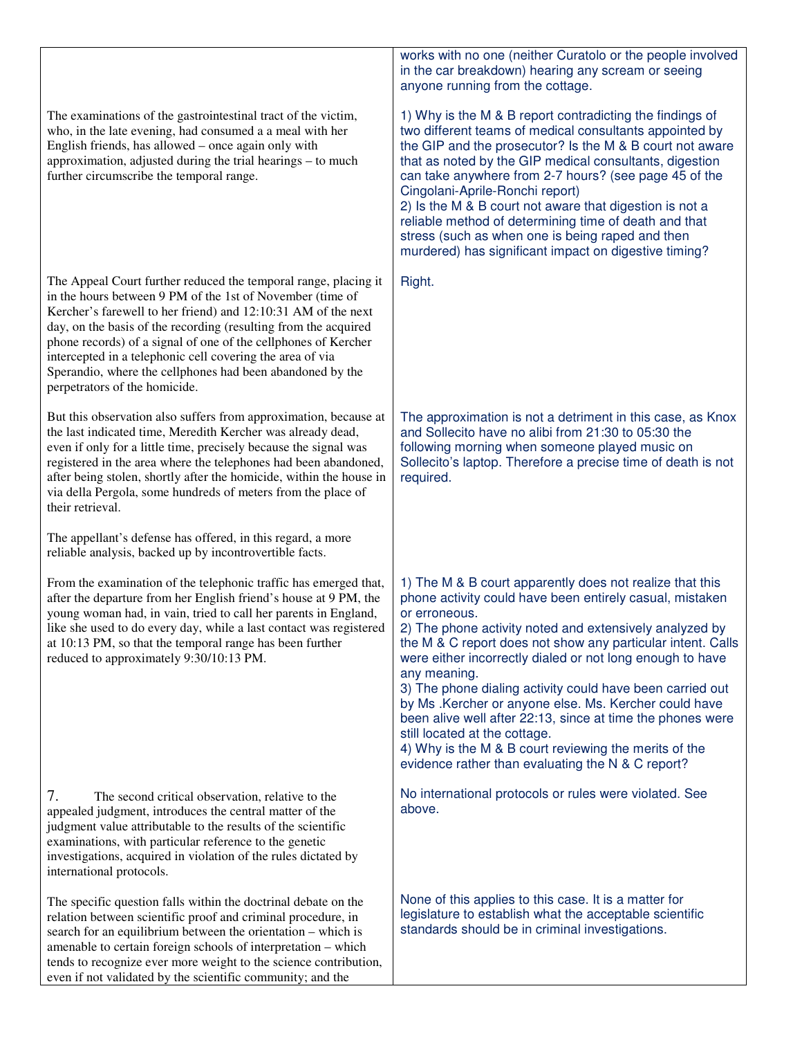| | |
|---|---|
| | works with no one (neither Curatolo or the people involved in the car breakdown) hearing any scream or seeing anyone running from the cottage. |
| The examinations of the gastrointestinal tract of the victim, who, in the late evening, had consumed a a meal with her English friends, has allowed – once again only with approximation, adjusted during the trial hearings – to much further circumscribe the temporal range. | 1) Why is the M & B report contradicting the findings of two different teams of medical consultants appointed by the GIP and the prosecutor? Is the M & B court not aware that as noted by the GIP medical consultants, digestion can take anywhere from 2-7 hours? (see page 45 of the Cingolani-Aprile-Ronchi report)<br>2) Is the M & B court not aware that digestion is not a reliable method of determining time of death and that stress (such as when one is being raped and then murdered) has significant impact on digestive timing? |
| The Appeal Court further reduced the temporal range, placing it in the hours between 9 PM of the 1st of November (time of Kercher's farewell to her friend) and 12:10:31 AM of the next day, on the basis of the recording (resulting from the acquired phone records) of a signal of one of the cellphones of Kercher intercepted in a telephonic cell covering the area of via Sperandio, where the cellphones had been abandoned by the perpetrators of the homicide. | Right. |
| But this observation also suffers from approximation, because at the last indicated time, Meredith Kercher was already dead, even if only for a little time, precisely because the signal was registered in the area where the telephones had been abandoned, after being stolen, shortly after the homicide, within the house in via della Pergola, some hundreds of meters from the place of their retrieval.<br><br>The appellant's defense has offered, in this regard, a more reliable analysis, backed up by incontrovertible facts. | The approximation is not a detriment in this case, as Knox and Sollecito have no alibi from 21:30 to 05:30 the following morning when someone played music on Sollecito's laptop. Therefore a precise time of death is not required. |
| From the examination of the telephonic traffic has emerged that, after the departure from her English friend's house at 9 PM, the young woman had, in vain, tried to call her parents in England, like she used to do every day, while a last contact was registered at 10:13 PM, so that the temporal range has been further reduced to approximately 9:30/10:13 PM. | 1) The M & B court apparently does not realize that this phone activity could have been entirely casual, mistaken or erroneous.<br>2) The phone activity noted and extensively analyzed by the M & C report does not show any particular intent. Calls were either incorrectly dialed or not long enough to have any meaning.<br>3) The phone dialing activity could have been carried out by Ms .Kercher or anyone else. Ms. Kercher could have been alive well after 22:13, since at time the phones were still located at the cottage.<br>4) Why is the M & B court reviewing the merits of the evidence rather than evaluating the N & C report? |
| 7. The second critical observation, relative to the appealed judgment, introduces the central matter of the judgment value attributable to the results of the scientific examinations, with particular reference to the genetic investigations, acquired in violation of the rules dictated by international protocols. | No international protocols or rules were violated. See above. |
| The specific question falls within the doctrinal debate on the relation between scientific proof and criminal procedure, in search for an equilibrium between the orientation – which is amenable to certain foreign schools of interpretation – which tends to recognize ever more weight to the science contribution, even if not validated by the scientific community; and the | None of this applies to this case. It is a matter for legislature to establish what the acceptable scientific standards should be in criminal investigations. |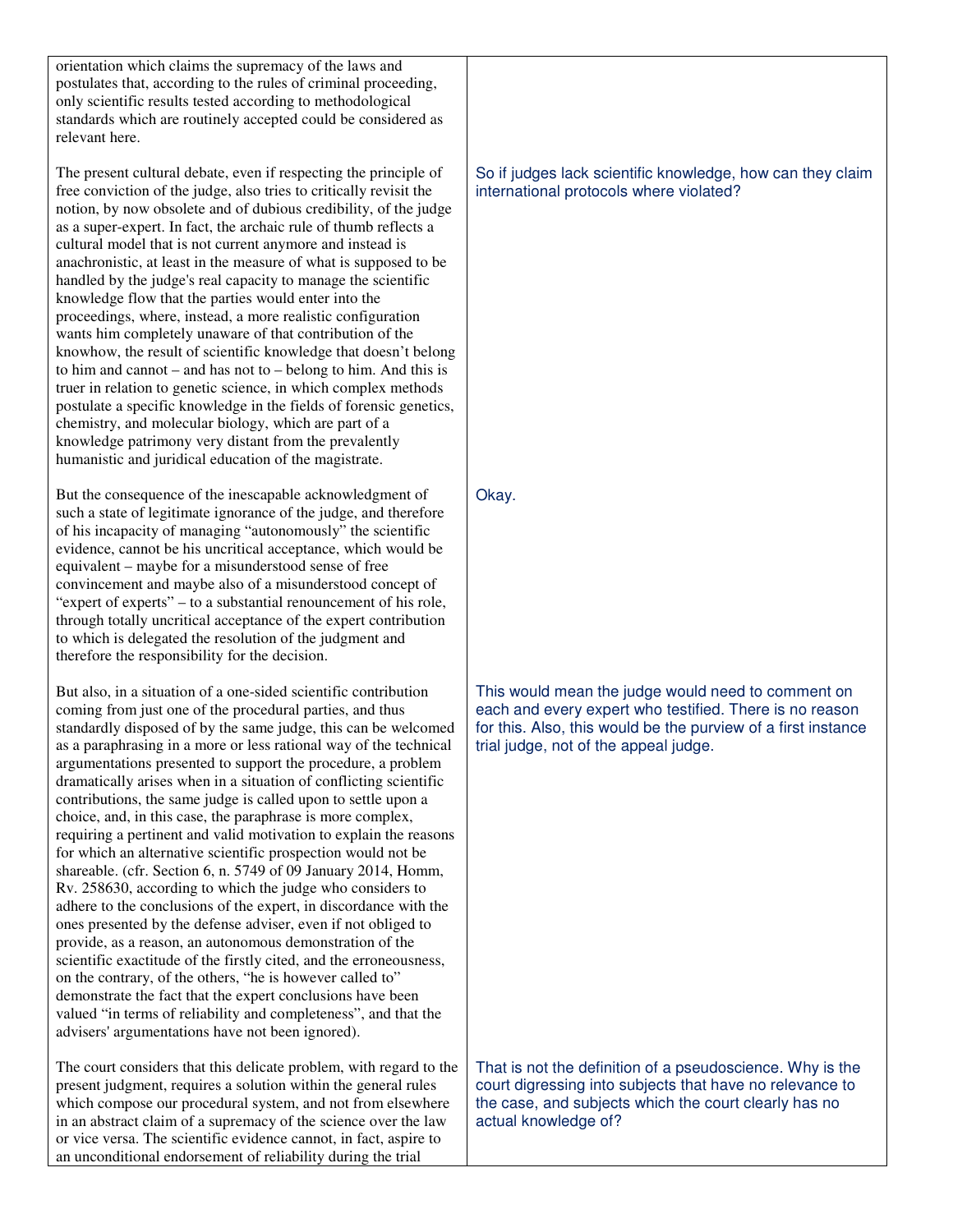| | |
|---|---|
| orientation which claims the supremacy of the laws and postulates that, according to the rules of criminal proceeding, only scientific results tested according to methodological standards which are routinely accepted could be considered as relevant here. | |
| The present cultural debate, even if respecting the principle of free conviction of the judge, also tries to critically revisit the notion, by now obsolete and of dubious credibility, of the judge as a super-expert. In fact, the archaic rule of thumb reflects a cultural model that is not current anymore and instead is anachronistic, at least in the measure of what is supposed to be handled by the judge's real capacity to manage the scientific knowledge flow that the parties would enter into the proceedings, where, instead, a more realistic configuration wants him completely unaware of that contribution of the knowhow, the result of scientific knowledge that doesn't belong to him and cannot – and has not to – belong to him. And this is truer in relation to genetic science, in which complex methods postulate a specific knowledge in the fields of forensic genetics, chemistry, and molecular biology, which are part of a knowledge patrimony very distant from the prevalently humanistic and juridical education of the magistrate. | So if judges lack scientific knowledge, how can they claim international protocols where violated? |
| But the consequence of the inescapable acknowledgment of such a state of legitimate ignorance of the judge, and therefore of his incapacity of managing "autonomously" the scientific evidence, cannot be his uncritical acceptance, which would be equivalent – maybe for a misunderstood sense of free convincement and maybe also of a misunderstood concept of "expert of experts" – to a substantial renouncement of his role, through totally uncritical acceptance of the expert contribution to which is delegated the resolution of the judgment and therefore the responsibility for the decision. | Okay. |
| But also, in a situation of a one-sided scientific contribution coming from just one of the procedural parties, and thus standardly disposed of by the same judge, this can be welcomed as a paraphrasing in a more or less rational way of the technical argumentations presented to support the procedure, a problem dramatically arises when in a situation of conflicting scientific contributions, the same judge is called upon to settle upon a choice, and, in this case, the paraphrase is more complex, requiring a pertinent and valid motivation to explain the reasons for which an alternative scientific prospection would not be shareable. (cfr. Section 6, n. 5749 of 09 January 2014, Homm, Rv. 258630, according to which the judge who considers to adhere to the conclusions of the expert, in discordance with the ones presented by the defense adviser, even if not obliged to provide, as a reason, an autonomous demonstration of the scientific exactitude of the firstly cited, and the erroneousness, on the contrary, of the others, "he is however called to" demonstrate the fact that the expert conclusions have been valued "in terms of reliability and completeness", and that the advisers' argumentations have not been ignored). | This would mean the judge would need to comment on each and every expert who testified. There is no reason for this. Also, this would be the purview of a first instance trial judge, not of the appeal judge. |
| The court considers that this delicate problem, with regard to the present judgment, requires a solution within the general rules which compose our procedural system, and not from elsewhere in an abstract claim of a supremacy of the science over the law or vice versa. The scientific evidence cannot, in fact, aspire to an unconditional endorsement of reliability during the trial | That is not the definition of a pseudoscience. Why is the court digressing into subjects that have no relevance to the case, and subjects which the court clearly has no actual knowledge of? |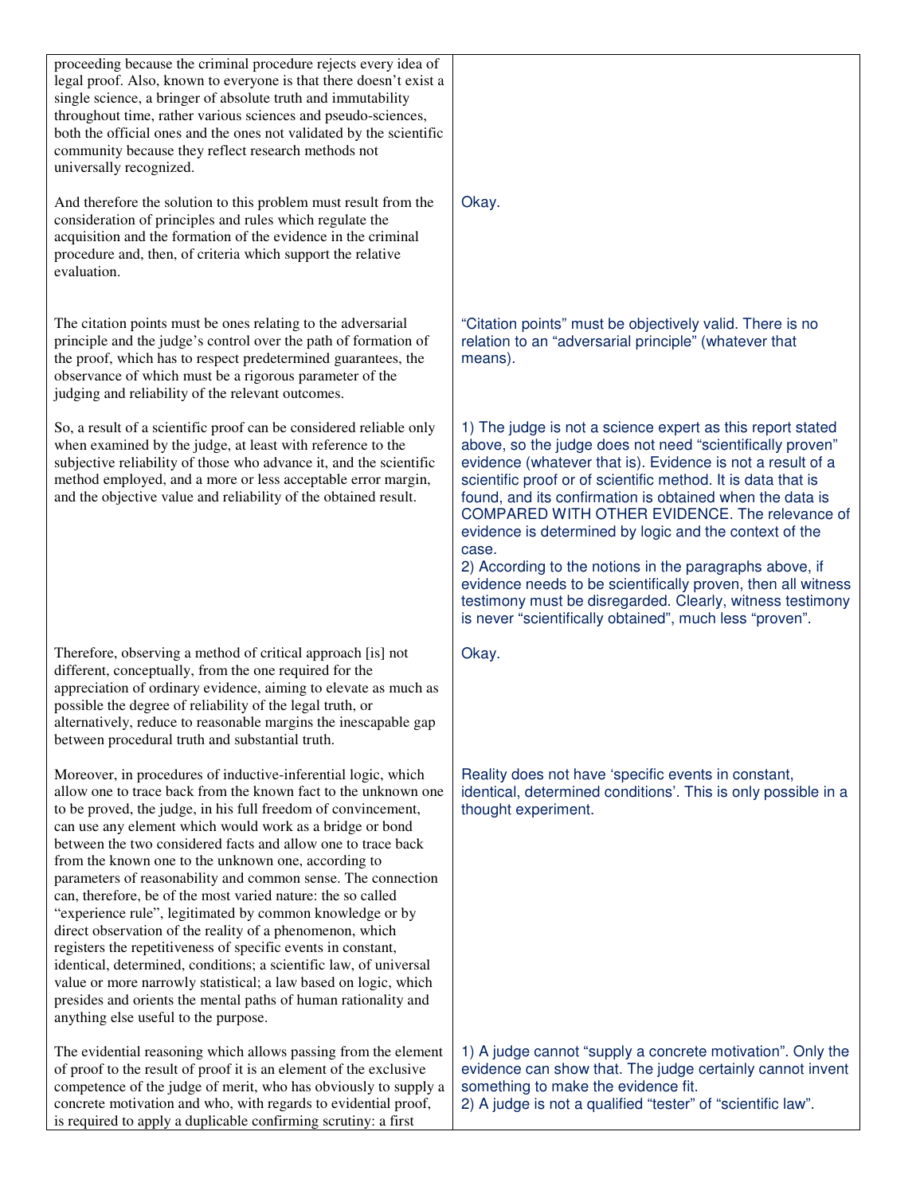| | |
|---|---|
| proceeding because the criminal procedure rejects every idea of legal proof. Also, known to everyone is that there doesn't exist a single science, a bringer of absolute truth and immutability throughout time, rather various sciences and pseudo-sciences, both the official ones and the ones not validated by the scientific community because they reflect research methods not universally recognized. | |
| And therefore the solution to this problem must result from the consideration of principles and rules which regulate the acquisition and the formation of the evidence in the criminal procedure and, then, of criteria which support the relative evaluation. | Okay. |
| The citation points must be ones relating to the adversarial principle and the judge's control over the path of formation of the proof, which has to respect predetermined guarantees, the observance of which must be a rigorous parameter of the judging and reliability of the relevant outcomes. | "Citation points" must be objectively valid. There is no relation to an "adversarial principle" (whatever that means). |
| So, a result of a scientific proof can be considered reliable only when examined by the judge, at least with reference to the subjective reliability of those who advance it, and the scientific method employed, and a more or less acceptable error margin, and the objective value and reliability of the obtained result. | 1) The judge is not a science expert as this report stated above, so the judge does not need "scientifically proven" evidence (whatever that is). Evidence is not a result of a scientific proof or of scientific method. It is data that is found, and its confirmation is obtained when the data is COMPARED WITH OTHER EVIDENCE. The relevance of evidence is determined by logic and the context of the case.<br>2) According to the notions in the paragraphs above, if evidence needs to be scientifically proven, then all witness testimony must be disregarded. Clearly, witness testimony is never "scientifically obtained", much less "proven". |
| Therefore, observing a method of critical approach [is] not different, conceptually, from the one required for the appreciation of ordinary evidence, aiming to elevate as much as possible the degree of reliability of the legal truth, or alternatively, reduce to reasonable margins the inescapable gap between procedural truth and substantial truth. | Okay. |
| Moreover, in procedures of inductive-inferential logic, which allow one to trace back from the known fact to the unknown one to be proved, the judge, in his full freedom of convincement, can use any element which would work as a bridge or bond between the two considered facts and allow one to trace back from the known one to the unknown one, according to parameters of reasonability and common sense. The connection can, therefore, be of the most varied nature: the so called "experience rule", legitimated by common knowledge or by direct observation of the reality of a phenomenon, which registers the repetitiveness of specific events in constant, identical, determined, conditions; a scientific law, of universal value or more narrowly statistical; a law based on logic, which presides and orients the mental paths of human rationality and anything else useful to the purpose. | Reality does not have 'specific events in constant, identical, determined conditions'. This is only possible in a thought experiment. |
| The evidential reasoning which allows passing from the element of proof to the result of proof it is an element of the exclusive competence of the judge of merit, who has obviously to supply a concrete motivation and who, with regards to evidential proof, is required to apply a duplicable confirming scrutiny: a first | 1) A judge cannot "supply a concrete motivation". Only the evidence can show that. The judge certainly cannot invent something to make the evidence fit.<br>2) A judge is not a qualified "tester" of "scientific law". |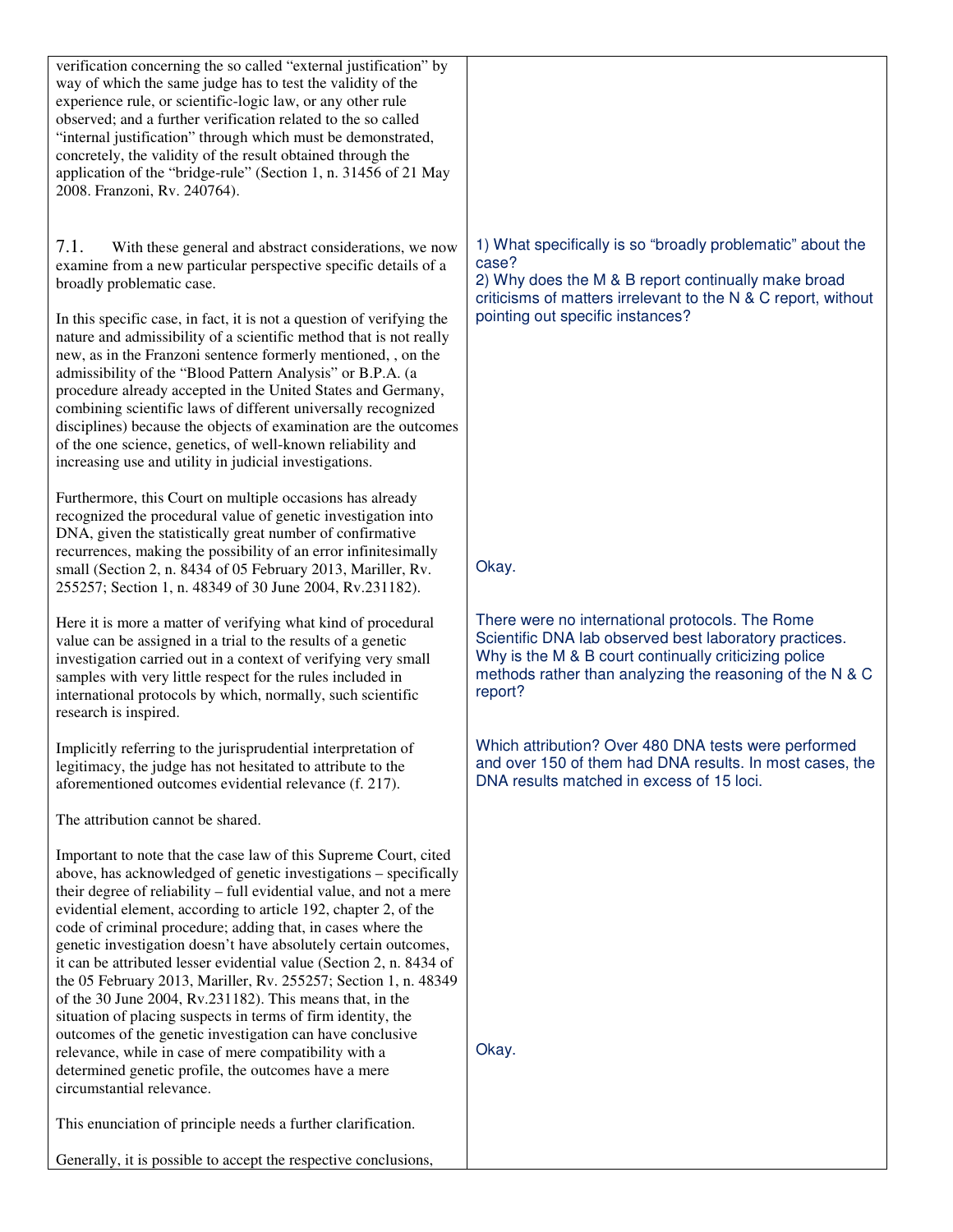| | |
|---|---|
| verification concerning the so called "external justification" by way of which the same judge has to test the validity of the experience rule, or scientific-logic law, or any other rule observed; and a further verification related to the so called "internal justification" through which must be demonstrated, concretely, the validity of the result obtained through the application of the "bridge-rule" (Section 1, n. 31456 of 21 May 2008. Franzoni, Rv. 240764). | |
| 7.1. With these general and abstract considerations, we now examine from a new particular perspective specific details of a broadly problematic case.<br><br>In this specific case, in fact, it is not a question of verifying the nature and admissibility of a scientific method that is not really new, as in the Franzoni sentence formerly mentioned, , on the admissibility of the "Blood Pattern Analysis" or B.P.A. (a procedure already accepted in the United States and Germany, combining scientific laws of different universally recognized disciplines) because the objects of examination are the outcomes of the one science, genetics, of well-known reliability and increasing use and utility in judicial investigations. | 1) What specifically is so "broadly problematic" about the case?<br>2) Why does the M & B report continually make broad criticisms of matters irrelevant to the N & C report, without pointing out specific instances? |
| Furthermore, this Court on multiple occasions has already recognized the procedural value of genetic investigation into DNA, given the statistically great number of confirmative recurrences, making the possibility of an error infinitesimally small (Section 2, n. 8434 of 05 February 2013, Mariller, Rv. 255257; Section 1, n. 48349 of 30 June 2004, Rv.231182). | Okay. |
| Here it is more a matter of verifying what kind of procedural value can be assigned in a trial to the results of a genetic investigation carried out in a context of verifying very small samples with very little respect for the rules included in international protocols by which, normally, such scientific research is inspired. | There were no international protocols. The Rome Scientific DNA lab observed best laboratory practices. Why is the M & B court continually criticizing police methods rather than analyzing the reasoning of the N & C report? |
| Implicitly referring to the jurisprudential interpretation of legitimacy, the judge has not hesitated to attribute to the aforementioned outcomes evidential relevance (f. 217).<br><br>The attribution cannot be shared. | Which attribution? Over 480 DNA tests were performed and over 150 of them had DNA results. In most cases, the DNA results matched in excess of 15 loci. |
| Important to note that the case law of this Supreme Court, cited above, has acknowledged of genetic investigations – specifically their degree of reliability – full evidential value, and not a mere evidential element, according to article 192, chapter 2, of the code of criminal procedure; adding that, in cases where the genetic investigation doesn't have absolutely certain outcomes, it can be attributed lesser evidential value (Section 2, n. 8434 of the 05 February 2013, Mariller, Rv. 255257; Section 1, n. 48349 of the 30 June 2004, Rv.231182). This means that, in the situation of placing suspects in terms of firm identity, the outcomes of the genetic investigation can have conclusive relevance, while in case of mere compatibility with a determined genetic profile, the outcomes have a mere circumstantial relevance. | Okay. |
| This enunciation of principle needs a further clarification.<br><br>Generally, it is possible to accept the respective conclusions, | |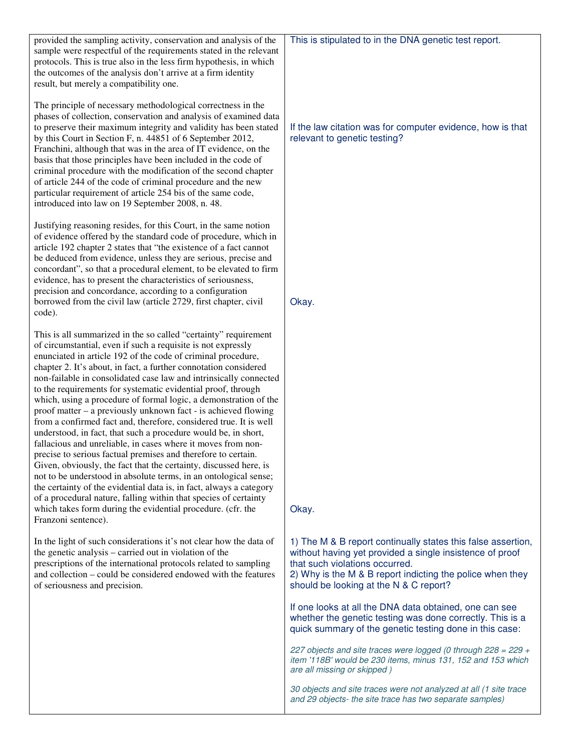| | |
|---|---|
| provided the sampling activity, conservation and analysis of the sample were respectful of the requirements stated in the relevant protocols. This is true also in the less firm hypothesis, in which the outcomes of the analysis don't arrive at a firm identity result, but merely a compatibility one. | This is stipulated to in the DNA genetic test report. |
| The principle of necessary methodological correctness in the phases of collection, conservation and analysis of examined data to preserve their maximum integrity and validity has been stated by this Court in Section F, n. 44851 of 6 September 2012, Franchini, although that was in the area of IT evidence, on the basis that those principles have been included in the code of criminal procedure with the modification of the second chapter of article 244 of the code of criminal procedure and the new particular requirement of article 254 bis of the same code, introduced into law on 19 September 2008, n. 48. | If the law citation was for computer evidence, how is that relevant to genetic testing? |
| Justifying reasoning resides, for this Court, in the same notion of evidence offered by the standard code of procedure, which in article 192 chapter 2 states that "the existence of a fact cannot be deduced from evidence, unless they are serious, precise and concordant", so that a procedural element, to be elevated to firm evidence, has to present the characteristics of seriousness, precision and concordance, according to a configuration borrowed from the civil law (article 2729, first chapter, civil code). | Okay. |
| This is all summarized in the so called "certainty" requirement of circumstantial, even if such a requisite is not expressly enunciated in article 192 of the code of criminal procedure, chapter 2. It's about, in fact, a further connotation considered non-failable in consolidated case law and intrinsically connected to the requirements for systematic evidential proof, through which, using a procedure of formal logic, a demonstration of the proof matter – a previously unknown fact - is achieved flowing from a confirmed fact and, therefore, considered true. It is well understood, in fact, that such a procedure would be, in short, fallacious and unreliable, in cases where it moves from non-precise to serious factual premises and therefore to certain. Given, obviously, the fact that the certainty, discussed here, is not to be understood in absolute terms, in an ontological sense; the certainty of the evidential data is, in fact, always a category of a procedural nature, falling within that species of certainty which takes form during the evidential procedure. (cfr. the Franzoni sentence). | Okay. |
| In the light of such considerations it's not clear how the data of the genetic analysis – carried out in violation of the prescriptions of the international protocols related to sampling and collection – could be considered endowed with the features of seriousness and precision. | 1) The M & B report continually states this false assertion, without having yet provided a single insistence of proof that such violations occurred.<br>2) Why is the M & B report indicting the police when they should be looking at the N & C report?<br><br>If one looks at all the DNA data obtained, one can see whether the genetic testing was done correctly. This is a quick summary of the genetic testing done in this case:<br><br>*227 objects and site traces were logged (0 through 228 = 229 + item '118B' would be 230 items, minus 131, 152 and 153 which are all missing or skipped )*<br><br>*30 objects and site traces were not analyzed at all (1 site trace and 29 objects- the site trace has two separate samples)* |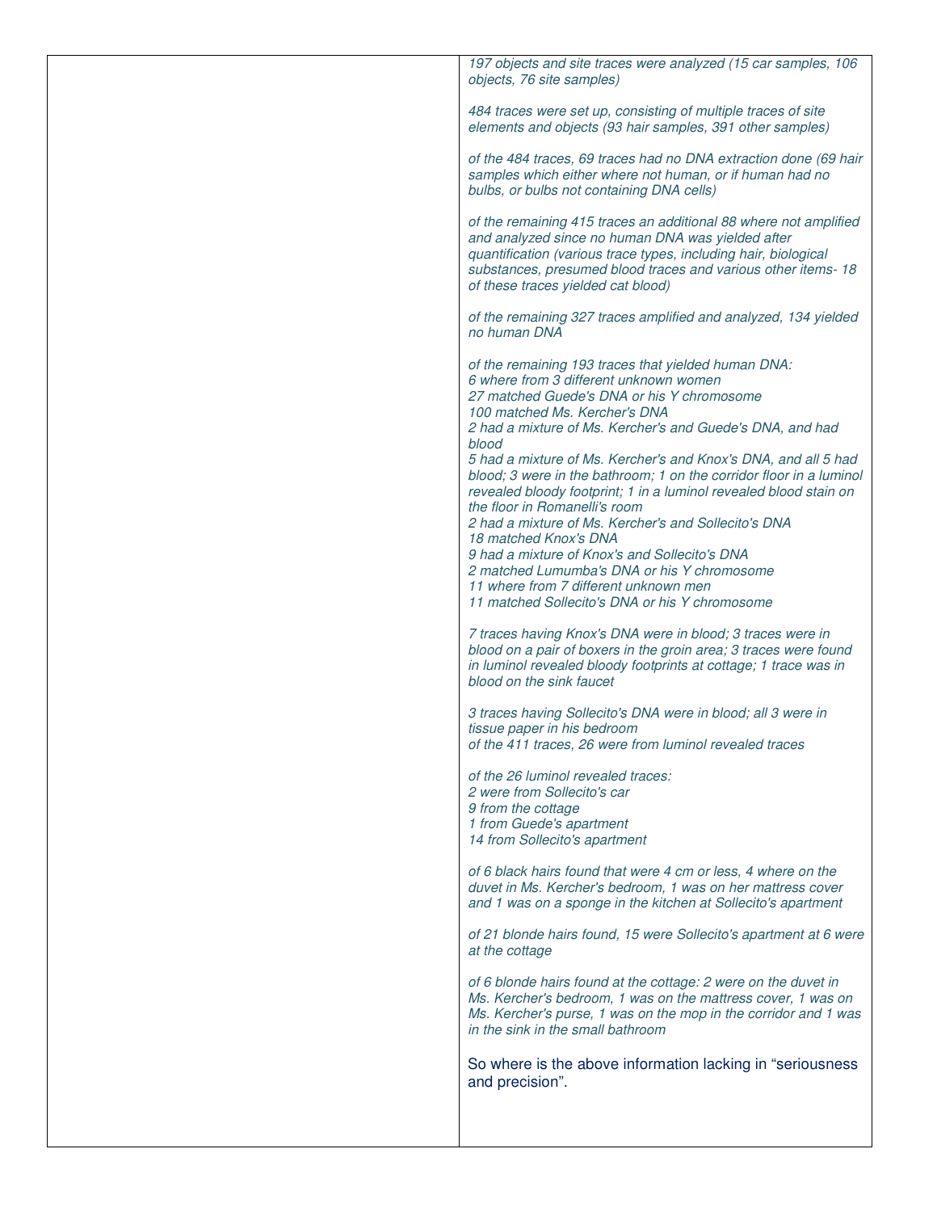*197 objects and site traces were analyzed (15 car samples, 106 objects, 76 site samples)*

*484 traces were set up, consisting of multiple traces of site elements and objects (93 hair samples, 391 other samples)*

*of the 484 traces, 69 traces had no DNA extraction done (69 hair samples which either where not human, or if human had no bulbs, or bulbs not containing DNA cells)*

*of the remaining 415 traces an additional 88 where not amplified and analyzed since no human DNA was yielded after quantification (various trace types, including hair, biological substances, presumed blood traces and various other items- 18 of these traces yielded cat blood)*

*of the remaining 327 traces amplified and analyzed, 134 yielded no human DNA*

*of the remaining 193 traces that yielded human DNA:*
*6 where from 3 different unknown women*
*27 matched Guede's DNA or his Y chromosome*
*100 matched Ms. Kercher's DNA*
*2 had a mixture of Ms. Kercher's and Guede's DNA, and had blood*
*5 had a mixture of Ms. Kercher's and Knox's DNA, and all 5 had blood; 3 were in the bathroom; 1 on the corridor floor in a luminol revealed bloody footprint; 1 in a luminol revealed blood stain on the floor in Romanelli's room*
*2 had a mixture of Ms. Kercher's and Sollecito's DNA*
*18 matched Knox's DNA*
*9 had a mixture of Knox's and Sollecito's DNA*
*2 matched Lumumba's DNA or his Y chromosome*
*11 where from 7 different unknown men*
*11 matched Sollecito's DNA or his Y chromosome*

*7 traces having Knox's DNA were in blood; 3 traces were in blood on a pair of boxers in the groin area; 3 traces were found in luminol revealed bloody footprints at cottage; 1 trace was in blood on the sink faucet*

*3 traces having Sollecito's DNA were in blood; all 3 were in tissue paper in his bedroom*
*of the 411 traces, 26 were from luminol revealed traces*

*of the 26 luminol revealed traces:*
*2 were from Sollecito's car*
*9 from the cottage*
*1 from Guede's apartment*
*14 from Sollecito's apartment*

*of 6 black hairs found that were 4 cm or less, 4 where on the duvet in Ms. Kercher's bedroom, 1 was on her mattress cover and 1 was on a sponge in the kitchen at Sollecito's apartment*

*of 21 blonde hairs found, 15 were Sollecito's apartment at 6 were at the cottage*

*of 6 blonde hairs found at the cottage: 2 were on the duvet in Ms. Kercher's bedroom, 1 was on the mattress cover, 1 was on Ms. Kercher's purse, 1 was on the mop in the corridor and 1 was in the sink in the small bathroom*

So where is the above information lacking in "seriousness and precision".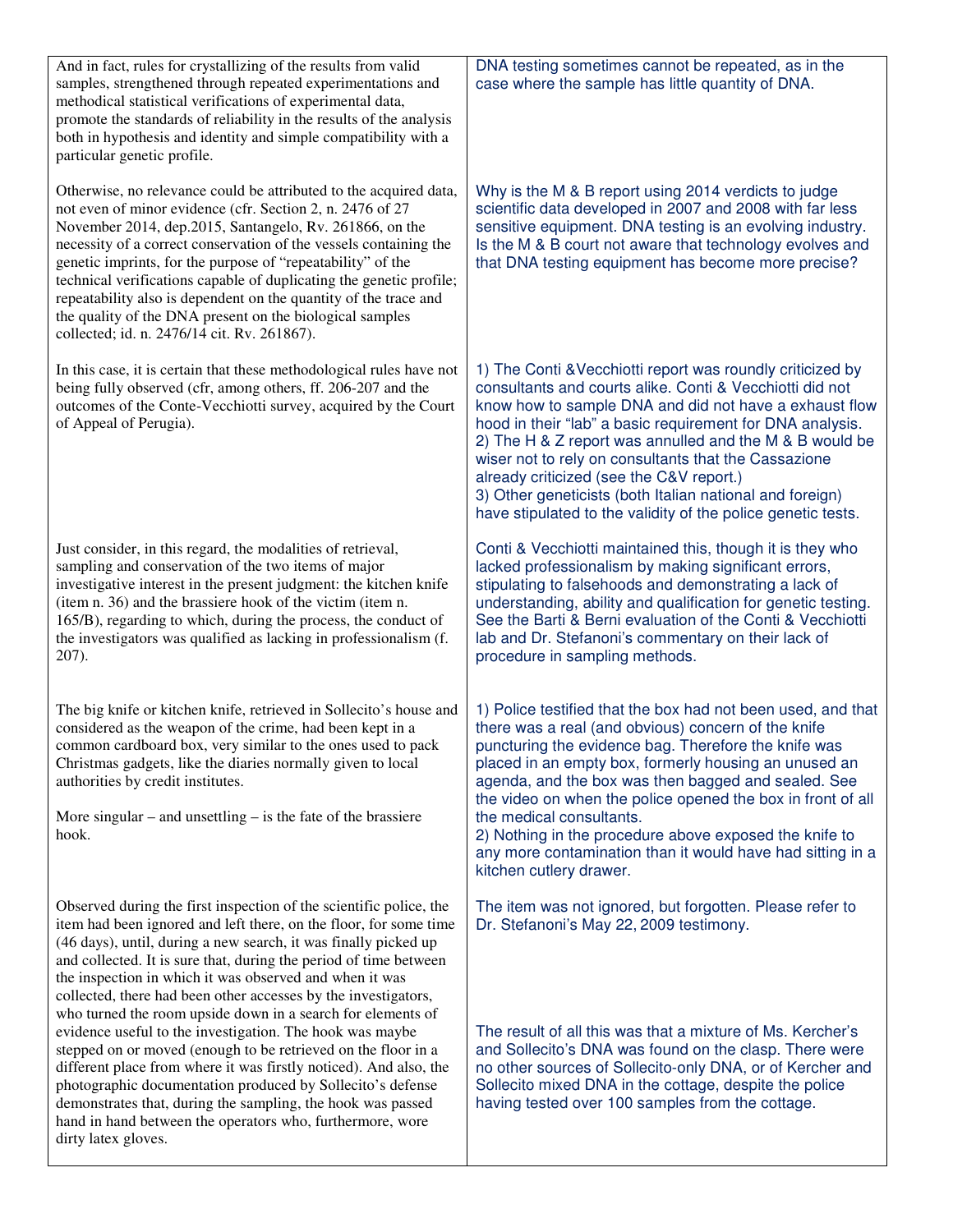| | |
|---|---|
| And in fact, rules for crystallizing of the results from valid samples, strengthened through repeated experimentations and methodical statistical verifications of experimental data, promote the standards of reliability in the results of the analysis both in hypothesis and identity and simple compatibility with a particular genetic profile. | DNA testing sometimes cannot be repeated, as in the case where the sample has little quantity of DNA. |
| Otherwise, no relevance could be attributed to the acquired data, not even of minor evidence (cfr. Section 2, n. 2476 of 27 November 2014, dep.2015, Santangelo, Rv. 261866, on the necessity of a correct conservation of the vessels containing the genetic imprints, for the purpose of "repeatability" of the technical verifications capable of duplicating the genetic profile; repeatability also is dependent on the quantity of the trace and the quality of the DNA present on the biological samples collected; id. n. 2476/14 cit. Rv. 261867). | Why is the M & B report using 2014 verdicts to judge scientific data developed in 2007 and 2008 with far less sensitive equipment. DNA testing is an evolving industry. Is the M & B court not aware that technology evolves and that DNA testing equipment has become more precise? |
| In this case, it is certain that these methodological rules have not being fully observed (cfr, among others, ff. 206-207 and the outcomes of the Conte-Vecchiotti survey, acquired by the Court of Appeal of Perugia). | 1) The Conti &Vecchiotti report was roundly criticized by consultants and courts alike. Conti & Vecchiotti did not know how to sample DNA and did not have a exhaust flow hood in their "lab" a basic requirement for DNA analysis.<br>2) The H & Z report was annulled and the M & B would be wiser not to rely on consultants that the Cassazione already criticized (see the C&V report.)<br>3) Other geneticists (both Italian national and foreign) have stipulated to the validity of the police genetic tests. |
| Just consider, in this regard, the modalities of retrieval, sampling and conservation of the two items of major investigative interest in the present judgment: the kitchen knife (item n. 36) and the brassiere hook of the victim (item n. 165/B), regarding to which, during the process, the conduct of the investigators was qualified as lacking in professionalism (f. 207). | Conti & Vecchiotti maintained this, though it is they who lacked professionalism by making significant errors, stipulating to falsehoods and demonstrating a lack of understanding, ability and qualification for genetic testing. See the Barti & Berni evaluation of the Conti & Vecchiotti lab and Dr. Stefanoni's commentary on their lack of procedure in sampling methods. |
| The big knife or kitchen knife, retrieved in Sollecito's house and considered as the weapon of the crime, had been kept in a common cardboard box, very similar to the ones used to pack Christmas gadgets, like the diaries normally given to local authorities by credit institutes.<br><br>More singular – and unsettling – is the fate of the brassiere hook. | 1) Police testified that the box had not been used, and that there was a real (and obvious) concern of the knife puncturing the evidence bag. Therefore the knife was placed in an empty box, formerly housing an unused an agenda, and the box was then bagged and sealed. See the video on when the police opened the box in front of all the medical consultants.<br>2) Nothing in the procedure above exposed the knife to any more contamination than it would have had sitting in a kitchen cutlery drawer. |
| Observed during the first inspection of the scientific police, the item had been ignored and left there, on the floor, for some time (46 days), until, during a new search, it was finally picked up and collected. It is sure that, during the period of time between the inspection in which it was observed and when it was collected, there had been other accesses by the investigators, who turned the room upside down in a search for elements of evidence useful to the investigation. The hook was maybe stepped on or moved (enough to be retrieved on the floor in a different place from where it was firstly noticed). And also, the photographic documentation produced by Sollecito's defense demonstrates that, during the sampling, the hook was passed hand in hand between the operators who, furthermore, wore dirty latex gloves. | The item was not ignored, but forgotten. Please refer to Dr. Stefanoni's May 22, 2009 testimony.<br><br>The result of all this was that a mixture of Ms. Kercher's and Sollecito's DNA was found on the clasp. There were no other sources of Sollecito-only DNA, or of Kercher and Sollecito mixed DNA in the cottage, despite the police having tested over 100 samples from the cottage. |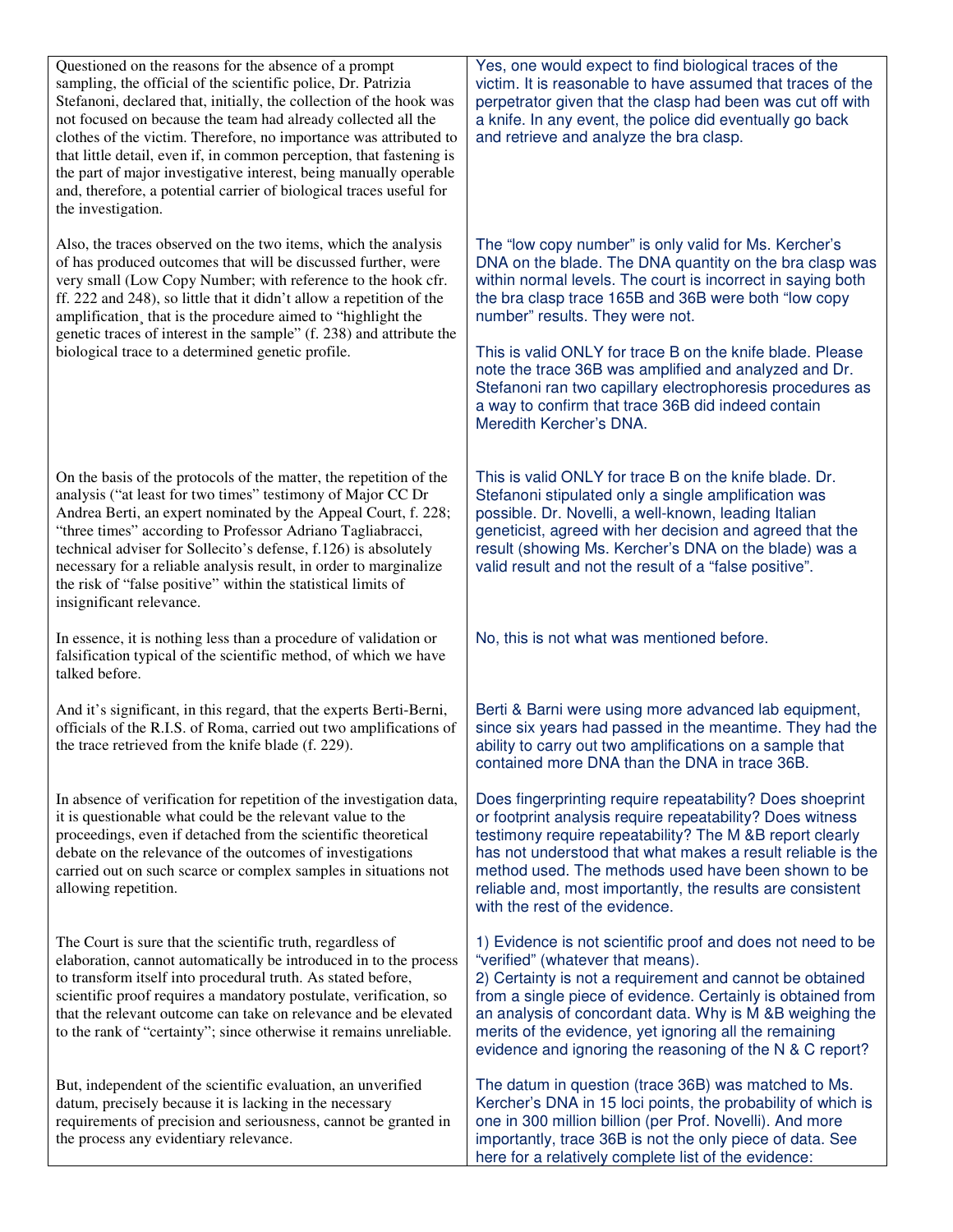| | |
|---|---|
| Questioned on the reasons for the absence of a prompt sampling, the official of the scientific police, Dr. Patrizia Stefanoni, declared that, initially, the collection of the hook was not focused on because the team had already collected all the clothes of the victim. Therefore, no importance was attributed to that little detail, even if, in common perception, that fastening is the part of major investigative interest, being manually operable and, therefore, a potential carrier of biological traces useful for the investigation. | Yes, one would expect to find biological traces of the victim. It is reasonable to have assumed that traces of the perpetrator given that the clasp had been was cut off with a knife. In any event, the police did eventually go back and retrieve and analyze the bra clasp. |
| Also, the traces observed on the two items, which the analysis of has produced outcomes that will be discussed further, were very small (Low Copy Number; with reference to the hook cfr. ff. 222 and 248), so little that it didn't allow a repetition of the amplification¸ that is the procedure aimed to "highlight the genetic traces of interest in the sample" (f. 238) and attribute the biological trace to a determined genetic profile. | The "low copy number" is only valid for Ms. Kercher's DNA on the blade. The DNA quantity on the bra clasp was within normal levels. The court is incorrect in saying both the bra clasp trace 165B and 36B were both "low copy number" results. They were not.<br><br>This is valid ONLY for trace B on the knife blade. Please note the trace 36B was amplified and analyzed and Dr. Stefanoni ran two capillary electrophoresis procedures as a way to confirm that trace 36B did indeed contain Meredith Kercher's DNA. |
| On the basis of the protocols of the matter, the repetition of the analysis ("at least for two times" testimony of Major CC Dr Andrea Berti, an expert nominated by the Appeal Court, f. 228; "three times" according to Professor Adriano Tagliabracci, technical adviser for Sollecito's defense, f.126) is absolutely necessary for a reliable analysis result, in order to marginalize the risk of "false positive" within the statistical limits of insignificant relevance. | This is valid ONLY for trace B on the knife blade. Dr. Stefanoni stipulated only a single amplification was possible. Dr. Novelli, a well-known, leading Italian geneticist, agreed with her decision and agreed that the result (showing Ms. Kercher's DNA on the blade) was a valid result and not the result of a "false positive". |
| In essence, it is nothing less than a procedure of validation or falsification typical of the scientific method, of which we have talked before. | No, this is not what was mentioned before. |
| And it's significant, in this regard, that the experts Berti-Berni, officials of the R.I.S. of Roma, carried out two amplifications of the trace retrieved from the knife blade (f. 229). | Berti & Barni were using more advanced lab equipment, since six years had passed in the meantime. They had the ability to carry out two amplifications on a sample that contained more DNA than the DNA in trace 36B. |
| In absence of verification for repetition of the investigation data, it is questionable what could be the relevant value to the proceedings, even if detached from the scientific theoretical debate on the relevance of the outcomes of investigations carried out on such scarce or complex samples in situations not allowing repetition. | Does fingerprinting require repeatability? Does shoeprint or footprint analysis require repeatability? Does witness testimony require repeatability? The M &B report clearly has not understood that what makes a result reliable is the method used. The methods used have been shown to be reliable and, most importantly, the results are consistent with the rest of the evidence. |
| The Court is sure that the scientific truth, regardless of elaboration, cannot automatically be introduced in to the process to transform itself into procedural truth. As stated before, scientific proof requires a mandatory postulate, verification, so that the relevant outcome can take on relevance and be elevated to the rank of "certainty"; since otherwise it remains unreliable. | 1) Evidence is not scientific proof and does not need to be "verified" (whatever that means).<br>2) Certainty is not a requirement and cannot be obtained from a single piece of evidence. Certainly is obtained from an analysis of concordant data. Why is M &B weighing the merits of the evidence, yet ignoring all the remaining evidence and ignoring the reasoning of the N & C report? |
| But, independent of the scientific evaluation, an unverified datum, precisely because it is lacking in the necessary requirements of precision and seriousness, cannot be granted in the process any evidentiary relevance. | The datum in question (trace 36B) was matched to Ms. Kercher's DNA in 15 loci points, the probability of which is one in 300 million billion (per Prof. Novelli). And more importantly, trace 36B is not the only piece of data. See here for a relatively complete list of the evidence: |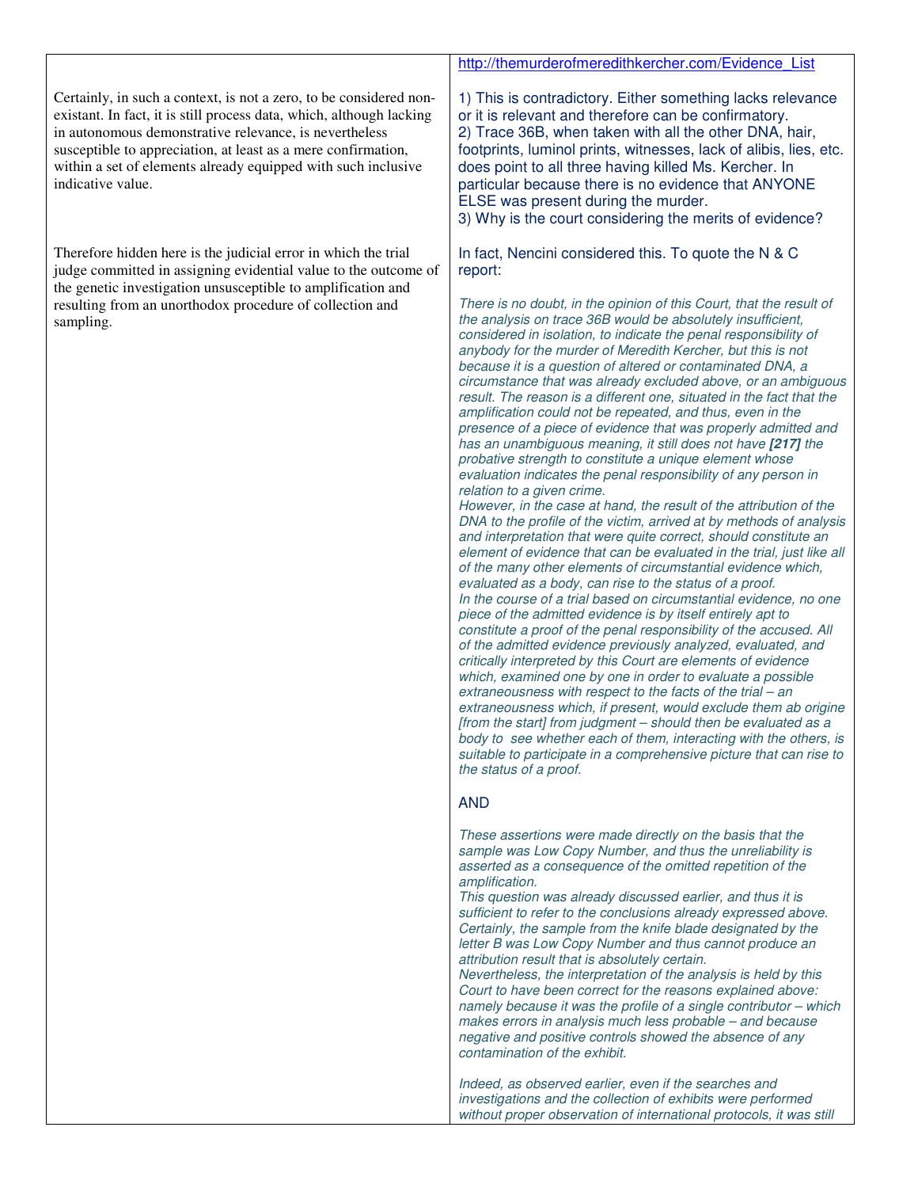| | [http://themurderofmeredithkercher.com/Evidence_List](http://themurderofmeredithkercher.com/Evidence_List) |
|---|---|
| Certainly, in such a context, is not a zero, to be considered non-existant. In fact, it is still process data, which, although lacking in autonomous demonstrative relevance, is nevertheless susceptible to appreciation, at least as a mere confirmation, within a set of elements already equipped with such inclusive indicative value. | 1) This is contradictory. Either something lacks relevance or it is relevant and therefore can be confirmatory.<br>2) Trace 36B, when taken with all the other DNA, hair, footprints, luminol prints, witnesses, lack of alibis, lies, etc. does point to all three having killed Ms. Kercher. In particular because there is no evidence that ANYONE ELSE was present during the murder.<br>3) Why is the court considering the merits of evidence? |
| Therefore hidden here is the judicial error in which the trial judge committed in assigning evidential value to the outcome of the genetic investigation unsusceptible to amplification and resulting from an unorthodox procedure of collection and sampling. | In fact, Nencini considered this. To quote the N & C report:<br><br>*There is no doubt, in the opinion of this Court, that the result of the analysis on trace 36B would be absolutely insufficient, considered in isolation, to indicate the penal responsibility of anybody for the murder of Meredith Kercher, but this is not because it is a question of altered or contaminated DNA, a circumstance that was already excluded above, or an ambiguous result. The reason is a different one, situated in the fact that the amplification could not be repeated, and thus, even in the presence of a piece of evidence that was properly admitted and has an unambiguous meaning, it still does not have **[217]** the probative strength to constitute a unique element whose evaluation indicates the penal responsibility of any person in relation to a given crime.*<br>*However, in the case at hand, the result of the attribution of the DNA to the profile of the victim, arrived at by methods of analysis and interpretation that were quite correct, should constitute an element of evidence that can be evaluated in the trial, just like all of the many other elements of circumstantial evidence which, evaluated as a body, can rise to the status of a proof.*<br>*In the course of a trial based on circumstantial evidence, no one piece of the admitted evidence is by itself entirely apt to constitute a proof of the penal responsibility of the accused. All of the admitted evidence previously analyzed, evaluated, and critically interpreted by this Court are elements of evidence which, examined one by one in order to evaluate a possible extraneousness with respect to the facts of the trial – an extraneousness which, if present, would exclude them ab origine [from the start] from judgment – should then be evaluated as a body to see whether each of them, interacting with the others, is suitable to participate in a comprehensive picture that can rise to the status of a proof.*<br><br>AND<br><br>*These assertions were made directly on the basis that the sample was Low Copy Number, and thus the unreliability is asserted as a consequence of the omitted repetition of the amplification.*<br>*This question was already discussed earlier, and thus it is sufficient to refer to the conclusions already expressed above. Certainly, the sample from the knife blade designated by the letter B was Low Copy Number and thus cannot produce an attribution result that is absolutely certain.*<br>*Nevertheless, the interpretation of the analysis is held by this Court to have been correct for the reasons explained above: namely because it was the profile of a single contributor – which makes errors in analysis much less probable – and because negative and positive controls showed the absence of any contamination of the exhibit.*<br><br>*Indeed, as observed earlier, even if the searches and investigations and the collection of exhibits were performed without proper observation of international protocols, it was still* |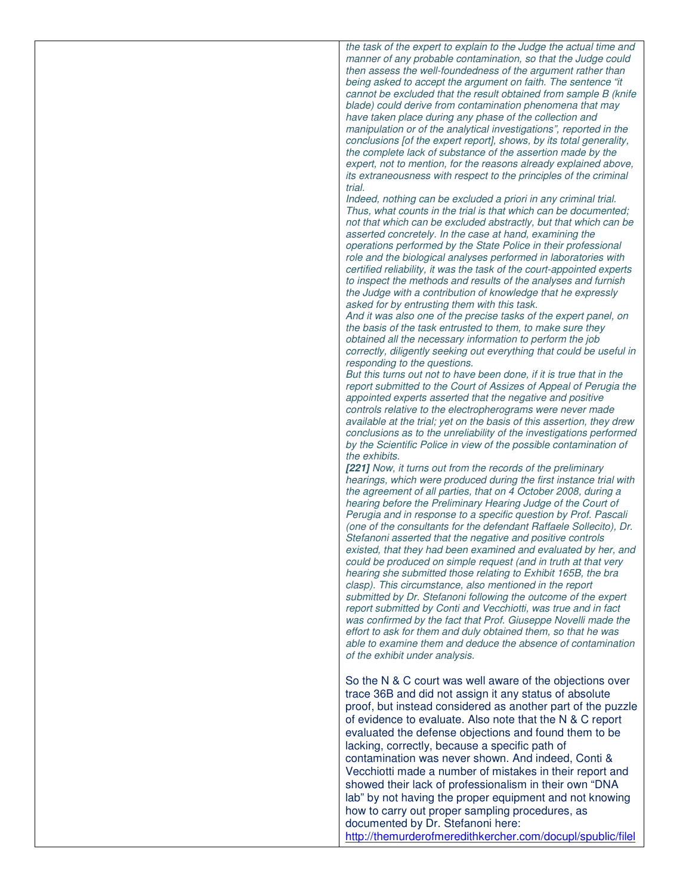*the task of the expert to explain to the Judge the actual time and manner of any probable contamination, so that the Judge could then assess the well-foundedness of the argument rather than being asked to accept the argument on faith. The sentence "it cannot be excluded that the result obtained from sample B (knife blade) could derive from contamination phenomena that may have taken place during any phase of the collection and manipulation or of the analytical investigations", reported in the conclusions [of the expert report], shows, by its total generality, the complete lack of substance of the assertion made by the expert, not to mention, for the reasons already explained above, its extraneousness with respect to the principles of the criminal trial.*

*Indeed, nothing can be excluded a priori in any criminal trial. Thus, what counts in the trial is that which can be documented; not that which can be excluded abstractly, but that which can be asserted concretely. In the case at hand, examining the operations performed by the State Police in their professional role and the biological analyses performed in laboratories with certified reliability, it was the task of the court-appointed experts to inspect the methods and results of the analyses and furnish the Judge with a contribution of knowledge that he expressly asked for by entrusting them with this task.*

*And it was also one of the precise tasks of the expert panel, on the basis of the task entrusted to them, to make sure they obtained all the necessary information to perform the job correctly, diligently seeking out everything that could be useful in responding to the questions.*

*But this turns out not to have been done, if it is true that in the report submitted to the Court of Assizes of Appeal of Perugia the appointed experts asserted that the negative and positive controls relative to the electropherograms were never made available at the trial; yet on the basis of this assertion, they drew conclusions as to the unreliability of the investigations performed by the Scientific Police in view of the possible contamination of the exhibits.*

***[221]*** *Now, it turns out from the records of the preliminary hearings, which were produced during the first instance trial with the agreement of all parties, that on 4 October 2008, during a hearing before the Preliminary Hearing Judge of the Court of Perugia and in response to a specific question by Prof. Pascali (one of the consultants for the defendant Raffaele Sollecito), Dr. Stefanoni asserted that the negative and positive controls existed, that they had been examined and evaluated by her, and could be produced on simple request (and in truth at that very hearing she submitted those relating to Exhibit 165B, the bra clasp). This circumstance, also mentioned in the report submitted by Dr. Stefanoni following the outcome of the expert report submitted by Conti and Vecchiotti, was true and in fact was confirmed by the fact that Prof. Giuseppe Novelli made the effort to ask for them and duly obtained them, so that he was able to examine them and deduce the absence of contamination of the exhibit under analysis.*

So the N & C court was well aware of the objections over trace 36B and did not assign it any status of absolute proof, but instead considered as another part of the puzzle of evidence to evaluate. Also note that the N & C report evaluated the defense objections and found them to be lacking, correctly, because a specific path of contamination was never shown. And indeed, Conti & Vecchiotti made a number of mistakes in their report and showed their lack of professionalism in their own "DNA lab" by not having the proper equipment and not knowing how to carry out proper sampling procedures, as documented by Dr. Stefanoni here: http://themurderofmeredithkercher.com/docupl/spublic/filel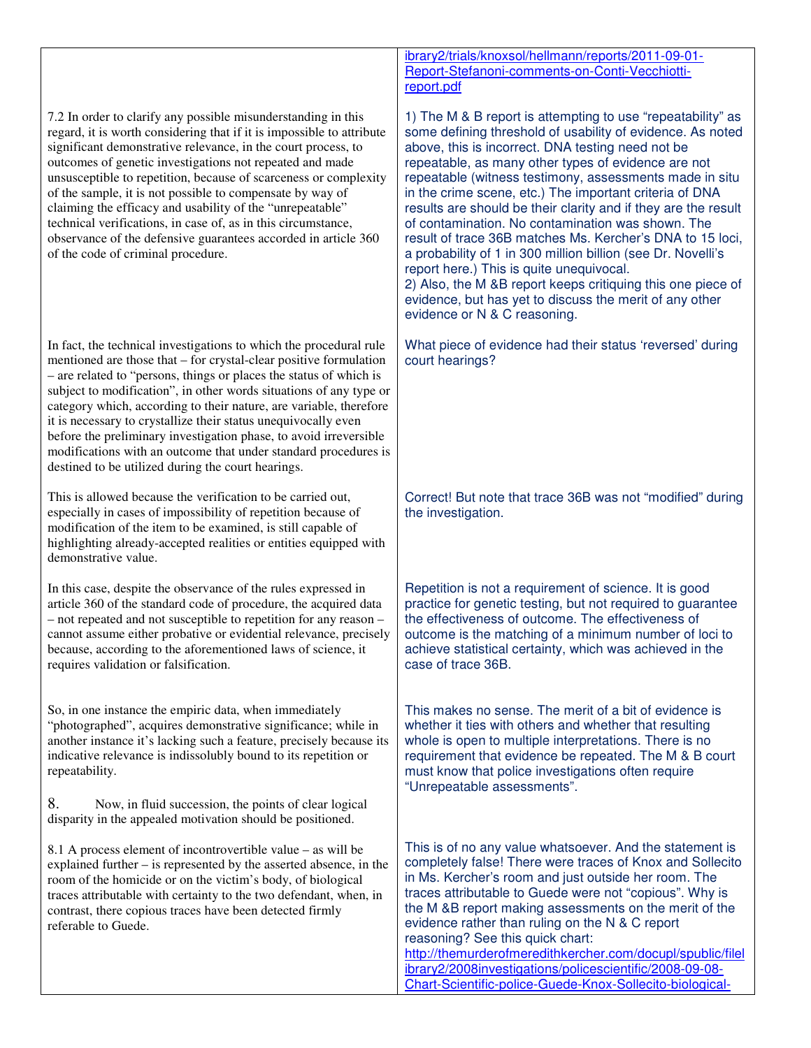| | |
|---|---|
| | ibrary2/trials/knoxsol/hellmann/reports/2011-09-01-Report-Stefanoni-comments-on-Conti-Vecchiotti-report.pdf |
| 7.2 In order to clarify any possible misunderstanding in this regard, it is worth considering that if it is impossible to attribute significant demonstrative relevance, in the court process, to outcomes of genetic investigations not repeated and made unsusceptible to repetition, because of scarceness or complexity of the sample, it is not possible to compensate by way of claiming the efficacy and usability of the "unrepeatable" technical verifications, in case of, as in this circumstance, observance of the defensive guarantees accorded in article 360 of the code of criminal procedure. | 1) The M & B report is attempting to use "repeatability" as some defining threshold of usability of evidence. As noted above, this is incorrect. DNA testing need not be repeatable, as many other types of evidence are not repeatable (witness testimony, assessments made in situ in the crime scene, etc.) The important criteria of DNA results are should be their clarity and if they are the result of contamination. No contamination was shown. The result of trace 36B matches Ms. Kercher's DNA to 15 loci, a probability of 1 in 300 million billion (see Dr. Novelli's report here.) This is quite unequivocal.<br>2) Also, the M &B report keeps critiquing this one piece of evidence, but has yet to discuss the merit of any other evidence or N & C reasoning. |
| In fact, the technical investigations to which the procedural rule mentioned are those that – for crystal-clear positive formulation – are related to "persons, things or places the status of which is subject to modification", in other words situations of any type or category which, according to their nature, are variable, therefore it is necessary to crystallize their status unequivocally even before the preliminary investigation phase, to avoid irreversible modifications with an outcome that under standard procedures is destined to be utilized during the court hearings. | What piece of evidence had their status 'reversed' during court hearings? |
| This is allowed because the verification to be carried out, especially in cases of impossibility of repetition because of modification of the item to be examined, is still capable of highlighting already-accepted realities or entities equipped with demonstrative value. | Correct! But note that trace 36B was not "modified" during the investigation. |
| In this case, despite the observance of the rules expressed in article 360 of the standard code of procedure, the acquired data – not repeated and not susceptible to repetition for any reason – cannot assume either probative or evidential relevance, precisely because, according to the aforementioned laws of science, it requires validation or falsification. | Repetition is not a requirement of science. It is good practice for genetic testing, but not required to guarantee the effectiveness of outcome. The effectiveness of outcome is the matching of a minimum number of loci to achieve statistical certainty, which was achieved in the case of trace 36B. |
| So, in one instance the empiric data, when immediately "photographed", acquires demonstrative significance; while in another instance it's lacking such a feature, precisely because its indicative relevance is indissolubly bound to its repetition or repeatability.<br><br>8. Now, in fluid succession, the points of clear logical disparity in the appealed motivation should be positioned. | This makes no sense. The merit of a bit of evidence is whether it ties with others and whether that resulting whole is open to multiple interpretations. There is no requirement that evidence be repeated. The M & B court must know that police investigations often require "Unrepeatable assessments". |
| 8.1 A process element of incontrovertible value – as will be explained further – is represented by the asserted absence, in the room of the homicide or on the victim's body, of biological traces attributable with certainty to the two defendant, when, in contrast, there copious traces have been detected firmly referable to Guede. | This is of no any value whatsoever. And the statement is completely false! There were traces of Knox and Sollecito in Ms. Kercher's room and just outside her room. The traces attributable to Guede were not "copious". Why is the M &B report making assessments on the merit of the evidence rather than ruling on the N & C report reasoning? See this quick chart: http://themurderofmeredithkercher.com/docupl/spublic/filelibrary2/2008investigations/policescientific/2008-09-08-Chart-Scientific-police-Guede-Knox-Sollecito-biological- |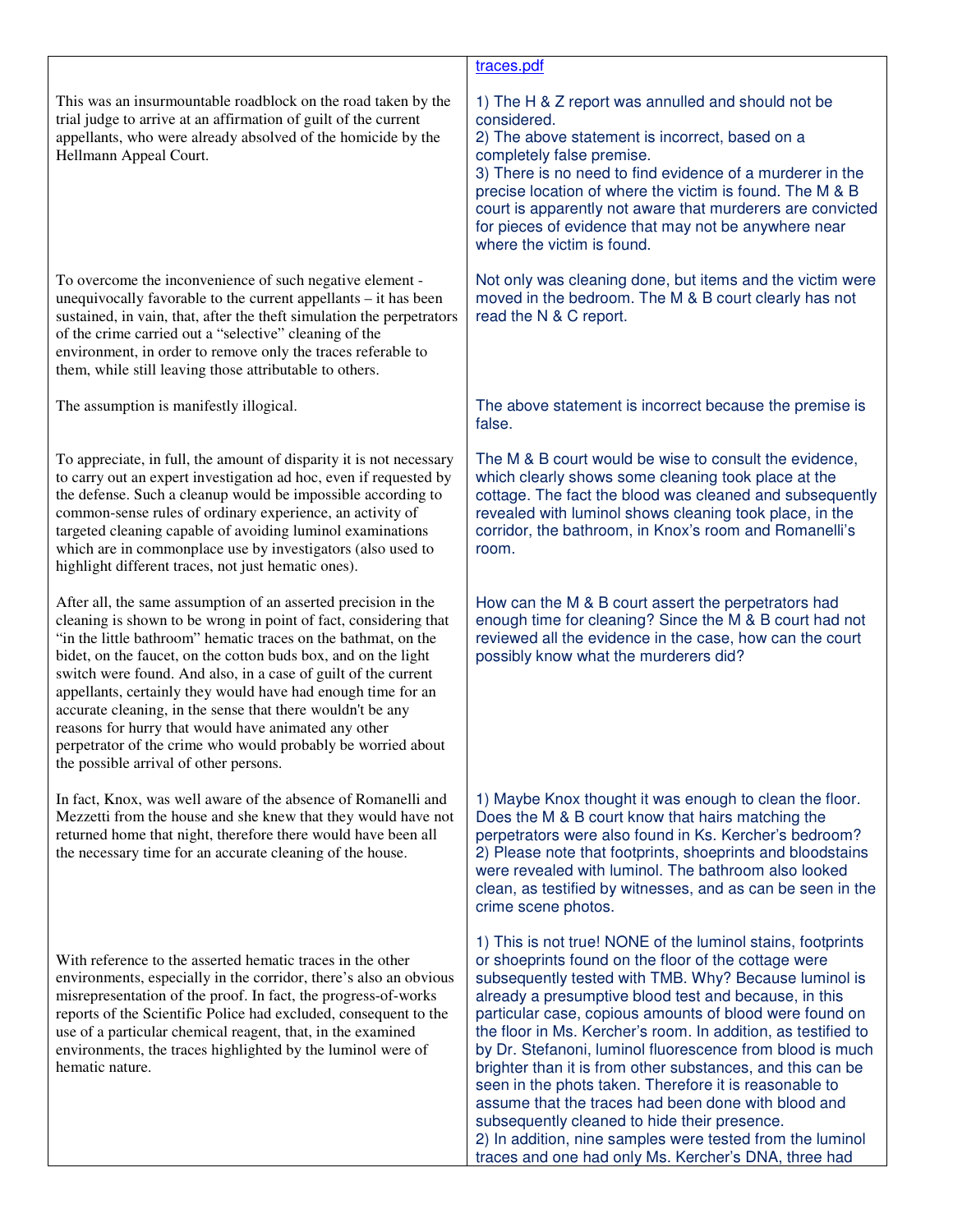| | |
|---|---|
| | traces.pdf |
| This was an insurmountable roadblock on the road taken by the trial judge to arrive at an affirmation of guilt of the current appellants, who were already absolved of the homicide by the Hellmann Appeal Court. | 1) The H & Z report was annulled and should not be considered.<br>2) The above statement is incorrect, based on a completely false premise.<br>3) There is no need to find evidence of a murderer in the precise location of where the victim is found. The M & B court is apparently not aware that murderers are convicted for pieces of evidence that may not be anywhere near where the victim is found. |
| To overcome the inconvenience of such negative element - unequivocally favorable to the current appellants – it has been sustained, in vain, that, after the theft simulation the perpetrators of the crime carried out a "selective" cleaning of the environment, in order to remove only the traces referable to them, while still leaving those attributable to others. | Not only was cleaning done, but items and the victim were moved in the bedroom. The M & B court clearly has not read the N & C report. |
| The assumption is manifestly illogical. | The above statement is incorrect because the premise is false. |
| To appreciate, in full, the amount of disparity it is not necessary to carry out an expert investigation ad hoc, even if requested by the defense. Such a cleanup would be impossible according to common-sense rules of ordinary experience, an activity of targeted cleaning capable of avoiding luminol examinations which are in commonplace use by investigators (also used to highlight different traces, not just hematic ones). | The M & B court would be wise to consult the evidence, which clearly shows some cleaning took place at the cottage. The fact the blood was cleaned and subsequently revealed with luminol shows cleaning took place, in the corridor, the bathroom, in Knox's room and Romanelli's room. |
| After all, the same assumption of an asserted precision in the cleaning is shown to be wrong in point of fact, considering that "in the little bathroom" hematic traces on the bathmat, on the bidet, on the faucet, on the cotton buds box, and on the light switch were found. And also, in a case of guilt of the current appellants, certainly they would have had enough time for an accurate cleaning, in the sense that there wouldn't be any reasons for hurry that would have animated any other perpetrator of the crime who would probably be worried about the possible arrival of other persons. | How can the M & B court assert the perpetrators had enough time for cleaning? Since the M & B court had not reviewed all the evidence in the case, how can the court possibly know what the murderers did? |
| In fact, Knox, was well aware of the absence of Romanelli and Mezzetti from the house and she knew that they would have not returned home that night, therefore there would have been all the necessary time for an accurate cleaning of the house. | 1) Maybe Knox thought it was enough to clean the floor. Does the M & B court know that hairs matching the perpetrators were also found in Ks. Kercher's bedroom?<br>2) Please note that footprints, shoeprints and bloodstains were revealed with luminol. The bathroom also looked clean, as testified by witnesses, and as can be seen in the crime scene photos. |
| With reference to the asserted hematic traces in the other environments, especially in the corridor, there's also an obvious misrepresentation of the proof. In fact, the progress-of-works reports of the Scientific Police had excluded, consequent to the use of a particular chemical reagent, that, in the examined environments, the traces highlighted by the luminol were of hematic nature. | 1) This is not true! NONE of the luminol stains, footprints or shoeprints found on the floor of the cottage were subsequently tested with TMB. Why? Because luminol is already a presumptive blood test and because, in this particular case, copious amounts of blood were found on the floor in Ms. Kercher's room. In addition, as testified to by Dr. Stefanoni, luminol fluorescence from blood is much brighter than it is from other substances, and this can be seen in the phots taken. Therefore it is reasonable to assume that the traces had been done with blood and subsequently cleaned to hide their presence.<br>2) In addition, nine samples were tested from the luminol traces and one had only Ms. Kercher's DNA, three had |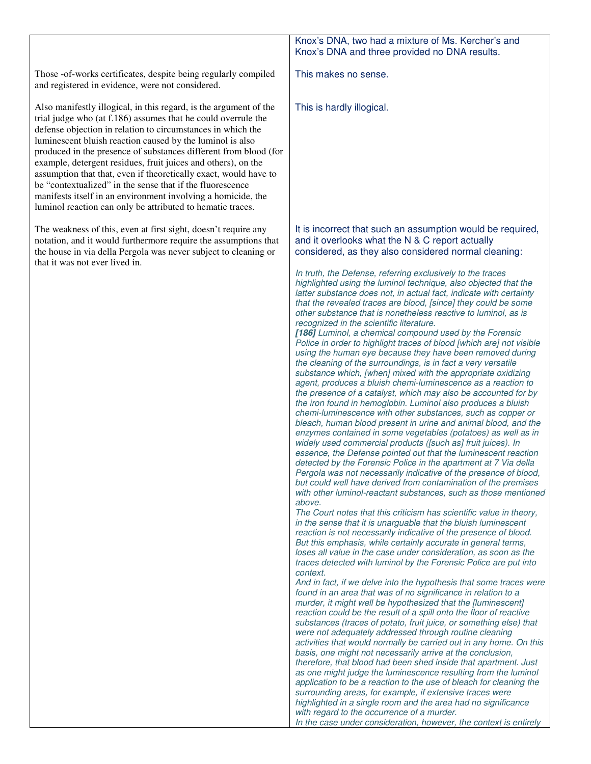| | |
|---|---|
| | Knox's DNA, two had a mixture of Ms. Kercher's and Knox's DNA and three provided no DNA results. |
| Those -of-works certificates, despite being regularly compiled and registered in evidence, were not considered. | This makes no sense. |
| Also manifestly illogical, in this regard, is the argument of the trial judge who (at f.186) assumes that he could overrule the defense objection in relation to circumstances in which the luminescent bluish reaction caused by the luminol is also produced in the presence of substances different from blood (for example, detergent residues, fruit juices and others), on the assumption that that, even if theoretically exact, would have to be "contextualized" in the sense that if the fluorescence manifests itself in an environment involving a homicide, the luminol reaction can only be attributed to hematic traces. | This is hardly illogical. |
| The weakness of this, even at first sight, doesn't require any notation, and it would furthermore require the assumptions that the house in via della Pergola was never subject to cleaning or that it was not ever lived in. | It is incorrect that such an assumption would be required, and it overlooks what the N & C report actually considered, as they also considered normal cleaning:<br><br>*In truth, the Defense, referring exclusively to the traces highlighted using the luminol technique, also objected that the latter substance does not, in actual fact, indicate with certainty that the revealed traces are blood, [since] they could be some other substance that is nonetheless reactive to luminol, as is recognized in the scientific literature.*<br>***[186]*** *Luminol, a chemical compound used by the Forensic Police in order to highlight traces of blood [which are] not visible using the human eye because they have been removed during the cleaning of the surroundings, is in fact a very versatile substance which, [when] mixed with the appropriate oxidizing agent, produces a bluish chemi-luminescence as a reaction to the presence of a catalyst, which may also be accounted for by the iron found in hemoglobin. Luminol also produces a bluish chemi-luminescence with other substances, such as copper or bleach, human blood present in urine and animal blood, and the enzymes contained in some vegetables (potatoes) as well as in widely used commercial products ([such as] fruit juices). In essence, the Defense pointed out that the luminescent reaction detected by the Forensic Police in the apartment at 7 Via della Pergola was not necessarily indicative of the presence of blood, but could well have derived from contamination of the premises with other luminol-reactant substances, such as those mentioned above.*<br>*The Court notes that this criticism has scientific value in theory, in the sense that it is unarguable that the bluish luminescent reaction is not necessarily indicative of the presence of blood. But this emphasis, while certainly accurate in general terms, loses all value in the case under consideration, as soon as the traces detected with luminol by the Forensic Police are put into context.*<br>*And in fact, if we delve into the hypothesis that some traces were found in an area that was of no significance in relation to a murder, it might well be hypothesized that the [luminescent] reaction could be the result of a spill onto the floor of reactive substances (traces of potato, fruit juice, or something else) that were not adequately addressed through routine cleaning activities that would normally be carried out in any home. On this basis, one might not necessarily arrive at the conclusion, therefore, that blood had been shed inside that apartment. Just as one might judge the luminescence resulting from the luminol application to be a reaction to the use of bleach for cleaning the surrounding areas, for example, if extensive traces were highlighted in a single room and the area had no significance with regard to the occurrence of a murder.*<br>*In the case under consideration, however, the context is entirely* |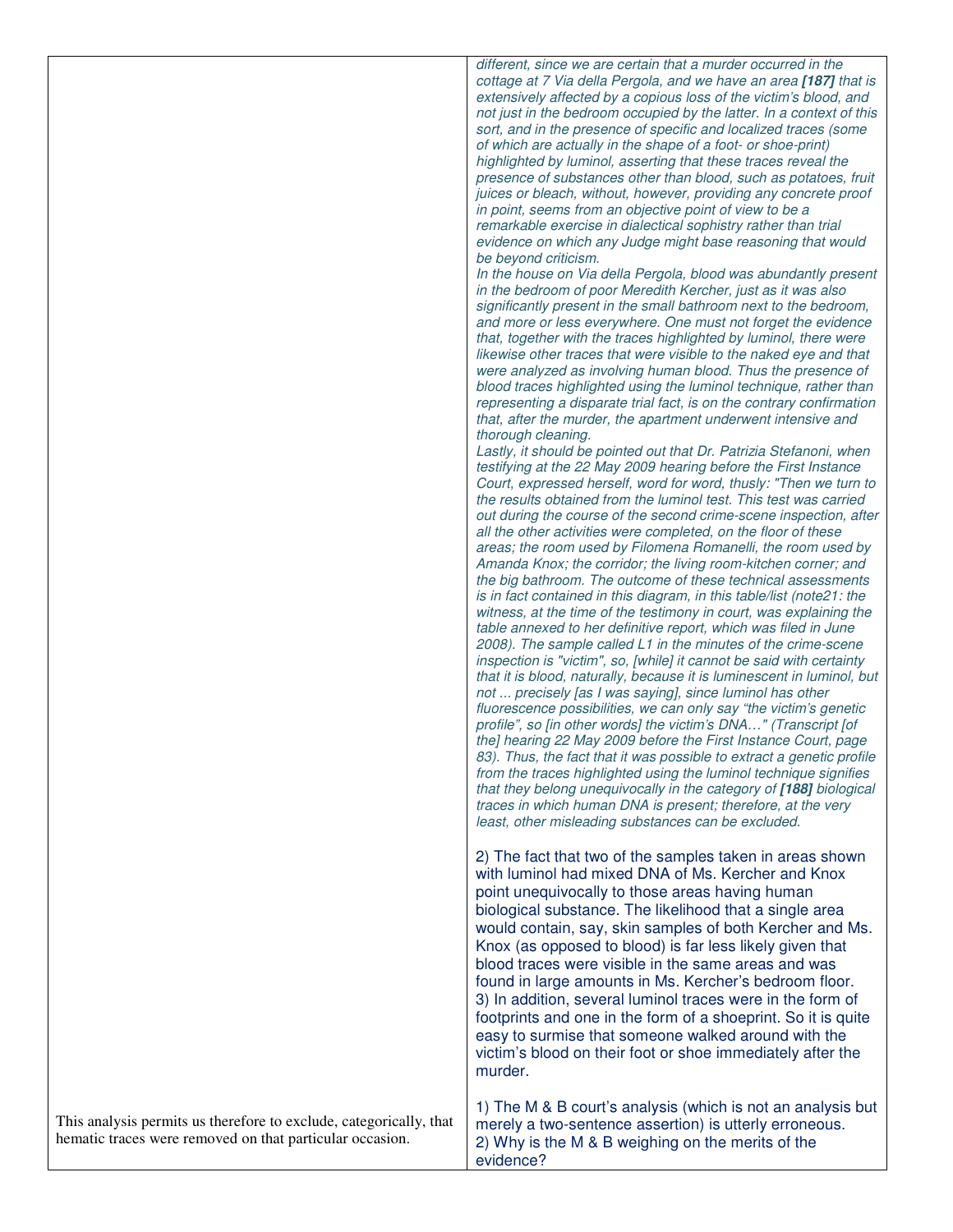| | |
|---|---|
| | *different, since we are certain that a murder occurred in the cottage at 7 Via della Pergola, and we have an area **[187]** that is extensively affected by a copious loss of the victim's blood, and not just in the bedroom occupied by the latter. In a context of this sort, and in the presence of specific and localized traces (some of which are actually in the shape of a foot- or shoe-print) highlighted by luminol, asserting that these traces reveal the presence of substances other than blood, such as potatoes, fruit juices or bleach, without, however, providing any concrete proof in point, seems from an objective point of view to be a remarkable exercise in dialectical sophistry rather than trial evidence on which any Judge might base reasoning that would be beyond criticism.*<br>*In the house on Via della Pergola, blood was abundantly present in the bedroom of poor Meredith Kercher, just as it was also significantly present in the small bathroom next to the bedroom, and more or less everywhere. One must not forget the evidence that, together with the traces highlighted by luminol, there were likewise other traces that were visible to the naked eye and that were analyzed as involving human blood. Thus the presence of blood traces highlighted using the luminol technique, rather than representing a disparate trial fact, is on the contrary confirmation that, after the murder, the apartment underwent intensive and thorough cleaning.*<br>*Lastly, it should be pointed out that Dr. Patrizia Stefanoni, when testifying at the 22 May 2009 hearing before the First Instance Court, expressed herself, word for word, thusly: "Then we turn to the results obtained from the luminol test. This test was carried out during the course of the second crime-scene inspection, after all the other activities were completed, on the floor of these areas; the room used by Filomena Romanelli, the room used by Amanda Knox; the corridor; the living room-kitchen corner; and the big bathroom. The outcome of these technical assessments is in fact contained in this diagram, in this table/list (note21: the witness, at the time of the testimony in court, was explaining the table annexed to her definitive report, which was filed in June 2008). The sample called L1 in the minutes of the crime-scene inspection is "victim", so, [while] it cannot be said with certainty that it is blood, naturally, because it is luminescent in luminol, but not ... precisely [as I was saying], since luminol has other fluorescence possibilities, we can only say "the victim's genetic profile", so [in other words] the victim's DNA..." (Transcript [of the] hearing 22 May 2009 before the First Instance Court, page 83). Thus, the fact that it was possible to extract a genetic profile from the traces highlighted using the luminol technique signifies that they belong unequivocally in the category of **[188]** biological traces in which human DNA is present; therefore, at the very least, other misleading substances can be excluded.*<br><br>2) The fact that two of the samples taken in areas shown with luminol had mixed DNA of Ms. Kercher and Knox point unequivocally to those areas having human biological substance. The likelihood that a single area would contain, say, skin samples of both Kercher and Ms. Knox (as opposed to blood) is far less likely given that blood traces were visible in the same areas and was found in large amounts in Ms. Kercher's bedroom floor.<br>3) In addition, several luminol traces were in the form of footprints and one in the form of a shoeprint. So it is quite easy to surmise that someone walked around with the victim's blood on their foot or shoe immediately after the murder. |
| This analysis permits us therefore to exclude, categorically, that hematic traces were removed on that particular occasion. | 1) The M & B court's analysis (which is not an analysis but merely a two-sentence assertion) is utterly erroneous.<br>2) Why is the M & B weighing on the merits of the evidence? |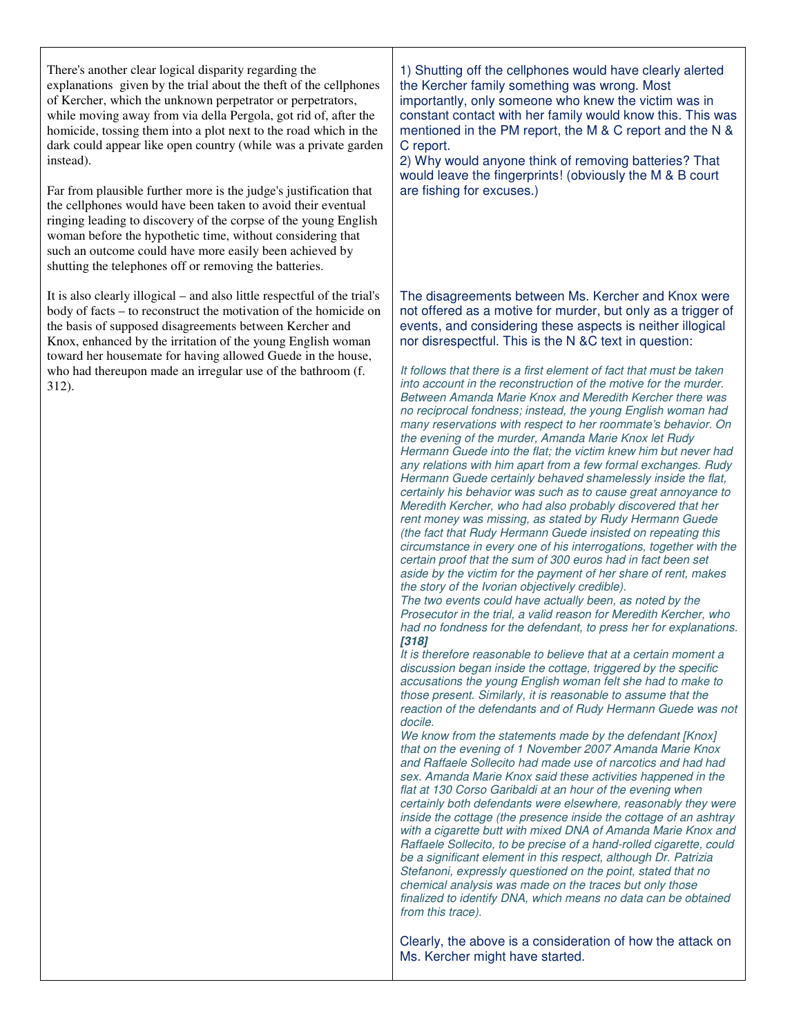| | |
|---|---|
| There's another clear logical disparity regarding the explanations given by the trial about the theft of the cellphones of Kercher, which the unknown perpetrator or perpetrators, while moving away from via della Pergola, got rid of, after the homicide, tossing them into a plot next to the road which in the dark could appear like open country (while was a private garden instead).<br><br>Far from plausible further more is the judge's justification that the cellphones would have been taken to avoid their eventual ringing leading to discovery of the corpse of the young English woman before the hypothetic time, without considering that such an outcome could have more easily been achieved by shutting the telephones off or removing the batteries. | 1) Shutting off the cellphones would have clearly alerted the Kercher family something was wrong. Most importantly, only someone who knew the victim was in constant contact with her family would know this. This was mentioned in the PM report, the M & C report and the N & C report.<br>2) Why would anyone think of removing batteries? That would leave the fingerprints! (obviously the M & B court are fishing for excuses.) |
| It is also clearly illogical – and also little respectful of the trial's body of facts – to reconstruct the motivation of the homicide on the basis of supposed disagreements between Kercher and Knox, enhanced by the irritation of the young English woman toward her housemate for having allowed Guede in the house, who had thereupon made an irregular use of the bathroom (f. 312). | The disagreements between Ms. Kercher and Knox were not offered as a motive for murder, but only as a trigger of events, and considering these aspects is neither illogical nor disrespectful. This is the N &C text in question:<br><br>*It follows that there is a first element of fact that must be taken into account in the reconstruction of the motive for the murder. Between Amanda Marie Knox and Meredith Kercher there was no reciprocal fondness; instead, the young English woman had many reservations with respect to her roommate's behavior. On the evening of the murder, Amanda Marie Knox let Rudy Hermann Guede into the flat; the victim knew him but never had any relations with him apart from a few formal exchanges. Rudy Hermann Guede certainly behaved shamelessly inside the flat, certainly his behavior was such as to cause great annoyance to Meredith Kercher, who had also probably discovered that her rent money was missing, as stated by Rudy Hermann Guede (the fact that Rudy Hermann Guede insisted on repeating this circumstance in every one of his interrogations, together with the certain proof that the sum of 300 euros had in fact been set aside by the victim for the payment of her share of rent, makes the story of the Ivorian objectively credible).*<br>*The two events could have actually been, as noted by the Prosecutor in the trial, a valid reason for Meredith Kercher, who had no fondness for the defendant, to press her for explanations.* ***[318]***<br>*It is therefore reasonable to believe that at a certain moment a discussion began inside the cottage, triggered by the specific accusations the young English woman felt she had to make to those present. Similarly, it is reasonable to assume that the reaction of the defendants and of Rudy Hermann Guede was not docile.*<br>*We know from the statements made by the defendant [Knox] that on the evening of 1 November 2007 Amanda Marie Knox and Raffaele Sollecito had made use of narcotics and had had sex. Amanda Marie Knox said these activities happened in the flat at 130 Corso Garibaldi at an hour of the evening when certainly both defendants were elsewhere, reasonably they were inside the cottage (the presence inside the cottage of an ashtray with a cigarette butt with mixed DNA of Amanda Marie Knox and Raffaele Sollecito, to be precise of a hand-rolled cigarette, could be a significant element in this respect, although Dr. Patrizia Stefanoni, expressly questioned on the point, stated that no chemical analysis was made on the traces but only those finalized to identify DNA, which means no data can be obtained from this trace).*<br><br>Clearly, the above is a consideration of how the attack on Ms. Kercher might have started. |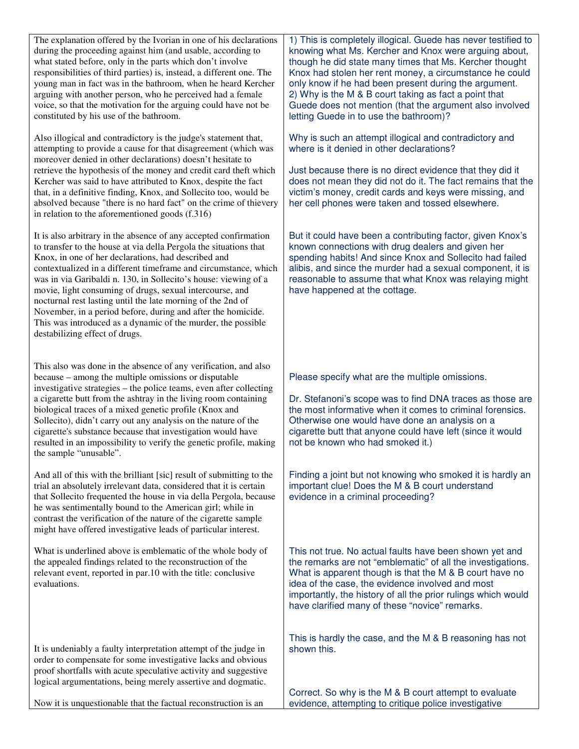| | |
|---|---|
| The explanation offered by the Ivorian in one of his declarations during the proceeding against him (and usable, according to what stated before, only in the parts which don't involve responsibilities of third parties) is, instead, a different one. The young man in fact was in the bathroom, when he heard Kercher arguing with another person, who he perceived had a female voice, so that the motivation for the arguing could have not be constituted by his use of the bathroom. | 1) This is completely illogical. Guede has never testified to knowing what Ms. Kercher and Knox were arguing about, though he did state many times that Ms. Kercher thought Knox had stolen her rent money, a circumstance he could only know if he had been present during the argument.<br>2) Why is the M & B court taking as fact a point that Guede does not mention (that the argument also involved letting Guede in to use the bathroom)? |
| Also illogical and contradictory is the judge's statement that, attempting to provide a cause for that disagreement (which was moreover denied in other declarations) doesn't hesitate to retrieve the hypothesis of the money and credit card theft which Kercher was said to have attributed to Knox, despite the fact that, in a definitive finding, Knox, and Sollecito too, would be absolved because "there is no hard fact" on the crime of thievery in relation to the aforementioned goods (f.316) | Why is such an attempt illogical and contradictory and where is it denied in other declarations?<br><br>Just because there is no direct evidence that they did it does not mean they did not do it. The fact remains that the victim's money, credit cards and keys were missing, and her cell phones were taken and tossed elsewhere. |
| It is also arbitrary in the absence of any accepted confirmation to transfer to the house at via della Pergola the situations that Knox, in one of her declarations, had described and contextualized in a different timeframe and circumstance, which was in via Garibaldi n. 130, in Sollecito's house: viewing of a movie, light consuming of drugs, sexual intercourse, and nocturnal rest lasting until the late morning of the 2nd of November, in a period before, during and after the homicide. This was introduced as a dynamic of the murder, the possible destabilizing effect of drugs. | But it could have been a contributing factor, given Knox's known connections with drug dealers and given her spending habits! And since Knox and Sollecito had failed alibis, and since the murder had a sexual component, it is reasonable to assume that what Knox was relaying might have happened at the cottage. |
| This also was done in the absence of any verification, and also because – among the multiple omissions or disputable investigative strategies – the police teams, even after collecting a cigarette butt from the ashtray in the living room containing biological traces of a mixed genetic profile (Knox and Sollecito), didn't carry out any analysis on the nature of the cigarette's substance because that investigation would have resulted in an impossibility to verify the genetic profile, making the sample "unusable". | Please specify what are the multiple omissions.<br><br>Dr. Stefanoni's scope was to find DNA traces as those are the most informative when it comes to criminal forensics. Otherwise one would have done an analysis on a cigarette butt that anyone could have left (since it would not be known who had smoked it.) |
| And all of this with the brilliant [sic] result of submitting to the trial an absolutely irrelevant data, considered that it is certain that Sollecito frequented the house in via della Pergola, because he was sentimentally bound to the American girl; while in contrast the verification of the nature of the cigarette sample might have offered investigative leads of particular interest. | Finding a joint but not knowing who smoked it is hardly an important clue! Does the M & B court understand evidence in a criminal proceeding? |
| What is underlined above is emblematic of the whole body of the appealed findings related to the reconstruction of the relevant event, reported in par.10 with the title: conclusive evaluations. | This not true. No actual faults have been shown yet and the remarks are not "emblematic" of all the investigations. What is apparent though is that the M & B court have no idea of the case, the evidence involved and most importantly, the history of all the prior rulings which would have clarified many of these "novice" remarks. |
| It is undeniably a faulty interpretation attempt of the judge in order to compensate for some investigative lacks and obvious proof shortfalls with acute speculative activity and suggestive logical argumentations, being merely assertive and dogmatic. | This is hardly the case, and the M & B reasoning has not shown this. |
| Now it is unquestionable that the factual reconstruction is an | Correct. So why is the M & B court attempt to evaluate evidence, attempting to critique police investigative |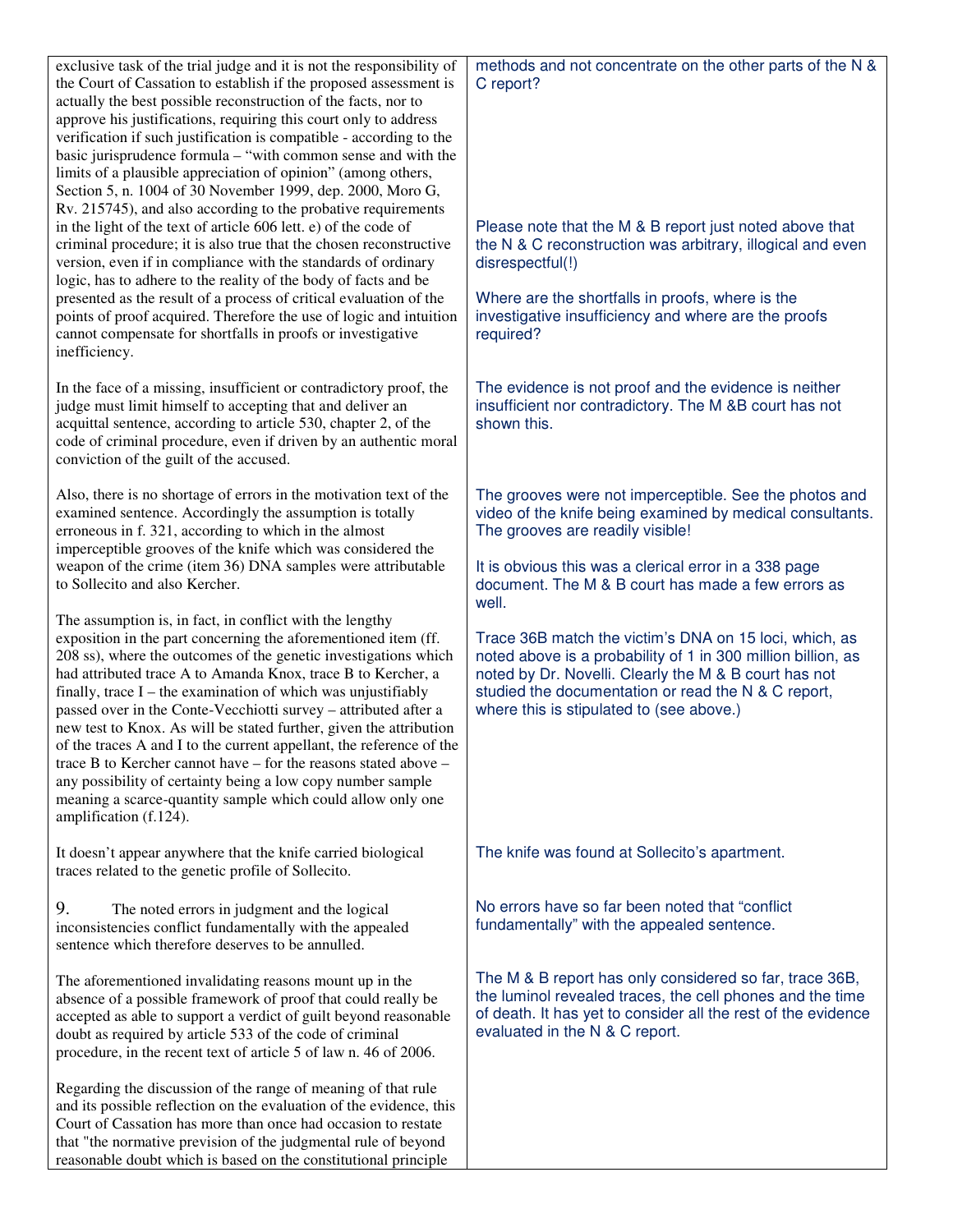| | |
|---|---|
| exclusive task of the trial judge and it is not the responsibility of the Court of Cassation to establish if the proposed assessment is actually the best possible reconstruction of the facts, nor to approve his justifications, requiring this court only to address verification if such justification is compatible - according to the basic jurisprudence formula – "with common sense and with the limits of a plausible appreciation of opinion" (among others, Section 5, n. 1004 of 30 November 1999, dep. 2000, Moro G, Rv. 215745), and also according to the probative requirements in the light of the text of article 606 lett. e) of the code of criminal procedure; it is also true that the chosen reconstructive version, even if in compliance with the standards of ordinary logic, has to adhere to the reality of the body of facts and be presented as the result of a process of critical evaluation of the points of proof acquired. Therefore the use of logic and intuition cannot compensate for shortfalls in proofs or investigative inefficiency. | methods and not concentrate on the other parts of the N & C report?<br><br>Please note that the M & B report just noted above that the N & C reconstruction was arbitrary, illogical and even disrespectful(!)<br><br>Where are the shortfalls in proofs, where is the investigative insufficiency and where are the proofs required? |
| In the face of a missing, insufficient or contradictory proof, the judge must limit himself to accepting that and deliver an acquittal sentence, according to article 530, chapter 2, of the code of criminal procedure, even if driven by an authentic moral conviction of the guilt of the accused. | The evidence is not proof and the evidence is neither insufficient nor contradictory. The M &B court has not shown this. |
| Also, there is no shortage of errors in the motivation text of the examined sentence. Accordingly the assumption is totally erroneous in f. 321, according to which in the almost imperceptible grooves of the knife which was considered the weapon of the crime (item 36) DNA samples were attributable to Sollecito and also Kercher. | The grooves were not imperceptible. See the photos and video of the knife being examined by medical consultants. The grooves are readily visible!<br><br>It is obvious this was a clerical error in a 338 page document. The M & B court has made a few errors as well. |
| The assumption is, in fact, in conflict with the lengthy exposition in the part concerning the aforementioned item (ff. 208 ss), where the outcomes of the genetic investigations which had attributed trace A to Amanda Knox, trace B to Kercher, a finally, trace I – the examination of which was unjustifiably passed over in the Conte-Vecchiotti survey – attributed after a new test to Knox. As will be stated further, given the attribution of the traces A and I to the current appellant, the reference of the trace B to Kercher cannot have – for the reasons stated above – any possibility of certainty being a low copy number sample meaning a scarce-quantity sample which could allow only one amplification (f.124). | Trace 36B match the victim's DNA on 15 loci, which, as noted above is a probability of 1 in 300 million billion, as noted by Dr. Novelli. Clearly the M & B court has not studied the documentation or read the N & C report, where this is stipulated to (see above.) |
| It doesn't appear anywhere that the knife carried biological traces related to the genetic profile of Sollecito. | The knife was found at Sollecito's apartment. |
| 9. The noted errors in judgment and the logical inconsistencies conflict fundamentally with the appealed sentence which therefore deserves to be annulled. | No errors have so far been noted that "conflict fundamentally" with the appealed sentence. |
| The aforementioned invalidating reasons mount up in the absence of a possible framework of proof that could really be accepted as able to support a verdict of guilt beyond reasonable doubt as required by article 533 of the code of criminal procedure, in the recent text of article 5 of law n. 46 of 2006. | The M & B report has only considered so far, trace 36B, the luminol revealed traces, the cell phones and the time of death. It has yet to consider all the rest of the evidence evaluated in the N & C report. |
| Regarding the discussion of the range of meaning of that rule and its possible reflection on the evaluation of the evidence, this Court of Cassation has more than once had occasion to restate that "the normative prevision of the judgmental rule of beyond reasonable doubt which is based on the constitutional principle | |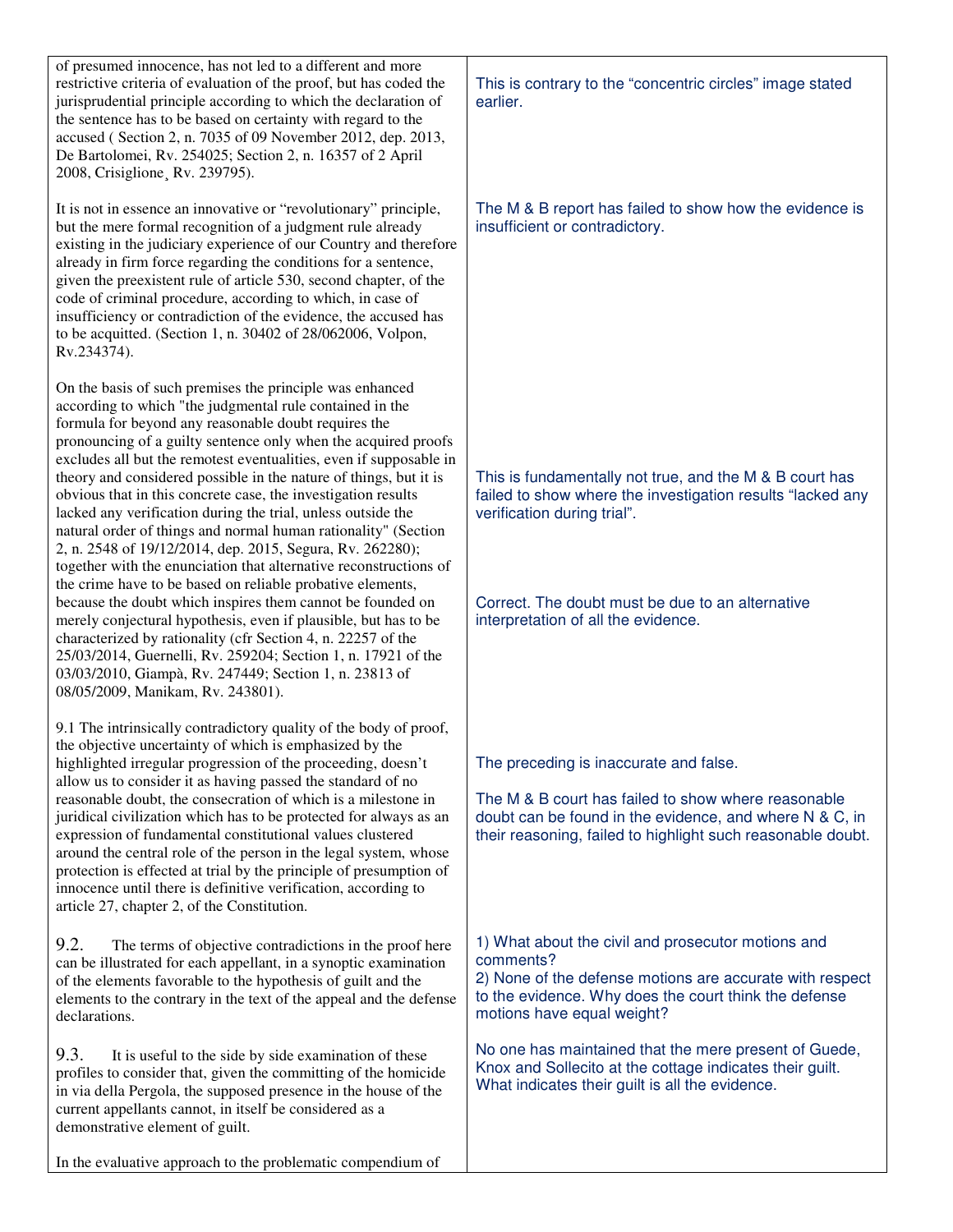| | |
|---|---|
| of presumed innocence, has not led to a different and more restrictive criteria of evaluation of the proof, but has coded the jurisprudential principle according to which the declaration of the sentence has to be based on certainty with regard to the accused ( Section 2, n. 7035 of 09 November 2012, dep. 2013, De Bartolomei, Rv. 254025; Section 2, n. 16357 of 2 April 2008, Crisiglione¸ Rv. 239795). | This is contrary to the "concentric circles" image stated earlier. |
| It is not in essence an innovative or "revolutionary" principle, but the mere formal recognition of a judgment rule already existing in the judiciary experience of our Country and therefore already in firm force regarding the conditions for a sentence, given the preexistent rule of article 530, second chapter, of the code of criminal procedure, according to which, in case of insufficiency or contradiction of the evidence, the accused has to be acquitted. (Section 1, n. 30402 of 28/062006, Volpon, Rv.234374). | The M & B report has failed to show how the evidence is insufficient or contradictory. |
| On the basis of such premises the principle was enhanced according to which "the judgmental rule contained in the formula for beyond any reasonable doubt requires the pronouncing of a guilty sentence only when the acquired proofs excludes all but the remotest eventualities, even if supposable in theory and considered possible in the nature of things, but it is obvious that in this concrete case, the investigation results lacked any verification during the trial, unless outside the natural order of things and normal human rationality" (Section 2, n. 2548 of 19/12/2014, dep. 2015, Segura, Rv. 262280); together with the enunciation that alternative reconstructions of the crime have to be based on reliable probative elements, because the doubt which inspires them cannot be founded on merely conjectural hypothesis, even if plausible, but has to be characterized by rationality (cfr Section 4, n. 22257 of the 25/03/2014, Guernelli, Rv. 259204; Section 1, n. 17921 of the 03/03/2010, Giampà, Rv. 247449; Section 1, n. 23813 of 08/05/2009, Manikam, Rv. 243801). | This is fundamentally not true, and the M & B court has failed to show where the investigation results "lacked any verification during trial".<br><br>Correct. The doubt must be due to an alternative interpretation of all the evidence. |
| 9.1 The intrinsically contradictory quality of the body of proof, the objective uncertainty of which is emphasized by the highlighted irregular progression of the proceeding, doesn't allow us to consider it as having passed the standard of no reasonable doubt, the consecration of which is a milestone in juridical civilization which has to be protected for always as an expression of fundamental constitutional values clustered around the central role of the person in the legal system, whose protection is effected at trial by the principle of presumption of innocence until there is definitive verification, according to article 27, chapter 2, of the Constitution. | The preceding is inaccurate and false.<br><br>The M & B court has failed to show where reasonable doubt can be found in the evidence, and where N & C, in their reasoning, failed to highlight such reasonable doubt. |
| 9.2. The terms of objective contradictions in the proof here can be illustrated for each appellant, in a synoptic examination of the elements favorable to the hypothesis of guilt and the elements to the contrary in the text of the appeal and the defense declarations. | 1) What about the civil and prosecutor motions and comments?<br>2) None of the defense motions are accurate with respect to the evidence. Why does the court think the defense motions have equal weight? |
| 9.3. It is useful to the side by side examination of these profiles to consider that, given the committing of the homicide in via della Pergola, the supposed presence in the house of the current appellants cannot, in itself be considered as a demonstrative element of guilt. | No one has maintained that the mere present of Guede, Knox and Sollecito at the cottage indicates their guilt. What indicates their guilt is all the evidence. |
| In the evaluative approach to the problematic compendium of | |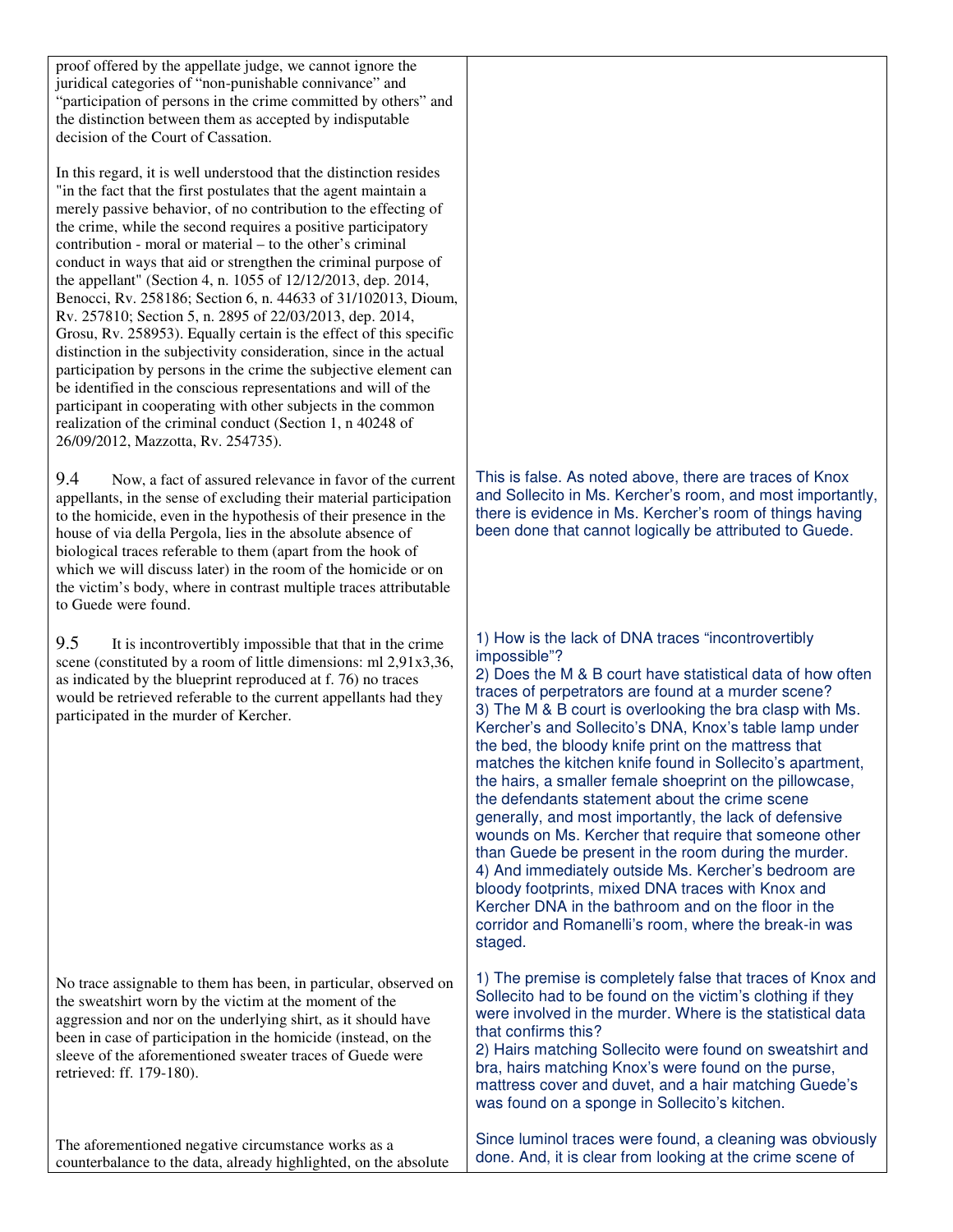| | |
|---|---|
| proof offered by the appellate judge, we cannot ignore the juridical categories of "non-punishable connivance" and "participation of persons in the crime committed by others" and the distinction between them as accepted by indisputable decision of the Court of Cassation.<br><br>In this regard, it is well understood that the distinction resides "in the fact that the first postulates that the agent maintain a merely passive behavior, of no contribution to the effecting of the crime, while the second requires a positive participatory contribution - moral or material – to the other's criminal conduct in ways that aid or strengthen the criminal purpose of the appellant" (Section 4, n. 1055 of 12/12/2013, dep. 2014, Benocci, Rv. 258186; Section 6, n. 44633 of 31/102013, Dioum, Rv. 257810; Section 5, n. 2895 of 22/03/2013, dep. 2014, Grosu, Rv. 258953). Equally certain is the effect of this specific distinction in the subjectivity consideration, since in the actual participation by persons in the crime the subjective element can be identified in the conscious representations and will of the participant in cooperating with other subjects in the common realization of the criminal conduct (Section 1, n 40248 of 26/09/2012, Mazzotta, Rv. 254735). | |
| 9.4 Now, a fact of assured relevance in favor of the current appellants, in the sense of excluding their material participation to the homicide, even in the hypothesis of their presence in the house of via della Pergola, lies in the absolute absence of biological traces referable to them (apart from the hook of which we will discuss later) in the room of the homicide or on the victim's body, where in contrast multiple traces attributable to Guede were found. | This is false. As noted above, there are traces of Knox and Sollecito in Ms. Kercher's room, and most importantly, there is evidence in Ms. Kercher's room of things having been done that cannot logically be attributed to Guede. |
| 9.5 It is incontrovertibly impossible that that in the crime scene (constituted by a room of little dimensions: ml 2,91x3,36, as indicated by the blueprint reproduced at f. 76) no traces would be retrieved referable to the current appellants had they participated in the murder of Kercher. | 1) How is the lack of DNA traces "incontrovertibly impossible"?<br>2) Does the M & B court have statistical data of how often traces of perpetrators are found at a murder scene?<br>3) The M & B court is overlooking the bra clasp with Ms. Kercher's and Sollecito's DNA, Knox's table lamp under the bed, the bloody knife print on the mattress that matches the kitchen knife found in Sollecito's apartment, the hairs, a smaller female shoeprint on the pillowcase, the defendants statement about the crime scene generally, and most importantly, the lack of defensive wounds on Ms. Kercher that require that someone other than Guede be present in the room during the murder.<br>4) And immediately outside Ms. Kercher's bedroom are bloody footprints, mixed DNA traces with Knox and Kercher DNA in the bathroom and on the floor in the corridor and Romanelli's room, where the break-in was staged. |
| No trace assignable to them has been, in particular, observed on the sweatshirt worn by the victim at the moment of the aggression and nor on the underlying shirt, as it should have been in case of participation in the homicide (instead, on the sleeve of the aforementioned sweater traces of Guede were retrieved: ff. 179-180). | 1) The premise is completely false that traces of Knox and Sollecito had to be found on the victim's clothing if they were involved in the murder. Where is the statistical data that confirms this?<br>2) Hairs matching Sollecito were found on sweatshirt and bra, hairs matching Knox's were found on the purse, mattress cover and duvet, and a hair matching Guede's was found on a sponge in Sollecito's kitchen. |
| The aforementioned negative circumstance works as a counterbalance to the data, already highlighted, on the absolute | Since luminol traces were found, a cleaning was obviously done. And, it is clear from looking at the crime scene of |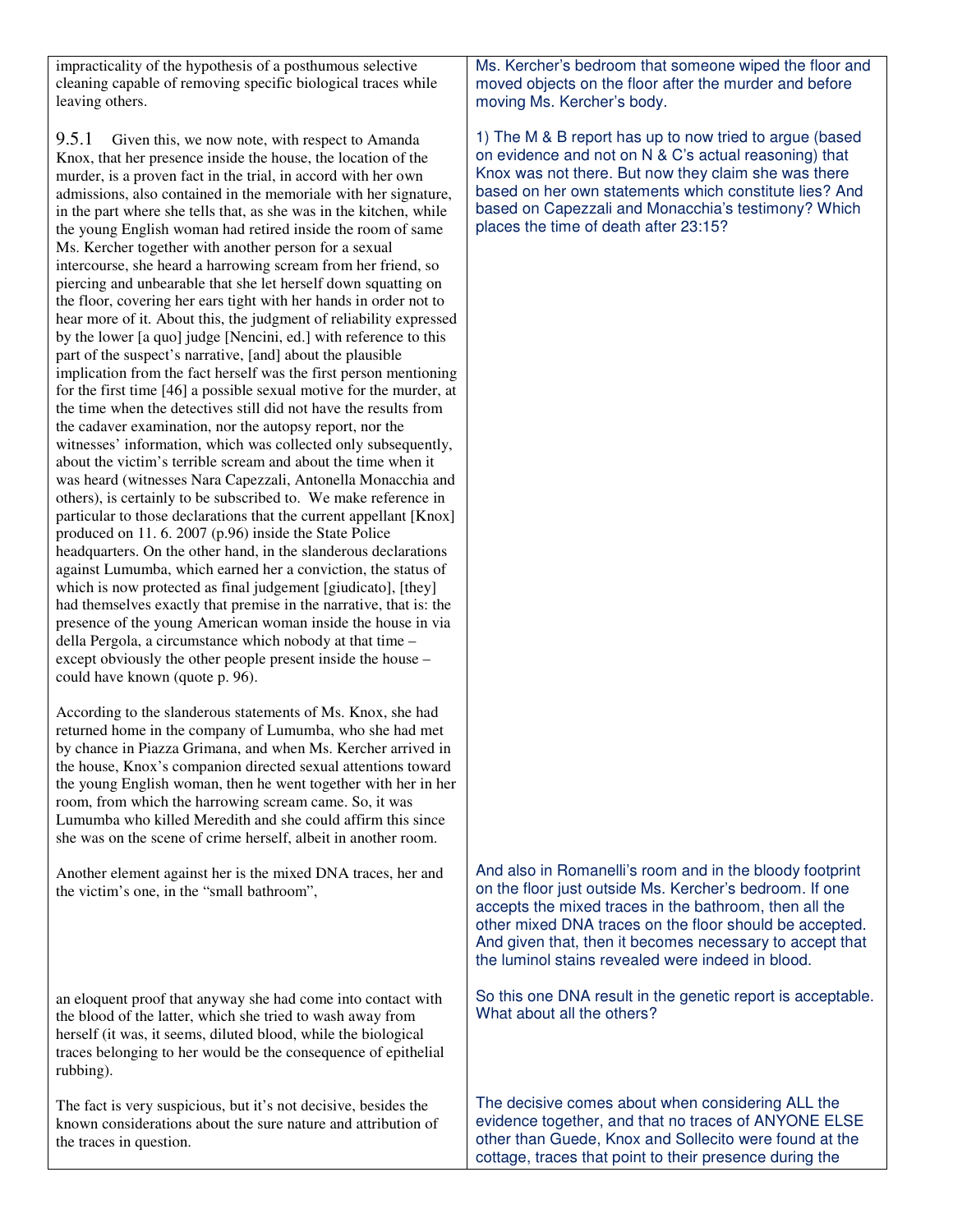| | |
|---|---|
| impracticality of the hypothesis of a posthumous selective cleaning capable of removing specific biological traces while leaving others. | Ms. Kercher's bedroom that someone wiped the floor and moved objects on the floor after the murder and before moving Ms. Kercher's body. |
| 9.5.1 Given this, we now note, with respect to Amanda Knox, that her presence inside the house, the location of the murder, is a proven fact in the trial, in accord with her own admissions, also contained in the memoriale with her signature, in the part where she tells that, as she was in the kitchen, while the young English woman had retired inside the room of same Ms. Kercher together with another person for a sexual intercourse, she heard a harrowing scream from her friend, so piercing and unbearable that she let herself down squatting on the floor, covering her ears tight with her hands in order not to hear more of it. About this, the judgment of reliability expressed by the lower [a quo] judge [Nencini, ed.] with reference to this part of the suspect's narrative, [and] about the plausible implication from the fact herself was the first person mentioning for the first time [46] a possible sexual motive for the murder, at the time when the detectives still did not have the results from the cadaver examination, nor the autopsy report, nor the witnesses' information, which was collected only subsequently, about the victim's terrible scream and about the time when it was heard (witnesses Nara Capezzali, Antonella Monacchia and others), is certainly to be subscribed to. We make reference in particular to those declarations that the current appellant [Knox] produced on 11. 6. 2007 (p.96) inside the State Police headquarters. On the other hand, in the slanderous declarations against Lumumba, which earned her a conviction, the status of which is now protected as final judgement [giudicato], [they] had themselves exactly that premise in the narrative, that is: the presence of the young American woman inside the house in via della Pergola, a circumstance which nobody at that time – except obviously the other people present inside the house – could have known (quote p. 96).<br><br>According to the slanderous statements of Ms. Knox, she had returned home in the company of Lumumba, who she had met by chance in Piazza Grimana, and when Ms. Kercher arrived in the house, Knox's companion directed sexual attentions toward the young English woman, then he went together with her in her room, from which the harrowing scream came. So, it was Lumumba who killed Meredith and she could affirm this since she was on the scene of crime herself, albeit in another room. | 1) The M & B report has up to now tried to argue (based on evidence and not on N & C's actual reasoning) that Knox was not there. But now they claim she was there based on her own statements which constitute lies? And based on Capezzali and Monacchia's testimony? Which places the time of death after 23:15? |
| Another element against her is the mixed DNA traces, her and the victim's one, in the "small bathroom", | And also in Romanelli's room and in the bloody footprint on the floor just outside Ms. Kercher's bedroom. If one accepts the mixed traces in the bathroom, then all the other mixed DNA traces on the floor should be accepted. And given that, then it becomes necessary to accept that the luminol stains revealed were indeed in blood. |
| an eloquent proof that anyway she had come into contact with the blood of the latter, which she tried to wash away from herself (it was, it seems, diluted blood, while the biological traces belonging to her would be the consequence of epithelial rubbing). | So this one DNA result in the genetic report is acceptable. What about all the others? |
| The fact is very suspicious, but it's not decisive, besides the known considerations about the sure nature and attribution of the traces in question. | The decisive comes about when considering ALL the evidence together, and that no traces of ANYONE ELSE other than Guede, Knox and Sollecito were found at the cottage, traces that point to their presence during the |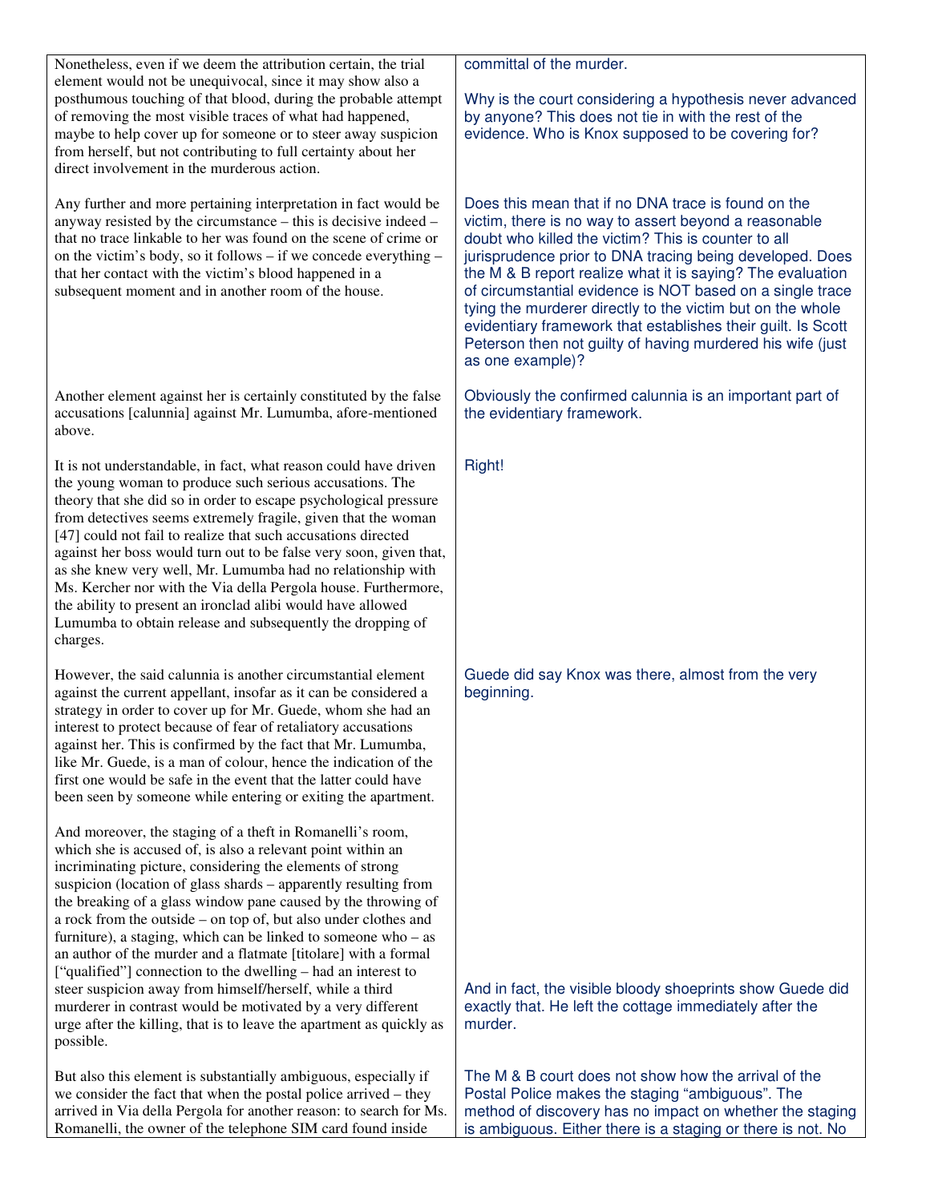| | |
|---|---|
| Nonetheless, even if we deem the attribution certain, the trial element would not be unequivocal, since it may show also a posthumous touching of that blood, during the probable attempt of removing the most visible traces of what had happened, maybe to help cover up for someone or to steer away suspicion from herself, but not contributing to full certainty about her direct involvement in the murderous action. | committal of the murder.<br><br>Why is the court considering a hypothesis never advanced by anyone? This does not tie in with the rest of the evidence. Who is Knox supposed to be covering for? |
| Any further and more pertaining interpretation in fact would be anyway resisted by the circumstance – this is decisive indeed – that no trace linkable to her was found on the scene of crime or on the victim's body, so it follows – if we concede everything – that her contact with the victim's blood happened in a subsequent moment and in another room of the house. | Does this mean that if no DNA trace is found on the victim, there is no way to assert beyond a reasonable doubt who killed the victim? This is counter to all jurisprudence prior to DNA tracing being developed. Does the M & B report realize what it is saying? The evaluation of circumstantial evidence is NOT based on a single trace tying the murderer directly to the victim but on the whole evidentiary framework that establishes their guilt. Is Scott Peterson then not guilty of having murdered his wife (just as one example)? |
| Another element against her is certainly constituted by the false accusations [calunnia] against Mr. Lumumba, afore-mentioned above. | Obviously the confirmed calunnia is an important part of the evidentiary framework. |
| It is not understandable, in fact, what reason could have driven the young woman to produce such serious accusations. The theory that she did so in order to escape psychological pressure from detectives seems extremely fragile, given that the woman [47] could not fail to realize that such accusations directed against her boss would turn out to be false very soon, given that, as she knew very well, Mr. Lumumba had no relationship with Ms. Kercher nor with the Via della Pergola house. Furthermore, the ability to present an ironclad alibi would have allowed Lumumba to obtain release and subsequently the dropping of charges. | Right! |
| However, the said calunnia is another circumstantial element against the current appellant, insofar as it can be considered a strategy in order to cover up for Mr. Guede, whom she had an interest to protect because of fear of retaliatory accusations against her. This is confirmed by the fact that Mr. Lumumba, like Mr. Guede, is a man of colour, hence the indication of the first one would be safe in the event that the latter could have been seen by someone while entering or exiting the apartment. | Guede did say Knox was there, almost from the very beginning. |
| And moreover, the staging of a theft in Romanelli's room, which she is accused of, is also a relevant point within an incriminating picture, considering the elements of strong suspicion (location of glass shards – apparently resulting from the breaking of a glass window pane caused by the throwing of a rock from the outside – on top of, but also under clothes and furniture), a staging, which can be linked to someone who – as an author of the murder and a flatmate [titolare] with a formal ["qualified"] connection to the dwelling – had an interest to steer suspicion away from himself/herself, while a third murderer in contrast would be motivated by a very different urge after the killing, that is to leave the apartment as quickly as possible. | And in fact, the visible bloody shoeprints show Guede did exactly that. He left the cottage immediately after the murder. |
| But also this element is substantially ambiguous, especially if we consider the fact that when the postal police arrived – they arrived in Via della Pergola for another reason: to search for Ms. Romanelli, the owner of the telephone SIM card found inside | The M & B court does not show how the arrival of the Postal Police makes the staging "ambiguous". The method of discovery has no impact on whether the staging is ambiguous. Either there is a staging or there is not. No |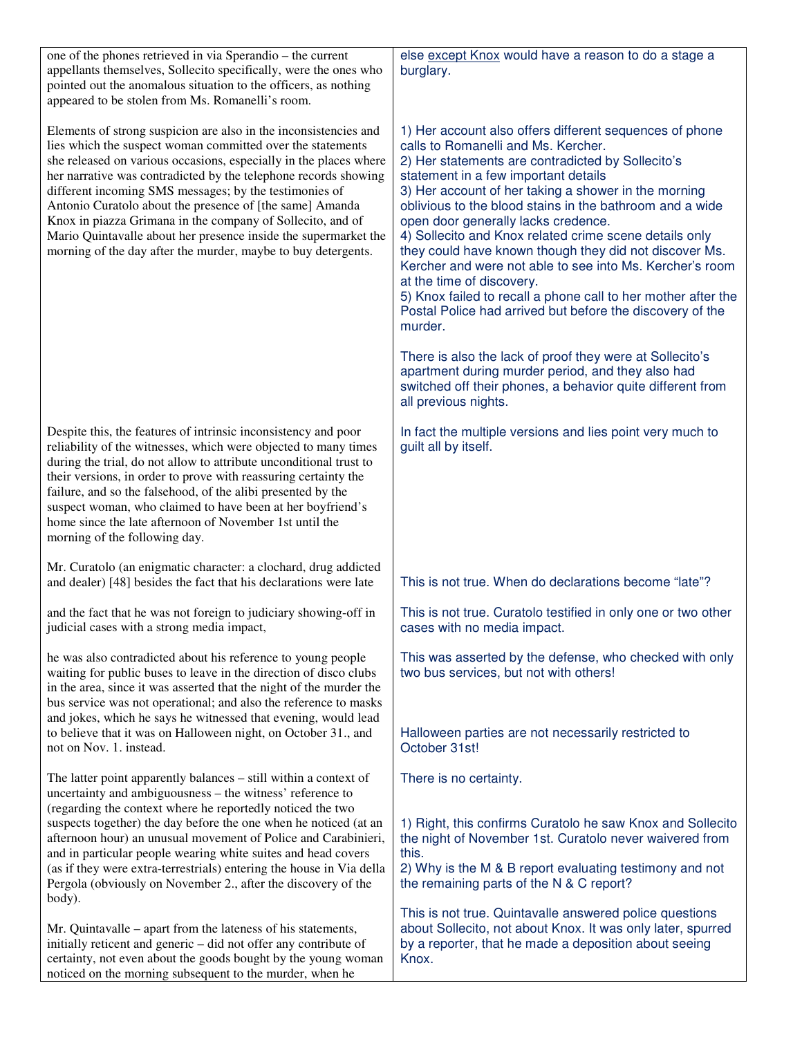| | |
|---|---|
| one of the phones retrieved in via Sperandio – the current appellants themselves, Sollecito specifically, were the ones who pointed out the anomalous situation to the officers, as nothing appeared to be stolen from Ms. Romanelli's room. | else except Knox would have a reason to do a stage a burglary. |
| Elements of strong suspicion are also in the inconsistencies and lies which the suspect woman committed over the statements she released on various occasions, especially in the places where her narrative was contradicted by the telephone records showing different incoming SMS messages; by the testimonies of Antonio Curatolo about the presence of [the same] Amanda Knox in piazza Grimana in the company of Sollecito, and of Mario Quintavalle about her presence inside the supermarket the morning of the day after the murder, maybe to buy detergents. | 1) Her account also offers different sequences of phone calls to Romanelli and Ms. Kercher.<br>2) Her statements are contradicted by Sollecito's statement in a few important details<br>3) Her account of her taking a shower in the morning oblivious to the blood stains in the bathroom and a wide open door generally lacks credence.<br>4) Sollecito and Knox related crime scene details only they could have known though they did not discover Ms. Kercher and were not able to see into Ms. Kercher's room at the time of discovery.<br>5) Knox failed to recall a phone call to her mother after the Postal Police had arrived but before the discovery of the murder.<br><br>There is also the lack of proof they were at Sollecito's apartment during murder period, and they also had switched off their phones, a behavior quite different from all previous nights. |
| Despite this, the features of intrinsic inconsistency and poor reliability of the witnesses, which were objected to many times during the trial, do not allow to attribute unconditional trust to their versions, in order to prove with reassuring certainty the failure, and so the falsehood, of the alibi presented by the suspect woman, who claimed to have been at her boyfriend's home since the late afternoon of November 1st until the morning of the following day. | In fact the multiple versions and lies point very much to guilt all by itself. |
| Mr. Curatolo (an enigmatic character: a clochard, drug addicted and dealer) [48] besides the fact that his declarations were late | This is not true. When do declarations become "late"? |
| and the fact that he was not foreign to judiciary showing-off in judicial cases with a strong media impact, | This is not true. Curatolo testified in only one or two other cases with no media impact. |
| he was also contradicted about his reference to young people waiting for public buses to leave in the direction of disco clubs in the area, since it was asserted that the night of the murder the bus service was not operational; and also the reference to masks and jokes, which he says he witnessed that evening, would lead to believe that it was on Halloween night, on October 31., and not on Nov. 1. instead. | This was asserted by the defense, who checked with only two bus services, but not with others!<br><br>Halloween parties are not necessarily restricted to October 31st! |
| The latter point apparently balances – still within a context of uncertainty and ambiguousness – the witness' reference to (regarding the context where he reportedly noticed the two suspects together) the day before the one when he noticed (at an afternoon hour) an unusual movement of Police and Carabinieri, and in particular people wearing white suites and head covers (as if they were extra-terrestrials) entering the house in Via della Pergola (obviously on November 2., after the discovery of the body). | There is no certainty.<br><br>1) Right, this confirms Curatolo he saw Knox and Sollecito the night of November 1st. Curatolo never waivered from this.<br>2) Why is the M & B report evaluating testimony and not the remaining parts of the N & C report? |
| Mr. Quintavalle – apart from the lateness of his statements, initially reticent and generic – did not offer any contribute of certainty, not even about the goods bought by the young woman noticed on the morning subsequent to the murder, when he | This is not true. Quintavalle answered police questions about Sollecito, not about Knox. It was only later, spurred by a reporter, that he made a deposition about seeing Knox. |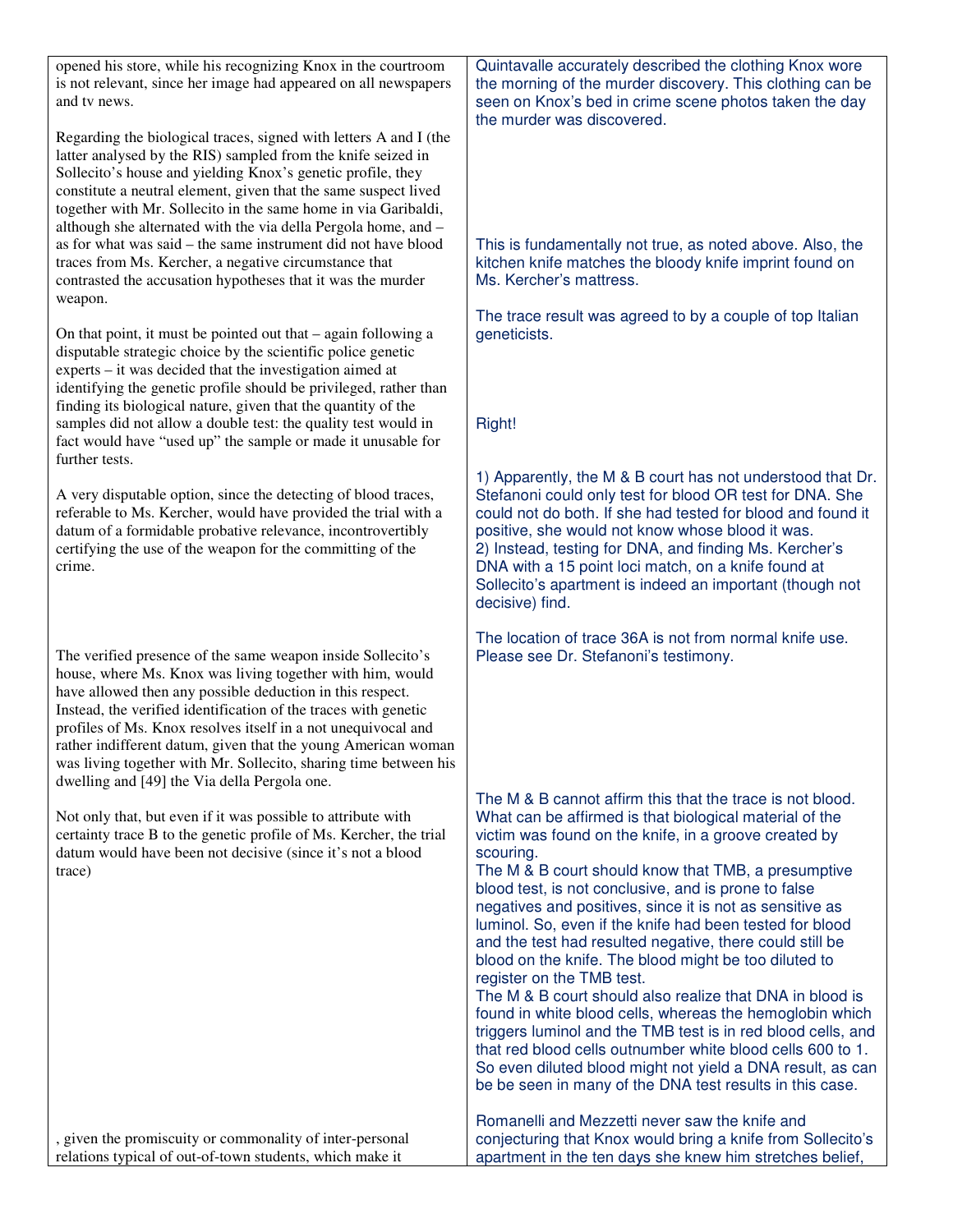| | |
|---|---|
| opened his store, while his recognizing Knox in the courtroom is not relevant, since her image had appeared on all newspapers and tv news. | Quintavalle accurately described the clothing Knox wore the morning of the murder discovery. This clothing can be seen on Knox's bed in crime scene photos taken the day the murder was discovered. |
| Regarding the biological traces, signed with letters A and I (the latter analysed by the RIS) sampled from the knife seized in Sollecito's house and yielding Knox's genetic profile, they constitute a neutral element, given that the same suspect lived together with Mr. Sollecito in the same home in via Garibaldi, although she alternated with the via della Pergola home, and – as for what was said – the same instrument did not have blood traces from Ms. Kercher, a negative circumstance that contrasted the accusation hypotheses that it was the murder weapon. | This is fundamentally not true, as noted above. Also, the kitchen knife matches the bloody knife imprint found on Ms. Kercher's mattress.<br><br>The trace result was agreed to by a couple of top Italian geneticists. |
| On that point, it must be pointed out that – again following a disputable strategic choice by the scientific police genetic experts – it was decided that the investigation aimed at identifying the genetic profile should be privileged, rather than finding its biological nature, given that the quantity of the samples did not allow a double test: the quality test would in fact would have "used up" the sample or made it unusable for further tests. | Right! |
| A very disputable option, since the detecting of blood traces, referable to Ms. Kercher, would have provided the trial with a datum of a formidable probative relevance, incontrovertibly certifying the use of the weapon for the committing of the crime. | 1) Apparently, the M & B court has not understood that Dr. Stefanoni could only test for blood OR test for DNA. She could not do both. If she had tested for blood and found it positive, she would not know whose blood it was.<br>2) Instead, testing for DNA, and finding Ms. Kercher's DNA with a 15 point loci match, on a knife found at Sollecito's apartment is indeed an important (though not decisive) find. |
| The verified presence of the same weapon inside Sollecito's house, where Ms. Knox was living together with him, would have allowed then any possible deduction in this respect. Instead, the verified identification of the traces with genetic profiles of Ms. Knox resolves itself in a not unequivocal and rather indifferent datum, given that the young American woman was living together with Mr. Sollecito, sharing time between his dwelling and [49] the Via della Pergola one. | The location of trace 36A is not from normal knife use. Please see Dr. Stefanoni's testimony. |
| Not only that, but even if it was possible to attribute with certainty trace B to the genetic profile of Ms. Kercher, the trial datum would have been not decisive (since it's not a blood trace) | The M & B cannot affirm this that the trace is not blood. What can be affirmed is that biological material of the victim was found on the knife, in a groove created by scouring.<br>The M & B court should know that TMB, a presumptive blood test, is not conclusive, and is prone to false negatives and positives, since it is not as sensitive as luminol. So, even if the knife had been tested for blood and the test had resulted negative, there could still be blood on the knife. The blood might be too diluted to register on the TMB test.<br>The M & B court should also realize that DNA in blood is found in white blood cells, whereas the hemoglobin which triggers luminol and the TMB test is in red blood cells, and that red blood cells outnumber white blood cells 600 to 1. So even diluted blood might not yield a DNA result, as can be be seen in many of the DNA test results in this case. |
| , given the promiscuity or commonality of inter-personal relations typical of out-of-town students, which make it | Romanelli and Mezzetti never saw the knife and conjecturing that Knox would bring a knife from Sollecito's apartment in the ten days she knew him stretches belief, |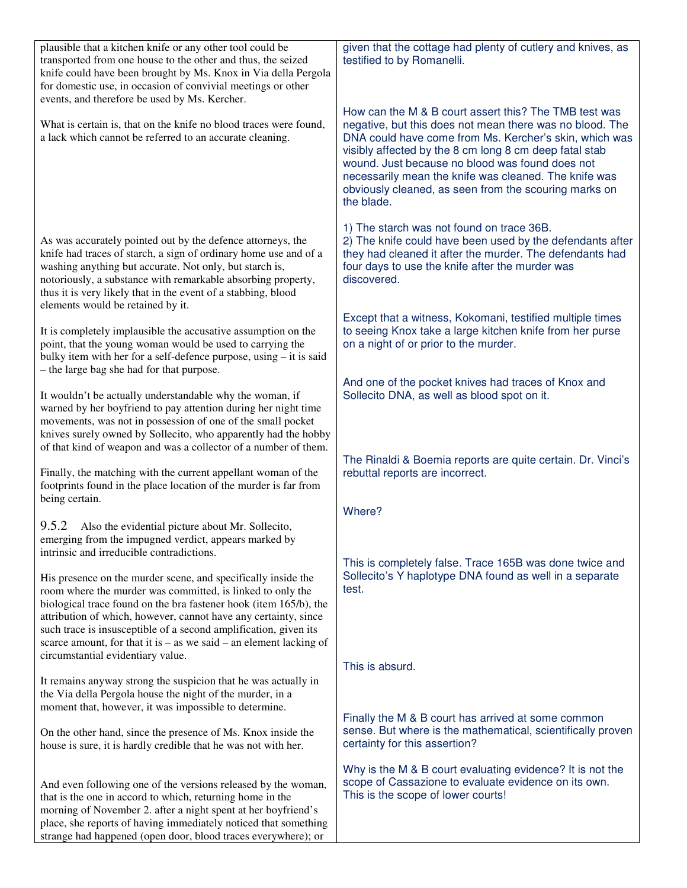| | |
|---|---|
| plausible that a kitchen knife or any other tool could be transported from one house to the other and thus, the seized knife could have been brought by Ms. Knox in Via della Pergola for domestic use, in occasion of convivial meetings or other events, and therefore be used by Ms. Kercher. | given that the cottage had plenty of cutlery and knives, as testified to by Romanelli. |
| What is certain is, that on the knife no blood traces were found, a lack which cannot be referred to an accurate cleaning. | How can the M & B court assert this? The TMB test was negative, but this does not mean there was no blood. The DNA could have come from Ms. Kercher's skin, which was visibly affected by the 8 cm long 8 cm deep fatal stab wound. Just because no blood was found does not necessarily mean the knife was cleaned. The knife was obviously cleaned, as seen from the scouring marks on the blade. |
| As was accurately pointed out by the defence attorneys, the knife had traces of starch, a sign of ordinary home use and of a washing anything but accurate. Not only, but starch is, notoriously, a substance with remarkable absorbing property, thus it is very likely that in the event of a stabbing, blood elements would be retained by it. | 1) The starch was not found on trace 36B.<br>2) The knife could have been used by the defendants after they had cleaned it after the murder. The defendants had four days to use the knife after the murder was discovered. |
| It is completely implausible the accusative assumption on the point, that the young woman would be used to carrying the bulky item with her for a self-defence purpose, using – it is said – the large bag she had for that purpose. | Except that a witness, Kokomani, testified multiple times to seeing Knox take a large kitchen knife from her purse on a night of or prior to the murder. |
| It wouldn't be actually understandable why the woman, if warned by her boyfriend to pay attention during her night time movements, was not in possession of one of the small pocket knives surely owned by Sollecito, who apparently had the hobby of that kind of weapon and was a collector of a number of them. | And one of the pocket knives had traces of Knox and Sollecito DNA, as well as blood spot on it. |
| Finally, the matching with the current appellant woman of the footprints found in the place location of the murder is far from being certain. | The Rinaldi & Boemia reports are quite certain. Dr. Vinci's rebuttal reports are incorrect. |
| 9.5.2 Also the evidential picture about Mr. Sollecito, emerging from the impugned verdict, appears marked by intrinsic and irreducible contradictions. | Where? |
| His presence on the murder scene, and specifically inside the room where the murder was committed, is linked to only the biological trace found on the bra fastener hook (item 165/b), the attribution of which, however, cannot have any certainty, since such trace is insusceptible of a second amplification, given its scarce amount, for that it is – as we said – an element lacking of circumstantial evidentiary value. | This is completely false. Trace 165B was done twice and Sollecito's Y haplotype DNA found as well in a separate test. |
| It remains anyway strong the suspicion that he was actually in the Via della Pergola house the night of the murder, in a moment that, however, it was impossible to determine. | This is absurd. |
| On the other hand, since the presence of Ms. Knox inside the house is sure, it is hardly credible that he was not with her. | Finally the M & B court has arrived at some common sense. But where is the mathematical, scientifically proven certainty for this assertion? |
| And even following one of the versions released by the woman, that is the one in accord to which, returning home in the morning of November 2. after a night spent at her boyfriend's place, she reports of having immediately noticed that something strange had happened (open door, blood traces everywhere); or | Why is the M & B court evaluating evidence? It is not the scope of Cassazione to evaluate evidence on its own. This is the scope of lower courts! |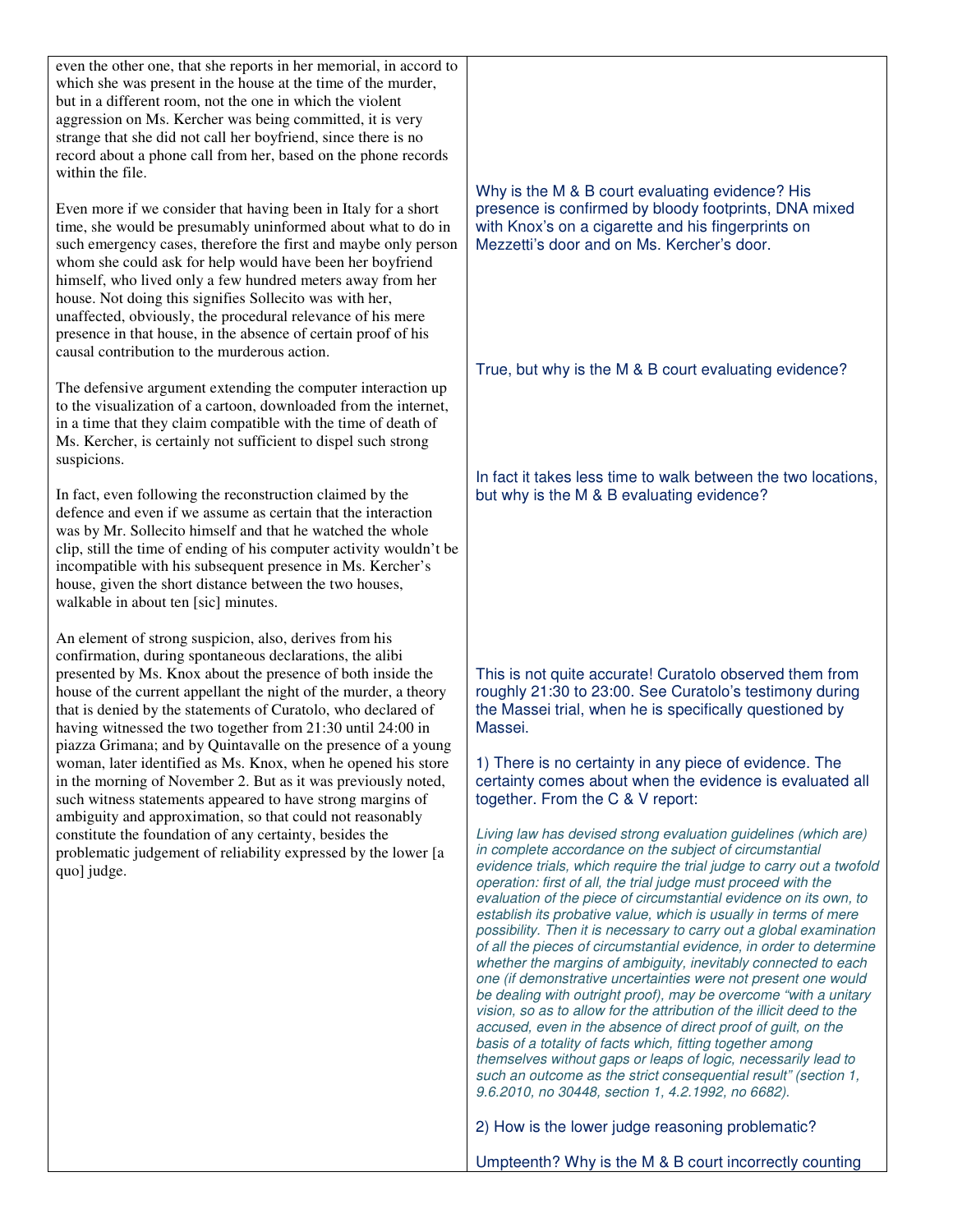| | |
|---|---|
| even the other one, that she reports in her memorial, in accord to which she was present in the house at the time of the murder, but in a different room, not the one in which the violent aggression on Ms. Kercher was being committed, it is very strange that she did not call her boyfriend, since there is no record about a phone call from her, based on the phone records within the file. | |
| Even more if we consider that having been in Italy for a short time, she would be presumably uninformed about what to do in such emergency cases, therefore the first and maybe only person whom she could ask for help would have been her boyfriend himself, who lived only a few hundred meters away from her house. Not doing this signifies Sollecito was with her, unaffected, obviously, the procedural relevance of his mere presence in that house, in the absence of certain proof of his causal contribution to the murderous action. | Why is the M & B court evaluating evidence? His presence is confirmed by bloody footprints, DNA mixed with Knox's on a cigarette and his fingerprints on Mezzetti's door and on Ms. Kercher's door. |
| The defensive argument extending the computer interaction up to the visualization of a cartoon, downloaded from the internet, in a time that they claim compatible with the time of death of Ms. Kercher, is certainly not sufficient to dispel such strong suspicions. | True, but why is the M & B court evaluating evidence? |
| In fact, even following the reconstruction claimed by the defence and even if we assume as certain that the interaction was by Mr. Sollecito himself and that he watched the whole clip, still the time of ending of his computer activity wouldn't be incompatible with his subsequent presence in Ms. Kercher's house, given the short distance between the two houses, walkable in about ten [sic] minutes. | In fact it takes less time to walk between the two locations, but why is the M & B evaluating evidence? |
| An element of strong suspicion, also, derives from his confirmation, during spontaneous declarations, the alibi presented by Ms. Knox about the presence of both inside the house of the current appellant the night of the murder, a theory that is denied by the statements of Curatolo, who declared of having witnessed the two together from 21:30 until 24:00 in piazza Grimana; and by Quintavalle on the presence of a young woman, later identified as Ms. Knox, when he opened his store in the morning of November 2. But as it was previously noted, such witness statements appeared to have strong margins of ambiguity and approximation, so that could not reasonably constitute the foundation of any certainty, besides the problematic judgement of reliability expressed by the lower [a quo] judge. | This is not quite accurate! Curatolo observed them from roughly 21:30 to 23:00. See Curatolo's testimony during the Massei trial, when he is specifically questioned by Massei.<br><br>1) There is no certainty in any piece of evidence. The certainty comes about when the evidence is evaluated all together. From the C & V report:<br><br>*Living law has devised strong evaluation guidelines (which are) in complete accordance on the subject of circumstantial evidence trials, which require the trial judge to carry out a twofold operation: first of all, the trial judge must proceed with the evaluation of the piece of circumstantial evidence on its own, to establish its probative value, which is usually in terms of mere possibility. Then it is necessary to carry out a global examination of all the pieces of circumstantial evidence, in order to determine whether the margins of ambiguity, inevitably connected to each one (if demonstrative uncertainties were not present one would be dealing with outright proof), may be overcome "with a unitary vision, so as to allow for the attribution of the illicit deed to the accused, even in the absence of direct proof of guilt, on the basis of a totality of facts which, fitting together among themselves without gaps or leaps of logic, necessarily lead to such an outcome as the strict consequential result" (section 1, 9.6.2010, no 30448, section 1, 4.2.1992, no 6682).*<br><br>2) How is the lower judge reasoning problematic?<br><br>Umpteenth? Why is the M & B court incorrectly counting |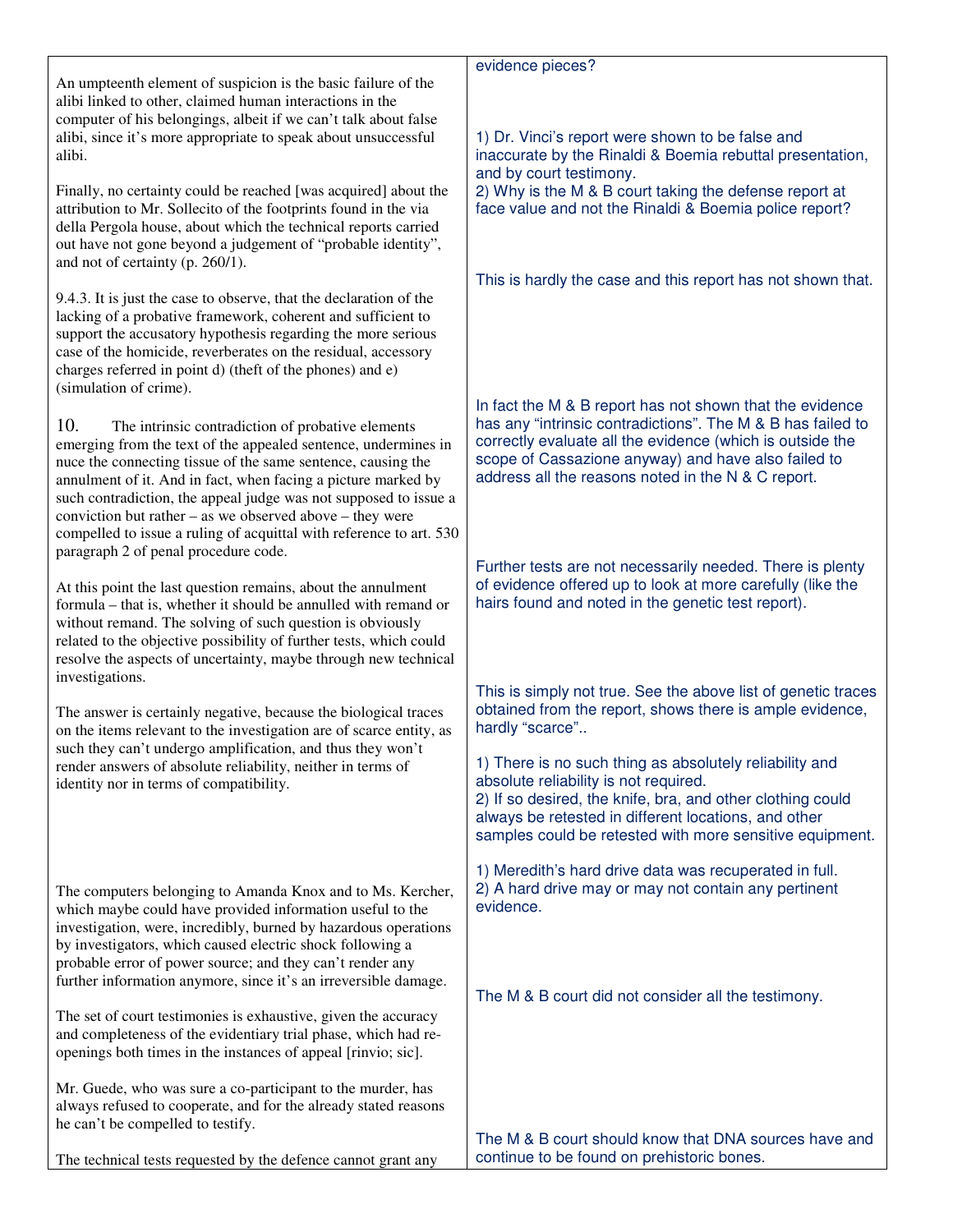| | |
|---|---|
| | evidence pieces? |
| An umpteenth element of suspicion is the basic failure of the alibi linked to other, claimed human interactions in the computer of his belongings, albeit if we can't talk about false alibi, since it's more appropriate to speak about unsuccessful alibi. | 1) Dr. Vinci's report were shown to be false and inaccurate by the Rinaldi & Boemia rebuttal presentation, and by court testimony.<br>2) Why is the M & B court taking the defense report at face value and not the Rinaldi & Boemia police report? |
| Finally, no certainty could be reached [was acquired] about the attribution to Mr. Sollecito of the footprints found in the via della Pergola house, about which the technical reports carried out have not gone beyond a judgement of "probable identity", and not of certainty (p. 260/1). | |
| 9.4.3. It is just the case to observe, that the declaration of the lacking of a probative framework, coherent and sufficient to support the accusatory hypothesis regarding the more serious case of the homicide, reverberates on the residual, accessory charges referred in point d) (theft of the phones) and e) (simulation of crime). | This is hardly the case and this report has not shown that. |
| 10. The intrinsic contradiction of probative elements emerging from the text of the appealed sentence, undermines in nuce the connecting tissue of the same sentence, causing the annulment of it. And in fact, when facing a picture marked by such contradiction, the appeal judge was not supposed to issue a conviction but rather – as we observed above – they were compelled to issue a ruling of acquittal with reference to art. 530 paragraph 2 of penal procedure code. | In fact the M & B report has not shown that the evidence has any "intrinsic contradictions". The M & B has failed to correctly evaluate all the evidence (which is outside the scope of Cassazione anyway) and have also failed to address all the reasons noted in the N & C report. |
| At this point the last question remains, about the annulment formula – that is, whether it should be annulled with remand or without remand. The solving of such question is obviously related to the objective possibility of further tests, which could resolve the aspects of uncertainty, maybe through new technical investigations. | Further tests are not necessarily needed. There is plenty of evidence offered up to look at more carefully (like the hairs found and noted in the genetic test report). |
| The answer is certainly negative, because the biological traces on the items relevant to the investigation are of scarce entity, as such they can't undergo amplification, and thus they won't render answers of absolute reliability, neither in terms of identity nor in terms of compatibility. | This is simply not true. See the above list of genetic traces obtained from the report, shows there is ample evidence, hardly "scarce"..<br><br>1) There is no such thing as absolutely reliability and absolute reliability is not required.<br>2) If so desired, the knife, bra, and other clothing could always be retested in different locations, and other samples could be retested with more sensitive equipment. |
| The computers belonging to Amanda Knox and to Ms. Kercher, which maybe could have provided information useful to the investigation, were, incredibly, burned by hazardous operations by investigators, which caused electric shock following a probable error of power source; and they can't render any further information anymore, since it's an irreversible damage. | 1) Meredith's hard drive data was recuperated in full.<br>2) A hard drive may or may not contain any pertinent evidence. |
| The set of court testimonies is exhaustive, given the accuracy and completeness of the evidentiary trial phase, which had re-openings both times in the instances of appeal [rinvio; sic]. | The M & B court did not consider all the testimony. |
| Mr. Guede, who was sure a co-participant to the murder, has always refused to cooperate, and for the already stated reasons he can't be compelled to testify. | |
| The technical tests requested by the defence cannot grant any | The M & B court should know that DNA sources have and continue to be found on prehistoric bones. |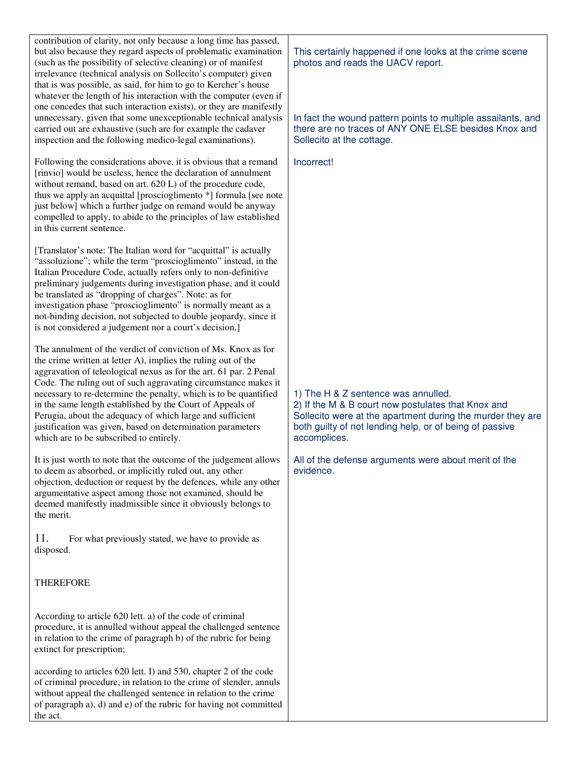| | |
|---|---|
| contribution of clarity, not only because a long time has passed, but also because they regard aspects of problematic examination (such as the possibility of selective cleaning) or of manifest irrelevance (technical analysis on Sollecito's computer) given that is was possible, as said, for him to go to Kercher's house whatever the length of his interaction with the computer (even if one concedes that such interaction exists), or they are manifestly unnecessary, given that some unexceptionable technical analysis carried out are exhaustive (such are for example the cadaver inspection and the following medico-legal examinations). | This certainly happened if one looks at the crime scene photos and reads the UACV report.<br><br>In fact the wound pattern points to multiple assailants, and there are no traces of ANY ONE ELSE besides Knox and Sollecito at the cottage. |
| Following the considerations above, it is obvious that a remand [rinvio] would be useless, hence the declaration of annulment without remand, based on art. 620 L) of the procedure code, thus we apply an acquittal [proscioglimento *] formula [see note just below] which a further judge on remand would be anyway compelled to apply, to abide to the principles of law established in this current sentence. | Incorrect! |
| [Translator's note: The Italian word for "acquittal" is actually "assoluzione"; while the term "proscioglimento" instead, in the Italian Procedure Code, actually refers only to non-definitive preliminary judgements during investigation phase, and it could be translated as "dropping of charges". Note: as for investigation phase "proscioglimento" is normally meant as a not-binding decision, not subjected to double jeopardy, since it is not considered a judgement nor a court's decision.] | |
| The annulment of the verdict of conviction of Ms. Knox as for the crime written at letter A), implies the ruling out of the aggravation of teleological nexus as for the art. 61 par. 2 Penal Code. The ruling out of such aggravating circumstance makes it necessary to re-determine the penalty, which is to be quantified in the same length established by the Court of Appeals of Perugia, about the adequacy of which large and sufficient justification was given, based on determination parameters which are to be subscribed to entirely. | 1) The H & Z sentence was annulled.<br>2) If the M & B court now postulates that Knox and Sollecito were at the apartment during the murder they are both guilty of not lending help, or of being of passive accomplices. |
| It is just worth to note that the outcome of the judgement allows to deem as absorbed, or implicitly ruled out, any other objection, deduction or request by the defences, while any other argumentative aspect among those not examined, should be deemed manifestly inadmissible since it obviously belongs to the merit. | All of the defense arguments were about merit of the evidence. |
| 11. For what previously stated, we have to provide as disposed. | |
| THEREFORE | |
| According to article 620 lett. a) of the code of criminal procedure, it is annulled without appeal the challenged sentence in relation to the crime of paragraph b) of the rubric for being extinct for prescription; | |
| according to articles 620 lett. I) and 530, chapter 2 of the code of criminal procedure, in relation to the crime of slender, annuls without appeal the challenged sentence in relation to the crime of paragraph a), d) and e) of the rubric for having not committed the act. | |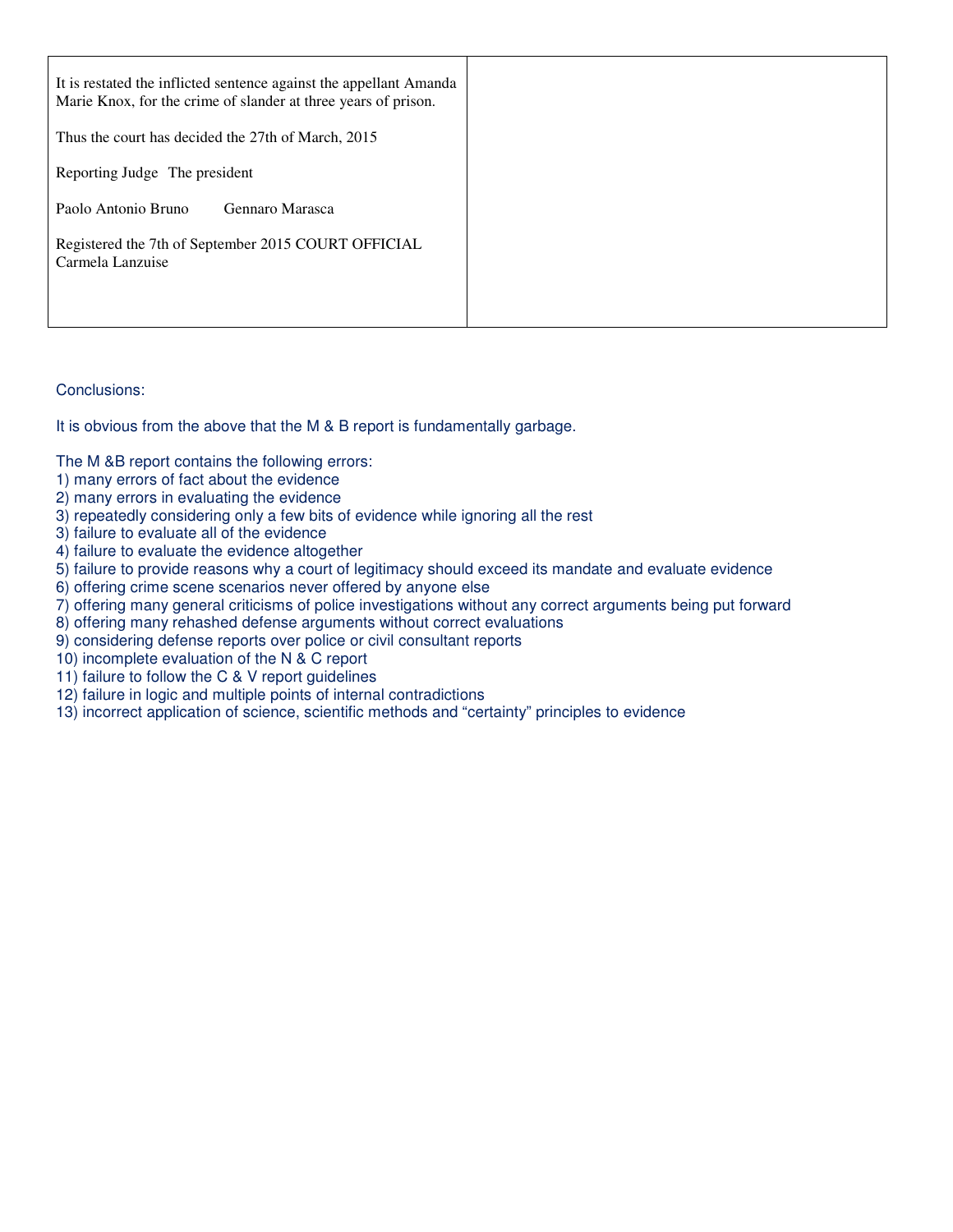| | |
|---|---|
| It is restated the inflicted sentence against the appellant Amanda Marie Knox, for the crime of slander at three years of prison.<br><br>Thus the court has decided the 27th of March, 2015<br><br>Reporting Judge The president<br><br>Paolo Antonio Bruno Gennaro Marasca<br><br>Registered the 7th of September 2015 COURT OFFICIAL Carmela Lanzuise | |

Conclusions:

It is obvious from the above that the M & B report is fundamentally garbage.

The M &B report contains the following errors:
1) many errors of fact about the evidence
2) many errors in evaluating the evidence
3) repeatedly considering only a few bits of evidence while ignoring all the rest
3) failure to evaluate all of the evidence
4) failure to evaluate the evidence altogether
5) failure to provide reasons why a court of legitimacy should exceed its mandate and evaluate evidence
6) offering crime scene scenarios never offered by anyone else
7) offering many general criticisms of police investigations without any correct arguments being put forward
8) offering many rehashed defense arguments without correct evaluations
9) considering defense reports over police or civil consultant reports
10) incomplete evaluation of the N & C report
11) failure to follow the C & V report guidelines
12) failure in logic and multiple points of internal contradictions
13) incorrect application of science, scientific methods and “certainty” principles to evidence